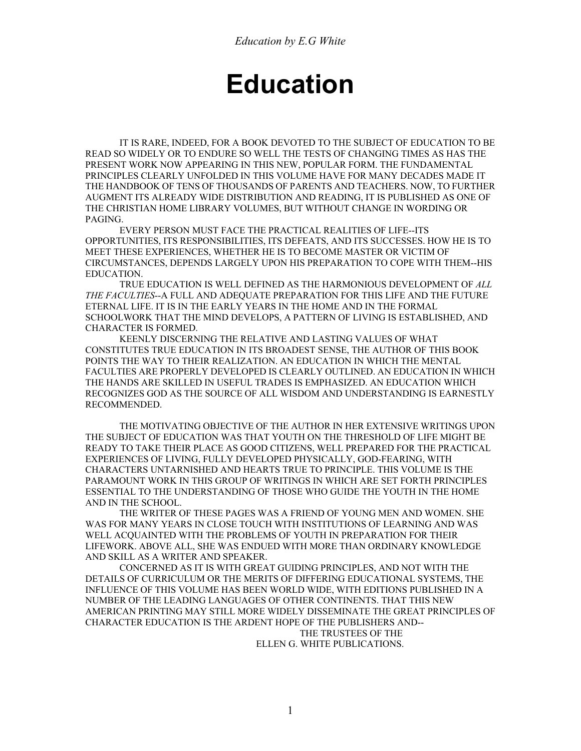# Education

IT IS RARE, INDEED, FOR A BOOK DEVOTED TO THE SUBJECT OF EDUCATION TO BE READ SO WIDELY OR TO ENDURE SO WELL THE TESTS OF CHANGING TIMES AS HAS THE PRESENT WORK NOW APPEARING IN THIS NEW, POPULAR FORM. THE FUNDAMENTAL PRINCIPLES CLEARLY UNFOLDED IN THIS VOLUME HAVE FOR MANY DECADES MADE IT THE HANDBOOK OF TENS OF THOUSANDS OF PARENTS AND TEACHERS. NOW, TO FURTHER AUGMENT ITS ALREADY WIDE DISTRIBUTION AND READING, IT IS PUBLISHED AS ONE OF THE CHRISTIAN HOME LIBRARY VOLUMES, BUT WITHOUT CHANGE IN WORDING OR PAGING.

EVERY PERSON MUST FACE THE PRACTICAL REALITIES OF LIFE--ITS OPPORTUNITIES, ITS RESPONSIBILITIES, ITS DEFEATS, AND ITS SUCCESSES. HOW HE IS TO MEET THESE EXPERIENCES, WHETHER HE IS TO BECOME MASTER OR VICTIM OF CIRCUMSTANCES, DEPENDS LARGELY UPON HIS PREPARATION TO COPE WITH THEM--HIS EDUCATION.

TRUE EDUCATION IS WELL DEFINED AS THE HARMONIOUS DEVELOPMENT OF *ALL THE FACULTIES*--A FULL AND ADEQUATE PREPARATION FOR THIS LIFE AND THE FUTURE ETERNAL LIFE. IT IS IN THE EARLY YEARS IN THE HOME AND IN THE FORMAL SCHOOLWORK THAT THE MIND DEVELOPS, A PATTERN OF LIVING IS ESTABLISHED, AND CHARACTER IS FORMED.

KEENLY DISCERNING THE RELATIVE AND LASTING VALUES OF WHAT CONSTITUTES TRUE EDUCATION IN ITS BROADEST SENSE, THE AUTHOR OF THIS BOOK POINTS THE WAY TO THEIR REALIZATION. AN EDUCATION IN WHICH THE MENTAL FACULTIES ARE PROPERLY DEVELOPED IS CLEARLY OUTLINED. AN EDUCATION IN WHICH THE HANDS ARE SKILLED IN USEFUL TRADES IS EMPHASIZED. AN EDUCATION WHICH RECOGNIZES GOD AS THE SOURCE OF ALL WISDOM AND UNDERSTANDING IS EARNESTLY RECOMMENDED.

THE MOTIVATING OBJECTIVE OF THE AUTHOR IN HER EXTENSIVE WRITINGS UPON THE SUBJECT OF EDUCATION WAS THAT YOUTH ON THE THRESHOLD OF LIFE MIGHT BE READY TO TAKE THEIR PLACE AS GOOD CITIZENS, WELL PREPARED FOR THE PRACTICAL EXPERIENCES OF LIVING, FULLY DEVELOPED PHYSICALLY, GOD-FEARING, WITH CHARACTERS UNTARNISHED AND HEARTS TRUE TO PRINCIPLE. THIS VOLUME IS THE PARAMOUNT WORK IN THIS GROUP OF WRITINGS IN WHICH ARE SET FORTH PRINCIPLES ESSENTIAL TO THE UNDERSTANDING OF THOSE WHO GUIDE THE YOUTH IN THE HOME AND IN THE SCHOOL.

THE WRITER OF THESE PAGES WAS A FRIEND OF YOUNG MEN AND WOMEN. SHE WAS FOR MANY YEARS IN CLOSE TOUCH WITH INSTITUTIONS OF LEARNING AND WAS WELL ACQUAINTED WITH THE PROBLEMS OF YOUTH IN PREPARATION FOR THEIR LIFEWORK. ABOVE ALL, SHE WAS ENDUED WITH MORE THAN ORDINARY KNOWLEDGE AND SKILL AS A WRITER AND SPEAKER.

CONCERNED AS IT IS WITH GREAT GUIDING PRINCIPLES, AND NOT WITH THE DETAILS OF CURRICULUM OR THE MERITS OF DIFFERING EDUCATIONAL SYSTEMS, THE INFLUENCE OF THIS VOLUME HAS BEEN WORLD WIDE, WITH EDITIONS PUBLISHED IN A NUMBER OF THE LEADING LANGUAGES OF OTHER CONTINENTS. THAT THIS NEW AMERICAN PRINTING MAY STILL MORE WIDELY DISSEMINATE THE GREAT PRINCIPLES OF CHARACTER EDUCATION IS THE ARDENT HOPE OF THE PUBLISHERS AND--

THE TRUSTEES OF THE
ELLEN G. WHITE PUBLICATIONS.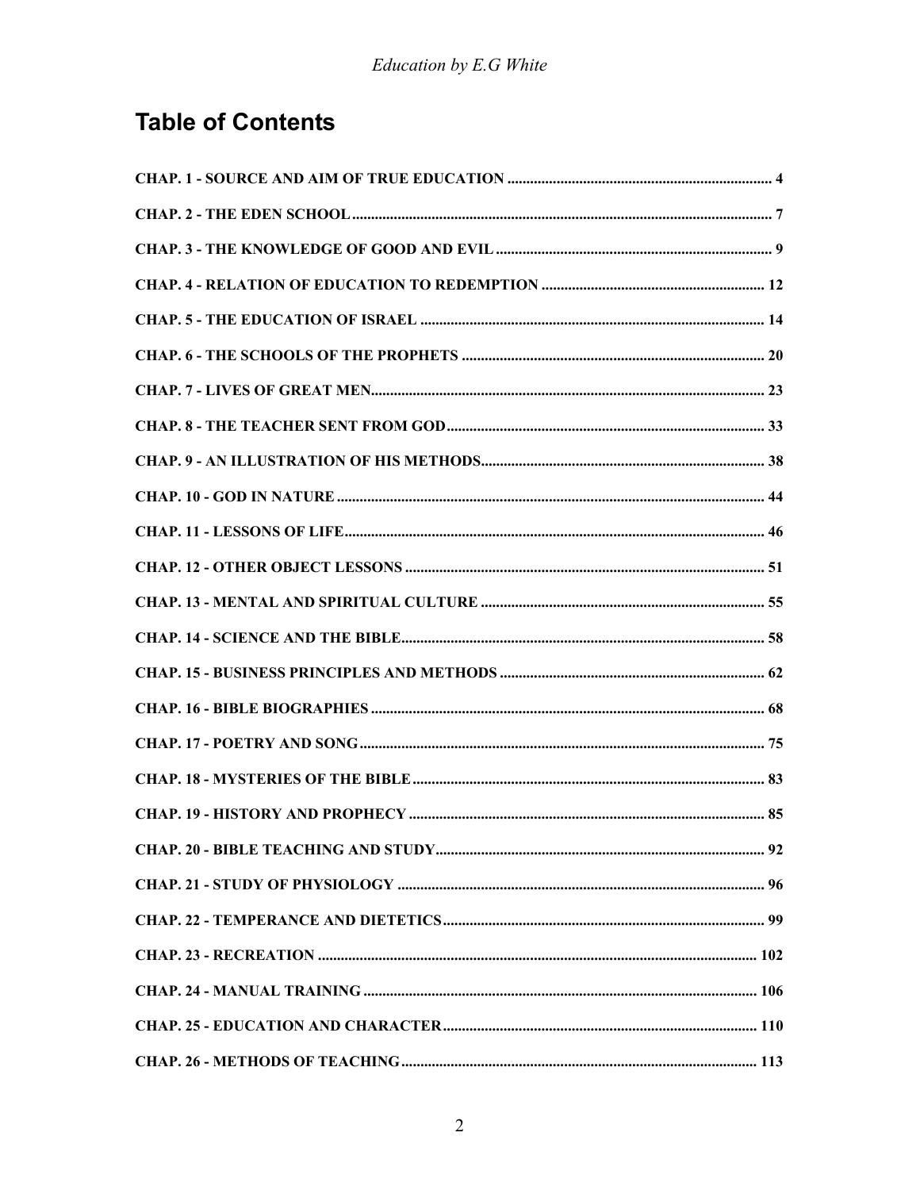## Table of Contents

**CHAP. 1 - SOURCE AND AIM OF TRUE EDUCATION** ..... 4

**CHAP. 2 - THE EDEN SCHOOL** ..... 7

**CHAP. 3 - THE KNOWLEDGE OF GOOD AND EVIL** ..... 9

**CHAP. 4 - RELATION OF EDUCATION TO REDEMPTION** ..... 12

**CHAP. 5 - THE EDUCATION OF ISRAEL** ..... 14

**CHAP. 6 - THE SCHOOLS OF THE PROPHETS** ..... 20

**CHAP. 7 - LIVES OF GREAT MEN** ..... 23

**CHAP. 8 - THE TEACHER SENT FROM GOD** ..... 33

**CHAP. 9 - AN ILLUSTRATION OF HIS METHODS** ..... 38

**CHAP. 10 - GOD IN NATURE** ..... 44

**CHAP. 11 - LESSONS OF LIFE** ..... 46

**CHAP. 12 - OTHER OBJECT LESSONS** ..... 51

**CHAP. 13 - MENTAL AND SPIRITUAL CULTURE** ..... 55

**CHAP. 14 - SCIENCE AND THE BIBLE** ..... 58

**CHAP. 15 - BUSINESS PRINCIPLES AND METHODS** ..... 62

**CHAP. 16 - BIBLE BIOGRAPHIES** ..... 68

**CHAP. 17 - POETRY AND SONG** ..... 75

**CHAP. 18 - MYSTERIES OF THE BIBLE** ..... 83

**CHAP. 19 - HISTORY AND PROPHECY** ..... 85

**CHAP. 20 - BIBLE TEACHING AND STUDY** ..... 92

**CHAP. 21 - STUDY OF PHYSIOLOGY** ..... 96

**CHAP. 22 - TEMPERANCE AND DIETETICS** ..... 99

**CHAP. 23 - RECREATION** ..... 102

**CHAP. 24 - MANUAL TRAINING** ..... 106

**CHAP. 25 - EDUCATION AND CHARACTER** ..... 110

**CHAP. 26 - METHODS OF TEACHING** ..... 113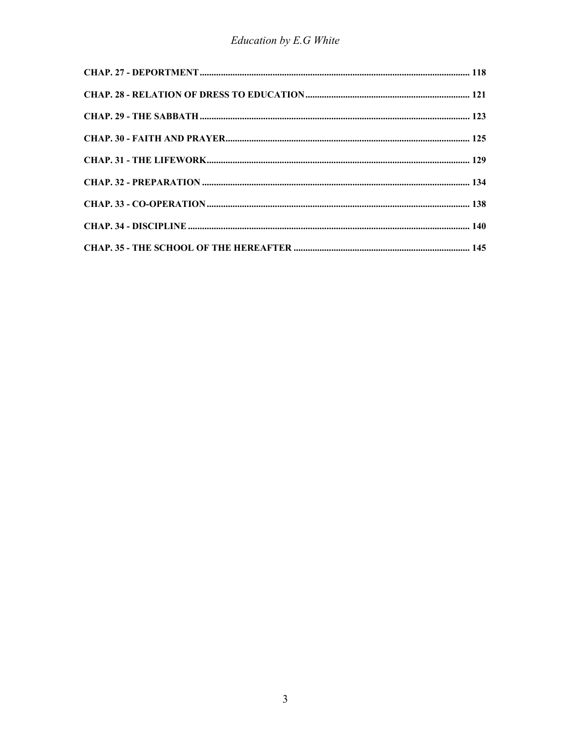**CHAP. 27 - DEPORTMENT** .................................................................................................................. **118**

**CHAP. 28 - RELATION OF DRESS TO EDUCATION** ...................................................................... **121**

**CHAP. 29 - THE SABBATH** .................................................................................................................. **123**

**CHAP. 30 - FAITH AND PRAYER** ........................................................................................................ **125**

**CHAP. 31 - THE LIFEWORK** ................................................................................................................ **129**

**CHAP. 32 - PREPARATION** .................................................................................................................. **134**

**CHAP. 33 - CO-OPERATION** ................................................................................................................ **138**

**CHAP. 34 - DISCIPLINE** ........................................................................................................................ **140**

**CHAP. 35 - THE SCHOOL OF THE HEREAFTER** ........................................................................... **145**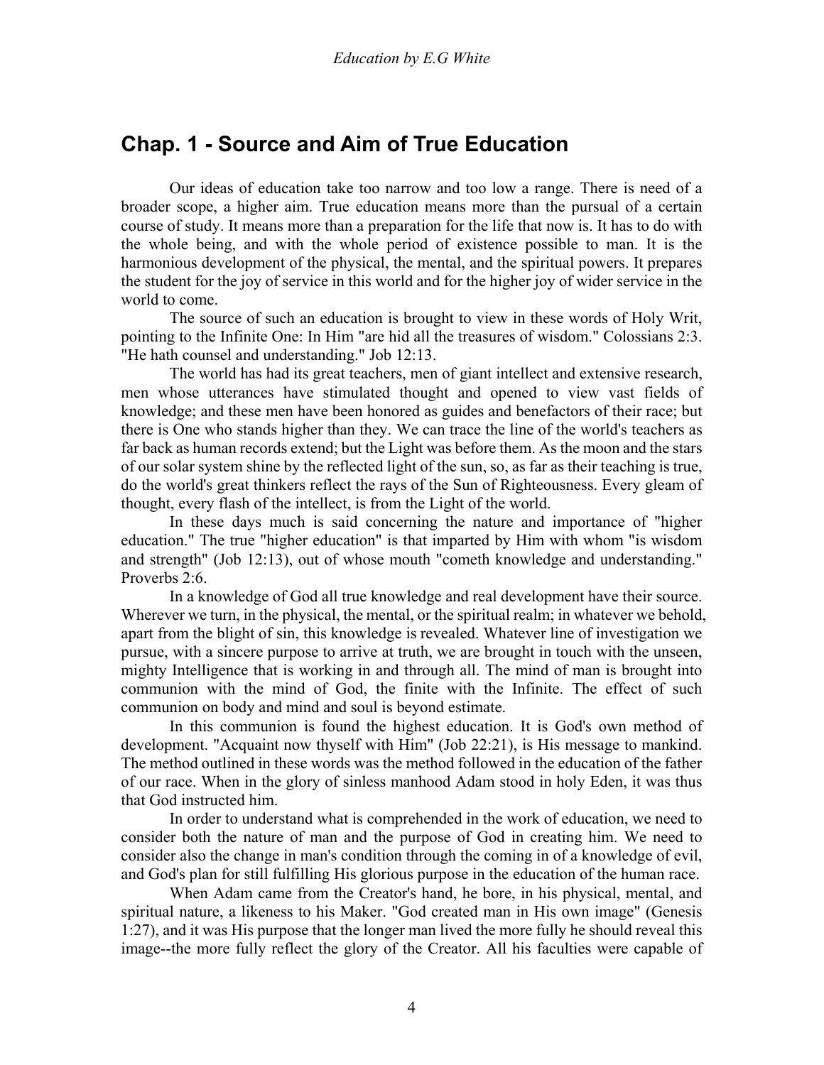## Chap. 1 - Source and Aim of True Education

Our ideas of education take too narrow and too low a range. There is need of a broader scope, a higher aim. True education means more than the pursual of a certain course of study. It means more than a preparation for the life that now is. It has to do with the whole being, and with the whole period of existence possible to man. It is the harmonious development of the physical, the mental, and the spiritual powers. It prepares the student for the joy of service in this world and for the higher joy of wider service in the world to come.

The source of such an education is brought to view in these words of Holy Writ, pointing to the Infinite One: In Him "are hid all the treasures of wisdom." Colossians 2:3. "He hath counsel and understanding." Job 12:13.

The world has had its great teachers, men of giant intellect and extensive research, men whose utterances have stimulated thought and opened to view vast fields of knowledge; and these men have been honored as guides and benefactors of their race; but there is One who stands higher than they. We can trace the line of the world's teachers as far back as human records extend; but the Light was before them. As the moon and the stars of our solar system shine by the reflected light of the sun, so, as far as their teaching is true, do the world's great thinkers reflect the rays of the Sun of Righteousness. Every gleam of thought, every flash of the intellect, is from the Light of the world.

In these days much is said concerning the nature and importance of "higher education." The true "higher education" is that imparted by Him with whom "is wisdom and strength" (Job 12:13), out of whose mouth "cometh knowledge and understanding." Proverbs 2:6.

In a knowledge of God all true knowledge and real development have their source. Wherever we turn, in the physical, the mental, or the spiritual realm; in whatever we behold, apart from the blight of sin, this knowledge is revealed. Whatever line of investigation we pursue, with a sincere purpose to arrive at truth, we are brought in touch with the unseen, mighty Intelligence that is working in and through all. The mind of man is brought into communion with the mind of God, the finite with the Infinite. The effect of such communion on body and mind and soul is beyond estimate.

In this communion is found the highest education. It is God's own method of development. "Acquaint now thyself with Him" (Job 22:21), is His message to mankind. The method outlined in these words was the method followed in the education of the father of our race. When in the glory of sinless manhood Adam stood in holy Eden, it was thus that God instructed him.

In order to understand what is comprehended in the work of education, we need to consider both the nature of man and the purpose of God in creating him. We need to consider also the change in man's condition through the coming in of a knowledge of evil, and God's plan for still fulfilling His glorious purpose in the education of the human race.

When Adam came from the Creator's hand, he bore, in his physical, mental, and spiritual nature, a likeness to his Maker. "God created man in His own image" (Genesis 1:27), and it was His purpose that the longer man lived the more fully he should reveal this image--the more fully reflect the glory of the Creator. All his faculties were capable of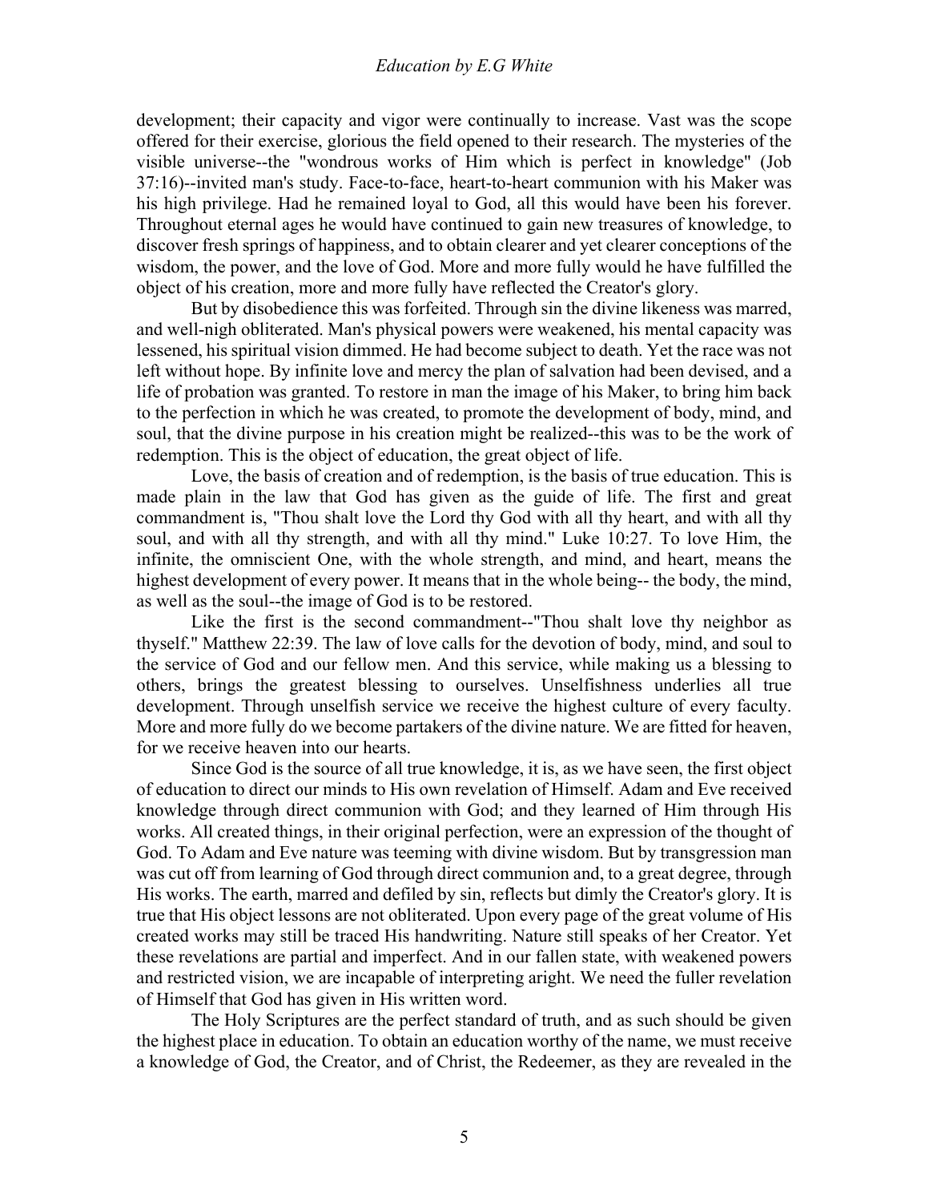development; their capacity and vigor were continually to increase. Vast was the scope offered for their exercise, glorious the field opened to their research. The mysteries of the visible universe--the "wondrous works of Him which is perfect in knowledge" (Job 37:16)--invited man's study. Face-to-face, heart-to-heart communion with his Maker was his high privilege. Had he remained loyal to God, all this would have been his forever. Throughout eternal ages he would have continued to gain new treasures of knowledge, to discover fresh springs of happiness, and to obtain clearer and yet clearer conceptions of the wisdom, the power, and the love of God. More and more fully would he have fulfilled the object of his creation, more and more fully have reflected the Creator's glory.

But by disobedience this was forfeited. Through sin the divine likeness was marred, and well-nigh obliterated. Man's physical powers were weakened, his mental capacity was lessened, his spiritual vision dimmed. He had become subject to death. Yet the race was not left without hope. By infinite love and mercy the plan of salvation had been devised, and a life of probation was granted. To restore in man the image of his Maker, to bring him back to the perfection in which he was created, to promote the development of body, mind, and soul, that the divine purpose in his creation might be realized--this was to be the work of redemption. This is the object of education, the great object of life.

Love, the basis of creation and of redemption, is the basis of true education. This is made plain in the law that God has given as the guide of life. The first and great commandment is, "Thou shalt love the Lord thy God with all thy heart, and with all thy soul, and with all thy strength, and with all thy mind." Luke 10:27. To love Him, the infinite, the omniscient One, with the whole strength, and mind, and heart, means the highest development of every power. It means that in the whole being-- the body, the mind, as well as the soul--the image of God is to be restored.

Like the first is the second commandment--"Thou shalt love thy neighbor as thyself." Matthew 22:39. The law of love calls for the devotion of body, mind, and soul to the service of God and our fellow men. And this service, while making us a blessing to others, brings the greatest blessing to ourselves. Unselfishness underlies all true development. Through unselfish service we receive the highest culture of every faculty. More and more fully do we become partakers of the divine nature. We are fitted for heaven, for we receive heaven into our hearts.

Since God is the source of all true knowledge, it is, as we have seen, the first object of education to direct our minds to His own revelation of Himself. Adam and Eve received knowledge through direct communion with God; and they learned of Him through His works. All created things, in their original perfection, were an expression of the thought of God. To Adam and Eve nature was teeming with divine wisdom. But by transgression man was cut off from learning of God through direct communion and, to a great degree, through His works. The earth, marred and defiled by sin, reflects but dimly the Creator's glory. It is true that His object lessons are not obliterated. Upon every page of the great volume of His created works may still be traced His handwriting. Nature still speaks of her Creator. Yet these revelations are partial and imperfect. And in our fallen state, with weakened powers and restricted vision, we are incapable of interpreting aright. We need the fuller revelation of Himself that God has given in His written word.

The Holy Scriptures are the perfect standard of truth, and as such should be given the highest place in education. To obtain an education worthy of the name, we must receive a knowledge of God, the Creator, and of Christ, the Redeemer, as they are revealed in the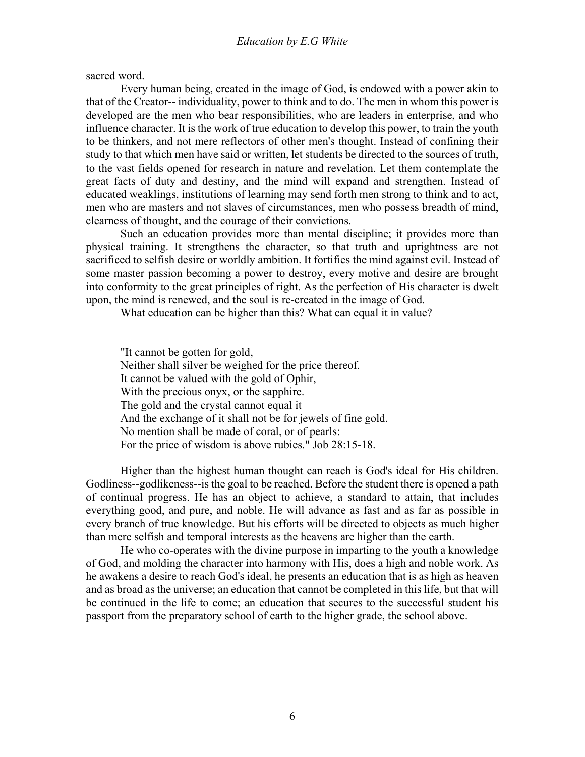sacred word.

Every human being, created in the image of God, is endowed with a power akin to that of the Creator-- individuality, power to think and to do. The men in whom this power is developed are the men who bear responsibilities, who are leaders in enterprise, and who influence character. It is the work of true education to develop this power, to train the youth to be thinkers, and not mere reflectors of other men's thought. Instead of confining their study to that which men have said or written, let students be directed to the sources of truth, to the vast fields opened for research in nature and revelation. Let them contemplate the great facts of duty and destiny, and the mind will expand and strengthen. Instead of educated weaklings, institutions of learning may send forth men strong to think and to act, men who are masters and not slaves of circumstances, men who possess breadth of mind, clearness of thought, and the courage of their convictions.

Such an education provides more than mental discipline; it provides more than physical training. It strengthens the character, so that truth and uprightness are not sacrificed to selfish desire or worldly ambition. It fortifies the mind against evil. Instead of some master passion becoming a power to destroy, every motive and desire are brought into conformity to the great principles of right. As the perfection of His character is dwelt upon, the mind is renewed, and the soul is re-created in the image of God.

What education can be higher than this? What can equal it in value?

> "It cannot be gotten for gold,
> Neither shall silver be weighed for the price thereof.
> It cannot be valued with the gold of Ophir,
> With the precious onyx, or the sapphire.
> The gold and the crystal cannot equal it
> And the exchange of it shall not be for jewels of fine gold.
> No mention shall be made of coral, or of pearls:
> For the price of wisdom is above rubies." Job 28:15-18.

Higher than the highest human thought can reach is God's ideal for His children. Godliness--godlikeness--is the goal to be reached. Before the student there is opened a path of continual progress. He has an object to achieve, a standard to attain, that includes everything good, and pure, and noble. He will advance as fast and as far as possible in every branch of true knowledge. But his efforts will be directed to objects as much higher than mere selfish and temporal interests as the heavens are higher than the earth.

He who co-operates with the divine purpose in imparting to the youth a knowledge of God, and molding the character into harmony with His, does a high and noble work. As he awakens a desire to reach God's ideal, he presents an education that is as high as heaven and as broad as the universe; an education that cannot be completed in this life, but that will be continued in the life to come; an education that secures to the successful student his passport from the preparatory school of earth to the higher grade, the school above.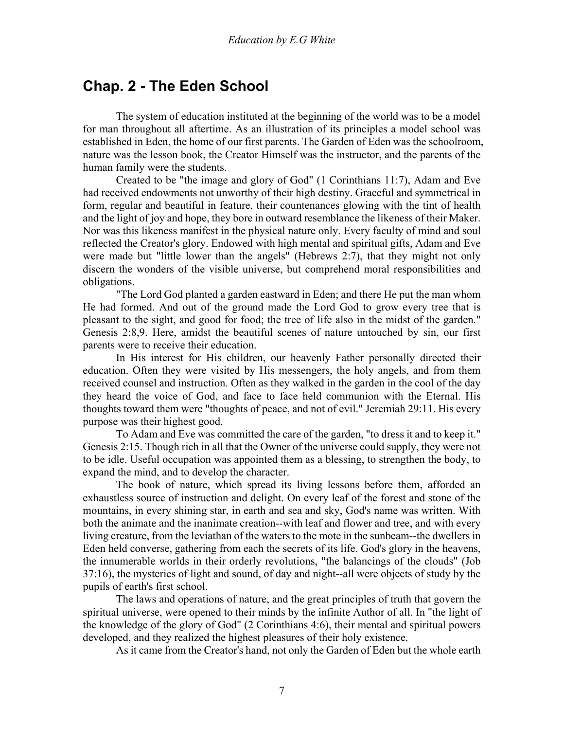## Chap. 2 - The Eden School

The system of education instituted at the beginning of the world was to be a model for man throughout all aftertime. As an illustration of its principles a model school was established in Eden, the home of our first parents. The Garden of Eden was the schoolroom, nature was the lesson book, the Creator Himself was the instructor, and the parents of the human family were the students.

Created to be "the image and glory of God" (1 Corinthians 11:7), Adam and Eve had received endowments not unworthy of their high destiny. Graceful and symmetrical in form, regular and beautiful in feature, their countenances glowing with the tint of health and the light of joy and hope, they bore in outward resemblance the likeness of their Maker. Nor was this likeness manifest in the physical nature only. Every faculty of mind and soul reflected the Creator's glory. Endowed with high mental and spiritual gifts, Adam and Eve were made but "little lower than the angels" (Hebrews 2:7), that they might not only discern the wonders of the visible universe, but comprehend moral responsibilities and obligations.

"The Lord God planted a garden eastward in Eden; and there He put the man whom He had formed. And out of the ground made the Lord God to grow every tree that is pleasant to the sight, and good for food; the tree of life also in the midst of the garden." Genesis 2:8,9. Here, amidst the beautiful scenes of nature untouched by sin, our first parents were to receive their education.

In His interest for His children, our heavenly Father personally directed their education. Often they were visited by His messengers, the holy angels, and from them received counsel and instruction. Often as they walked in the garden in the cool of the day they heard the voice of God, and face to face held communion with the Eternal. His thoughts toward them were "thoughts of peace, and not of evil." Jeremiah 29:11. His every purpose was their highest good.

To Adam and Eve was committed the care of the garden, "to dress it and to keep it." Genesis 2:15. Though rich in all that the Owner of the universe could supply, they were not to be idle. Useful occupation was appointed them as a blessing, to strengthen the body, to expand the mind, and to develop the character.

The book of nature, which spread its living lessons before them, afforded an exhaustless source of instruction and delight. On every leaf of the forest and stone of the mountains, in every shining star, in earth and sea and sky, God's name was written. With both the animate and the inanimate creation--with leaf and flower and tree, and with every living creature, from the leviathan of the waters to the mote in the sunbeam--the dwellers in Eden held converse, gathering from each the secrets of its life. God's glory in the heavens, the innumerable worlds in their orderly revolutions, "the balancings of the clouds" (Job 37:16), the mysteries of light and sound, of day and night--all were objects of study by the pupils of earth's first school.

The laws and operations of nature, and the great principles of truth that govern the spiritual universe, were opened to their minds by the infinite Author of all. In "the light of the knowledge of the glory of God" (2 Corinthians 4:6), their mental and spiritual powers developed, and they realized the highest pleasures of their holy existence.

As it came from the Creator's hand, not only the Garden of Eden but the whole earth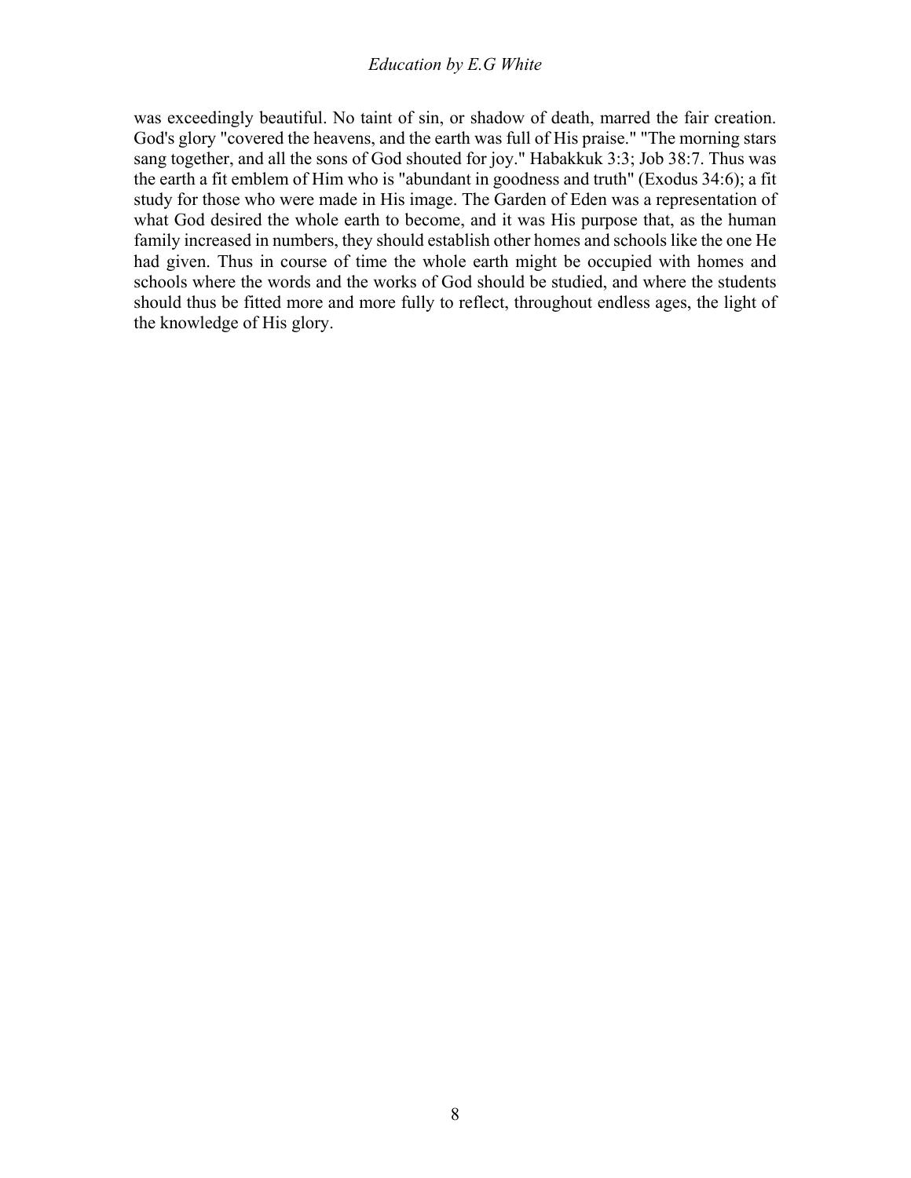was exceedingly beautiful. No taint of sin, or shadow of death, marred the fair creation. God's glory "covered the heavens, and the earth was full of His praise." "The morning stars sang together, and all the sons of God shouted for joy." Habakkuk 3:3; Job 38:7. Thus was the earth a fit emblem of Him who is "abundant in goodness and truth" (Exodus 34:6); a fit study for those who were made in His image. The Garden of Eden was a representation of what God desired the whole earth to become, and it was His purpose that, as the human family increased in numbers, they should establish other homes and schools like the one He had given. Thus in course of time the whole earth might be occupied with homes and schools where the words and the works of God should be studied, and where the students should thus be fitted more and more fully to reflect, throughout endless ages, the light of the knowledge of His glory.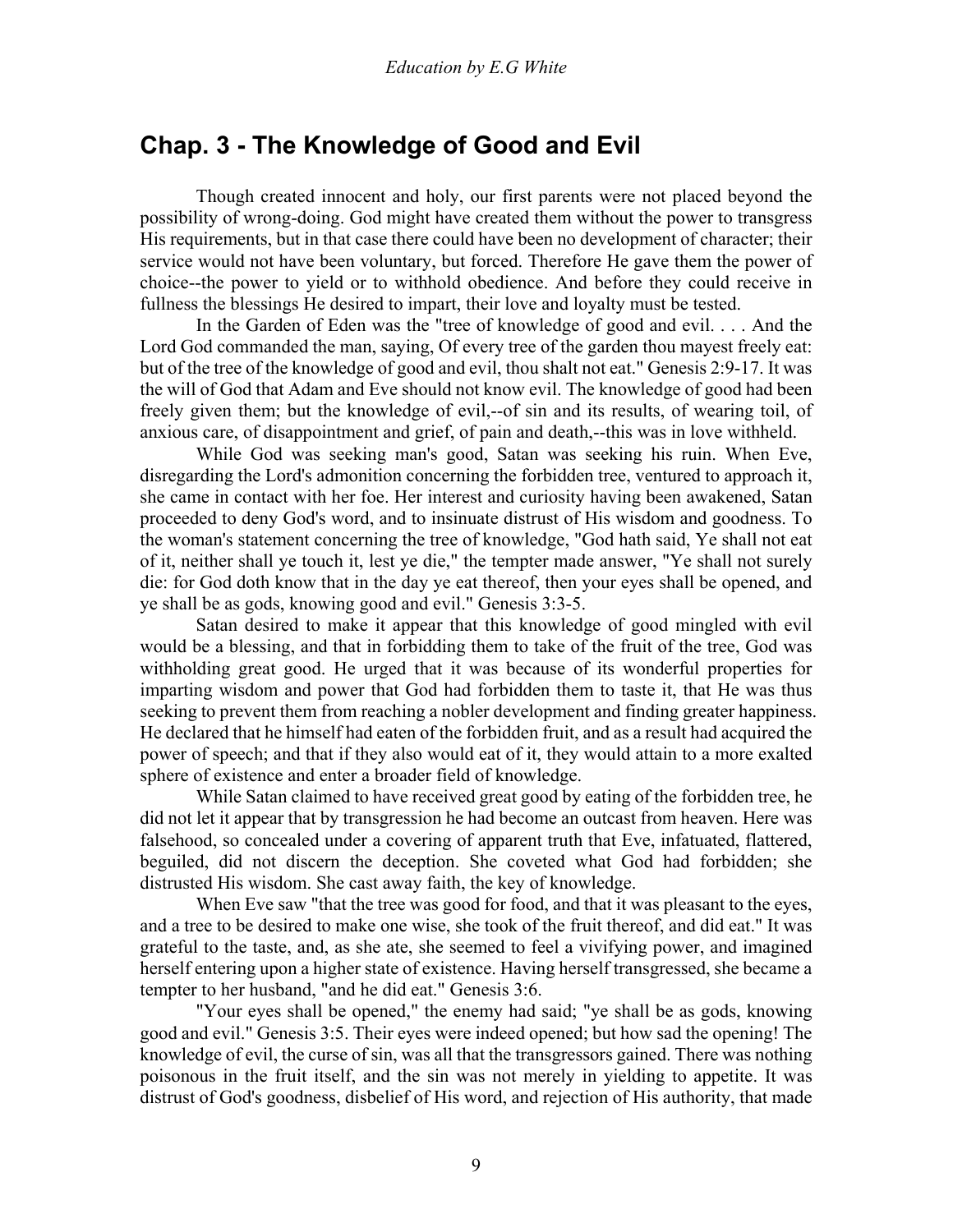## Chap. 3 - The Knowledge of Good and Evil

Though created innocent and holy, our first parents were not placed beyond the possibility of wrong-doing. God might have created them without the power to transgress His requirements, but in that case there could have been no development of character; their service would not have been voluntary, but forced. Therefore He gave them the power of choice--the power to yield or to withhold obedience. And before they could receive in fullness the blessings He desired to impart, their love and loyalty must be tested.

In the Garden of Eden was the "tree of knowledge of good and evil. . . . And the Lord God commanded the man, saying, Of every tree of the garden thou mayest freely eat: but of the tree of the knowledge of good and evil, thou shalt not eat." Genesis 2:9-17. It was the will of God that Adam and Eve should not know evil. The knowledge of good had been freely given them; but the knowledge of evil,--of sin and its results, of wearing toil, of anxious care, of disappointment and grief, of pain and death,--this was in love withheld.

While God was seeking man's good, Satan was seeking his ruin. When Eve, disregarding the Lord's admonition concerning the forbidden tree, ventured to approach it, she came in contact with her foe. Her interest and curiosity having been awakened, Satan proceeded to deny God's word, and to insinuate distrust of His wisdom and goodness. To the woman's statement concerning the tree of knowledge, "God hath said, Ye shall not eat of it, neither shall ye touch it, lest ye die," the tempter made answer, "Ye shall not surely die: for God doth know that in the day ye eat thereof, then your eyes shall be opened, and ye shall be as gods, knowing good and evil." Genesis 3:3-5.

Satan desired to make it appear that this knowledge of good mingled with evil would be a blessing, and that in forbidding them to take of the fruit of the tree, God was withholding great good. He urged that it was because of its wonderful properties for imparting wisdom and power that God had forbidden them to taste it, that He was thus seeking to prevent them from reaching a nobler development and finding greater happiness. He declared that he himself had eaten of the forbidden fruit, and as a result had acquired the power of speech; and that if they also would eat of it, they would attain to a more exalted sphere of existence and enter a broader field of knowledge.

While Satan claimed to have received great good by eating of the forbidden tree, he did not let it appear that by transgression he had become an outcast from heaven. Here was falsehood, so concealed under a covering of apparent truth that Eve, infatuated, flattered, beguiled, did not discern the deception. She coveted what God had forbidden; she distrusted His wisdom. She cast away faith, the key of knowledge.

When Eve saw "that the tree was good for food, and that it was pleasant to the eyes, and a tree to be desired to make one wise, she took of the fruit thereof, and did eat." It was grateful to the taste, and, as she ate, she seemed to feel a vivifying power, and imagined herself entering upon a higher state of existence. Having herself transgressed, she became a tempter to her husband, "and he did eat." Genesis 3:6.

"Your eyes shall be opened," the enemy had said; "ye shall be as gods, knowing good and evil." Genesis 3:5. Their eyes were indeed opened; but how sad the opening! The knowledge of evil, the curse of sin, was all that the transgressors gained. There was nothing poisonous in the fruit itself, and the sin was not merely in yielding to appetite. It was distrust of God's goodness, disbelief of His word, and rejection of His authority, that made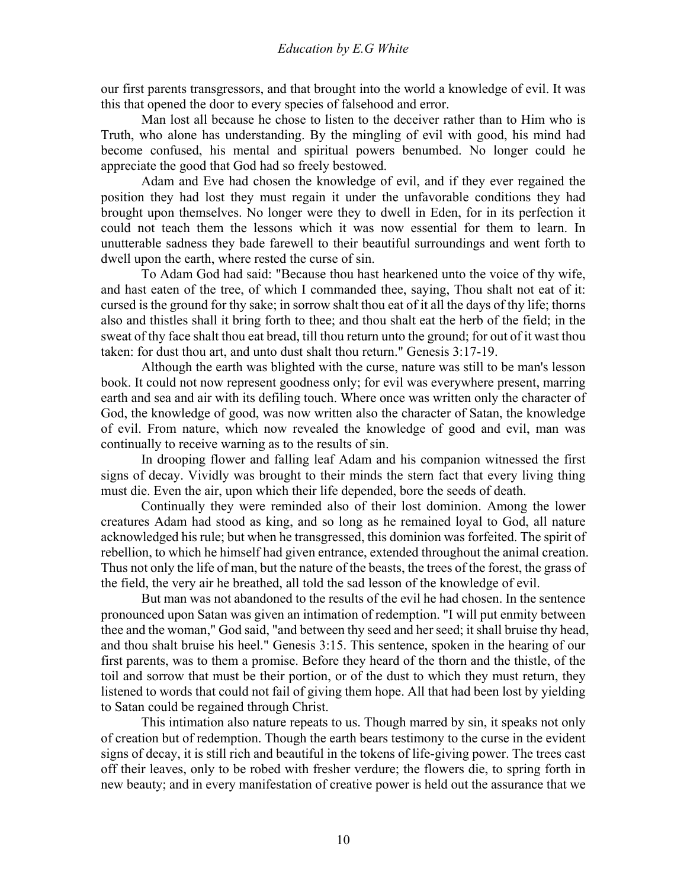our first parents transgressors, and that brought into the world a knowledge of evil. It was this that opened the door to every species of falsehood and error.

Man lost all because he chose to listen to the deceiver rather than to Him who is Truth, who alone has understanding. By the mingling of evil with good, his mind had become confused, his mental and spiritual powers benumbed. No longer could he appreciate the good that God had so freely bestowed.

Adam and Eve had chosen the knowledge of evil, and if they ever regained the position they had lost they must regain it under the unfavorable conditions they had brought upon themselves. No longer were they to dwell in Eden, for in its perfection it could not teach them the lessons which it was now essential for them to learn. In unutterable sadness they bade farewell to their beautiful surroundings and went forth to dwell upon the earth, where rested the curse of sin.

To Adam God had said: "Because thou hast hearkened unto the voice of thy wife, and hast eaten of the tree, of which I commanded thee, saying, Thou shalt not eat of it: cursed is the ground for thy sake; in sorrow shalt thou eat of it all the days of thy life; thorns also and thistles shall it bring forth to thee; and thou shalt eat the herb of the field; in the sweat of thy face shalt thou eat bread, till thou return unto the ground; for out of it wast thou taken: for dust thou art, and unto dust shalt thou return." Genesis 3:17-19.

Although the earth was blighted with the curse, nature was still to be man's lesson book. It could not now represent goodness only; for evil was everywhere present, marring earth and sea and air with its defiling touch. Where once was written only the character of God, the knowledge of good, was now written also the character of Satan, the knowledge of evil. From nature, which now revealed the knowledge of good and evil, man was continually to receive warning as to the results of sin.

In drooping flower and falling leaf Adam and his companion witnessed the first signs of decay. Vividly was brought to their minds the stern fact that every living thing must die. Even the air, upon which their life depended, bore the seeds of death.

Continually they were reminded also of their lost dominion. Among the lower creatures Adam had stood as king, and so long as he remained loyal to God, all nature acknowledged his rule; but when he transgressed, this dominion was forfeited. The spirit of rebellion, to which he himself had given entrance, extended throughout the animal creation. Thus not only the life of man, but the nature of the beasts, the trees of the forest, the grass of the field, the very air he breathed, all told the sad lesson of the knowledge of evil.

But man was not abandoned to the results of the evil he had chosen. In the sentence pronounced upon Satan was given an intimation of redemption. "I will put enmity between thee and the woman," God said, "and between thy seed and her seed; it shall bruise thy head, and thou shalt bruise his heel." Genesis 3:15. This sentence, spoken in the hearing of our first parents, was to them a promise. Before they heard of the thorn and the thistle, of the toil and sorrow that must be their portion, or of the dust to which they must return, they listened to words that could not fail of giving them hope. All that had been lost by yielding to Satan could be regained through Christ.

This intimation also nature repeats to us. Though marred by sin, it speaks not only of creation but of redemption. Though the earth bears testimony to the curse in the evident signs of decay, it is still rich and beautiful in the tokens of life-giving power. The trees cast off their leaves, only to be robed with fresher verdure; the flowers die, to spring forth in new beauty; and in every manifestation of creative power is held out the assurance that we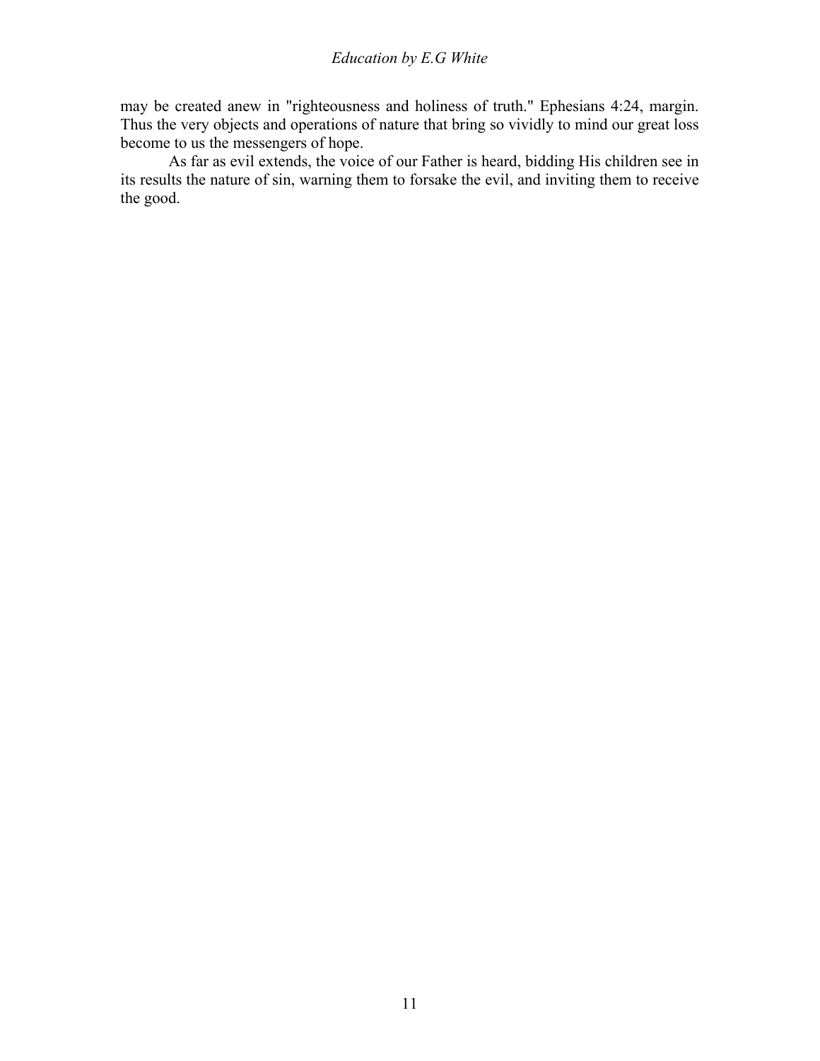may be created anew in "righteousness and holiness of truth." Ephesians 4:24, margin. Thus the very objects and operations of nature that bring so vividly to mind our great loss become to us the messengers of hope.

As far as evil extends, the voice of our Father is heard, bidding His children see in its results the nature of sin, warning them to forsake the evil, and inviting them to receive the good.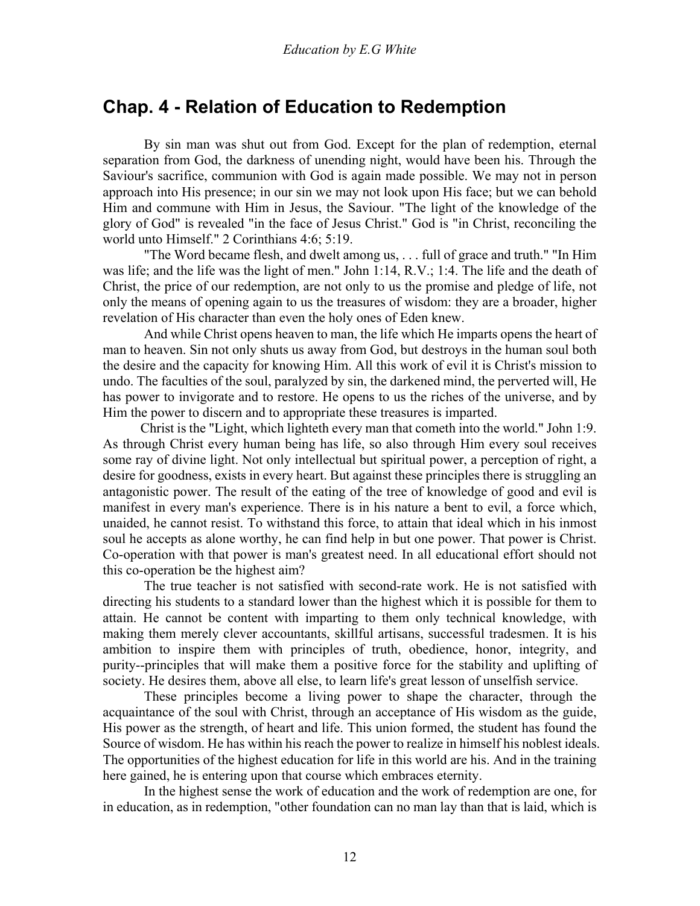## Chap. 4 - Relation of Education to Redemption

By sin man was shut out from God. Except for the plan of redemption, eternal separation from God, the darkness of unending night, would have been his. Through the Saviour's sacrifice, communion with God is again made possible. We may not in person approach into His presence; in our sin we may not look upon His face; but we can behold Him and commune with Him in Jesus, the Saviour. "The light of the knowledge of the glory of God" is revealed "in the face of Jesus Christ." God is "in Christ, reconciling the world unto Himself." 2 Corinthians 4:6; 5:19.

"The Word became flesh, and dwelt among us, . . . full of grace and truth." "In Him was life; and the life was the light of men." John 1:14, R.V.; 1:4. The life and the death of Christ, the price of our redemption, are not only to us the promise and pledge of life, not only the means of opening again to us the treasures of wisdom: they are a broader, higher revelation of His character than even the holy ones of Eden knew.

And while Christ opens heaven to man, the life which He imparts opens the heart of man to heaven. Sin not only shuts us away from God, but destroys in the human soul both the desire and the capacity for knowing Him. All this work of evil it is Christ's mission to undo. The faculties of the soul, paralyzed by sin, the darkened mind, the perverted will, He has power to invigorate and to restore. He opens to us the riches of the universe, and by Him the power to discern and to appropriate these treasures is imparted.

Christ is the "Light, which lighteth every man that cometh into the world." John 1:9. As through Christ every human being has life, so also through Him every soul receives some ray of divine light. Not only intellectual but spiritual power, a perception of right, a desire for goodness, exists in every heart. But against these principles there is struggling an antagonistic power. The result of the eating of the tree of knowledge of good and evil is manifest in every man's experience. There is in his nature a bent to evil, a force which, unaided, he cannot resist. To withstand this force, to attain that ideal which in his inmost soul he accepts as alone worthy, he can find help in but one power. That power is Christ. Co-operation with that power is man's greatest need. In all educational effort should not this co-operation be the highest aim?

The true teacher is not satisfied with second-rate work. He is not satisfied with directing his students to a standard lower than the highest which it is possible for them to attain. He cannot be content with imparting to them only technical knowledge, with making them merely clever accountants, skillful artisans, successful tradesmen. It is his ambition to inspire them with principles of truth, obedience, honor, integrity, and purity--principles that will make them a positive force for the stability and uplifting of society. He desires them, above all else, to learn life's great lesson of unselfish service.

These principles become a living power to shape the character, through the acquaintance of the soul with Christ, through an acceptance of His wisdom as the guide, His power as the strength, of heart and life. This union formed, the student has found the Source of wisdom. He has within his reach the power to realize in himself his noblest ideals. The opportunities of the highest education for life in this world are his. And in the training here gained, he is entering upon that course which embraces eternity.

In the highest sense the work of education and the work of redemption are one, for in education, as in redemption, "other foundation can no man lay than that is laid, which is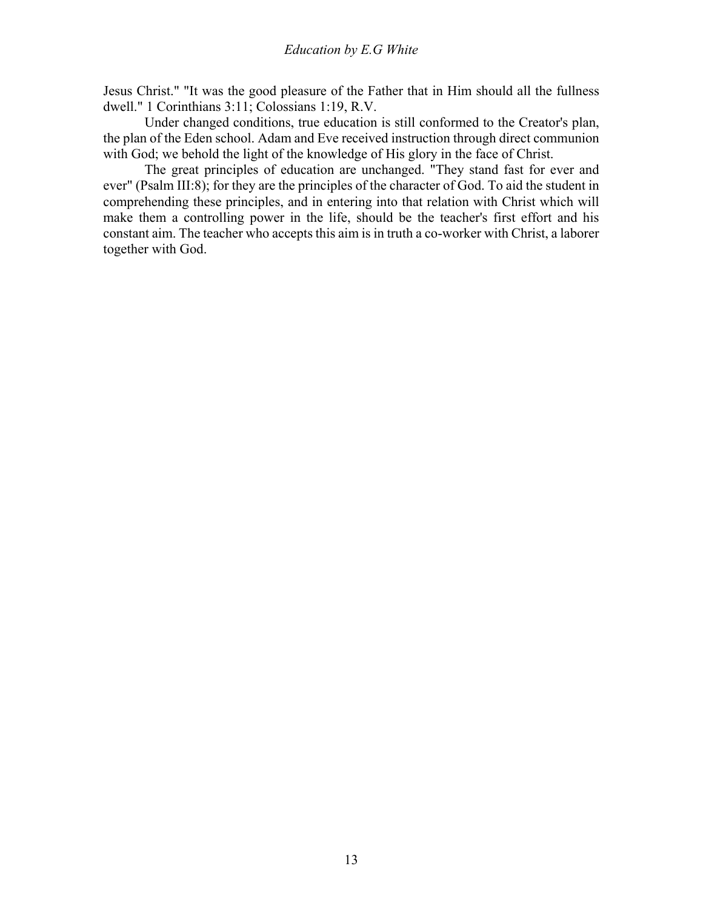Jesus Christ." "It was the good pleasure of the Father that in Him should all the fullness dwell." 1 Corinthians 3:11; Colossians 1:19, R.V.

Under changed conditions, true education is still conformed to the Creator's plan, the plan of the Eden school. Adam and Eve received instruction through direct communion with God; we behold the light of the knowledge of His glory in the face of Christ.

The great principles of education are unchanged. "They stand fast for ever and ever" (Psalm III:8); for they are the principles of the character of God. To aid the student in comprehending these principles, and in entering into that relation with Christ which will make them a controlling power in the life, should be the teacher's first effort and his constant aim. The teacher who accepts this aim is in truth a co-worker with Christ, a laborer together with God.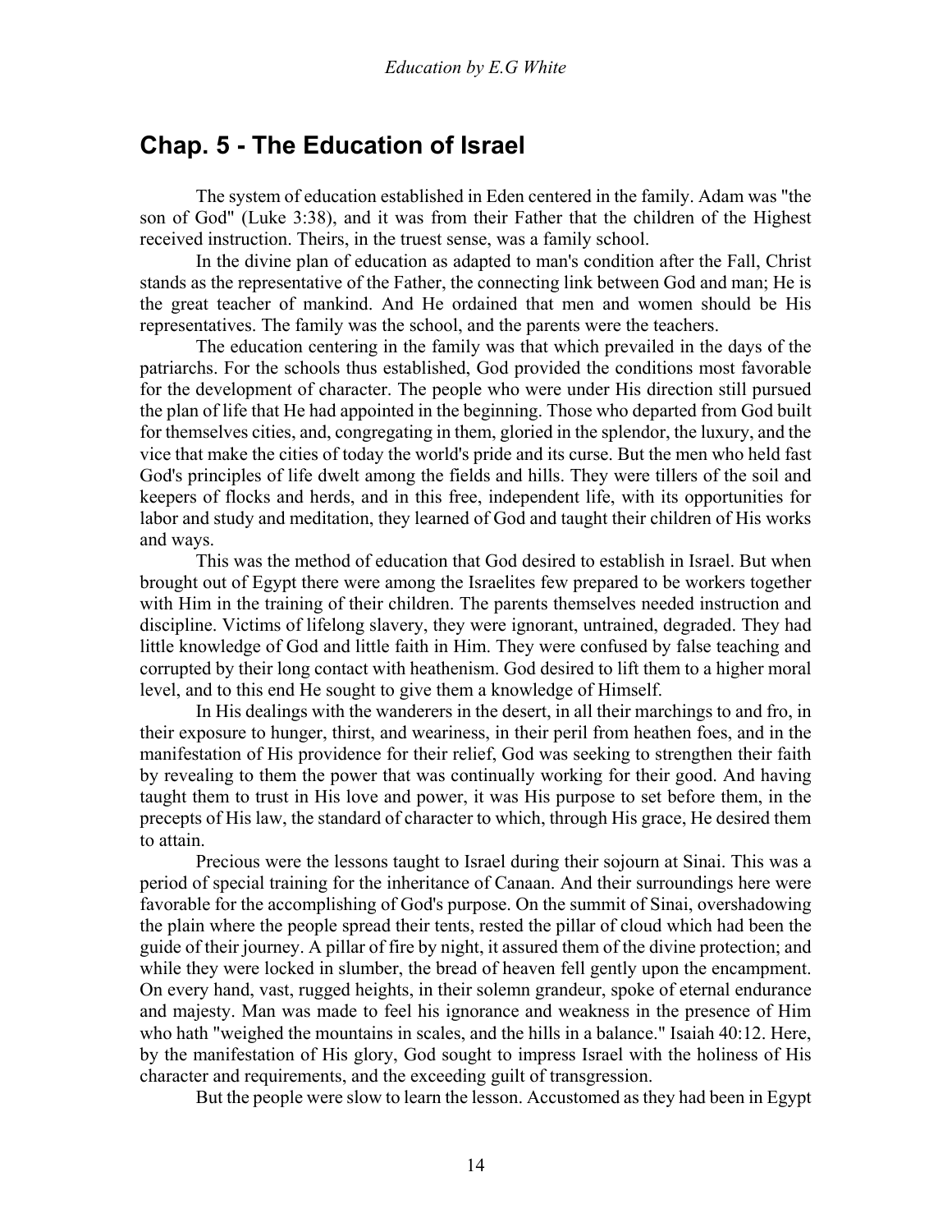## Chap. 5 - The Education of Israel

The system of education established in Eden centered in the family. Adam was "the son of God" (Luke 3:38), and it was from their Father that the children of the Highest received instruction. Theirs, in the truest sense, was a family school.

In the divine plan of education as adapted to man's condition after the Fall, Christ stands as the representative of the Father, the connecting link between God and man; He is the great teacher of mankind. And He ordained that men and women should be His representatives. The family was the school, and the parents were the teachers.

The education centering in the family was that which prevailed in the days of the patriarchs. For the schools thus established, God provided the conditions most favorable for the development of character. The people who were under His direction still pursued the plan of life that He had appointed in the beginning. Those who departed from God built for themselves cities, and, congregating in them, gloried in the splendor, the luxury, and the vice that make the cities of today the world's pride and its curse. But the men who held fast God's principles of life dwelt among the fields and hills. They were tillers of the soil and keepers of flocks and herds, and in this free, independent life, with its opportunities for labor and study and meditation, they learned of God and taught their children of His works and ways.

This was the method of education that God desired to establish in Israel. But when brought out of Egypt there were among the Israelites few prepared to be workers together with Him in the training of their children. The parents themselves needed instruction and discipline. Victims of lifelong slavery, they were ignorant, untrained, degraded. They had little knowledge of God and little faith in Him. They were confused by false teaching and corrupted by their long contact with heathenism. God desired to lift them to a higher moral level, and to this end He sought to give them a knowledge of Himself.

In His dealings with the wanderers in the desert, in all their marchings to and fro, in their exposure to hunger, thirst, and weariness, in their peril from heathen foes, and in the manifestation of His providence for their relief, God was seeking to strengthen their faith by revealing to them the power that was continually working for their good. And having taught them to trust in His love and power, it was His purpose to set before them, in the precepts of His law, the standard of character to which, through His grace, He desired them to attain.

Precious were the lessons taught to Israel during their sojourn at Sinai. This was a period of special training for the inheritance of Canaan. And their surroundings here were favorable for the accomplishing of God's purpose. On the summit of Sinai, overshadowing the plain where the people spread their tents, rested the pillar of cloud which had been the guide of their journey. A pillar of fire by night, it assured them of the divine protection; and while they were locked in slumber, the bread of heaven fell gently upon the encampment. On every hand, vast, rugged heights, in their solemn grandeur, spoke of eternal endurance and majesty. Man was made to feel his ignorance and weakness in the presence of Him who hath "weighed the mountains in scales, and the hills in a balance." Isaiah 40:12. Here, by the manifestation of His glory, God sought to impress Israel with the holiness of His character and requirements, and the exceeding guilt of transgression.

But the people were slow to learn the lesson. Accustomed as they had been in Egypt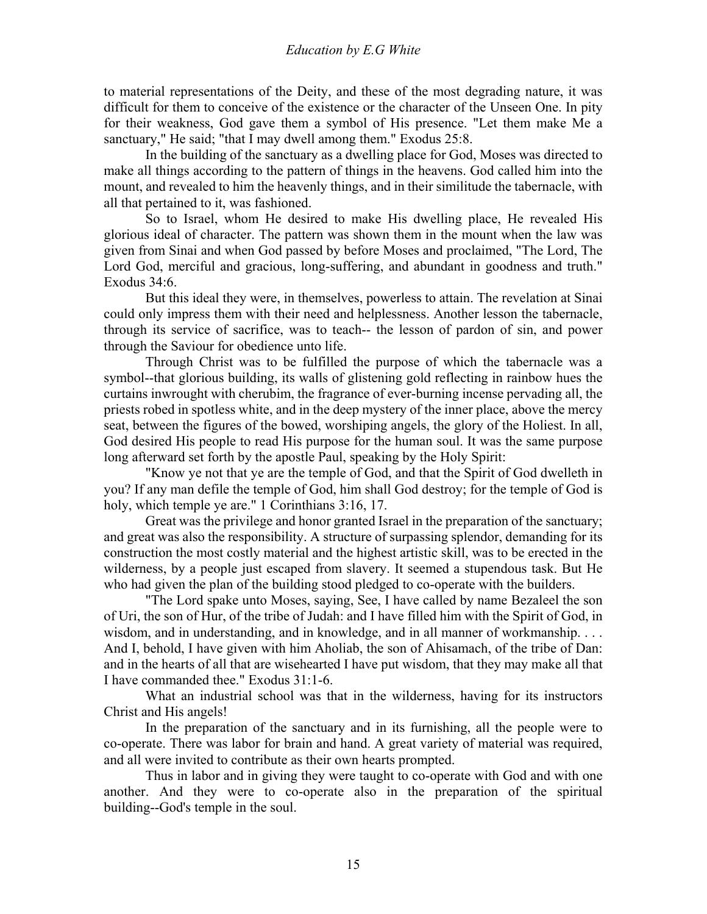to material representations of the Deity, and these of the most degrading nature, it was difficult for them to conceive of the existence or the character of the Unseen One. In pity for their weakness, God gave them a symbol of His presence. "Let them make Me a sanctuary," He said; "that I may dwell among them." Exodus 25:8.

In the building of the sanctuary as a dwelling place for God, Moses was directed to make all things according to the pattern of things in the heavens. God called him into the mount, and revealed to him the heavenly things, and in their similitude the tabernacle, with all that pertained to it, was fashioned.

So to Israel, whom He desired to make His dwelling place, He revealed His glorious ideal of character. The pattern was shown them in the mount when the law was given from Sinai and when God passed by before Moses and proclaimed, "The Lord, The Lord God, merciful and gracious, long-suffering, and abundant in goodness and truth." Exodus 34:6.

But this ideal they were, in themselves, powerless to attain. The revelation at Sinai could only impress them with their need and helplessness. Another lesson the tabernacle, through its service of sacrifice, was to teach-- the lesson of pardon of sin, and power through the Saviour for obedience unto life.

Through Christ was to be fulfilled the purpose of which the tabernacle was a symbol--that glorious building, its walls of glistening gold reflecting in rainbow hues the curtains inwrought with cherubim, the fragrance of ever-burning incense pervading all, the priests robed in spotless white, and in the deep mystery of the inner place, above the mercy seat, between the figures of the bowed, worshiping angels, the glory of the Holiest. In all, God desired His people to read His purpose for the human soul. It was the same purpose long afterward set forth by the apostle Paul, speaking by the Holy Spirit:

"Know ye not that ye are the temple of God, and that the Spirit of God dwelleth in you? If any man defile the temple of God, him shall God destroy; for the temple of God is holy, which temple ye are." 1 Corinthians 3:16, 17.

Great was the privilege and honor granted Israel in the preparation of the sanctuary; and great was also the responsibility. A structure of surpassing splendor, demanding for its construction the most costly material and the highest artistic skill, was to be erected in the wilderness, by a people just escaped from slavery. It seemed a stupendous task. But He who had given the plan of the building stood pledged to co-operate with the builders.

"The Lord spake unto Moses, saying, See, I have called by name Bezaleel the son of Uri, the son of Hur, of the tribe of Judah: and I have filled him with the Spirit of God, in wisdom, and in understanding, and in knowledge, and in all manner of workmanship. . . . And I, behold, I have given with him Aholiab, the son of Ahisamach, of the tribe of Dan: and in the hearts of all that are wisehearted I have put wisdom, that they may make all that I have commanded thee." Exodus 31:1-6.

What an industrial school was that in the wilderness, having for its instructors Christ and His angels!

In the preparation of the sanctuary and in its furnishing, all the people were to co-operate. There was labor for brain and hand. A great variety of material was required, and all were invited to contribute as their own hearts prompted.

Thus in labor and in giving they were taught to co-operate with God and with one another. And they were to co-operate also in the preparation of the spiritual building--God's temple in the soul.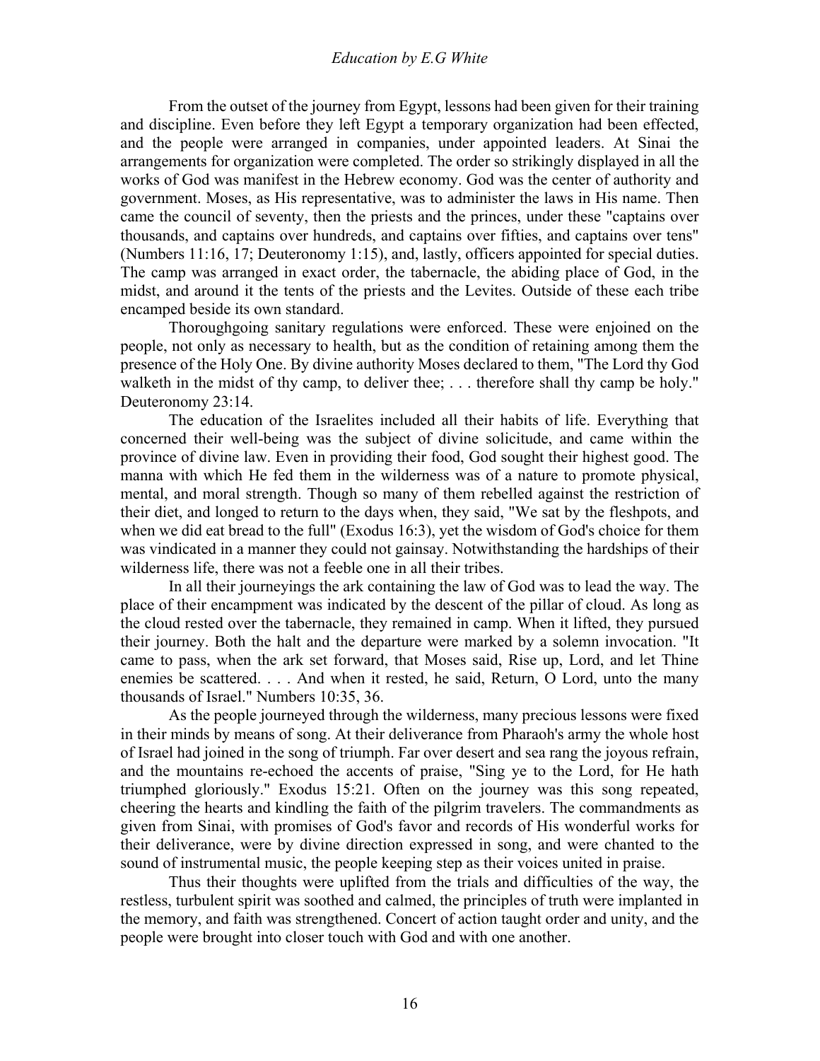From the outset of the journey from Egypt, lessons had been given for their training and discipline. Even before they left Egypt a temporary organization had been effected, and the people were arranged in companies, under appointed leaders. At Sinai the arrangements for organization were completed. The order so strikingly displayed in all the works of God was manifest in the Hebrew economy. God was the center of authority and government. Moses, as His representative, was to administer the laws in His name. Then came the council of seventy, then the priests and the princes, under these "captains over thousands, and captains over hundreds, and captains over fifties, and captains over tens" (Numbers 11:16, 17; Deuteronomy 1:15), and, lastly, officers appointed for special duties. The camp was arranged in exact order, the tabernacle, the abiding place of God, in the midst, and around it the tents of the priests and the Levites. Outside of these each tribe encamped beside its own standard.

Thoroughgoing sanitary regulations were enforced. These were enjoined on the people, not only as necessary to health, but as the condition of retaining among them the presence of the Holy One. By divine authority Moses declared to them, "The Lord thy God walketh in the midst of thy camp, to deliver thee; . . . therefore shall thy camp be holy." Deuteronomy 23:14.

The education of the Israelites included all their habits of life. Everything that concerned their well-being was the subject of divine solicitude, and came within the province of divine law. Even in providing their food, God sought their highest good. The manna with which He fed them in the wilderness was of a nature to promote physical, mental, and moral strength. Though so many of them rebelled against the restriction of their diet, and longed to return to the days when, they said, "We sat by the fleshpots, and when we did eat bread to the full" (Exodus 16:3), yet the wisdom of God's choice for them was vindicated in a manner they could not gainsay. Notwithstanding the hardships of their wilderness life, there was not a feeble one in all their tribes.

In all their journeyings the ark containing the law of God was to lead the way. The place of their encampment was indicated by the descent of the pillar of cloud. As long as the cloud rested over the tabernacle, they remained in camp. When it lifted, they pursued their journey. Both the halt and the departure were marked by a solemn invocation. "It came to pass, when the ark set forward, that Moses said, Rise up, Lord, and let Thine enemies be scattered. . . . And when it rested, he said, Return, O Lord, unto the many thousands of Israel." Numbers 10:35, 36.

As the people journeyed through the wilderness, many precious lessons were fixed in their minds by means of song. At their deliverance from Pharaoh's army the whole host of Israel had joined in the song of triumph. Far over desert and sea rang the joyous refrain, and the mountains re-echoed the accents of praise, "Sing ye to the Lord, for He hath triumphed gloriously." Exodus 15:21. Often on the journey was this song repeated, cheering the hearts and kindling the faith of the pilgrim travelers. The commandments as given from Sinai, with promises of God's favor and records of His wonderful works for their deliverance, were by divine direction expressed in song, and were chanted to the sound of instrumental music, the people keeping step as their voices united in praise.

Thus their thoughts were uplifted from the trials and difficulties of the way, the restless, turbulent spirit was soothed and calmed, the principles of truth were implanted in the memory, and faith was strengthened. Concert of action taught order and unity, and the people were brought into closer touch with God and with one another.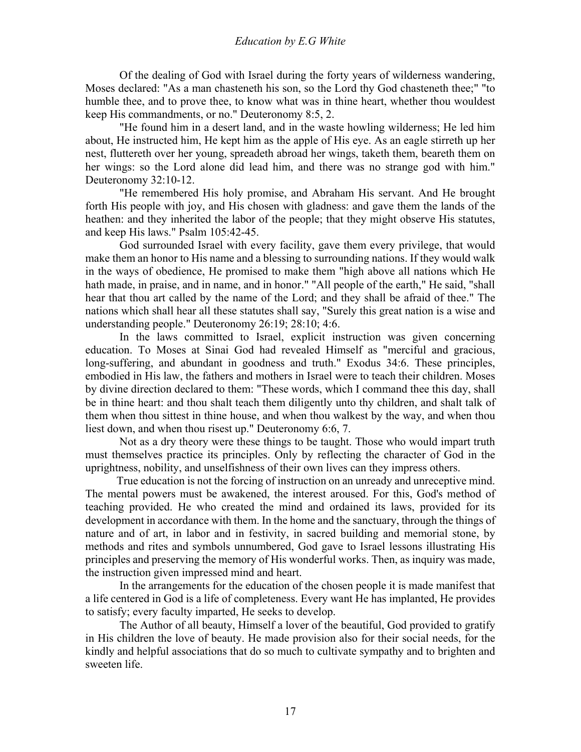Of the dealing of God with Israel during the forty years of wilderness wandering, Moses declared: "As a man chasteneth his son, so the Lord thy God chasteneth thee;" "to humble thee, and to prove thee, to know what was in thine heart, whether thou wouldest keep His commandments, or no." Deuteronomy 8:5, 2.

"He found him in a desert land, and in the waste howling wilderness; He led him about, He instructed him, He kept him as the apple of His eye. As an eagle stirreth up her nest, fluttereth over her young, spreadeth abroad her wings, taketh them, beareth them on her wings: so the Lord alone did lead him, and there was no strange god with him." Deuteronomy 32:10-12.

"He remembered His holy promise, and Abraham His servant. And He brought forth His people with joy, and His chosen with gladness: and gave them the lands of the heathen: and they inherited the labor of the people; that they might observe His statutes, and keep His laws." Psalm 105:42-45.

God surrounded Israel with every facility, gave them every privilege, that would make them an honor to His name and a blessing to surrounding nations. If they would walk in the ways of obedience, He promised to make them "high above all nations which He hath made, in praise, and in name, and in honor." "All people of the earth," He said, "shall hear that thou art called by the name of the Lord; and they shall be afraid of thee." The nations which shall hear all these statutes shall say, "Surely this great nation is a wise and understanding people." Deuteronomy 26:19; 28:10; 4:6.

In the laws committed to Israel, explicit instruction was given concerning education. To Moses at Sinai God had revealed Himself as "merciful and gracious, long-suffering, and abundant in goodness and truth." Exodus 34:6. These principles, embodied in His law, the fathers and mothers in Israel were to teach their children. Moses by divine direction declared to them: "These words, which I command thee this day, shall be in thine heart: and thou shalt teach them diligently unto thy children, and shalt talk of them when thou sittest in thine house, and when thou walkest by the way, and when thou liest down, and when thou risest up." Deuteronomy 6:6, 7.

Not as a dry theory were these things to be taught. Those who would impart truth must themselves practice its principles. Only by reflecting the character of God in the uprightness, nobility, and unselfishness of their own lives can they impress others.

True education is not the forcing of instruction on an unready and unreceptive mind. The mental powers must be awakened, the interest aroused. For this, God's method of teaching provided. He who created the mind and ordained its laws, provided for its development in accordance with them. In the home and the sanctuary, through the things of nature and of art, in labor and in festivity, in sacred building and memorial stone, by methods and rites and symbols unnumbered, God gave to Israel lessons illustrating His principles and preserving the memory of His wonderful works. Then, as inquiry was made, the instruction given impressed mind and heart.

In the arrangements for the education of the chosen people it is made manifest that a life centered in God is a life of completeness. Every want He has implanted, He provides to satisfy; every faculty imparted, He seeks to develop.

The Author of all beauty, Himself a lover of the beautiful, God provided to gratify in His children the love of beauty. He made provision also for their social needs, for the kindly and helpful associations that do so much to cultivate sympathy and to brighten and sweeten life.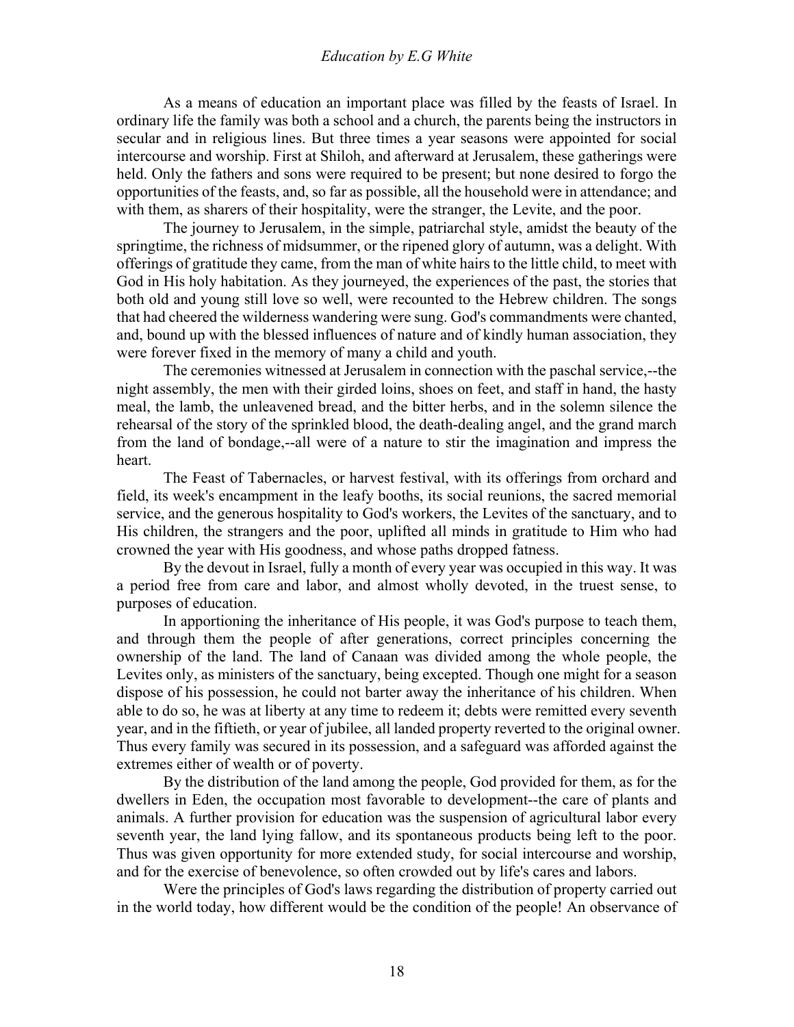As a means of education an important place was filled by the feasts of Israel. In ordinary life the family was both a school and a church, the parents being the instructors in secular and in religious lines. But three times a year seasons were appointed for social intercourse and worship. First at Shiloh, and afterward at Jerusalem, these gatherings were held. Only the fathers and sons were required to be present; but none desired to forgo the opportunities of the feasts, and, so far as possible, all the household were in attendance; and with them, as sharers of their hospitality, were the stranger, the Levite, and the poor.

The journey to Jerusalem, in the simple, patriarchal style, amidst the beauty of the springtime, the richness of midsummer, or the ripened glory of autumn, was a delight. With offerings of gratitude they came, from the man of white hairs to the little child, to meet with God in His holy habitation. As they journeyed, the experiences of the past, the stories that both old and young still love so well, were recounted to the Hebrew children. The songs that had cheered the wilderness wandering were sung. God's commandments were chanted, and, bound up with the blessed influences of nature and of kindly human association, they were forever fixed in the memory of many a child and youth.

The ceremonies witnessed at Jerusalem in connection with the paschal service,--the night assembly, the men with their girded loins, shoes on feet, and staff in hand, the hasty meal, the lamb, the unleavened bread, and the bitter herbs, and in the solemn silence the rehearsal of the story of the sprinkled blood, the death-dealing angel, and the grand march from the land of bondage,--all were of a nature to stir the imagination and impress the heart.

The Feast of Tabernacles, or harvest festival, with its offerings from orchard and field, its week's encampment in the leafy booths, its social reunions, the sacred memorial service, and the generous hospitality to God's workers, the Levites of the sanctuary, and to His children, the strangers and the poor, uplifted all minds in gratitude to Him who had crowned the year with His goodness, and whose paths dropped fatness.

By the devout in Israel, fully a month of every year was occupied in this way. It was a period free from care and labor, and almost wholly devoted, in the truest sense, to purposes of education.

In apportioning the inheritance of His people, it was God's purpose to teach them, and through them the people of after generations, correct principles concerning the ownership of the land. The land of Canaan was divided among the whole people, the Levites only, as ministers of the sanctuary, being excepted. Though one might for a season dispose of his possession, he could not barter away the inheritance of his children. When able to do so, he was at liberty at any time to redeem it; debts were remitted every seventh year, and in the fiftieth, or year of jubilee, all landed property reverted to the original owner. Thus every family was secured in its possession, and a safeguard was afforded against the extremes either of wealth or of poverty.

By the distribution of the land among the people, God provided for them, as for the dwellers in Eden, the occupation most favorable to development--the care of plants and animals. A further provision for education was the suspension of agricultural labor every seventh year, the land lying fallow, and its spontaneous products being left to the poor. Thus was given opportunity for more extended study, for social intercourse and worship, and for the exercise of benevolence, so often crowded out by life's cares and labors.

Were the principles of God's laws regarding the distribution of property carried out in the world today, how different would be the condition of the people! An observance of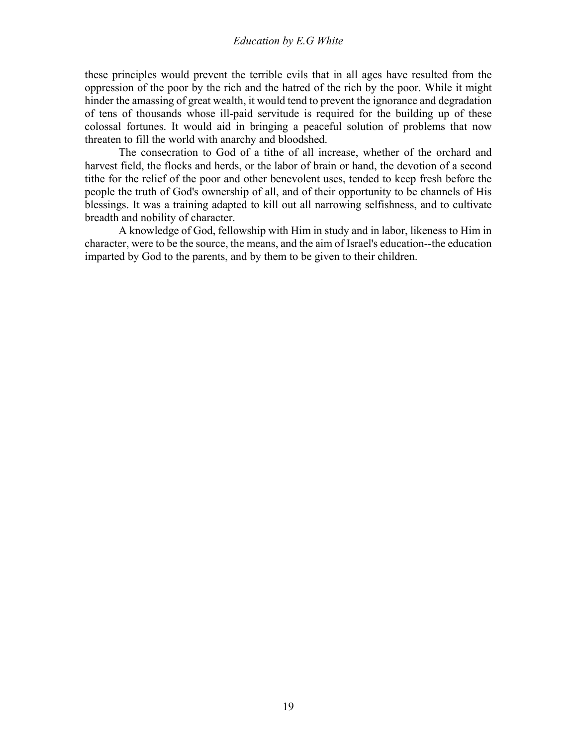these principles would prevent the terrible evils that in all ages have resulted from the oppression of the poor by the rich and the hatred of the rich by the poor. While it might hinder the amassing of great wealth, it would tend to prevent the ignorance and degradation of tens of thousands whose ill-paid servitude is required for the building up of these colossal fortunes. It would aid in bringing a peaceful solution of problems that now threaten to fill the world with anarchy and bloodshed.

The consecration to God of a tithe of all increase, whether of the orchard and harvest field, the flocks and herds, or the labor of brain or hand, the devotion of a second tithe for the relief of the poor and other benevolent uses, tended to keep fresh before the people the truth of God's ownership of all, and of their opportunity to be channels of His blessings. It was a training adapted to kill out all narrowing selfishness, and to cultivate breadth and nobility of character.

A knowledge of God, fellowship with Him in study and in labor, likeness to Him in character, were to be the source, the means, and the aim of Israel's education--the education imparted by God to the parents, and by them to be given to their children.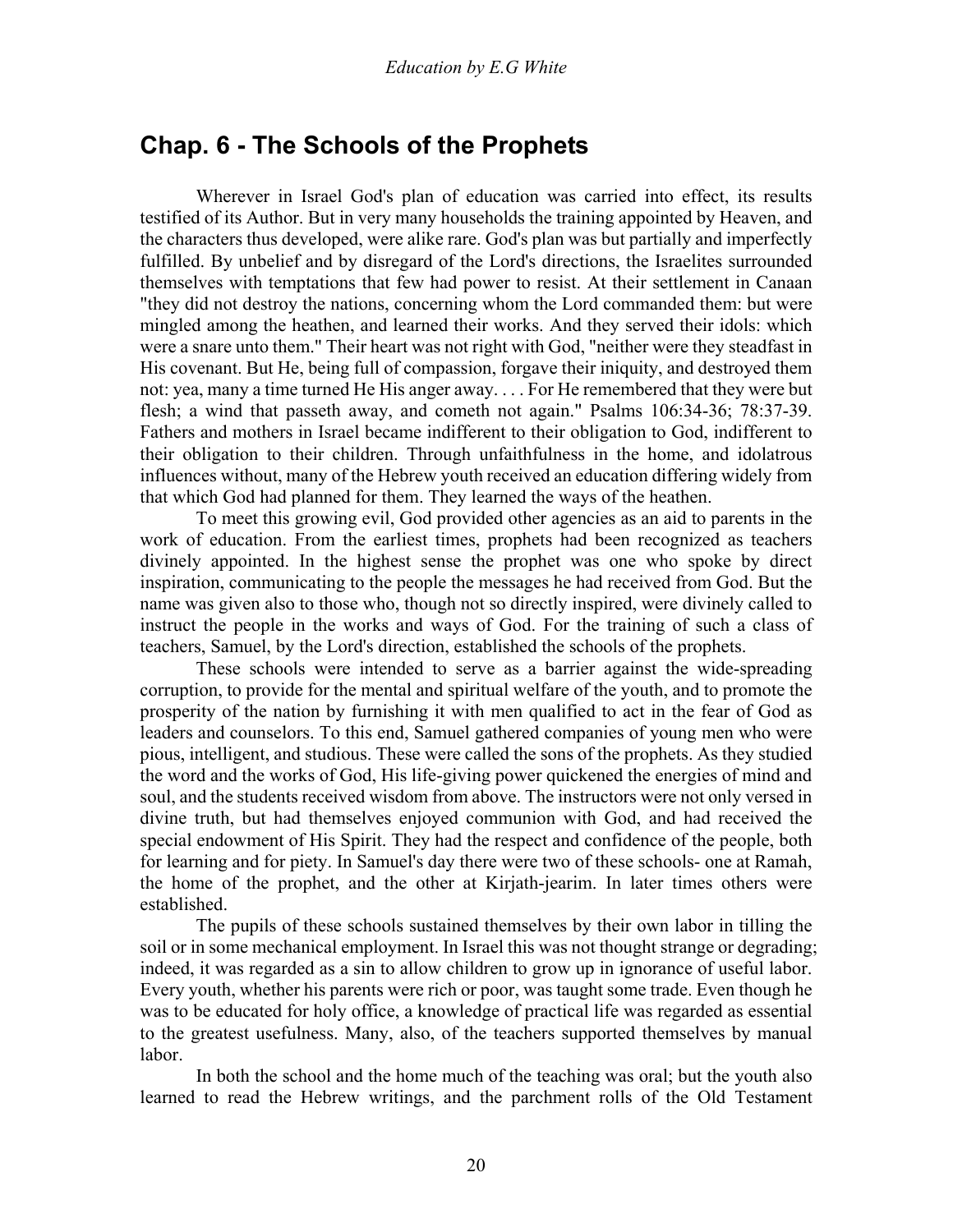## Chap. 6 - The Schools of the Prophets

Wherever in Israel God's plan of education was carried into effect, its results testified of its Author. But in very many households the training appointed by Heaven, and the characters thus developed, were alike rare. God's plan was but partially and imperfectly fulfilled. By unbelief and by disregard of the Lord's directions, the Israelites surrounded themselves with temptations that few had power to resist. At their settlement in Canaan "they did not destroy the nations, concerning whom the Lord commanded them: but were mingled among the heathen, and learned their works. And they served their idols: which were a snare unto them." Their heart was not right with God, "neither were they steadfast in His covenant. But He, being full of compassion, forgave their iniquity, and destroyed them not: yea, many a time turned He His anger away. . . . For He remembered that they were but flesh; a wind that passeth away, and cometh not again." Psalms 106:34-36; 78:37-39. Fathers and mothers in Israel became indifferent to their obligation to God, indifferent to their obligation to their children. Through unfaithfulness in the home, and idolatrous influences without, many of the Hebrew youth received an education differing widely from that which God had planned for them. They learned the ways of the heathen.

To meet this growing evil, God provided other agencies as an aid to parents in the work of education. From the earliest times, prophets had been recognized as teachers divinely appointed. In the highest sense the prophet was one who spoke by direct inspiration, communicating to the people the messages he had received from God. But the name was given also to those who, though not so directly inspired, were divinely called to instruct the people in the works and ways of God. For the training of such a class of teachers, Samuel, by the Lord's direction, established the schools of the prophets.

These schools were intended to serve as a barrier against the wide-spreading corruption, to provide for the mental and spiritual welfare of the youth, and to promote the prosperity of the nation by furnishing it with men qualified to act in the fear of God as leaders and counselors. To this end, Samuel gathered companies of young men who were pious, intelligent, and studious. These were called the sons of the prophets. As they studied the word and the works of God, His life-giving power quickened the energies of mind and soul, and the students received wisdom from above. The instructors were not only versed in divine truth, but had themselves enjoyed communion with God, and had received the special endowment of His Spirit. They had the respect and confidence of the people, both for learning and for piety. In Samuel's day there were two of these schools- one at Ramah, the home of the prophet, and the other at Kirjath-jearim. In later times others were established.

The pupils of these schools sustained themselves by their own labor in tilling the soil or in some mechanical employment. In Israel this was not thought strange or degrading; indeed, it was regarded as a sin to allow children to grow up in ignorance of useful labor. Every youth, whether his parents were rich or poor, was taught some trade. Even though he was to be educated for holy office, a knowledge of practical life was regarded as essential to the greatest usefulness. Many, also, of the teachers supported themselves by manual labor.

In both the school and the home much of the teaching was oral; but the youth also learned to read the Hebrew writings, and the parchment rolls of the Old Testament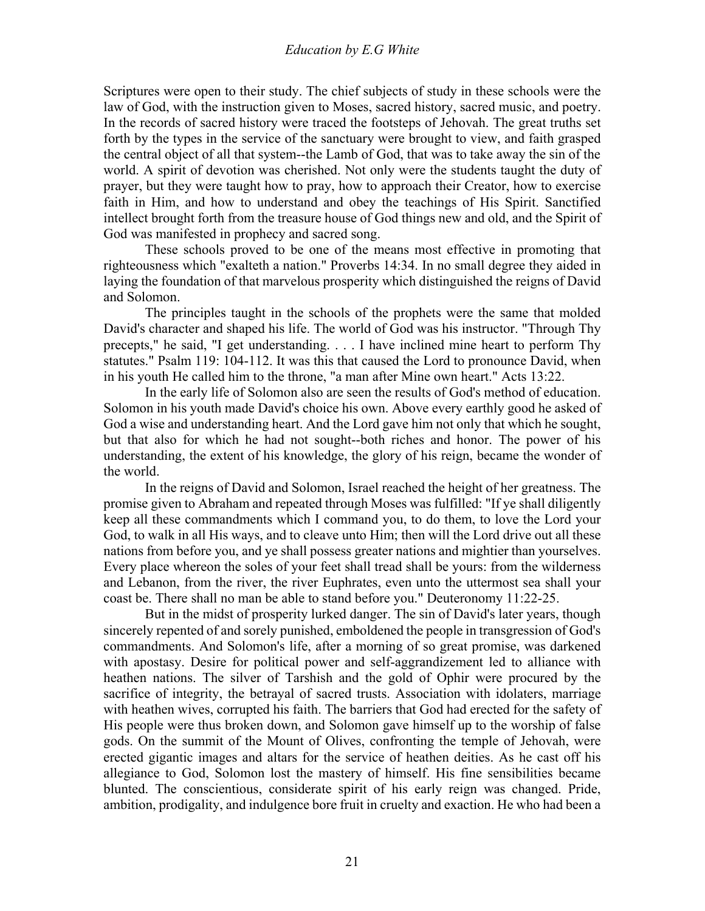Scriptures were open to their study. The chief subjects of study in these schools were the law of God, with the instruction given to Moses, sacred history, sacred music, and poetry. In the records of sacred history were traced the footsteps of Jehovah. The great truths set forth by the types in the service of the sanctuary were brought to view, and faith grasped the central object of all that system--the Lamb of God, that was to take away the sin of the world. A spirit of devotion was cherished. Not only were the students taught the duty of prayer, but they were taught how to pray, how to approach their Creator, how to exercise faith in Him, and how to understand and obey the teachings of His Spirit. Sanctified intellect brought forth from the treasure house of God things new and old, and the Spirit of God was manifested in prophecy and sacred song.

These schools proved to be one of the means most effective in promoting that righteousness which "exalteth a nation." Proverbs 14:34. In no small degree they aided in laying the foundation of that marvelous prosperity which distinguished the reigns of David and Solomon.

The principles taught in the schools of the prophets were the same that molded David's character and shaped his life. The world of God was his instructor. "Through Thy precepts," he said, "I get understanding. . . . I have inclined mine heart to perform Thy statutes." Psalm 119: 104-112. It was this that caused the Lord to pronounce David, when in his youth He called him to the throne, "a man after Mine own heart." Acts 13:22.

In the early life of Solomon also are seen the results of God's method of education. Solomon in his youth made David's choice his own. Above every earthly good he asked of God a wise and understanding heart. And the Lord gave him not only that which he sought, but that also for which he had not sought--both riches and honor. The power of his understanding, the extent of his knowledge, the glory of his reign, became the wonder of the world.

In the reigns of David and Solomon, Israel reached the height of her greatness. The promise given to Abraham and repeated through Moses was fulfilled: "If ye shall diligently keep all these commandments which I command you, to do them, to love the Lord your God, to walk in all His ways, and to cleave unto Him; then will the Lord drive out all these nations from before you, and ye shall possess greater nations and mightier than yourselves. Every place whereon the soles of your feet shall tread shall be yours: from the wilderness and Lebanon, from the river, the river Euphrates, even unto the uttermost sea shall your coast be. There shall no man be able to stand before you." Deuteronomy 11:22-25.

But in the midst of prosperity lurked danger. The sin of David's later years, though sincerely repented of and sorely punished, emboldened the people in transgression of God's commandments. And Solomon's life, after a morning of so great promise, was darkened with apostasy. Desire for political power and self-aggrandizement led to alliance with heathen nations. The silver of Tarshish and the gold of Ophir were procured by the sacrifice of integrity, the betrayal of sacred trusts. Association with idolaters, marriage with heathen wives, corrupted his faith. The barriers that God had erected for the safety of His people were thus broken down, and Solomon gave himself up to the worship of false gods. On the summit of the Mount of Olives, confronting the temple of Jehovah, were erected gigantic images and altars for the service of heathen deities. As he cast off his allegiance to God, Solomon lost the mastery of himself. His fine sensibilities became blunted. The conscientious, considerate spirit of his early reign was changed. Pride, ambition, prodigality, and indulgence bore fruit in cruelty and exaction. He who had been a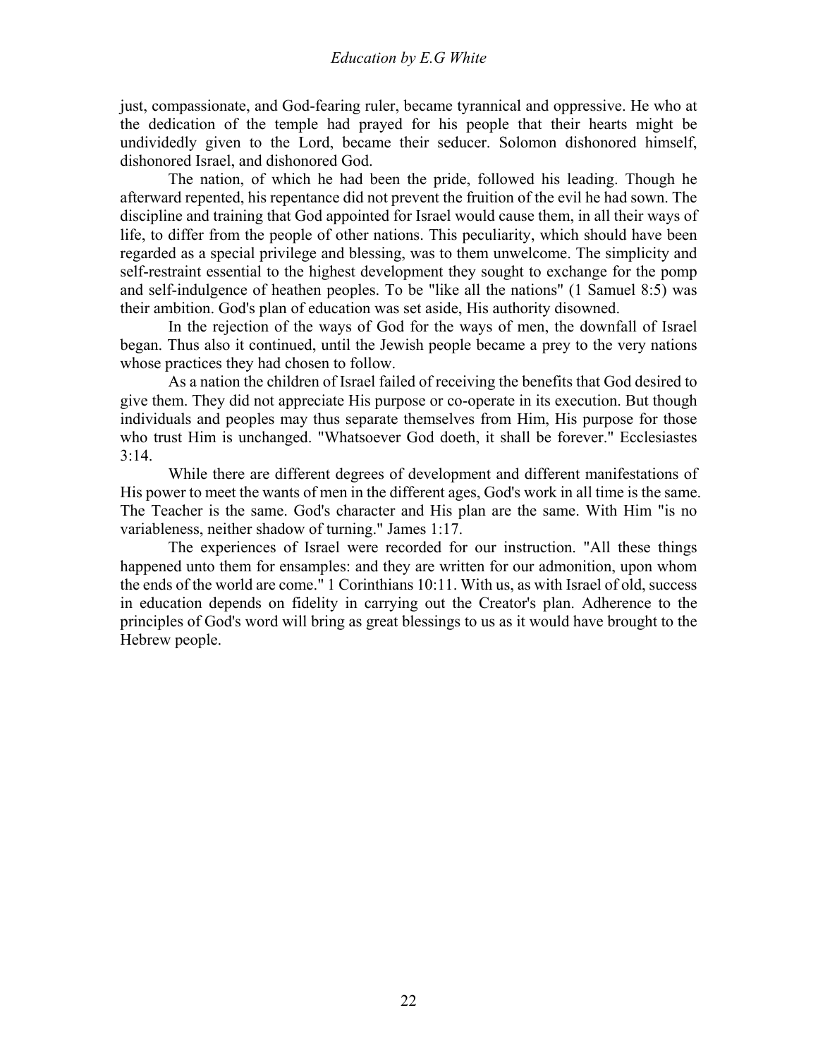just, compassionate, and God-fearing ruler, became tyrannical and oppressive. He who at the dedication of the temple had prayed for his people that their hearts might be undividedly given to the Lord, became their seducer. Solomon dishonored himself, dishonored Israel, and dishonored God.

The nation, of which he had been the pride, followed his leading. Though he afterward repented, his repentance did not prevent the fruition of the evil he had sown. The discipline and training that God appointed for Israel would cause them, in all their ways of life, to differ from the people of other nations. This peculiarity, which should have been regarded as a special privilege and blessing, was to them unwelcome. The simplicity and self-restraint essential to the highest development they sought to exchange for the pomp and self-indulgence of heathen peoples. To be "like all the nations" (1 Samuel 8:5) was their ambition. God's plan of education was set aside, His authority disowned.

In the rejection of the ways of God for the ways of men, the downfall of Israel began. Thus also it continued, until the Jewish people became a prey to the very nations whose practices they had chosen to follow.

As a nation the children of Israel failed of receiving the benefits that God desired to give them. They did not appreciate His purpose or co-operate in its execution. But though individuals and peoples may thus separate themselves from Him, His purpose for those who trust Him is unchanged. "Whatsoever God doeth, it shall be forever." Ecclesiastes 3:14.

While there are different degrees of development and different manifestations of His power to meet the wants of men in the different ages, God's work in all time is the same. The Teacher is the same. God's character and His plan are the same. With Him "is no variableness, neither shadow of turning." James 1:17.

The experiences of Israel were recorded for our instruction. "All these things happened unto them for ensamples: and they are written for our admonition, upon whom the ends of the world are come." 1 Corinthians 10:11. With us, as with Israel of old, success in education depends on fidelity in carrying out the Creator's plan. Adherence to the principles of God's word will bring as great blessings to us as it would have brought to the Hebrew people.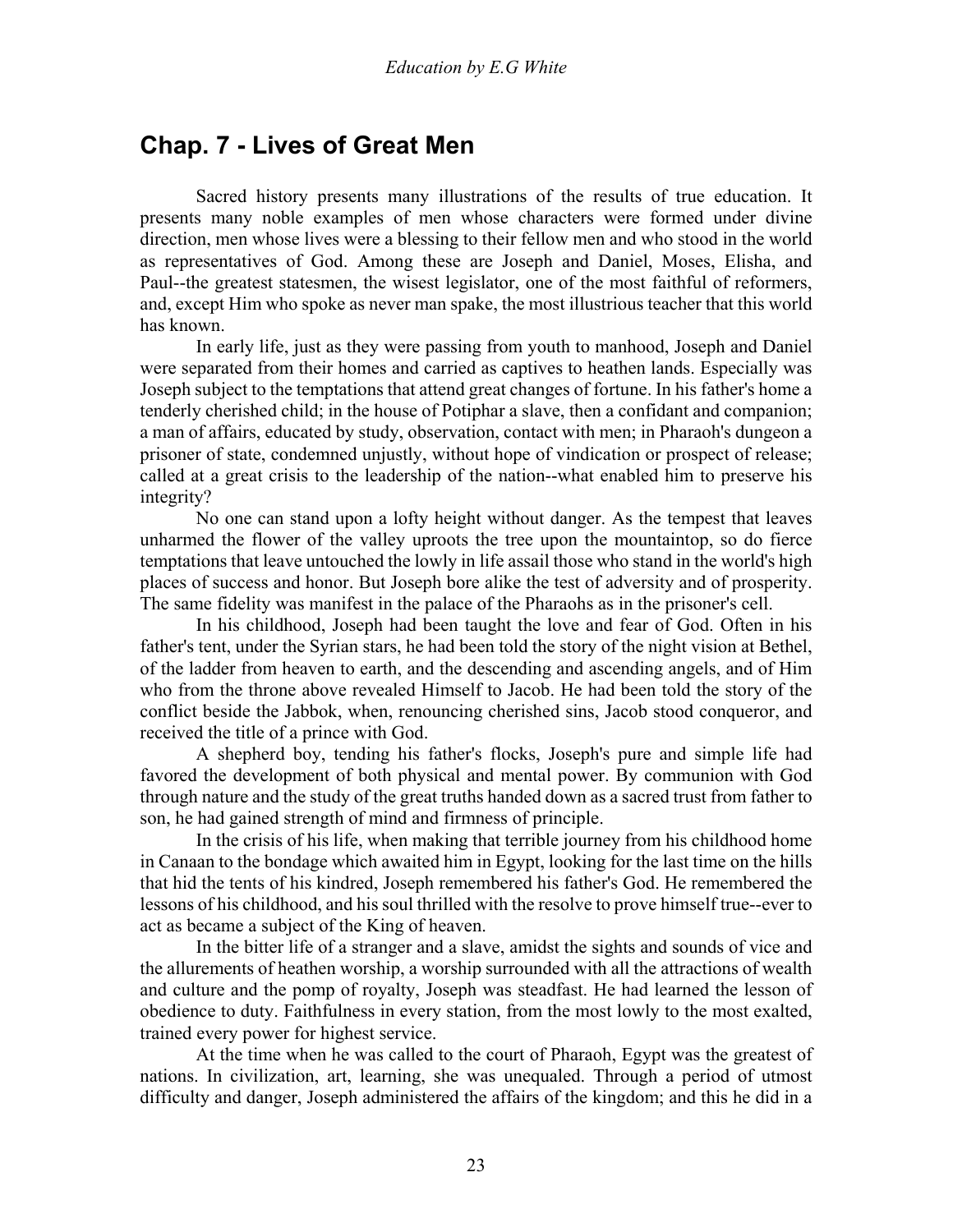## Chap. 7 - Lives of Great Men

Sacred history presents many illustrations of the results of true education. It presents many noble examples of men whose characters were formed under divine direction, men whose lives were a blessing to their fellow men and who stood in the world as representatives of God. Among these are Joseph and Daniel, Moses, Elisha, and Paul--the greatest statesmen, the wisest legislator, one of the most faithful of reformers, and, except Him who spoke as never man spake, the most illustrious teacher that this world has known.

In early life, just as they were passing from youth to manhood, Joseph and Daniel were separated from their homes and carried as captives to heathen lands. Especially was Joseph subject to the temptations that attend great changes of fortune. In his father's home a tenderly cherished child; in the house of Potiphar a slave, then a confidant and companion; a man of affairs, educated by study, observation, contact with men; in Pharaoh's dungeon a prisoner of state, condemned unjustly, without hope of vindication or prospect of release; called at a great crisis to the leadership of the nation--what enabled him to preserve his integrity?

No one can stand upon a lofty height without danger. As the tempest that leaves unharmed the flower of the valley uproots the tree upon the mountaintop, so do fierce temptations that leave untouched the lowly in life assail those who stand in the world's high places of success and honor. But Joseph bore alike the test of adversity and of prosperity. The same fidelity was manifest in the palace of the Pharaohs as in the prisoner's cell.

In his childhood, Joseph had been taught the love and fear of God. Often in his father's tent, under the Syrian stars, he had been told the story of the night vision at Bethel, of the ladder from heaven to earth, and the descending and ascending angels, and of Him who from the throne above revealed Himself to Jacob. He had been told the story of the conflict beside the Jabbok, when, renouncing cherished sins, Jacob stood conqueror, and received the title of a prince with God.

A shepherd boy, tending his father's flocks, Joseph's pure and simple life had favored the development of both physical and mental power. By communion with God through nature and the study of the great truths handed down as a sacred trust from father to son, he had gained strength of mind and firmness of principle.

In the crisis of his life, when making that terrible journey from his childhood home in Canaan to the bondage which awaited him in Egypt, looking for the last time on the hills that hid the tents of his kindred, Joseph remembered his father's God. He remembered the lessons of his childhood, and his soul thrilled with the resolve to prove himself true--ever to act as became a subject of the King of heaven.

In the bitter life of a stranger and a slave, amidst the sights and sounds of vice and the allurements of heathen worship, a worship surrounded with all the attractions of wealth and culture and the pomp of royalty, Joseph was steadfast. He had learned the lesson of obedience to duty. Faithfulness in every station, from the most lowly to the most exalted, trained every power for highest service.

At the time when he was called to the court of Pharaoh, Egypt was the greatest of nations. In civilization, art, learning, she was unequaled. Through a period of utmost difficulty and danger, Joseph administered the affairs of the kingdom; and this he did in a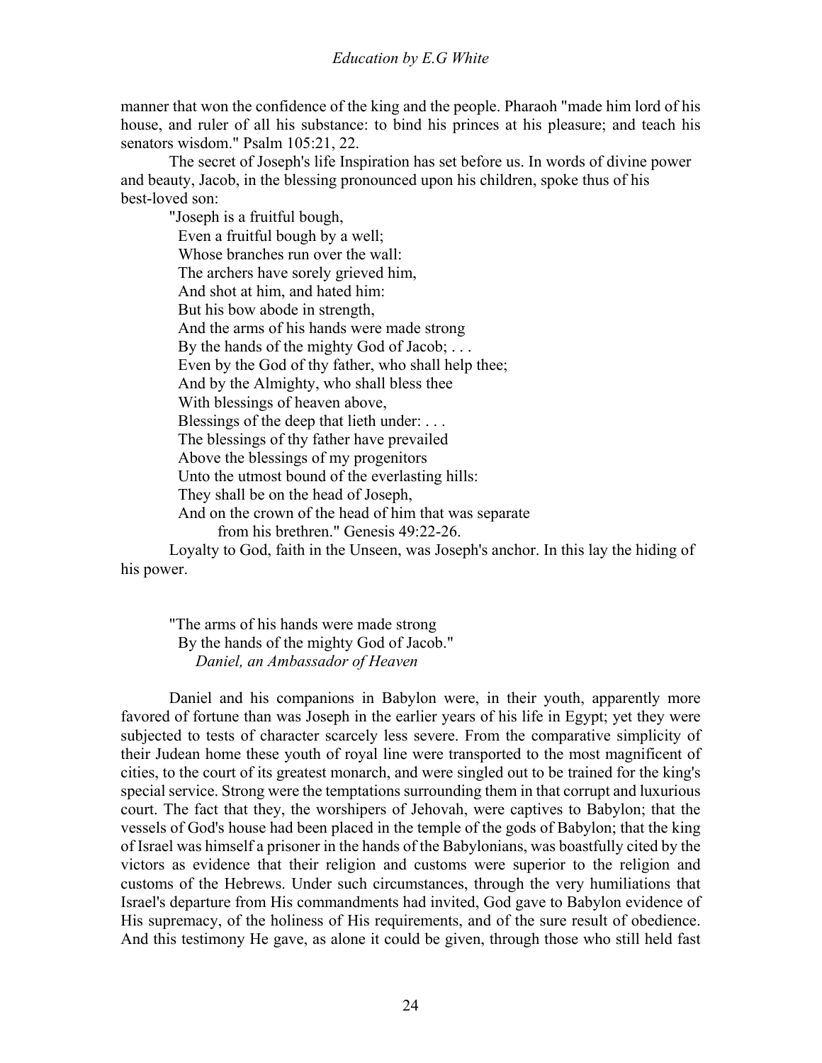manner that won the confidence of the king and the people. Pharaoh "made him lord of his house, and ruler of all his substance: to bind his princes at his pleasure; and teach his senators wisdom." Psalm 105:21, 22.

The secret of Joseph's life Inspiration has set before us. In words of divine power and beauty, Jacob, in the blessing pronounced upon his children, spoke thus of his best-loved son:

"Joseph is a fruitful bough,  
Even a fruitful bough by a well;  
Whose branches run over the wall:  
The archers have sorely grieved him,  
And shot at him, and hated him:  
But his bow abode in strength,  
And the arms of his hands were made strong  
By the hands of the mighty God of Jacob; . . .  
Even by the God of thy father, who shall help thee;  
And by the Almighty, who shall bless thee  
With blessings of heaven above,  
Blessings of the deep that lieth under: . . .  
The blessings of thy father have prevailed  
Above the blessings of my progenitors  
Unto the utmost bound of the everlasting hills:  
They shall be on the head of Joseph,  
And on the crown of the head of him that was separate  
from his brethren." Genesis 49:22-26.

Loyalty to God, faith in the Unseen, was Joseph's anchor. In this lay the hiding of his power.

"The arms of his hands were made strong  
By the hands of the mighty God of Jacob."

## *Daniel, an Ambassador of Heaven*

Daniel and his companions in Babylon were, in their youth, apparently more favored of fortune than was Joseph in the earlier years of his life in Egypt; yet they were subjected to tests of character scarcely less severe. From the comparative simplicity of their Judean home these youth of royal line were transported to the most magnificent of cities, to the court of its greatest monarch, and were singled out to be trained for the king's special service. Strong were the temptations surrounding them in that corrupt and luxurious court. The fact that they, the worshipers of Jehovah, were captives to Babylon; that the vessels of God's house had been placed in the temple of the gods of Babylon; that the king of Israel was himself a prisoner in the hands of the Babylonians, was boastfully cited by the victors as evidence that their religion and customs were superior to the religion and customs of the Hebrews. Under such circumstances, through the very humiliations that Israel's departure from His commandments had invited, God gave to Babylon evidence of His supremacy, of the holiness of His requirements, and of the sure result of obedience. And this testimony He gave, as alone it could be given, through those who still held fast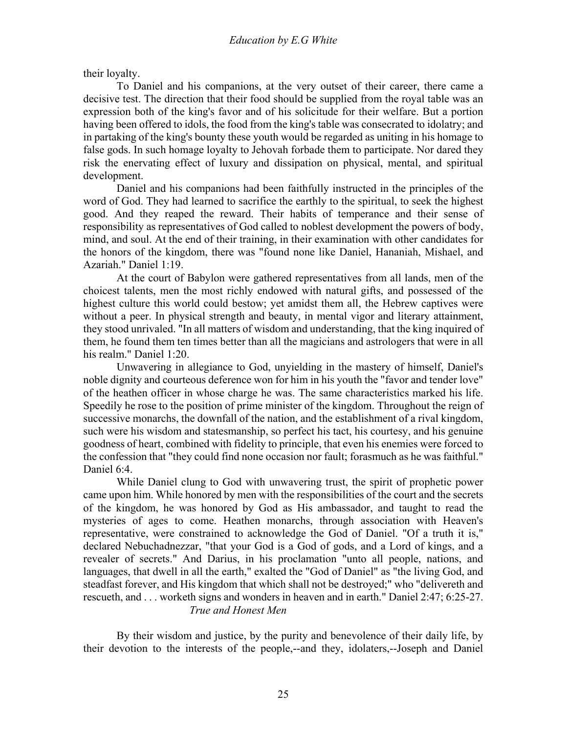their loyalty.

To Daniel and his companions, at the very outset of their career, there came a decisive test. The direction that their food should be supplied from the royal table was an expression both of the king's favor and of his solicitude for their welfare. But a portion having been offered to idols, the food from the king's table was consecrated to idolatry; and in partaking of the king's bounty these youth would be regarded as uniting in his homage to false gods. In such homage loyalty to Jehovah forbade them to participate. Nor dared they risk the enervating effect of luxury and dissipation on physical, mental, and spiritual development.

Daniel and his companions had been faithfully instructed in the principles of the word of God. They had learned to sacrifice the earthly to the spiritual, to seek the highest good. And they reaped the reward. Their habits of temperance and their sense of responsibility as representatives of God called to noblest development the powers of body, mind, and soul. At the end of their training, in their examination with other candidates for the honors of the kingdom, there was "found none like Daniel, Hananiah, Mishael, and Azariah." Daniel 1:19.

At the court of Babylon were gathered representatives from all lands, men of the choicest talents, men the most richly endowed with natural gifts, and possessed of the highest culture this world could bestow; yet amidst them all, the Hebrew captives were without a peer. In physical strength and beauty, in mental vigor and literary attainment, they stood unrivaled. "In all matters of wisdom and understanding, that the king inquired of them, he found them ten times better than all the magicians and astrologers that were in all his realm." Daniel 1:20.

Unwavering in allegiance to God, unyielding in the mastery of himself, Daniel's noble dignity and courteous deference won for him in his youth the "favor and tender love" of the heathen officer in whose charge he was. The same characteristics marked his life. Speedily he rose to the position of prime minister of the kingdom. Throughout the reign of successive monarchs, the downfall of the nation, and the establishment of a rival kingdom, such were his wisdom and statesmanship, so perfect his tact, his courtesy, and his genuine goodness of heart, combined with fidelity to principle, that even his enemies were forced to the confession that "they could find none occasion nor fault; forasmuch as he was faithful." Daniel 6:4.

While Daniel clung to God with unwavering trust, the spirit of prophetic power came upon him. While honored by men with the responsibilities of the court and the secrets of the kingdom, he was honored by God as His ambassador, and taught to read the mysteries of ages to come. Heathen monarchs, through association with Heaven's representative, were constrained to acknowledge the God of Daniel. "Of a truth it is," declared Nebuchadnezzar, "that your God is a God of gods, and a Lord of kings, and a revealer of secrets." And Darius, in his proclamation "unto all people, nations, and languages, that dwell in all the earth," exalted the "God of Daniel" as "the living God, and steadfast forever, and His kingdom that which shall not be destroyed;" who "delivereth and rescueth, and . . . worketh signs and wonders in heaven and in earth." Daniel 2:47; 6:25-27.

### *True and Honest Men*

By their wisdom and justice, by the purity and benevolence of their daily life, by their devotion to the interests of the people,--and they, idolaters,--Joseph and Daniel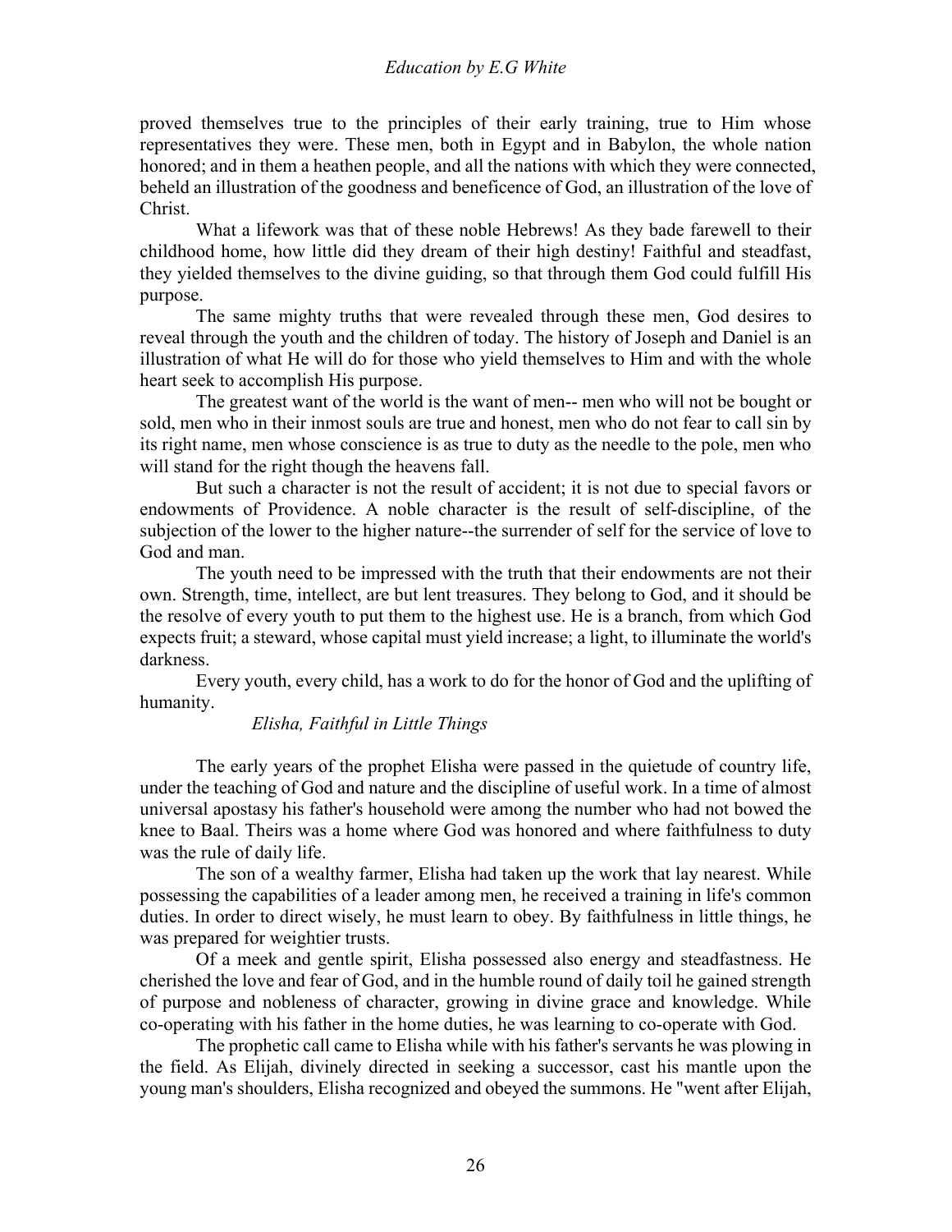proved themselves true to the principles of their early training, true to Him whose representatives they were. These men, both in Egypt and in Babylon, the whole nation honored; and in them a heathen people, and all the nations with which they were connected, beheld an illustration of the goodness and beneficence of God, an illustration of the love of Christ.

What a lifework was that of these noble Hebrews! As they bade farewell to their childhood home, how little did they dream of their high destiny! Faithful and steadfast, they yielded themselves to the divine guiding, so that through them God could fulfill His purpose.

The same mighty truths that were revealed through these men, God desires to reveal through the youth and the children of today. The history of Joseph and Daniel is an illustration of what He will do for those who yield themselves to Him and with the whole heart seek to accomplish His purpose.

The greatest want of the world is the want of men-- men who will not be bought or sold, men who in their inmost souls are true and honest, men who do not fear to call sin by its right name, men whose conscience is as true to duty as the needle to the pole, men who will stand for the right though the heavens fall.

But such a character is not the result of accident; it is not due to special favors or endowments of Providence. A noble character is the result of self-discipline, of the subjection of the lower to the higher nature--the surrender of self for the service of love to God and man.

The youth need to be impressed with the truth that their endowments are not their own. Strength, time, intellect, are but lent treasures. They belong to God, and it should be the resolve of every youth to put them to the highest use. He is a branch, from which God expects fruit; a steward, whose capital must yield increase; a light, to illuminate the world's darkness.

Every youth, every child, has a work to do for the honor of God and the uplifting of humanity.

### *Elisha, Faithful in Little Things*

The early years of the prophet Elisha were passed in the quietude of country life, under the teaching of God and nature and the discipline of useful work. In a time of almost universal apostasy his father's household were among the number who had not bowed the knee to Baal. Theirs was a home where God was honored and where faithfulness to duty was the rule of daily life.

The son of a wealthy farmer, Elisha had taken up the work that lay nearest. While possessing the capabilities of a leader among men, he received a training in life's common duties. In order to direct wisely, he must learn to obey. By faithfulness in little things, he was prepared for weightier trusts.

Of a meek and gentle spirit, Elisha possessed also energy and steadfastness. He cherished the love and fear of God, and in the humble round of daily toil he gained strength of purpose and nobleness of character, growing in divine grace and knowledge. While co-operating with his father in the home duties, he was learning to co-operate with God.

The prophetic call came to Elisha while with his father's servants he was plowing in the field. As Elijah, divinely directed in seeking a successor, cast his mantle upon the young man's shoulders, Elisha recognized and obeyed the summons. He "went after Elijah,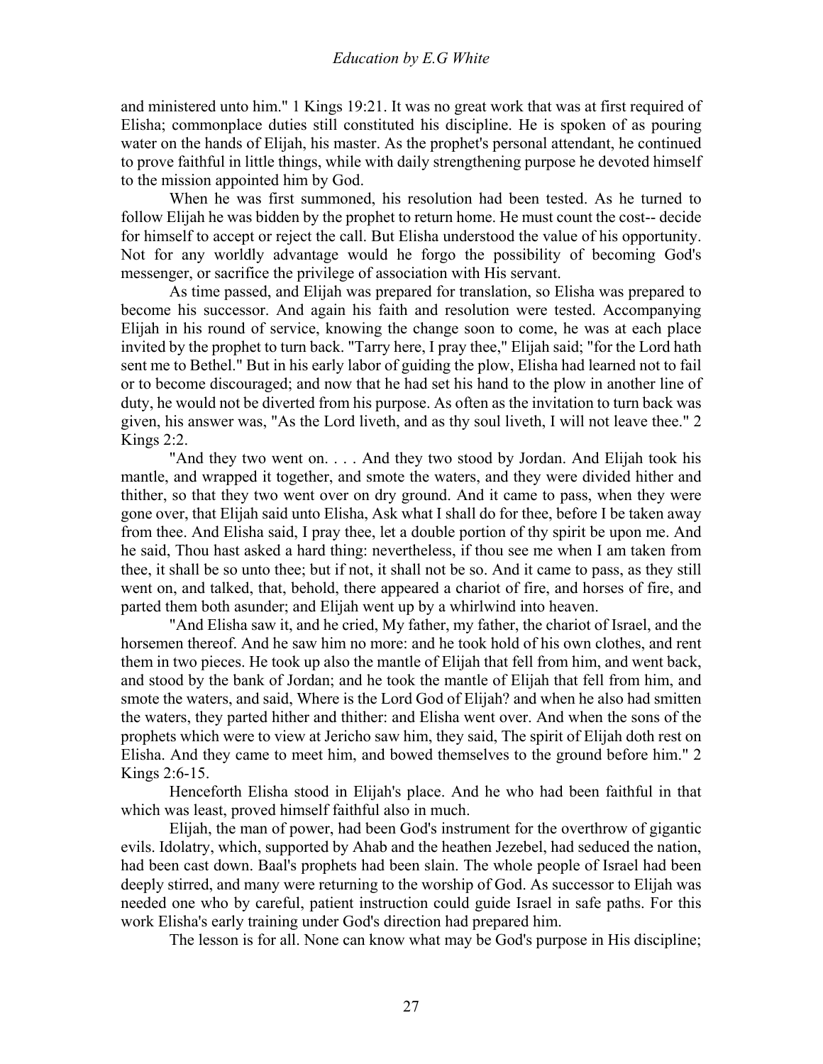and ministered unto him." 1 Kings 19:21. It was no great work that was at first required of Elisha; commonplace duties still constituted his discipline. He is spoken of as pouring water on the hands of Elijah, his master. As the prophet's personal attendant, he continued to prove faithful in little things, while with daily strengthening purpose he devoted himself to the mission appointed him by God.

When he was first summoned, his resolution had been tested. As he turned to follow Elijah he was bidden by the prophet to return home. He must count the cost-- decide for himself to accept or reject the call. But Elisha understood the value of his opportunity. Not for any worldly advantage would he forgo the possibility of becoming God's messenger, or sacrifice the privilege of association with His servant.

As time passed, and Elijah was prepared for translation, so Elisha was prepared to become his successor. And again his faith and resolution were tested. Accompanying Elijah in his round of service, knowing the change soon to come, he was at each place invited by the prophet to turn back. "Tarry here, I pray thee," Elijah said; "for the Lord hath sent me to Bethel." But in his early labor of guiding the plow, Elisha had learned not to fail or to become discouraged; and now that he had set his hand to the plow in another line of duty, he would not be diverted from his purpose. As often as the invitation to turn back was given, his answer was, "As the Lord liveth, and as thy soul liveth, I will not leave thee." 2 Kings 2:2.

"And they two went on. . . . And they two stood by Jordan. And Elijah took his mantle, and wrapped it together, and smote the waters, and they were divided hither and thither, so that they two went over on dry ground. And it came to pass, when they were gone over, that Elijah said unto Elisha, Ask what I shall do for thee, before I be taken away from thee. And Elisha said, I pray thee, let a double portion of thy spirit be upon me. And he said, Thou hast asked a hard thing: nevertheless, if thou see me when I am taken from thee, it shall be so unto thee; but if not, it shall not be so. And it came to pass, as they still went on, and talked, that, behold, there appeared a chariot of fire, and horses of fire, and parted them both asunder; and Elijah went up by a whirlwind into heaven.

"And Elisha saw it, and he cried, My father, my father, the chariot of Israel, and the horsemen thereof. And he saw him no more: and he took hold of his own clothes, and rent them in two pieces. He took up also the mantle of Elijah that fell from him, and went back, and stood by the bank of Jordan; and he took the mantle of Elijah that fell from him, and smote the waters, and said, Where is the Lord God of Elijah? and when he also had smitten the waters, they parted hither and thither: and Elisha went over. And when the sons of the prophets which were to view at Jericho saw him, they said, The spirit of Elijah doth rest on Elisha. And they came to meet him, and bowed themselves to the ground before him." 2 Kings 2:6-15.

Henceforth Elisha stood in Elijah's place. And he who had been faithful in that which was least, proved himself faithful also in much.

Elijah, the man of power, had been God's instrument for the overthrow of gigantic evils. Idolatry, which, supported by Ahab and the heathen Jezebel, had seduced the nation, had been cast down. Baal's prophets had been slain. The whole people of Israel had been deeply stirred, and many were returning to the worship of God. As successor to Elijah was needed one who by careful, patient instruction could guide Israel in safe paths. For this work Elisha's early training under God's direction had prepared him.

The lesson is for all. None can know what may be God's purpose in His discipline;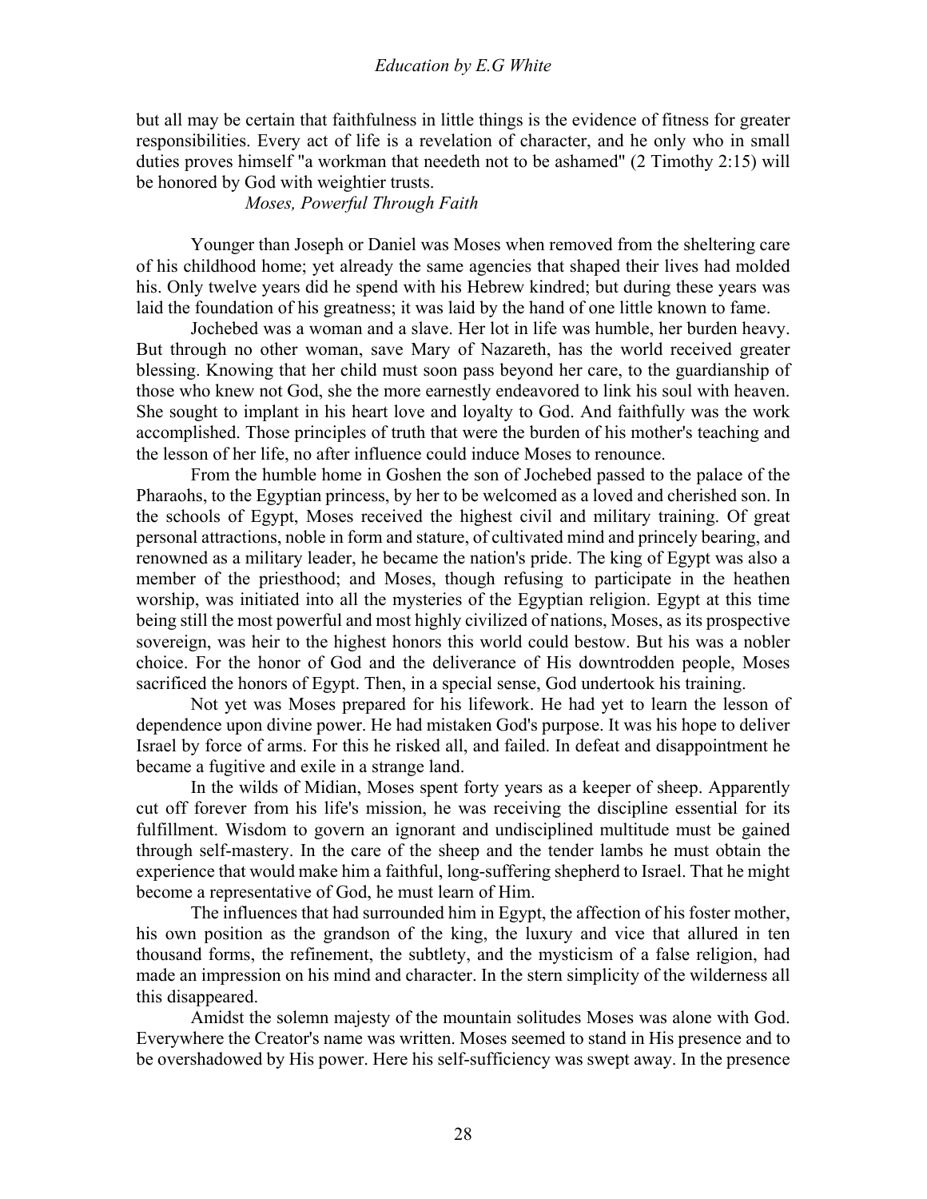but all may be certain that faithfulness in little things is the evidence of fitness for greater responsibilities. Every act of life is a revelation of character, and he only who in small duties proves himself "a workman that needeth not to be ashamed" (2 Timothy 2:15) will be honored by God with weightier trusts.

### *Moses, Powerful Through Faith*

Younger than Joseph or Daniel was Moses when removed from the sheltering care of his childhood home; yet already the same agencies that shaped their lives had molded his. Only twelve years did he spend with his Hebrew kindred; but during these years was laid the foundation of his greatness; it was laid by the hand of one little known to fame.

Jochebed was a woman and a slave. Her lot in life was humble, her burden heavy. But through no other woman, save Mary of Nazareth, has the world received greater blessing. Knowing that her child must soon pass beyond her care, to the guardianship of those who knew not God, she the more earnestly endeavored to link his soul with heaven. She sought to implant in his heart love and loyalty to God. And faithfully was the work accomplished. Those principles of truth that were the burden of his mother's teaching and the lesson of her life, no after influence could induce Moses to renounce.

From the humble home in Goshen the son of Jochebed passed to the palace of the Pharaohs, to the Egyptian princess, by her to be welcomed as a loved and cherished son. In the schools of Egypt, Moses received the highest civil and military training. Of great personal attractions, noble in form and stature, of cultivated mind and princely bearing, and renowned as a military leader, he became the nation's pride. The king of Egypt was also a member of the priesthood; and Moses, though refusing to participate in the heathen worship, was initiated into all the mysteries of the Egyptian religion. Egypt at this time being still the most powerful and most highly civilized of nations, Moses, as its prospective sovereign, was heir to the highest honors this world could bestow. But his was a nobler choice. For the honor of God and the deliverance of His downtrodden people, Moses sacrificed the honors of Egypt. Then, in a special sense, God undertook his training.

Not yet was Moses prepared for his lifework. He had yet to learn the lesson of dependence upon divine power. He had mistaken God's purpose. It was his hope to deliver Israel by force of arms. For this he risked all, and failed. In defeat and disappointment he became a fugitive and exile in a strange land.

In the wilds of Midian, Moses spent forty years as a keeper of sheep. Apparently cut off forever from his life's mission, he was receiving the discipline essential for its fulfillment. Wisdom to govern an ignorant and undisciplined multitude must be gained through self-mastery. In the care of the sheep and the tender lambs he must obtain the experience that would make him a faithful, long-suffering shepherd to Israel. That he might become a representative of God, he must learn of Him.

The influences that had surrounded him in Egypt, the affection of his foster mother, his own position as the grandson of the king, the luxury and vice that allured in ten thousand forms, the refinement, the subtlety, and the mysticism of a false religion, had made an impression on his mind and character. In the stern simplicity of the wilderness all this disappeared.

Amidst the solemn majesty of the mountain solitudes Moses was alone with God. Everywhere the Creator's name was written. Moses seemed to stand in His presence and to be overshadowed by His power. Here his self-sufficiency was swept away. In the presence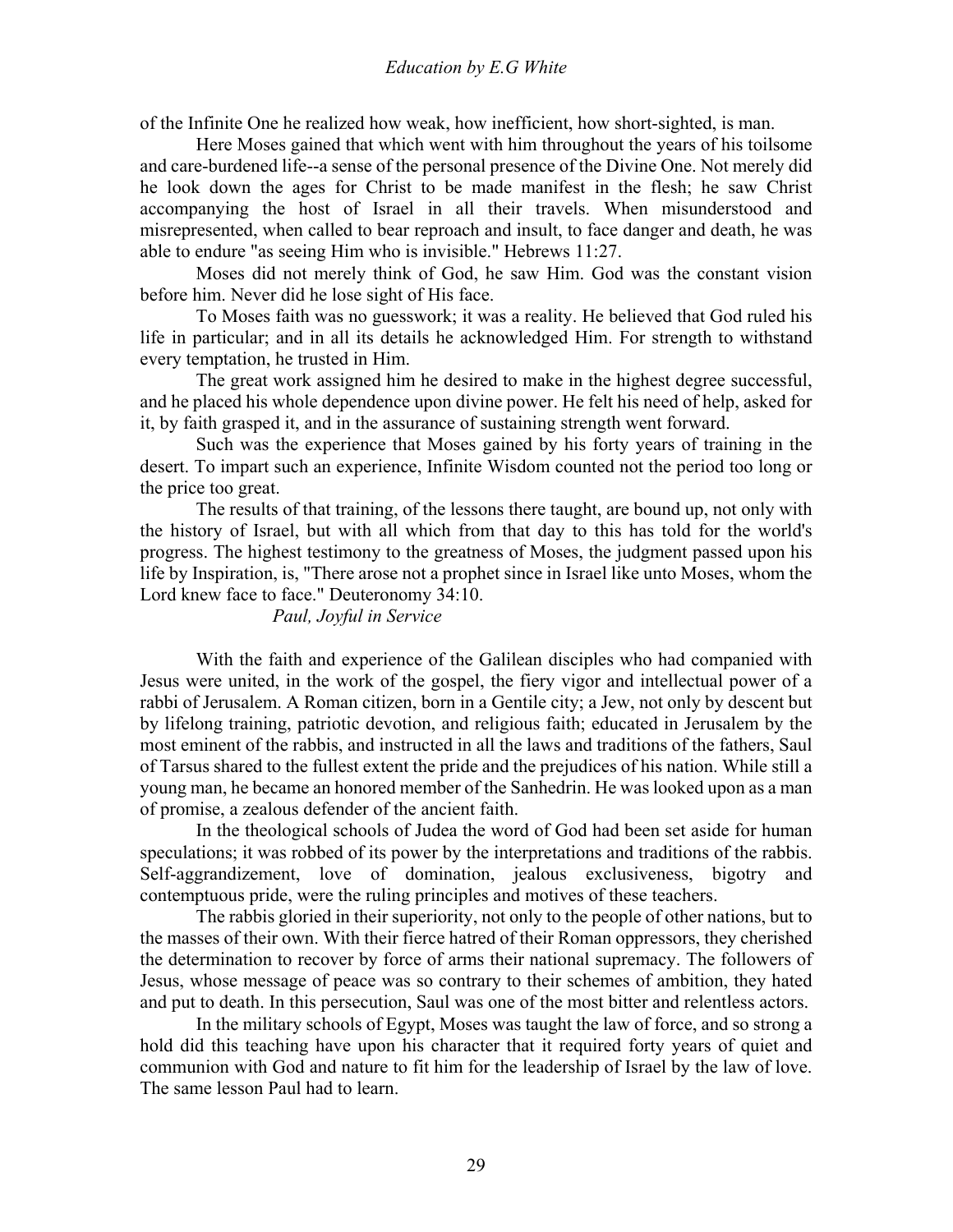of the Infinite One he realized how weak, how inefficient, how short-sighted, is man.

Here Moses gained that which went with him throughout the years of his toilsome and care-burdened life--a sense of the personal presence of the Divine One. Not merely did he look down the ages for Christ to be made manifest in the flesh; he saw Christ accompanying the host of Israel in all their travels. When misunderstood and misrepresented, when called to bear reproach and insult, to face danger and death, he was able to endure "as seeing Him who is invisible." Hebrews 11:27.

Moses did not merely think of God, he saw Him. God was the constant vision before him. Never did he lose sight of His face.

To Moses faith was no guesswork; it was a reality. He believed that God ruled his life in particular; and in all its details he acknowledged Him. For strength to withstand every temptation, he trusted in Him.

The great work assigned him he desired to make in the highest degree successful, and he placed his whole dependence upon divine power. He felt his need of help, asked for it, by faith grasped it, and in the assurance of sustaining strength went forward.

Such was the experience that Moses gained by his forty years of training in the desert. To impart such an experience, Infinite Wisdom counted not the period too long or the price too great.

The results of that training, of the lessons there taught, are bound up, not only with the history of Israel, but with all which from that day to this has told for the world's progress. The highest testimony to the greatness of Moses, the judgment passed upon his life by Inspiration, is, "There arose not a prophet since in Israel like unto Moses, whom the Lord knew face to face." Deuteronomy 34:10.

### *Paul, Joyful in Service*

With the faith and experience of the Galilean disciples who had companied with Jesus were united, in the work of the gospel, the fiery vigor and intellectual power of a rabbi of Jerusalem. A Roman citizen, born in a Gentile city; a Jew, not only by descent but by lifelong training, patriotic devotion, and religious faith; educated in Jerusalem by the most eminent of the rabbis, and instructed in all the laws and traditions of the fathers, Saul of Tarsus shared to the fullest extent the pride and the prejudices of his nation. While still a young man, he became an honored member of the Sanhedrin. He was looked upon as a man of promise, a zealous defender of the ancient faith.

In the theological schools of Judea the word of God had been set aside for human speculations; it was robbed of its power by the interpretations and traditions of the rabbis. Self-aggrandizement, love of domination, jealous exclusiveness, bigotry and contemptuous pride, were the ruling principles and motives of these teachers.

The rabbis gloried in their superiority, not only to the people of other nations, but to the masses of their own. With their fierce hatred of their Roman oppressors, they cherished the determination to recover by force of arms their national supremacy. The followers of Jesus, whose message of peace was so contrary to their schemes of ambition, they hated and put to death. In this persecution, Saul was one of the most bitter and relentless actors.

In the military schools of Egypt, Moses was taught the law of force, and so strong a hold did this teaching have upon his character that it required forty years of quiet and communion with God and nature to fit him for the leadership of Israel by the law of love. The same lesson Paul had to learn.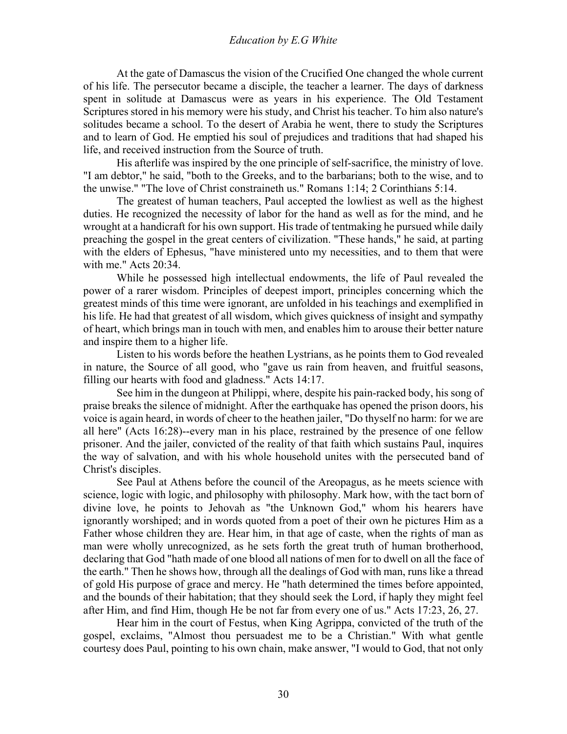At the gate of Damascus the vision of the Crucified One changed the whole current of his life. The persecutor became a disciple, the teacher a learner. The days of darkness spent in solitude at Damascus were as years in his experience. The Old Testament Scriptures stored in his memory were his study, and Christ his teacher. To him also nature's solitudes became a school. To the desert of Arabia he went, there to study the Scriptures and to learn of God. He emptied his soul of prejudices and traditions that had shaped his life, and received instruction from the Source of truth.

His afterlife was inspired by the one principle of self-sacrifice, the ministry of love. "I am debtor," he said, "both to the Greeks, and to the barbarians; both to the wise, and to the unwise." "The love of Christ constraineth us." Romans 1:14; 2 Corinthians 5:14.

The greatest of human teachers, Paul accepted the lowliest as well as the highest duties. He recognized the necessity of labor for the hand as well as for the mind, and he wrought at a handicraft for his own support. His trade of tentmaking he pursued while daily preaching the gospel in the great centers of civilization. "These hands," he said, at parting with the elders of Ephesus, "have ministered unto my necessities, and to them that were with me." Acts 20:34.

While he possessed high intellectual endowments, the life of Paul revealed the power of a rarer wisdom. Principles of deepest import, principles concerning which the greatest minds of this time were ignorant, are unfolded in his teachings and exemplified in his life. He had that greatest of all wisdom, which gives quickness of insight and sympathy of heart, which brings man in touch with men, and enables him to arouse their better nature and inspire them to a higher life.

Listen to his words before the heathen Lystrians, as he points them to God revealed in nature, the Source of all good, who "gave us rain from heaven, and fruitful seasons, filling our hearts with food and gladness." Acts 14:17.

See him in the dungeon at Philippi, where, despite his pain-racked body, his song of praise breaks the silence of midnight. After the earthquake has opened the prison doors, his voice is again heard, in words of cheer to the heathen jailer, "Do thyself no harm: for we are all here" (Acts 16:28)--every man in his place, restrained by the presence of one fellow prisoner. And the jailer, convicted of the reality of that faith which sustains Paul, inquires the way of salvation, and with his whole household unites with the persecuted band of Christ's disciples.

See Paul at Athens before the council of the Areopagus, as he meets science with science, logic with logic, and philosophy with philosophy. Mark how, with the tact born of divine love, he points to Jehovah as "the Unknown God," whom his hearers have ignorantly worshiped; and in words quoted from a poet of their own he pictures Him as a Father whose children they are. Hear him, in that age of caste, when the rights of man as man were wholly unrecognized, as he sets forth the great truth of human brotherhood, declaring that God "hath made of one blood all nations of men for to dwell on all the face of the earth." Then he shows how, through all the dealings of God with man, runs like a thread of gold His purpose of grace and mercy. He "hath determined the times before appointed, and the bounds of their habitation; that they should seek the Lord, if haply they might feel after Him, and find Him, though He be not far from every one of us." Acts 17:23, 26, 27.

Hear him in the court of Festus, when King Agrippa, convicted of the truth of the gospel, exclaims, "Almost thou persuadest me to be a Christian." With what gentle courtesy does Paul, pointing to his own chain, make answer, "I would to God, that not only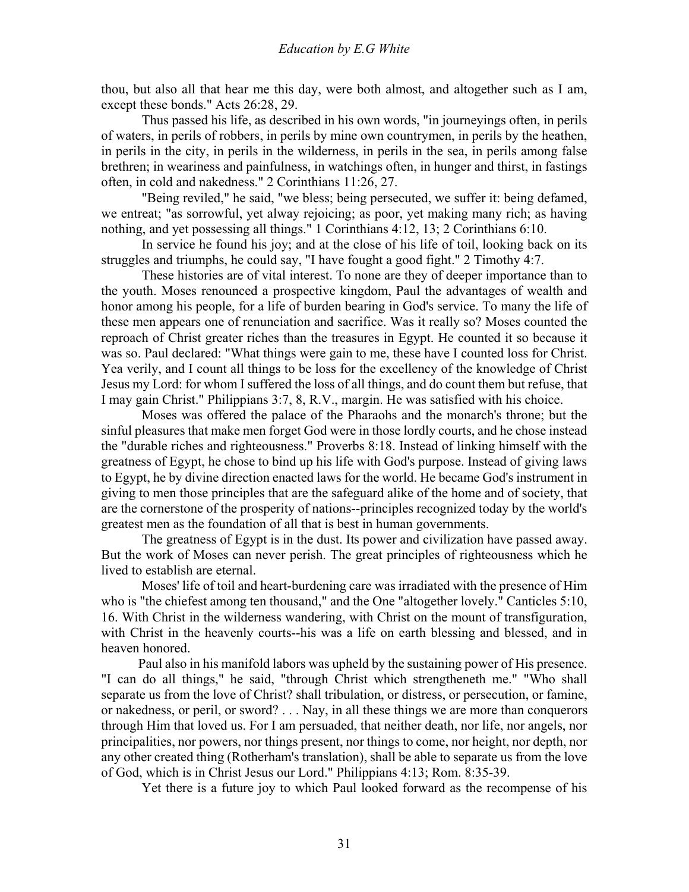thou, but also all that hear me this day, were both almost, and altogether such as I am, except these bonds." Acts 26:28, 29.

Thus passed his life, as described in his own words, "in journeyings often, in perils of waters, in perils of robbers, in perils by mine own countrymen, in perils by the heathen, in perils in the city, in perils in the wilderness, in perils in the sea, in perils among false brethren; in weariness and painfulness, in watchings often, in hunger and thirst, in fastings often, in cold and nakedness." 2 Corinthians 11:26, 27.

"Being reviled," he said, "we bless; being persecuted, we suffer it: being defamed, we entreat; "as sorrowful, yet alway rejoicing; as poor, yet making many rich; as having nothing, and yet possessing all things." 1 Corinthians 4:12, 13; 2 Corinthians 6:10.

In service he found his joy; and at the close of his life of toil, looking back on its struggles and triumphs, he could say, "I have fought a good fight." 2 Timothy 4:7.

These histories are of vital interest. To none are they of deeper importance than to the youth. Moses renounced a prospective kingdom, Paul the advantages of wealth and honor among his people, for a life of burden bearing in God's service. To many the life of these men appears one of renunciation and sacrifice. Was it really so? Moses counted the reproach of Christ greater riches than the treasures in Egypt. He counted it so because it was so. Paul declared: "What things were gain to me, these have I counted loss for Christ. Yea verily, and I count all things to be loss for the excellency of the knowledge of Christ Jesus my Lord: for whom I suffered the loss of all things, and do count them but refuse, that I may gain Christ." Philippians 3:7, 8, R.V., margin. He was satisfied with his choice.

Moses was offered the palace of the Pharaohs and the monarch's throne; but the sinful pleasures that make men forget God were in those lordly courts, and he chose instead the "durable riches and righteousness." Proverbs 8:18. Instead of linking himself with the greatness of Egypt, he chose to bind up his life with God's purpose. Instead of giving laws to Egypt, he by divine direction enacted laws for the world. He became God's instrument in giving to men those principles that are the safeguard alike of the home and of society, that are the cornerstone of the prosperity of nations--principles recognized today by the world's greatest men as the foundation of all that is best in human governments.

The greatness of Egypt is in the dust. Its power and civilization have passed away. But the work of Moses can never perish. The great principles of righteousness which he lived to establish are eternal.

Moses' life of toil and heart-burdening care was irradiated with the presence of Him who is "the chiefest among ten thousand," and the One "altogether lovely." Canticles 5:10, 16. With Christ in the wilderness wandering, with Christ on the mount of transfiguration, with Christ in the heavenly courts--his was a life on earth blessing and blessed, and in heaven honored.

Paul also in his manifold labors was upheld by the sustaining power of His presence. "I can do all things," he said, "through Christ which strengtheneth me." "Who shall separate us from the love of Christ? shall tribulation, or distress, or persecution, or famine, or nakedness, or peril, or sword? . . . Nay, in all these things we are more than conquerors through Him that loved us. For I am persuaded, that neither death, nor life, nor angels, nor principalities, nor powers, nor things present, nor things to come, nor height, nor depth, nor any other created thing (Rotherham's translation), shall be able to separate us from the love of God, which is in Christ Jesus our Lord." Philippians 4:13; Rom. 8:35-39.

Yet there is a future joy to which Paul looked forward as the recompense of his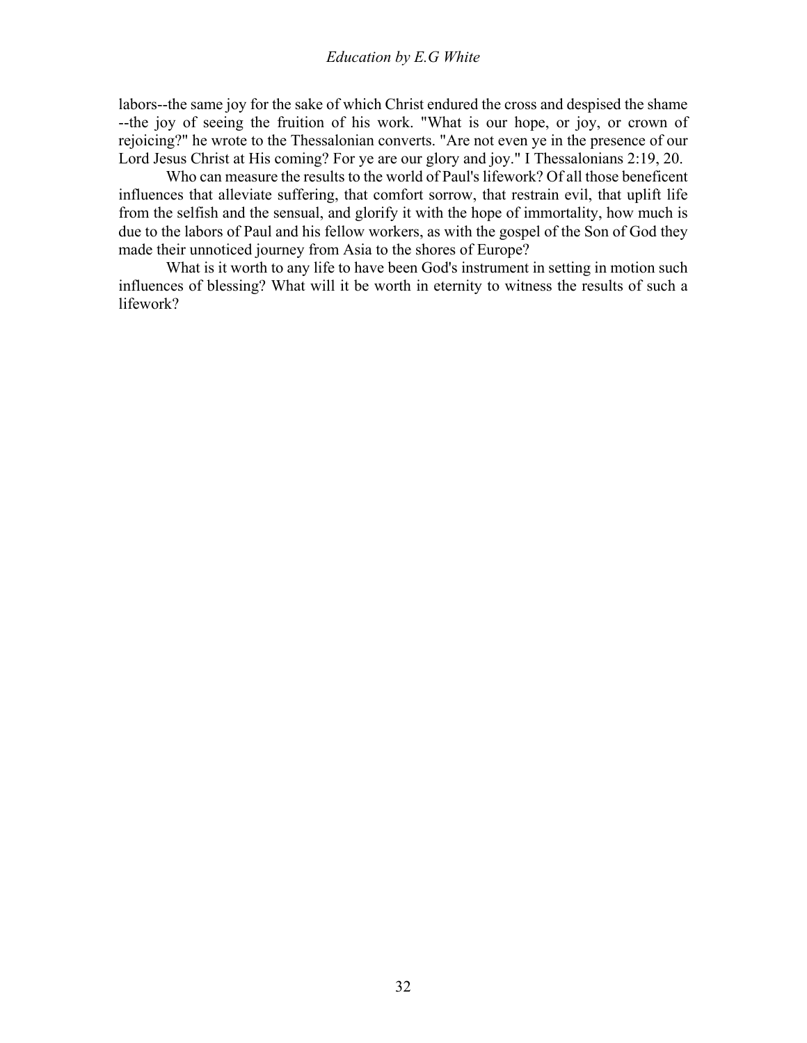labors--the same joy for the sake of which Christ endured the cross and despised the shame --the joy of seeing the fruition of his work. "What is our hope, or joy, or crown of rejoicing?" he wrote to the Thessalonian converts. "Are not even ye in the presence of our Lord Jesus Christ at His coming? For ye are our glory and joy." I Thessalonians 2:19, 20.

Who can measure the results to the world of Paul's lifework? Of all those beneficent influences that alleviate suffering, that comfort sorrow, that restrain evil, that uplift life from the selfish and the sensual, and glorify it with the hope of immortality, how much is due to the labors of Paul and his fellow workers, as with the gospel of the Son of God they made their unnoticed journey from Asia to the shores of Europe?

What is it worth to any life to have been God's instrument in setting in motion such influences of blessing? What will it be worth in eternity to witness the results of such a lifework?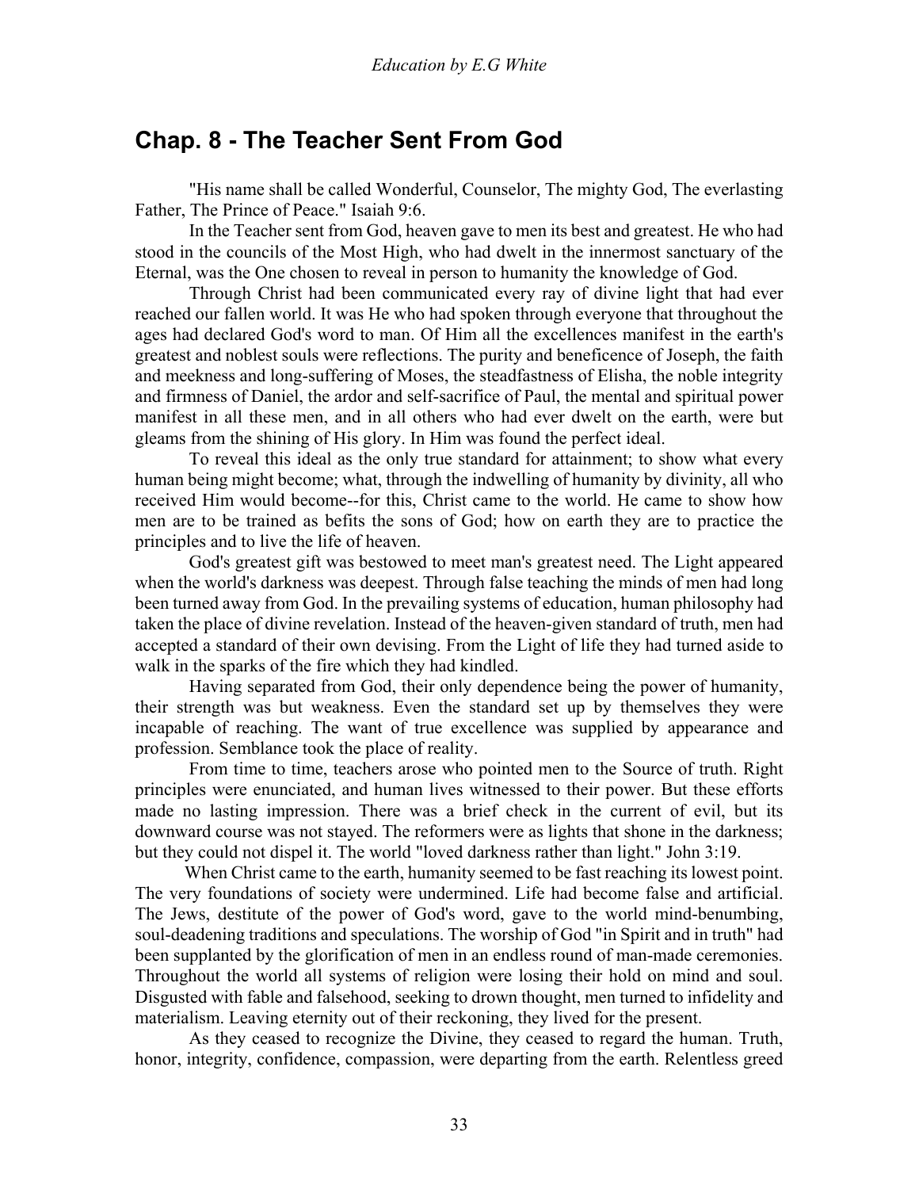## Chap. 8 - The Teacher Sent From God

"His name shall be called Wonderful, Counselor, The mighty God, The everlasting Father, The Prince of Peace." Isaiah 9:6.

In the Teacher sent from God, heaven gave to men its best and greatest. He who had stood in the councils of the Most High, who had dwelt in the innermost sanctuary of the Eternal, was the One chosen to reveal in person to humanity the knowledge of God.

Through Christ had been communicated every ray of divine light that had ever reached our fallen world. It was He who had spoken through everyone that throughout the ages had declared God's word to man. Of Him all the excellences manifest in the earth's greatest and noblest souls were reflections. The purity and beneficence of Joseph, the faith and meekness and long-suffering of Moses, the steadfastness of Elisha, the noble integrity and firmness of Daniel, the ardor and self-sacrifice of Paul, the mental and spiritual power manifest in all these men, and in all others who had ever dwelt on the earth, were but gleams from the shining of His glory. In Him was found the perfect ideal.

To reveal this ideal as the only true standard for attainment; to show what every human being might become; what, through the indwelling of humanity by divinity, all who received Him would become--for this, Christ came to the world. He came to show how men are to be trained as befits the sons of God; how on earth they are to practice the principles and to live the life of heaven.

God's greatest gift was bestowed to meet man's greatest need. The Light appeared when the world's darkness was deepest. Through false teaching the minds of men had long been turned away from God. In the prevailing systems of education, human philosophy had taken the place of divine revelation. Instead of the heaven-given standard of truth, men had accepted a standard of their own devising. From the Light of life they had turned aside to walk in the sparks of the fire which they had kindled.

Having separated from God, their only dependence being the power of humanity, their strength was but weakness. Even the standard set up by themselves they were incapable of reaching. The want of true excellence was supplied by appearance and profession. Semblance took the place of reality.

From time to time, teachers arose who pointed men to the Source of truth. Right principles were enunciated, and human lives witnessed to their power. But these efforts made no lasting impression. There was a brief check in the current of evil, but its downward course was not stayed. The reformers were as lights that shone in the darkness; but they could not dispel it. The world "loved darkness rather than light." John 3:19.

When Christ came to the earth, humanity seemed to be fast reaching its lowest point. The very foundations of society were undermined. Life had become false and artificial. The Jews, destitute of the power of God's word, gave to the world mind-benumbing, soul-deadening traditions and speculations. The worship of God "in Spirit and in truth" had been supplanted by the glorification of men in an endless round of man-made ceremonies. Throughout the world all systems of religion were losing their hold on mind and soul. Disgusted with fable and falsehood, seeking to drown thought, men turned to infidelity and materialism. Leaving eternity out of their reckoning, they lived for the present.

As they ceased to recognize the Divine, they ceased to regard the human. Truth, honor, integrity, confidence, compassion, were departing from the earth. Relentless greed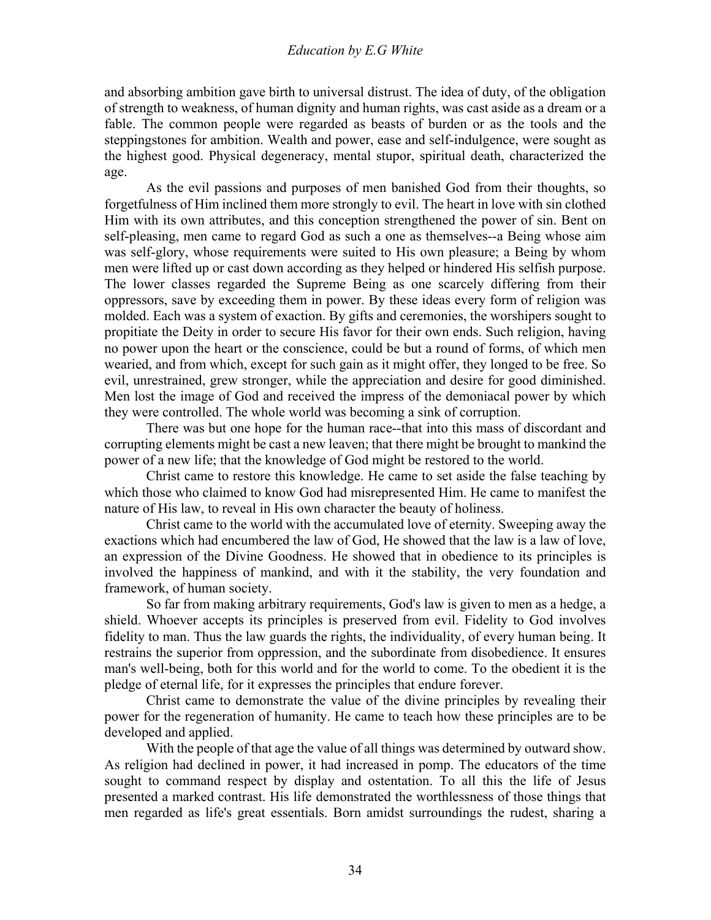and absorbing ambition gave birth to universal distrust. The idea of duty, of the obligation of strength to weakness, of human dignity and human rights, was cast aside as a dream or a fable. The common people were regarded as beasts of burden or as the tools and the steppingstones for ambition. Wealth and power, ease and self-indulgence, were sought as the highest good. Physical degeneracy, mental stupor, spiritual death, characterized the age.

As the evil passions and purposes of men banished God from their thoughts, so forgetfulness of Him inclined them more strongly to evil. The heart in love with sin clothed Him with its own attributes, and this conception strengthened the power of sin. Bent on self-pleasing, men came to regard God as such a one as themselves--a Being whose aim was self-glory, whose requirements were suited to His own pleasure; a Being by whom men were lifted up or cast down according as they helped or hindered His selfish purpose. The lower classes regarded the Supreme Being as one scarcely differing from their oppressors, save by exceeding them in power. By these ideas every form of religion was molded. Each was a system of exaction. By gifts and ceremonies, the worshipers sought to propitiate the Deity in order to secure His favor for their own ends. Such religion, having no power upon the heart or the conscience, could be but a round of forms, of which men wearied, and from which, except for such gain as it might offer, they longed to be free. So evil, unrestrained, grew stronger, while the appreciation and desire for good diminished. Men lost the image of God and received the impress of the demoniacal power by which they were controlled. The whole world was becoming a sink of corruption.

There was but one hope for the human race--that into this mass of discordant and corrupting elements might be cast a new leaven; that there might be brought to mankind the power of a new life; that the knowledge of God might be restored to the world.

Christ came to restore this knowledge. He came to set aside the false teaching by which those who claimed to know God had misrepresented Him. He came to manifest the nature of His law, to reveal in His own character the beauty of holiness.

Christ came to the world with the accumulated love of eternity. Sweeping away the exactions which had encumbered the law of God, He showed that the law is a law of love, an expression of the Divine Goodness. He showed that in obedience to its principles is involved the happiness of mankind, and with it the stability, the very foundation and framework, of human society.

So far from making arbitrary requirements, God's law is given to men as a hedge, a shield. Whoever accepts its principles is preserved from evil. Fidelity to God involves fidelity to man. Thus the law guards the rights, the individuality, of every human being. It restrains the superior from oppression, and the subordinate from disobedience. It ensures man's well-being, both for this world and for the world to come. To the obedient it is the pledge of eternal life, for it expresses the principles that endure forever.

Christ came to demonstrate the value of the divine principles by revealing their power for the regeneration of humanity. He came to teach how these principles are to be developed and applied.

With the people of that age the value of all things was determined by outward show. As religion had declined in power, it had increased in pomp. The educators of the time sought to command respect by display and ostentation. To all this the life of Jesus presented a marked contrast. His life demonstrated the worthlessness of those things that men regarded as life's great essentials. Born amidst surroundings the rudest, sharing a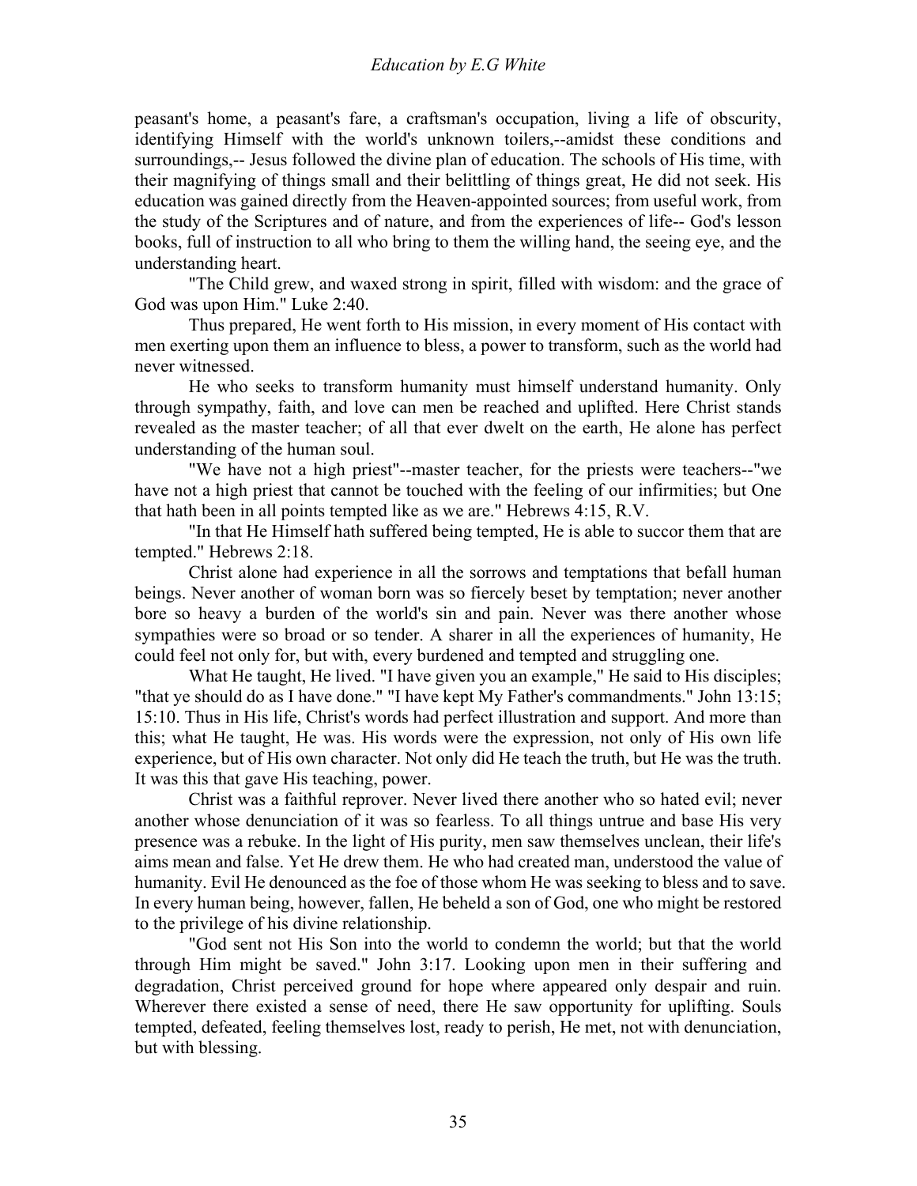peasant's home, a peasant's fare, a craftsman's occupation, living a life of obscurity, identifying Himself with the world's unknown toilers,--amidst these conditions and surroundings,-- Jesus followed the divine plan of education. The schools of His time, with their magnifying of things small and their belittling of things great, He did not seek. His education was gained directly from the Heaven-appointed sources; from useful work, from the study of the Scriptures and of nature, and from the experiences of life-- God's lesson books, full of instruction to all who bring to them the willing hand, the seeing eye, and the understanding heart.

"The Child grew, and waxed strong in spirit, filled with wisdom: and the grace of God was upon Him." Luke 2:40.

Thus prepared, He went forth to His mission, in every moment of His contact with men exerting upon them an influence to bless, a power to transform, such as the world had never witnessed.

He who seeks to transform humanity must himself understand humanity. Only through sympathy, faith, and love can men be reached and uplifted. Here Christ stands revealed as the master teacher; of all that ever dwelt on the earth, He alone has perfect understanding of the human soul.

"We have not a high priest"--master teacher, for the priests were teachers--"we have not a high priest that cannot be touched with the feeling of our infirmities; but One that hath been in all points tempted like as we are." Hebrews 4:15, R.V.

"In that He Himself hath suffered being tempted, He is able to succor them that are tempted." Hebrews 2:18.

Christ alone had experience in all the sorrows and temptations that befall human beings. Never another of woman born was so fiercely beset by temptation; never another bore so heavy a burden of the world's sin and pain. Never was there another whose sympathies were so broad or so tender. A sharer in all the experiences of humanity, He could feel not only for, but with, every burdened and tempted and struggling one.

What He taught, He lived. "I have given you an example," He said to His disciples; "that ye should do as I have done." "I have kept My Father's commandments." John 13:15; 15:10. Thus in His life, Christ's words had perfect illustration and support. And more than this; what He taught, He was. His words were the expression, not only of His own life experience, but of His own character. Not only did He teach the truth, but He was the truth. It was this that gave His teaching, power.

Christ was a faithful reprover. Never lived there another who so hated evil; never another whose denunciation of it was so fearless. To all things untrue and base His very presence was a rebuke. In the light of His purity, men saw themselves unclean, their life's aims mean and false. Yet He drew them. He who had created man, understood the value of humanity. Evil He denounced as the foe of those whom He was seeking to bless and to save. In every human being, however, fallen, He beheld a son of God, one who might be restored to the privilege of his divine relationship.

"God sent not His Son into the world to condemn the world; but that the world through Him might be saved." John 3:17. Looking upon men in their suffering and degradation, Christ perceived ground for hope where appeared only despair and ruin. Wherever there existed a sense of need, there He saw opportunity for uplifting. Souls tempted, defeated, feeling themselves lost, ready to perish, He met, not with denunciation, but with blessing.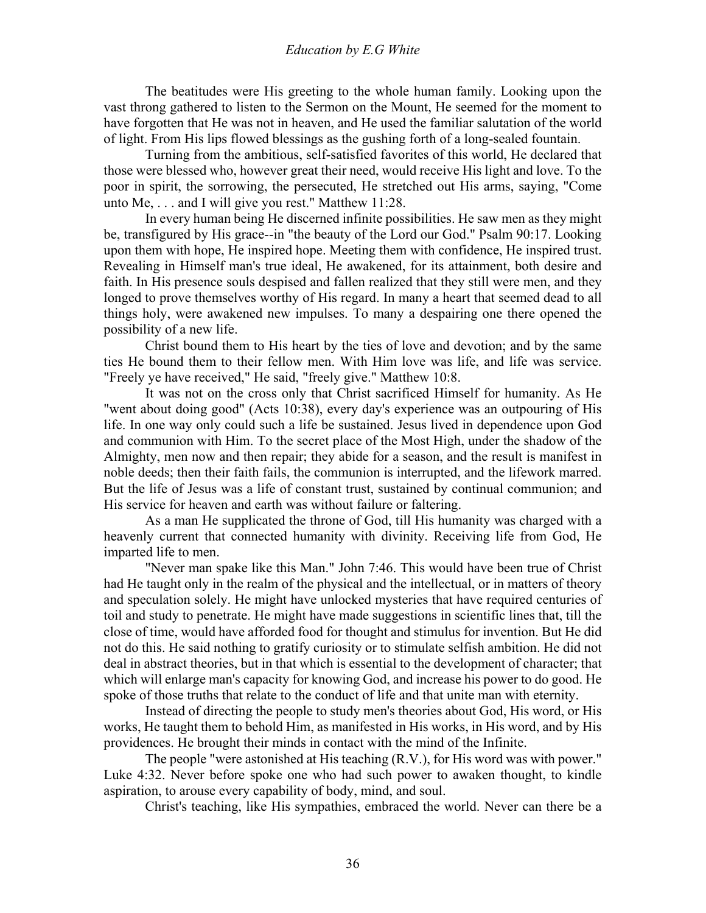The beatitudes were His greeting to the whole human family. Looking upon the vast throng gathered to listen to the Sermon on the Mount, He seemed for the moment to have forgotten that He was not in heaven, and He used the familiar salutation of the world of light. From His lips flowed blessings as the gushing forth of a long-sealed fountain.

Turning from the ambitious, self-satisfied favorites of this world, He declared that those were blessed who, however great their need, would receive His light and love. To the poor in spirit, the sorrowing, the persecuted, He stretched out His arms, saying, "Come unto Me, . . . and I will give you rest." Matthew 11:28.

In every human being He discerned infinite possibilities. He saw men as they might be, transfigured by His grace--in "the beauty of the Lord our God." Psalm 90:17. Looking upon them with hope, He inspired hope. Meeting them with confidence, He inspired trust. Revealing in Himself man's true ideal, He awakened, for its attainment, both desire and faith. In His presence souls despised and fallen realized that they still were men, and they longed to prove themselves worthy of His regard. In many a heart that seemed dead to all things holy, were awakened new impulses. To many a despairing one there opened the possibility of a new life.

Christ bound them to His heart by the ties of love and devotion; and by the same ties He bound them to their fellow men. With Him love was life, and life was service. "Freely ye have received," He said, "freely give." Matthew 10:8.

It was not on the cross only that Christ sacrificed Himself for humanity. As He "went about doing good" (Acts 10:38), every day's experience was an outpouring of His life. In one way only could such a life be sustained. Jesus lived in dependence upon God and communion with Him. To the secret place of the Most High, under the shadow of the Almighty, men now and then repair; they abide for a season, and the result is manifest in noble deeds; then their faith fails, the communion is interrupted, and the lifework marred. But the life of Jesus was a life of constant trust, sustained by continual communion; and His service for heaven and earth was without failure or faltering.

As a man He supplicated the throne of God, till His humanity was charged with a heavenly current that connected humanity with divinity. Receiving life from God, He imparted life to men.

"Never man spake like this Man." John 7:46. This would have been true of Christ had He taught only in the realm of the physical and the intellectual, or in matters of theory and speculation solely. He might have unlocked mysteries that have required centuries of toil and study to penetrate. He might have made suggestions in scientific lines that, till the close of time, would have afforded food for thought and stimulus for invention. But He did not do this. He said nothing to gratify curiosity or to stimulate selfish ambition. He did not deal in abstract theories, but in that which is essential to the development of character; that which will enlarge man's capacity for knowing God, and increase his power to do good. He spoke of those truths that relate to the conduct of life and that unite man with eternity.

Instead of directing the people to study men's theories about God, His word, or His works, He taught them to behold Him, as manifested in His works, in His word, and by His providences. He brought their minds in contact with the mind of the Infinite.

The people "were astonished at His teaching (R.V.), for His word was with power." Luke 4:32. Never before spoke one who had such power to awaken thought, to kindle aspiration, to arouse every capability of body, mind, and soul.

Christ's teaching, like His sympathies, embraced the world. Never can there be a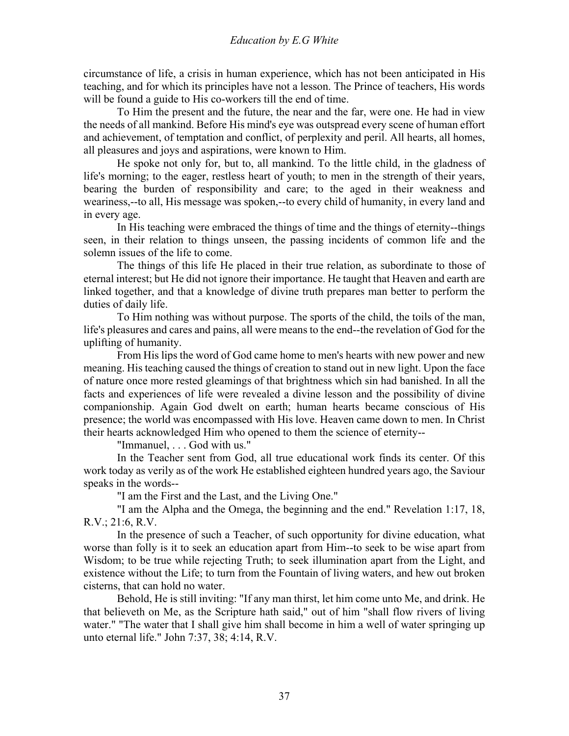circumstance of life, a crisis in human experience, which has not been anticipated in His teaching, and for which its principles have not a lesson. The Prince of teachers, His words will be found a guide to His co-workers till the end of time.

To Him the present and the future, the near and the far, were one. He had in view the needs of all mankind. Before His mind's eye was outspread every scene of human effort and achievement, of temptation and conflict, of perplexity and peril. All hearts, all homes, all pleasures and joys and aspirations, were known to Him.

He spoke not only for, but to, all mankind. To the little child, in the gladness of life's morning; to the eager, restless heart of youth; to men in the strength of their years, bearing the burden of responsibility and care; to the aged in their weakness and weariness,--to all, His message was spoken,--to every child of humanity, in every land and in every age.

In His teaching were embraced the things of time and the things of eternity--things seen, in their relation to things unseen, the passing incidents of common life and the solemn issues of the life to come.

The things of this life He placed in their true relation, as subordinate to those of eternal interest; but He did not ignore their importance. He taught that Heaven and earth are linked together, and that a knowledge of divine truth prepares man better to perform the duties of daily life.

To Him nothing was without purpose. The sports of the child, the toils of the man, life's pleasures and cares and pains, all were means to the end--the revelation of God for the uplifting of humanity.

From His lips the word of God came home to men's hearts with new power and new meaning. His teaching caused the things of creation to stand out in new light. Upon the face of nature once more rested gleamings of that brightness which sin had banished. In all the facts and experiences of life were revealed a divine lesson and the possibility of divine companionship. Again God dwelt on earth; human hearts became conscious of His presence; the world was encompassed with His love. Heaven came down to men. In Christ their hearts acknowledged Him who opened to them the science of eternity--

"Immanuel, . . . God with us."

In the Teacher sent from God, all true educational work finds its center. Of this work today as verily as of the work He established eighteen hundred years ago, the Saviour speaks in the words--

"I am the First and the Last, and the Living One."

"I am the Alpha and the Omega, the beginning and the end." Revelation 1:17, 18, R.V.; 21:6, R.V.

In the presence of such a Teacher, of such opportunity for divine education, what worse than folly is it to seek an education apart from Him--to seek to be wise apart from Wisdom; to be true while rejecting Truth; to seek illumination apart from the Light, and existence without the Life; to turn from the Fountain of living waters, and hew out broken cisterns, that can hold no water.

Behold, He is still inviting: "If any man thirst, let him come unto Me, and drink. He that believeth on Me, as the Scripture hath said," out of him "shall flow rivers of living water." "The water that I shall give him shall become in him a well of water springing up unto eternal life." John 7:37, 38; 4:14, R.V.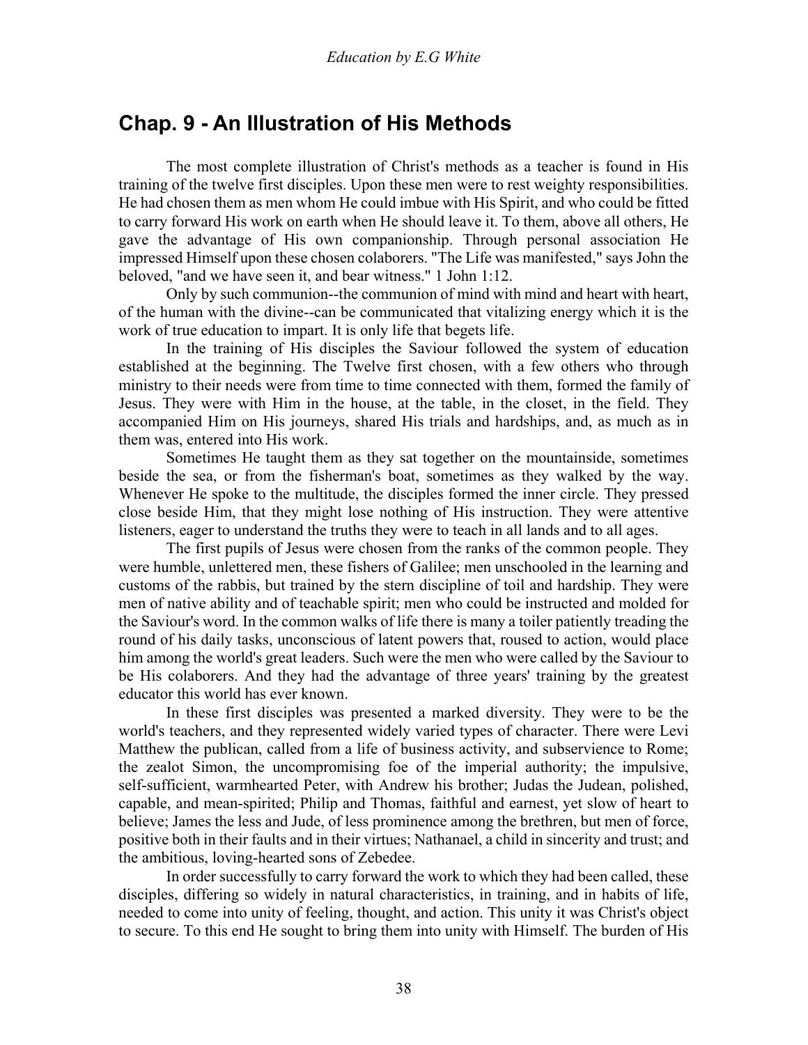## Chap. 9 - An Illustration of His Methods

The most complete illustration of Christ's methods as a teacher is found in His training of the twelve first disciples. Upon these men were to rest weighty responsibilities. He had chosen them as men whom He could imbue with His Spirit, and who could be fitted to carry forward His work on earth when He should leave it. To them, above all others, He gave the advantage of His own companionship. Through personal association He impressed Himself upon these chosen colaborers. "The Life was manifested," says John the beloved, "and we have seen it, and bear witness." 1 John 1:12.

Only by such communion--the communion of mind with mind and heart with heart, of the human with the divine--can be communicated that vitalizing energy which it is the work of true education to impart. It is only life that begets life.

In the training of His disciples the Saviour followed the system of education established at the beginning. The Twelve first chosen, with a few others who through ministry to their needs were from time to time connected with them, formed the family of Jesus. They were with Him in the house, at the table, in the closet, in the field. They accompanied Him on His journeys, shared His trials and hardships, and, as much as in them was, entered into His work.

Sometimes He taught them as they sat together on the mountainside, sometimes beside the sea, or from the fisherman's boat, sometimes as they walked by the way. Whenever He spoke to the multitude, the disciples formed the inner circle. They pressed close beside Him, that they might lose nothing of His instruction. They were attentive listeners, eager to understand the truths they were to teach in all lands and to all ages.

The first pupils of Jesus were chosen from the ranks of the common people. They were humble, unlettered men, these fishers of Galilee; men unschooled in the learning and customs of the rabbis, but trained by the stern discipline of toil and hardship. They were men of native ability and of teachable spirit; men who could be instructed and molded for the Saviour's word. In the common walks of life there is many a toiler patiently treading the round of his daily tasks, unconscious of latent powers that, roused to action, would place him among the world's great leaders. Such were the men who were called by the Saviour to be His colaborers. And they had the advantage of three years' training by the greatest educator this world has ever known.

In these first disciples was presented a marked diversity. They were to be the world's teachers, and they represented widely varied types of character. There were Levi Matthew the publican, called from a life of business activity, and subservience to Rome; the zealot Simon, the uncompromising foe of the imperial authority; the impulsive, self-sufficient, warmhearted Peter, with Andrew his brother; Judas the Judean, polished, capable, and mean-spirited; Philip and Thomas, faithful and earnest, yet slow of heart to believe; James the less and Jude, of less prominence among the brethren, but men of force, positive both in their faults and in their virtues; Nathanael, a child in sincerity and trust; and the ambitious, loving-hearted sons of Zebedee.

In order successfully to carry forward the work to which they had been called, these disciples, differing so widely in natural characteristics, in training, and in habits of life, needed to come into unity of feeling, thought, and action. This unity it was Christ's object to secure. To this end He sought to bring them into unity with Himself. The burden of His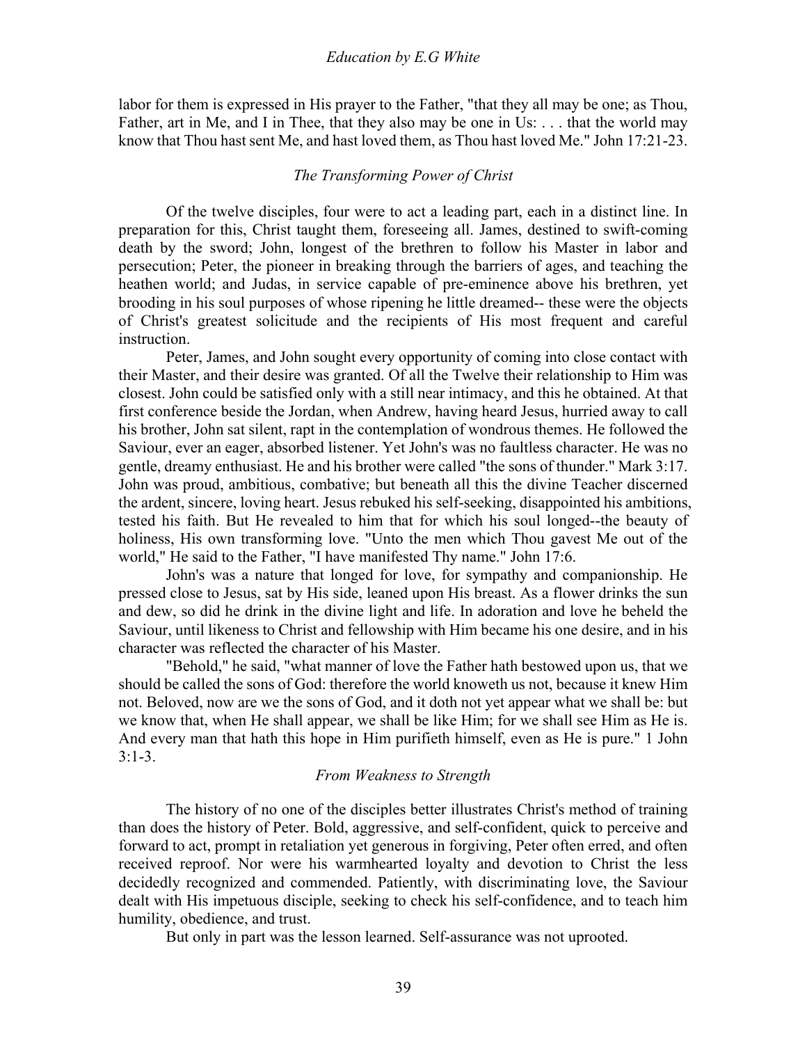labor for them is expressed in His prayer to the Father, "that they all may be one; as Thou, Father, art in Me, and I in Thee, that they also may be one in Us: . . . that the world may know that Thou hast sent Me, and hast loved them, as Thou hast loved Me." John 17:21-23.

### *The Transforming Power of Christ*

Of the twelve disciples, four were to act a leading part, each in a distinct line. In preparation for this, Christ taught them, foreseeing all. James, destined to swift-coming death by the sword; John, longest of the brethren to follow his Master in labor and persecution; Peter, the pioneer in breaking through the barriers of ages, and teaching the heathen world; and Judas, in service capable of pre-eminence above his brethren, yet brooding in his soul purposes of whose ripening he little dreamed-- these were the objects of Christ's greatest solicitude and the recipients of His most frequent and careful instruction.

Peter, James, and John sought every opportunity of coming into close contact with their Master, and their desire was granted. Of all the Twelve their relationship to Him was closest. John could be satisfied only with a still near intimacy, and this he obtained. At that first conference beside the Jordan, when Andrew, having heard Jesus, hurried away to call his brother, John sat silent, rapt in the contemplation of wondrous themes. He followed the Saviour, ever an eager, absorbed listener. Yet John's was no faultless character. He was no gentle, dreamy enthusiast. He and his brother were called "the sons of thunder." Mark 3:17. John was proud, ambitious, combative; but beneath all this the divine Teacher discerned the ardent, sincere, loving heart. Jesus rebuked his self-seeking, disappointed his ambitions, tested his faith. But He revealed to him that for which his soul longed--the beauty of holiness, His own transforming love. "Unto the men which Thou gavest Me out of the world," He said to the Father, "I have manifested Thy name." John 17:6.

John's was a nature that longed for love, for sympathy and companionship. He pressed close to Jesus, sat by His side, leaned upon His breast. As a flower drinks the sun and dew, so did he drink in the divine light and life. In adoration and love he beheld the Saviour, until likeness to Christ and fellowship with Him became his one desire, and in his character was reflected the character of his Master.

"Behold," he said, "what manner of love the Father hath bestowed upon us, that we should be called the sons of God: therefore the world knoweth us not, because it knew Him not. Beloved, now are we the sons of God, and it doth not yet appear what we shall be: but we know that, when He shall appear, we shall be like Him; for we shall see Him as He is. And every man that hath this hope in Him purifieth himself, even as He is pure." 1 John 3:1-3.

### *From Weakness to Strength*

The history of no one of the disciples better illustrates Christ's method of training than does the history of Peter. Bold, aggressive, and self-confident, quick to perceive and forward to act, prompt in retaliation yet generous in forgiving, Peter often erred, and often received reproof. Nor were his warmhearted loyalty and devotion to Christ the less decidedly recognized and commended. Patiently, with discriminating love, the Saviour dealt with His impetuous disciple, seeking to check his self-confidence, and to teach him humility, obedience, and trust.

But only in part was the lesson learned. Self-assurance was not uprooted.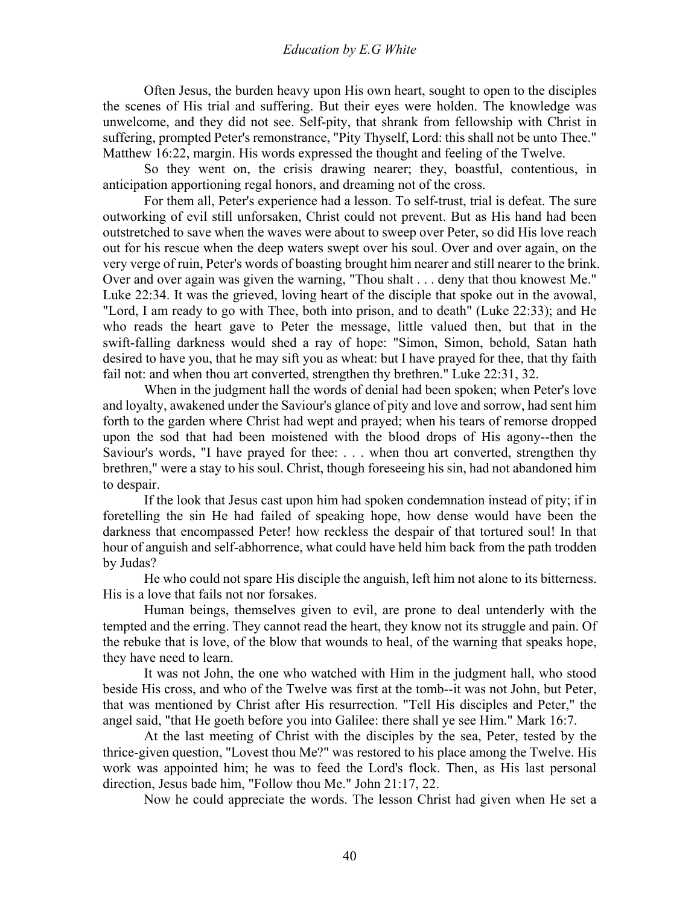Often Jesus, the burden heavy upon His own heart, sought to open to the disciples the scenes of His trial and suffering. But their eyes were holden. The knowledge was unwelcome, and they did not see. Self-pity, that shrank from fellowship with Christ in suffering, prompted Peter's remonstrance, "Pity Thyself, Lord: this shall not be unto Thee." Matthew 16:22, margin. His words expressed the thought and feeling of the Twelve.

So they went on, the crisis drawing nearer; they, boastful, contentious, in anticipation apportioning regal honors, and dreaming not of the cross.

For them all, Peter's experience had a lesson. To self-trust, trial is defeat. The sure outworking of evil still unforsaken, Christ could not prevent. But as His hand had been outstretched to save when the waves were about to sweep over Peter, so did His love reach out for his rescue when the deep waters swept over his soul. Over and over again, on the very verge of ruin, Peter's words of boasting brought him nearer and still nearer to the brink. Over and over again was given the warning, "Thou shalt . . . deny that thou knowest Me." Luke 22:34. It was the grieved, loving heart of the disciple that spoke out in the avowal, "Lord, I am ready to go with Thee, both into prison, and to death" (Luke 22:33); and He who reads the heart gave to Peter the message, little valued then, but that in the swift-falling darkness would shed a ray of hope: "Simon, Simon, behold, Satan hath desired to have you, that he may sift you as wheat: but I have prayed for thee, that thy faith fail not: and when thou art converted, strengthen thy brethren." Luke 22:31, 32.

When in the judgment hall the words of denial had been spoken; when Peter's love and loyalty, awakened under the Saviour's glance of pity and love and sorrow, had sent him forth to the garden where Christ had wept and prayed; when his tears of remorse dropped upon the sod that had been moistened with the blood drops of His agony--then the Saviour's words, "I have prayed for thee: . . . when thou art converted, strengthen thy brethren," were a stay to his soul. Christ, though foreseeing his sin, had not abandoned him to despair.

If the look that Jesus cast upon him had spoken condemnation instead of pity; if in foretelling the sin He had failed of speaking hope, how dense would have been the darkness that encompassed Peter! how reckless the despair of that tortured soul! In that hour of anguish and self-abhorrence, what could have held him back from the path trodden by Judas?

He who could not spare His disciple the anguish, left him not alone to its bitterness. His is a love that fails not nor forsakes.

Human beings, themselves given to evil, are prone to deal untenderly with the tempted and the erring. They cannot read the heart, they know not its struggle and pain. Of the rebuke that is love, of the blow that wounds to heal, of the warning that speaks hope, they have need to learn.

It was not John, the one who watched with Him in the judgment hall, who stood beside His cross, and who of the Twelve was first at the tomb--it was not John, but Peter, that was mentioned by Christ after His resurrection. "Tell His disciples and Peter," the angel said, "that He goeth before you into Galilee: there shall ye see Him." Mark 16:7.

At the last meeting of Christ with the disciples by the sea, Peter, tested by the thrice-given question, "Lovest thou Me?" was restored to his place among the Twelve. His work was appointed him; he was to feed the Lord's flock. Then, as His last personal direction, Jesus bade him, "Follow thou Me." John 21:17, 22.

Now he could appreciate the words. The lesson Christ had given when He set a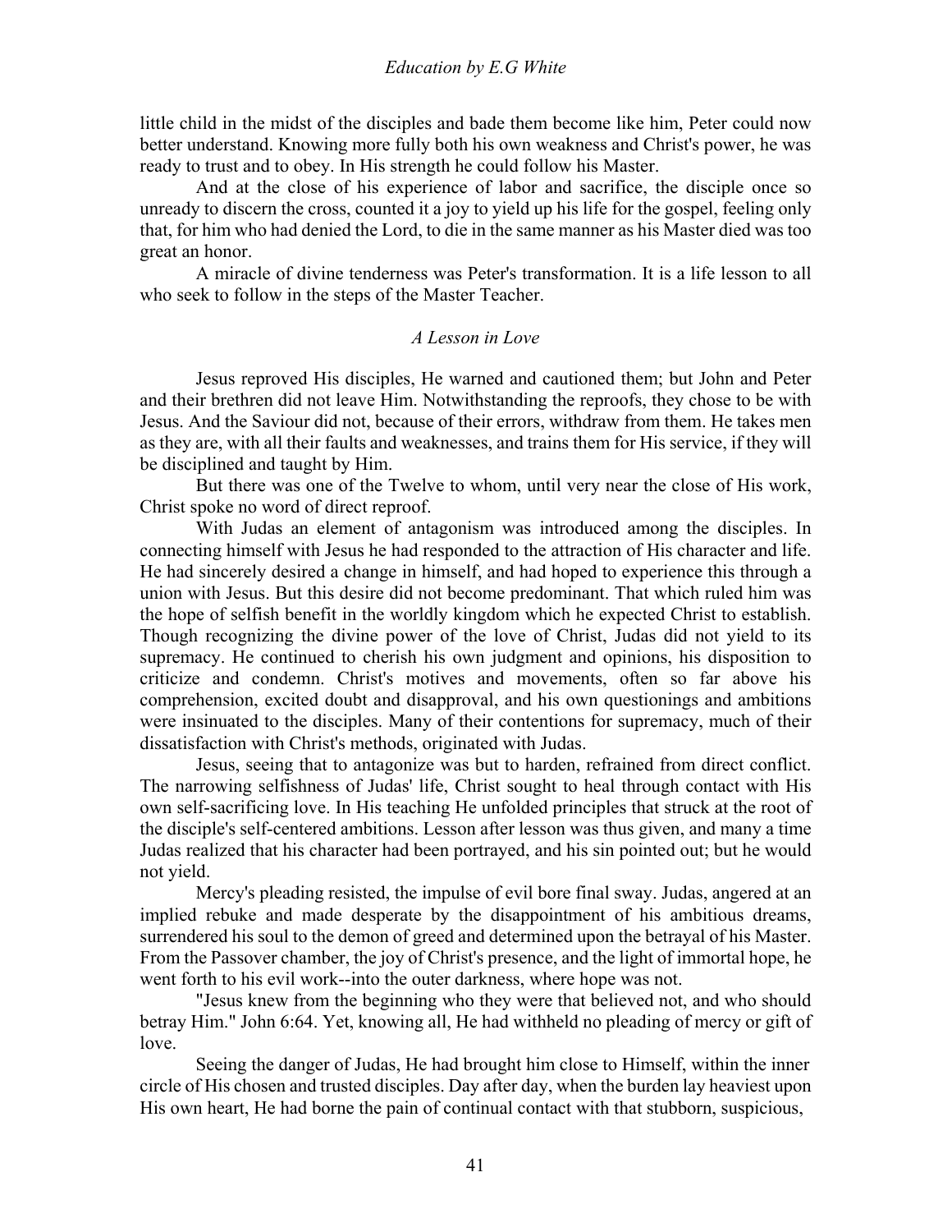little child in the midst of the disciples and bade them become like him, Peter could now better understand. Knowing more fully both his own weakness and Christ's power, he was ready to trust and to obey. In His strength he could follow his Master.

And at the close of his experience of labor and sacrifice, the disciple once so unready to discern the cross, counted it a joy to yield up his life for the gospel, feeling only that, for him who had denied the Lord, to die in the same manner as his Master died was too great an honor.

A miracle of divine tenderness was Peter's transformation. It is a life lesson to all who seek to follow in the steps of the Master Teacher.

### *A Lesson in Love*

Jesus reproved His disciples, He warned and cautioned them; but John and Peter and their brethren did not leave Him. Notwithstanding the reproofs, they chose to be with Jesus. And the Saviour did not, because of their errors, withdraw from them. He takes men as they are, with all their faults and weaknesses, and trains them for His service, if they will be disciplined and taught by Him.

But there was one of the Twelve to whom, until very near the close of His work, Christ spoke no word of direct reproof.

With Judas an element of antagonism was introduced among the disciples. In connecting himself with Jesus he had responded to the attraction of His character and life. He had sincerely desired a change in himself, and had hoped to experience this through a union with Jesus. But this desire did not become predominant. That which ruled him was the hope of selfish benefit in the worldly kingdom which he expected Christ to establish. Though recognizing the divine power of the love of Christ, Judas did not yield to its supremacy. He continued to cherish his own judgment and opinions, his disposition to criticize and condemn. Christ's motives and movements, often so far above his comprehension, excited doubt and disapproval, and his own questionings and ambitions were insinuated to the disciples. Many of their contentions for supremacy, much of their dissatisfaction with Christ's methods, originated with Judas.

Jesus, seeing that to antagonize was but to harden, refrained from direct conflict. The narrowing selfishness of Judas' life, Christ sought to heal through contact with His own self-sacrificing love. In His teaching He unfolded principles that struck at the root of the disciple's self-centered ambitions. Lesson after lesson was thus given, and many a time Judas realized that his character had been portrayed, and his sin pointed out; but he would not yield.

Mercy's pleading resisted, the impulse of evil bore final sway. Judas, angered at an implied rebuke and made desperate by the disappointment of his ambitious dreams, surrendered his soul to the demon of greed and determined upon the betrayal of his Master. From the Passover chamber, the joy of Christ's presence, and the light of immortal hope, he went forth to his evil work--into the outer darkness, where hope was not.

"Jesus knew from the beginning who they were that believed not, and who should betray Him." John 6:64. Yet, knowing all, He had withheld no pleading of mercy or gift of love.

Seeing the danger of Judas, He had brought him close to Himself, within the inner circle of His chosen and trusted disciples. Day after day, when the burden lay heaviest upon His own heart, He had borne the pain of continual contact with that stubborn, suspicious,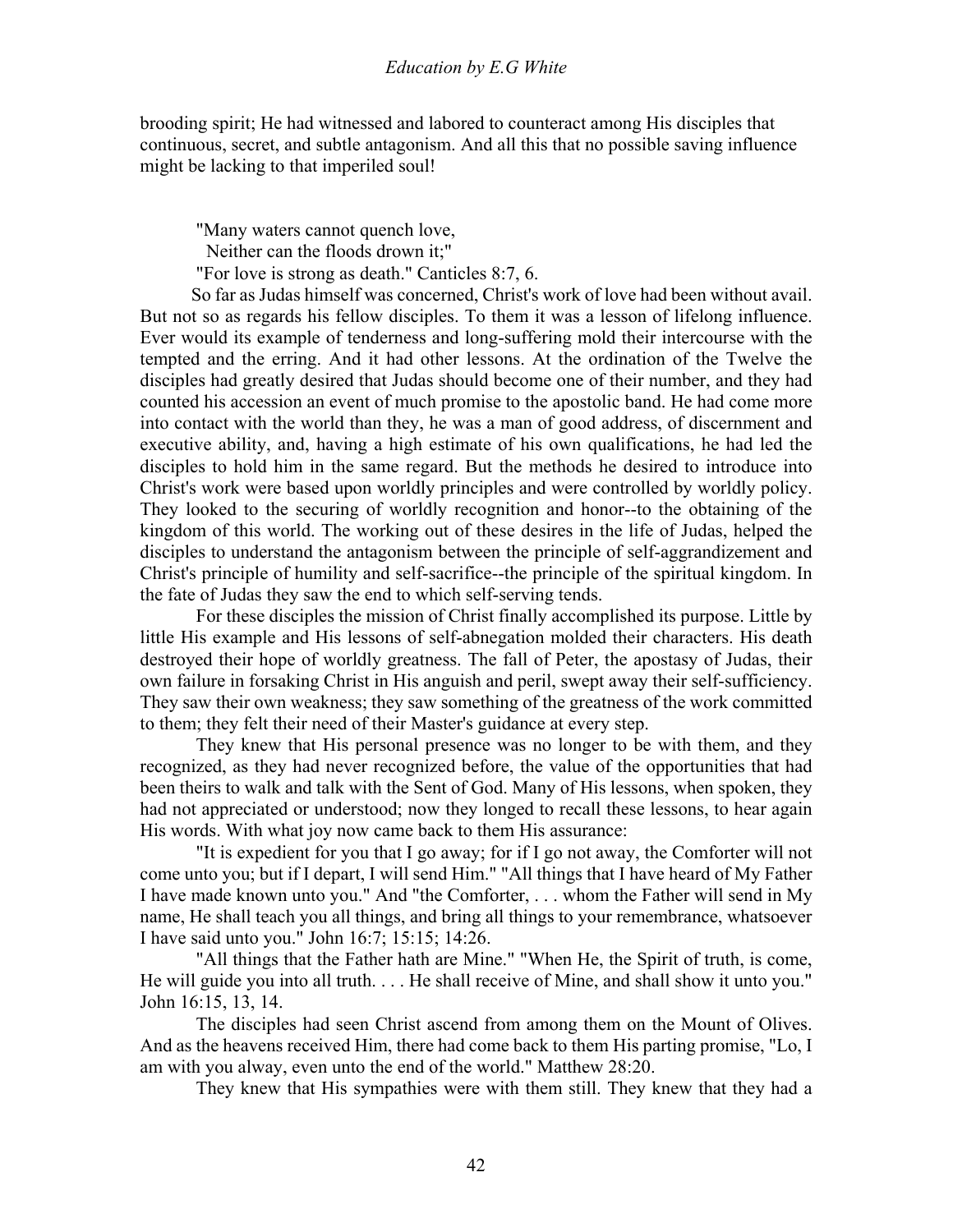brooding spirit; He had witnessed and labored to counteract among His disciples that continuous, secret, and subtle antagonism. And all this that no possible saving influence might be lacking to that imperiled soul!

"Many waters cannot quench love,
  Neither can the floods drown it;"
"For love is strong as death." Canticles 8:7, 6.

So far as Judas himself was concerned, Christ's work of love had been without avail. But not so as regards his fellow disciples. To them it was a lesson of lifelong influence. Ever would its example of tenderness and long-suffering mold their intercourse with the tempted and the erring. And it had other lessons. At the ordination of the Twelve the disciples had greatly desired that Judas should become one of their number, and they had counted his accession an event of much promise to the apostolic band. He had come more into contact with the world than they, he was a man of good address, of discernment and executive ability, and, having a high estimate of his own qualifications, he had led the disciples to hold him in the same regard. But the methods he desired to introduce into Christ's work were based upon worldly principles and were controlled by worldly policy. They looked to the securing of worldly recognition and honor--to the obtaining of the kingdom of this world. The working out of these desires in the life of Judas, helped the disciples to understand the antagonism between the principle of self-aggrandizement and Christ's principle of humility and self-sacrifice--the principle of the spiritual kingdom. In the fate of Judas they saw the end to which self-serving tends.

For these disciples the mission of Christ finally accomplished its purpose. Little by little His example and His lessons of self-abnegation molded their characters. His death destroyed their hope of worldly greatness. The fall of Peter, the apostasy of Judas, their own failure in forsaking Christ in His anguish and peril, swept away their self-sufficiency. They saw their own weakness; they saw something of the greatness of the work committed to them; they felt their need of their Master's guidance at every step.

They knew that His personal presence was no longer to be with them, and they recognized, as they had never recognized before, the value of the opportunities that had been theirs to walk and talk with the Sent of God. Many of His lessons, when spoken, they had not appreciated or understood; now they longed to recall these lessons, to hear again His words. With what joy now came back to them His assurance:

"It is expedient for you that I go away; for if I go not away, the Comforter will not come unto you; but if I depart, I will send Him." "All things that I have heard of My Father I have made known unto you." And "the Comforter, . . . whom the Father will send in My name, He shall teach you all things, and bring all things to your remembrance, whatsoever I have said unto you." John 16:7; 15:15; 14:26.

"All things that the Father hath are Mine." "When He, the Spirit of truth, is come, He will guide you into all truth. . . . He shall receive of Mine, and shall show it unto you." John 16:15, 13, 14.

The disciples had seen Christ ascend from among them on the Mount of Olives. And as the heavens received Him, there had come back to them His parting promise, "Lo, I am with you alway, even unto the end of the world." Matthew 28:20.

They knew that His sympathies were with them still. They knew that they had a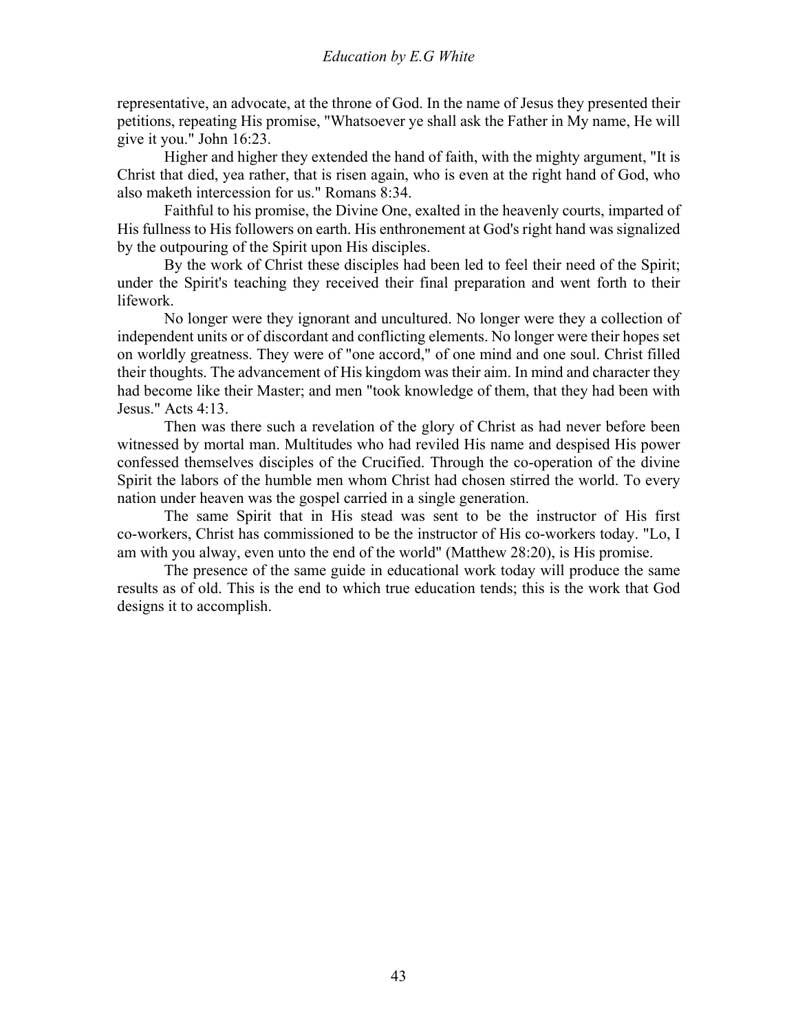representative, an advocate, at the throne of God. In the name of Jesus they presented their petitions, repeating His promise, "Whatsoever ye shall ask the Father in My name, He will give it you." John 16:23.

Higher and higher they extended the hand of faith, with the mighty argument, "It is Christ that died, yea rather, that is risen again, who is even at the right hand of God, who also maketh intercession for us." Romans 8:34.

Faithful to his promise, the Divine One, exalted in the heavenly courts, imparted of His fullness to His followers on earth. His enthronement at God's right hand was signalized by the outpouring of the Spirit upon His disciples.

By the work of Christ these disciples had been led to feel their need of the Spirit; under the Spirit's teaching they received their final preparation and went forth to their lifework.

No longer were they ignorant and uncultured. No longer were they a collection of independent units or of discordant and conflicting elements. No longer were their hopes set on worldly greatness. They were of "one accord," of one mind and one soul. Christ filled their thoughts. The advancement of His kingdom was their aim. In mind and character they had become like their Master; and men "took knowledge of them, that they had been with Jesus." Acts 4:13.

Then was there such a revelation of the glory of Christ as had never before been witnessed by mortal man. Multitudes who had reviled His name and despised His power confessed themselves disciples of the Crucified. Through the co-operation of the divine Spirit the labors of the humble men whom Christ had chosen stirred the world. To every nation under heaven was the gospel carried in a single generation.

The same Spirit that in His stead was sent to be the instructor of His first co-workers, Christ has commissioned to be the instructor of His co-workers today. "Lo, I am with you alway, even unto the end of the world" (Matthew 28:20), is His promise.

The presence of the same guide in educational work today will produce the same results as of old. This is the end to which true education tends; this is the work that God designs it to accomplish.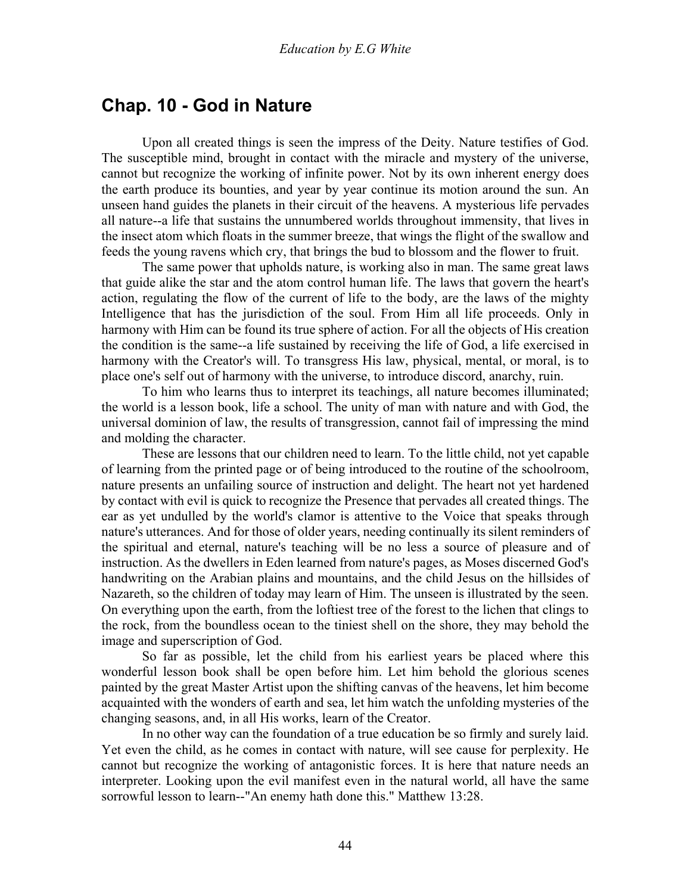## Chap. 10 - God in Nature

Upon all created things is seen the impress of the Deity. Nature testifies of God. The susceptible mind, brought in contact with the miracle and mystery of the universe, cannot but recognize the working of infinite power. Not by its own inherent energy does the earth produce its bounties, and year by year continue its motion around the sun. An unseen hand guides the planets in their circuit of the heavens. A mysterious life pervades all nature--a life that sustains the unnumbered worlds throughout immensity, that lives in the insect atom which floats in the summer breeze, that wings the flight of the swallow and feeds the young ravens which cry, that brings the bud to blossom and the flower to fruit.

The same power that upholds nature, is working also in man. The same great laws that guide alike the star and the atom control human life. The laws that govern the heart's action, regulating the flow of the current of life to the body, are the laws of the mighty Intelligence that has the jurisdiction of the soul. From Him all life proceeds. Only in harmony with Him can be found its true sphere of action. For all the objects of His creation the condition is the same--a life sustained by receiving the life of God, a life exercised in harmony with the Creator's will. To transgress His law, physical, mental, or moral, is to place one's self out of harmony with the universe, to introduce discord, anarchy, ruin.

To him who learns thus to interpret its teachings, all nature becomes illuminated; the world is a lesson book, life a school. The unity of man with nature and with God, the universal dominion of law, the results of transgression, cannot fail of impressing the mind and molding the character.

These are lessons that our children need to learn. To the little child, not yet capable of learning from the printed page or of being introduced to the routine of the schoolroom, nature presents an unfailing source of instruction and delight. The heart not yet hardened by contact with evil is quick to recognize the Presence that pervades all created things. The ear as yet undulled by the world's clamor is attentive to the Voice that speaks through nature's utterances. And for those of older years, needing continually its silent reminders of the spiritual and eternal, nature's teaching will be no less a source of pleasure and of instruction. As the dwellers in Eden learned from nature's pages, as Moses discerned God's handwriting on the Arabian plains and mountains, and the child Jesus on the hillsides of Nazareth, so the children of today may learn of Him. The unseen is illustrated by the seen. On everything upon the earth, from the loftiest tree of the forest to the lichen that clings to the rock, from the boundless ocean to the tiniest shell on the shore, they may behold the image and superscription of God.

So far as possible, let the child from his earliest years be placed where this wonderful lesson book shall be open before him. Let him behold the glorious scenes painted by the great Master Artist upon the shifting canvas of the heavens, let him become acquainted with the wonders of earth and sea, let him watch the unfolding mysteries of the changing seasons, and, in all His works, learn of the Creator.

In no other way can the foundation of a true education be so firmly and surely laid. Yet even the child, as he comes in contact with nature, will see cause for perplexity. He cannot but recognize the working of antagonistic forces. It is here that nature needs an interpreter. Looking upon the evil manifest even in the natural world, all have the same sorrowful lesson to learn--"An enemy hath done this." Matthew 13:28.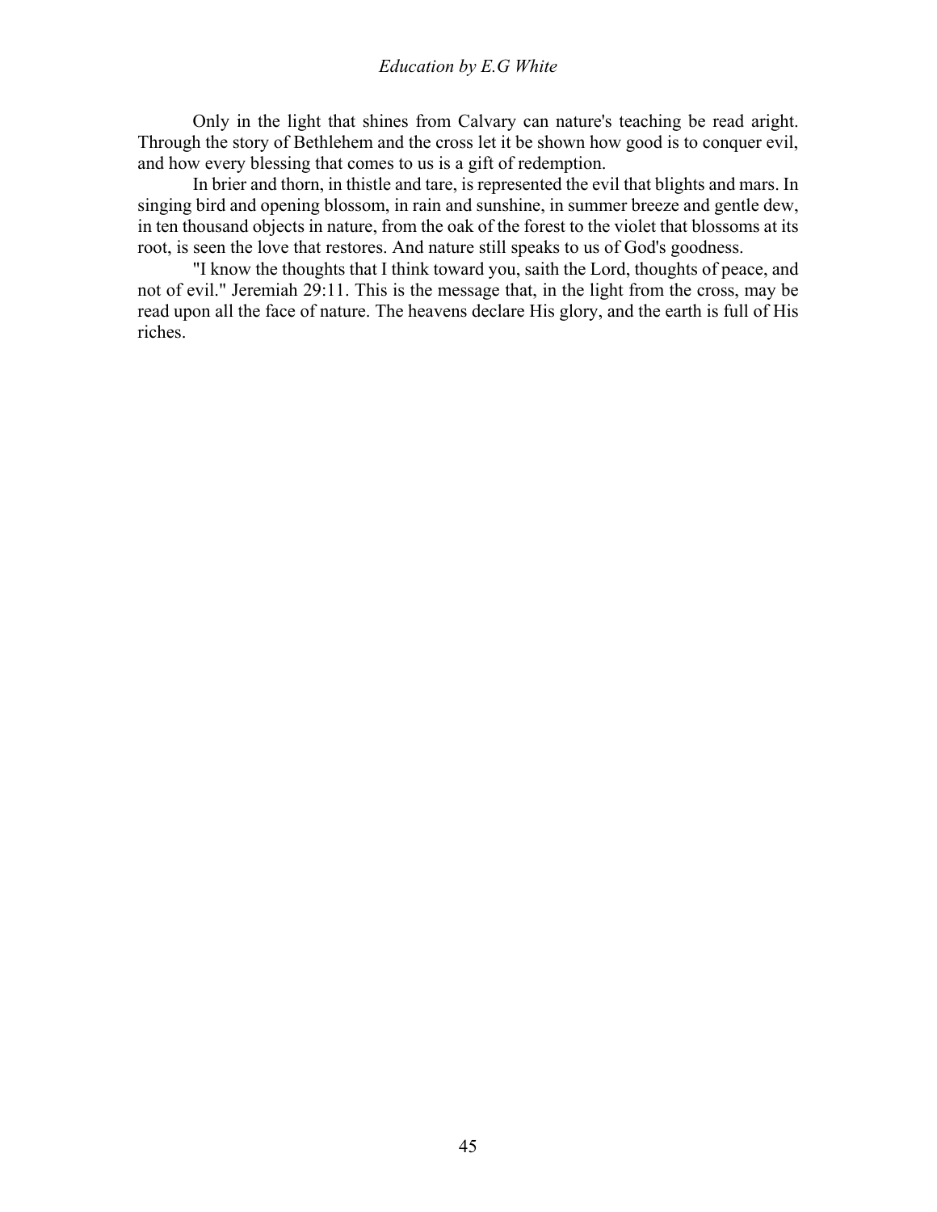Only in the light that shines from Calvary can nature's teaching be read aright. Through the story of Bethlehem and the cross let it be shown how good is to conquer evil, and how every blessing that comes to us is a gift of redemption.

In brier and thorn, in thistle and tare, is represented the evil that blights and mars. In singing bird and opening blossom, in rain and sunshine, in summer breeze and gentle dew, in ten thousand objects in nature, from the oak of the forest to the violet that blossoms at its root, is seen the love that restores. And nature still speaks to us of God's goodness.

"I know the thoughts that I think toward you, saith the Lord, thoughts of peace, and not of evil." Jeremiah 29:11. This is the message that, in the light from the cross, may be read upon all the face of nature. The heavens declare His glory, and the earth is full of His riches.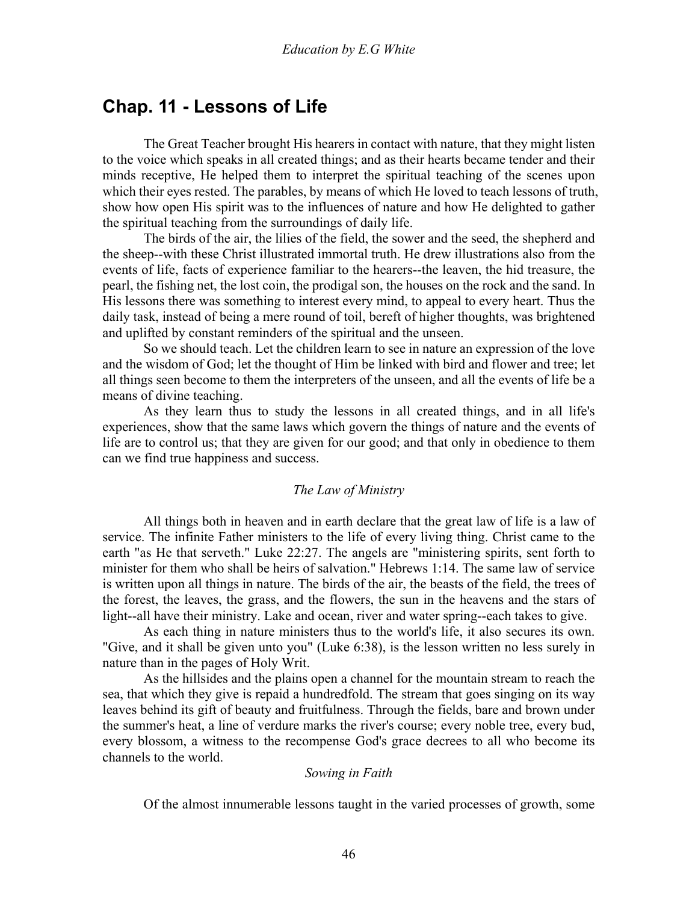## Chap. 11 - Lessons of Life

The Great Teacher brought His hearers in contact with nature, that they might listen to the voice which speaks in all created things; and as their hearts became tender and their minds receptive, He helped them to interpret the spiritual teaching of the scenes upon which their eyes rested. The parables, by means of which He loved to teach lessons of truth, show how open His spirit was to the influences of nature and how He delighted to gather the spiritual teaching from the surroundings of daily life.

The birds of the air, the lilies of the field, the sower and the seed, the shepherd and the sheep--with these Christ illustrated immortal truth. He drew illustrations also from the events of life, facts of experience familiar to the hearers--the leaven, the hid treasure, the pearl, the fishing net, the lost coin, the prodigal son, the houses on the rock and the sand. In His lessons there was something to interest every mind, to appeal to every heart. Thus the daily task, instead of being a mere round of toil, bereft of higher thoughts, was brightened and uplifted by constant reminders of the spiritual and the unseen.

So we should teach. Let the children learn to see in nature an expression of the love and the wisdom of God; let the thought of Him be linked with bird and flower and tree; let all things seen become to them the interpreters of the unseen, and all the events of life be a means of divine teaching.

As they learn thus to study the lessons in all created things, and in all life's experiences, show that the same laws which govern the things of nature and the events of life are to control us; that they are given for our good; and that only in obedience to them can we find true happiness and success.

### *The Law of Ministry*

All things both in heaven and in earth declare that the great law of life is a law of service. The infinite Father ministers to the life of every living thing. Christ came to the earth "as He that serveth." Luke 22:27. The angels are "ministering spirits, sent forth to minister for them who shall be heirs of salvation." Hebrews 1:14. The same law of service is written upon all things in nature. The birds of the air, the beasts of the field, the trees of the forest, the leaves, the grass, and the flowers, the sun in the heavens and the stars of light--all have their ministry. Lake and ocean, river and water spring--each takes to give.

As each thing in nature ministers thus to the world's life, it also secures its own. "Give, and it shall be given unto you" (Luke 6:38), is the lesson written no less surely in nature than in the pages of Holy Writ.

As the hillsides and the plains open a channel for the mountain stream to reach the sea, that which they give is repaid a hundredfold. The stream that goes singing on its way leaves behind its gift of beauty and fruitfulness. Through the fields, bare and brown under the summer's heat, a line of verdure marks the river's course; every noble tree, every bud, every blossom, a witness to the recompense God's grace decrees to all who become its channels to the world.

### *Sowing in Faith*

Of the almost innumerable lessons taught in the varied processes of growth, some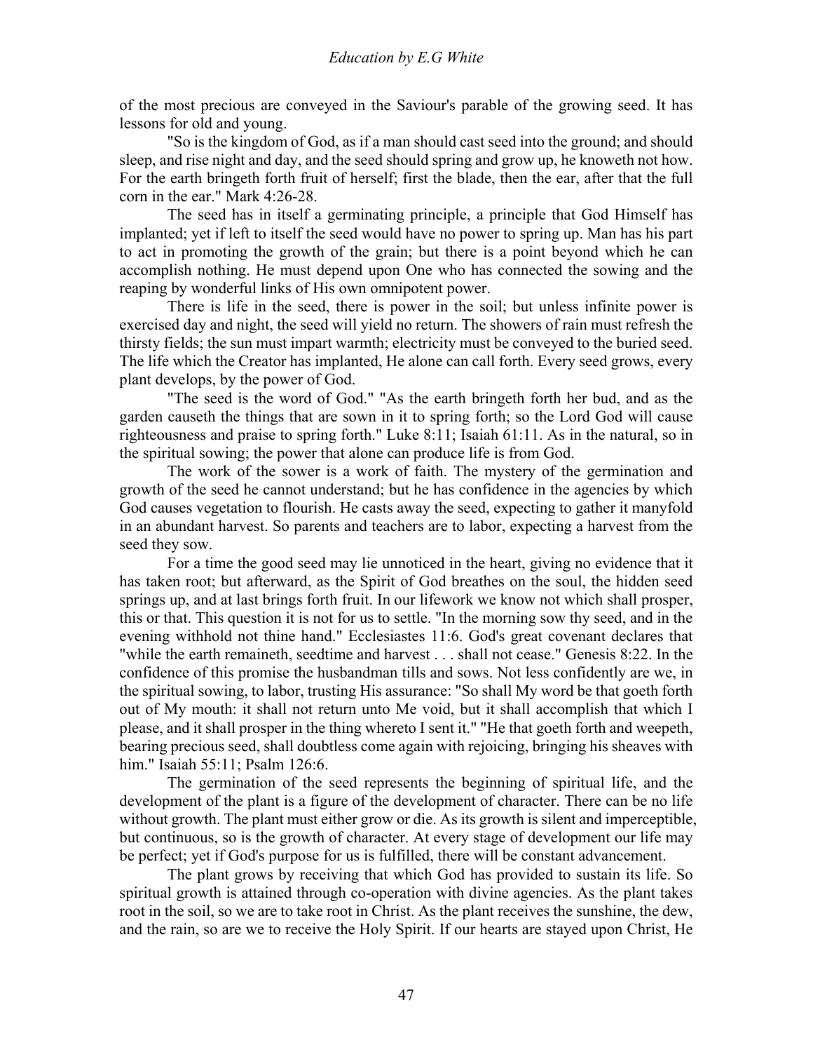of the most precious are conveyed in the Saviour's parable of the growing seed. It has lessons for old and young.

"So is the kingdom of God, as if a man should cast seed into the ground; and should sleep, and rise night and day, and the seed should spring and grow up, he knoweth not how. For the earth bringeth forth fruit of herself; first the blade, then the ear, after that the full corn in the ear." Mark 4:26-28.

The seed has in itself a germinating principle, a principle that God Himself has implanted; yet if left to itself the seed would have no power to spring up. Man has his part to act in promoting the growth of the grain; but there is a point beyond which he can accomplish nothing. He must depend upon One who has connected the sowing and the reaping by wonderful links of His own omnipotent power.

There is life in the seed, there is power in the soil; but unless infinite power is exercised day and night, the seed will yield no return. The showers of rain must refresh the thirsty fields; the sun must impart warmth; electricity must be conveyed to the buried seed. The life which the Creator has implanted, He alone can call forth. Every seed grows, every plant develops, by the power of God.

"The seed is the word of God." "As the earth bringeth forth her bud, and as the garden causeth the things that are sown in it to spring forth; so the Lord God will cause righteousness and praise to spring forth." Luke 8:11; Isaiah 61:11. As in the natural, so in the spiritual sowing; the power that alone can produce life is from God.

The work of the sower is a work of faith. The mystery of the germination and growth of the seed he cannot understand; but he has confidence in the agencies by which God causes vegetation to flourish. He casts away the seed, expecting to gather it manyfold in an abundant harvest. So parents and teachers are to labor, expecting a harvest from the seed they sow.

For a time the good seed may lie unnoticed in the heart, giving no evidence that it has taken root; but afterward, as the Spirit of God breathes on the soul, the hidden seed springs up, and at last brings forth fruit. In our lifework we know not which shall prosper, this or that. This question it is not for us to settle. "In the morning sow thy seed, and in the evening withhold not thine hand." Ecclesiastes 11:6. God's great covenant declares that "while the earth remaineth, seedtime and harvest . . . shall not cease." Genesis 8:22. In the confidence of this promise the husbandman tills and sows. Not less confidently are we, in the spiritual sowing, to labor, trusting His assurance: "So shall My word be that goeth forth out of My mouth: it shall not return unto Me void, but it shall accomplish that which I please, and it shall prosper in the thing whereto I sent it." "He that goeth forth and weepeth, bearing precious seed, shall doubtless come again with rejoicing, bringing his sheaves with him." Isaiah 55:11; Psalm 126:6.

The germination of the seed represents the beginning of spiritual life, and the development of the plant is a figure of the development of character. There can be no life without growth. The plant must either grow or die. As its growth is silent and imperceptible, but continuous, so is the growth of character. At every stage of development our life may be perfect; yet if God's purpose for us is fulfilled, there will be constant advancement.

The plant grows by receiving that which God has provided to sustain its life. So spiritual growth is attained through co-operation with divine agencies. As the plant takes root in the soil, so we are to take root in Christ. As the plant receives the sunshine, the dew, and the rain, so are we to receive the Holy Spirit. If our hearts are stayed upon Christ, He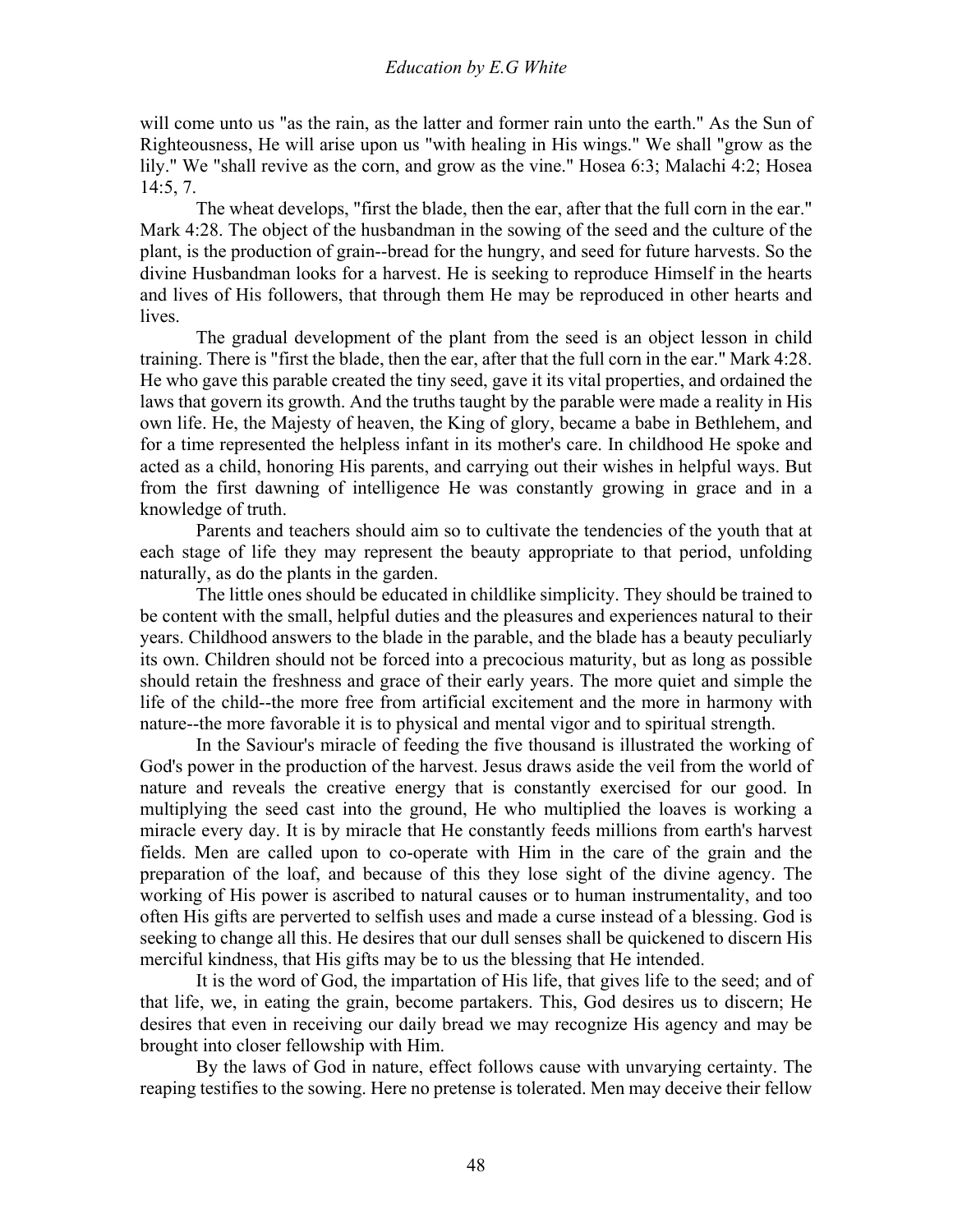will come unto us "as the rain, as the latter and former rain unto the earth." As the Sun of Righteousness, He will arise upon us "with healing in His wings." We shall "grow as the lily." We "shall revive as the corn, and grow as the vine." Hosea 6:3; Malachi 4:2; Hosea 14:5, 7.

The wheat develops, "first the blade, then the ear, after that the full corn in the ear." Mark 4:28. The object of the husbandman in the sowing of the seed and the culture of the plant, is the production of grain--bread for the hungry, and seed for future harvests. So the divine Husbandman looks for a harvest. He is seeking to reproduce Himself in the hearts and lives of His followers, that through them He may be reproduced in other hearts and lives.

The gradual development of the plant from the seed is an object lesson in child training. There is "first the blade, then the ear, after that the full corn in the ear." Mark 4:28. He who gave this parable created the tiny seed, gave it its vital properties, and ordained the laws that govern its growth. And the truths taught by the parable were made a reality in His own life. He, the Majesty of heaven, the King of glory, became a babe in Bethlehem, and for a time represented the helpless infant in its mother's care. In childhood He spoke and acted as a child, honoring His parents, and carrying out their wishes in helpful ways. But from the first dawning of intelligence He was constantly growing in grace and in a knowledge of truth.

Parents and teachers should aim so to cultivate the tendencies of the youth that at each stage of life they may represent the beauty appropriate to that period, unfolding naturally, as do the plants in the garden.

The little ones should be educated in childlike simplicity. They should be trained to be content with the small, helpful duties and the pleasures and experiences natural to their years. Childhood answers to the blade in the parable, and the blade has a beauty peculiarly its own. Children should not be forced into a precocious maturity, but as long as possible should retain the freshness and grace of their early years. The more quiet and simple the life of the child--the more free from artificial excitement and the more in harmony with nature--the more favorable it is to physical and mental vigor and to spiritual strength.

In the Saviour's miracle of feeding the five thousand is illustrated the working of God's power in the production of the harvest. Jesus draws aside the veil from the world of nature and reveals the creative energy that is constantly exercised for our good. In multiplying the seed cast into the ground, He who multiplied the loaves is working a miracle every day. It is by miracle that He constantly feeds millions from earth's harvest fields. Men are called upon to co-operate with Him in the care of the grain and the preparation of the loaf, and because of this they lose sight of the divine agency. The working of His power is ascribed to natural causes or to human instrumentality, and too often His gifts are perverted to selfish uses and made a curse instead of a blessing. God is seeking to change all this. He desires that our dull senses shall be quickened to discern His merciful kindness, that His gifts may be to us the blessing that He intended.

It is the word of God, the impartation of His life, that gives life to the seed; and of that life, we, in eating the grain, become partakers. This, God desires us to discern; He desires that even in receiving our daily bread we may recognize His agency and may be brought into closer fellowship with Him.

By the laws of God in nature, effect follows cause with unvarying certainty. The reaping testifies to the sowing. Here no pretense is tolerated. Men may deceive their fellow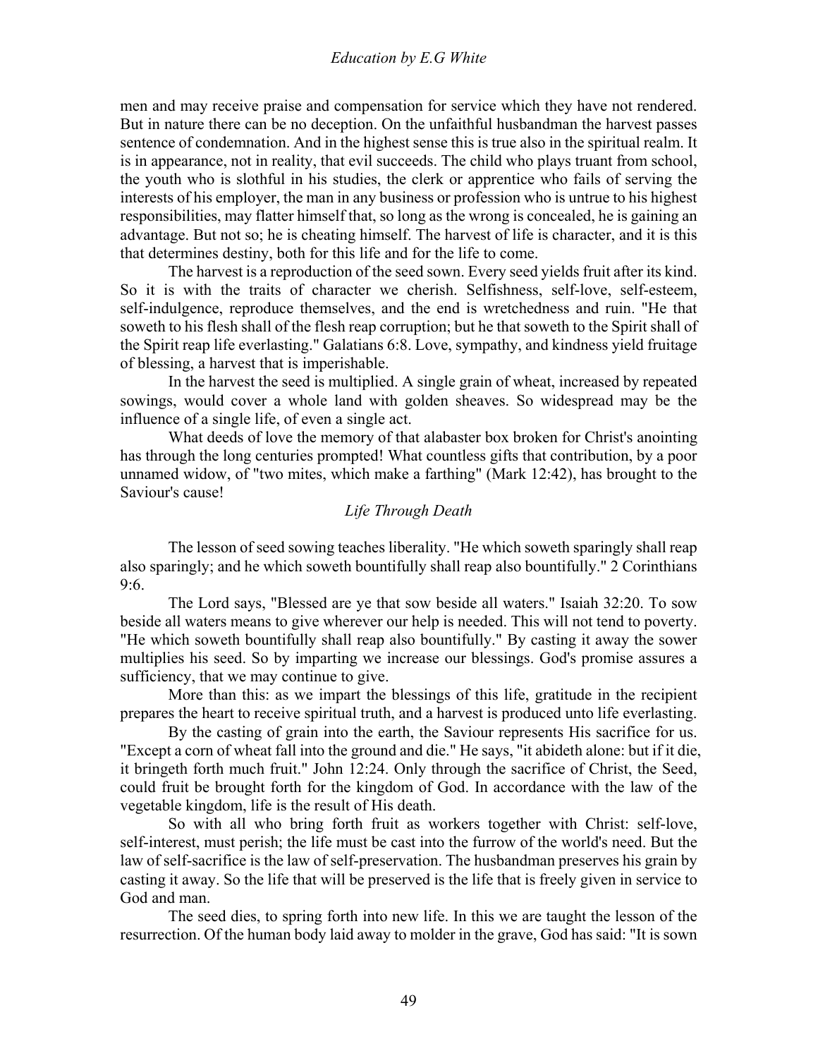men and may receive praise and compensation for service which they have not rendered. But in nature there can be no deception. On the unfaithful husbandman the harvest passes sentence of condemnation. And in the highest sense this is true also in the spiritual realm. It is in appearance, not in reality, that evil succeeds. The child who plays truant from school, the youth who is slothful in his studies, the clerk or apprentice who fails of serving the interests of his employer, the man in any business or profession who is untrue to his highest responsibilities, may flatter himself that, so long as the wrong is concealed, he is gaining an advantage. But not so; he is cheating himself. The harvest of life is character, and it is this that determines destiny, both for this life and for the life to come.

The harvest is a reproduction of the seed sown. Every seed yields fruit after its kind. So it is with the traits of character we cherish. Selfishness, self-love, self-esteem, self-indulgence, reproduce themselves, and the end is wretchedness and ruin. "He that soweth to his flesh shall of the flesh reap corruption; but he that soweth to the Spirit shall of the Spirit reap life everlasting." Galatians 6:8. Love, sympathy, and kindness yield fruitage of blessing, a harvest that is imperishable.

In the harvest the seed is multiplied. A single grain of wheat, increased by repeated sowings, would cover a whole land with golden sheaves. So widespread may be the influence of a single life, of even a single act.

What deeds of love the memory of that alabaster box broken for Christ's anointing has through the long centuries prompted! What countless gifts that contribution, by a poor unnamed widow, of "two mites, which make a farthing" (Mark 12:42), has brought to the Saviour's cause!

### *Life Through Death*

The lesson of seed sowing teaches liberality. "He which soweth sparingly shall reap also sparingly; and he which soweth bountifully shall reap also bountifully." 2 Corinthians 9:6.

The Lord says, "Blessed are ye that sow beside all waters." Isaiah 32:20. To sow beside all waters means to give wherever our help is needed. This will not tend to poverty. "He which soweth bountifully shall reap also bountifully." By casting it away the sower multiplies his seed. So by imparting we increase our blessings. God's promise assures a sufficiency, that we may continue to give.

More than this: as we impart the blessings of this life, gratitude in the recipient prepares the heart to receive spiritual truth, and a harvest is produced unto life everlasting.

By the casting of grain into the earth, the Saviour represents His sacrifice for us. "Except a corn of wheat fall into the ground and die." He says, "it abideth alone: but if it die, it bringeth forth much fruit." John 12:24. Only through the sacrifice of Christ, the Seed, could fruit be brought forth for the kingdom of God. In accordance with the law of the vegetable kingdom, life is the result of His death.

So with all who bring forth fruit as workers together with Christ: self-love, self-interest, must perish; the life must be cast into the furrow of the world's need. But the law of self-sacrifice is the law of self-preservation. The husbandman preserves his grain by casting it away. So the life that will be preserved is the life that is freely given in service to God and man.

The seed dies, to spring forth into new life. In this we are taught the lesson of the resurrection. Of the human body laid away to molder in the grave, God has said: "It is sown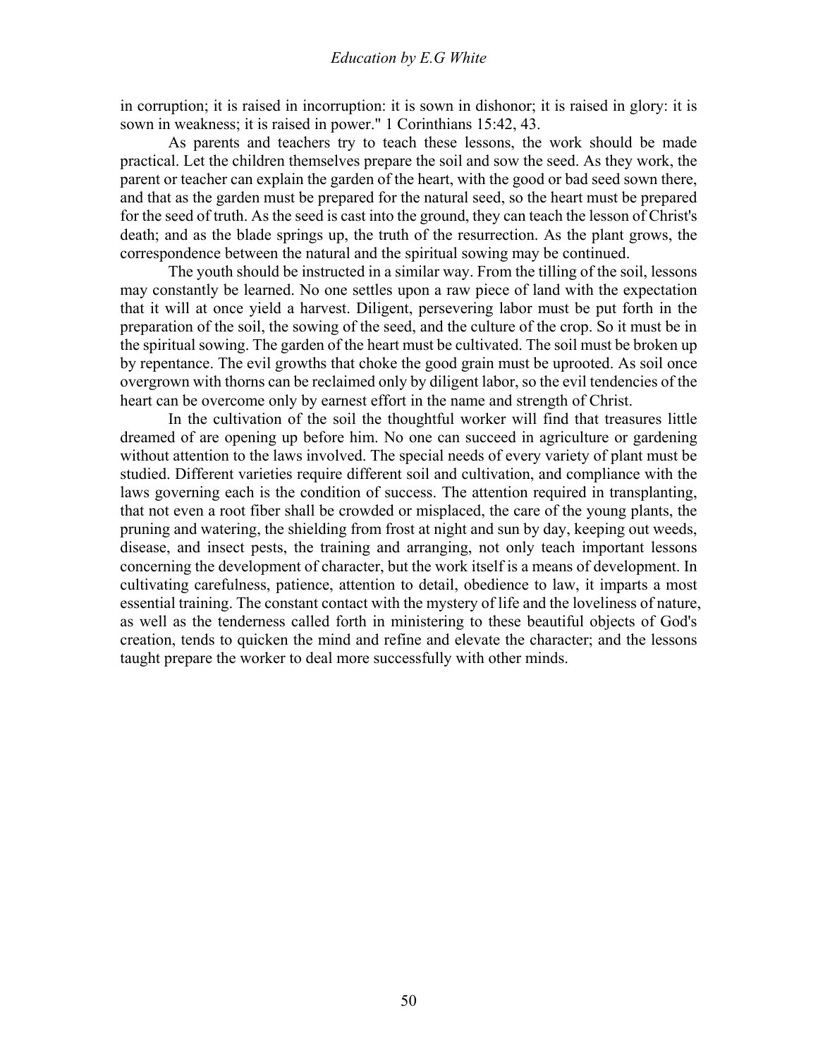in corruption; it is raised in incorruption: it is sown in dishonor; it is raised in glory: it is sown in weakness; it is raised in power." 1 Corinthians 15:42, 43.

As parents and teachers try to teach these lessons, the work should be made practical. Let the children themselves prepare the soil and sow the seed. As they work, the parent or teacher can explain the garden of the heart, with the good or bad seed sown there, and that as the garden must be prepared for the natural seed, so the heart must be prepared for the seed of truth. As the seed is cast into the ground, they can teach the lesson of Christ's death; and as the blade springs up, the truth of the resurrection. As the plant grows, the correspondence between the natural and the spiritual sowing may be continued.

The youth should be instructed in a similar way. From the tilling of the soil, lessons may constantly be learned. No one settles upon a raw piece of land with the expectation that it will at once yield a harvest. Diligent, persevering labor must be put forth in the preparation of the soil, the sowing of the seed, and the culture of the crop. So it must be in the spiritual sowing. The garden of the heart must be cultivated. The soil must be broken up by repentance. The evil growths that choke the good grain must be uprooted. As soil once overgrown with thorns can be reclaimed only by diligent labor, so the evil tendencies of the heart can be overcome only by earnest effort in the name and strength of Christ.

In the cultivation of the soil the thoughtful worker will find that treasures little dreamed of are opening up before him. No one can succeed in agriculture or gardening without attention to the laws involved. The special needs of every variety of plant must be studied. Different varieties require different soil and cultivation, and compliance with the laws governing each is the condition of success. The attention required in transplanting, that not even a root fiber shall be crowded or misplaced, the care of the young plants, the pruning and watering, the shielding from frost at night and sun by day, keeping out weeds, disease, and insect pests, the training and arranging, not only teach important lessons concerning the development of character, but the work itself is a means of development. In cultivating carefulness, patience, attention to detail, obedience to law, it imparts a most essential training. The constant contact with the mystery of life and the loveliness of nature, as well as the tenderness called forth in ministering to these beautiful objects of God's creation, tends to quicken the mind and refine and elevate the character; and the lessons taught prepare the worker to deal more successfully with other minds.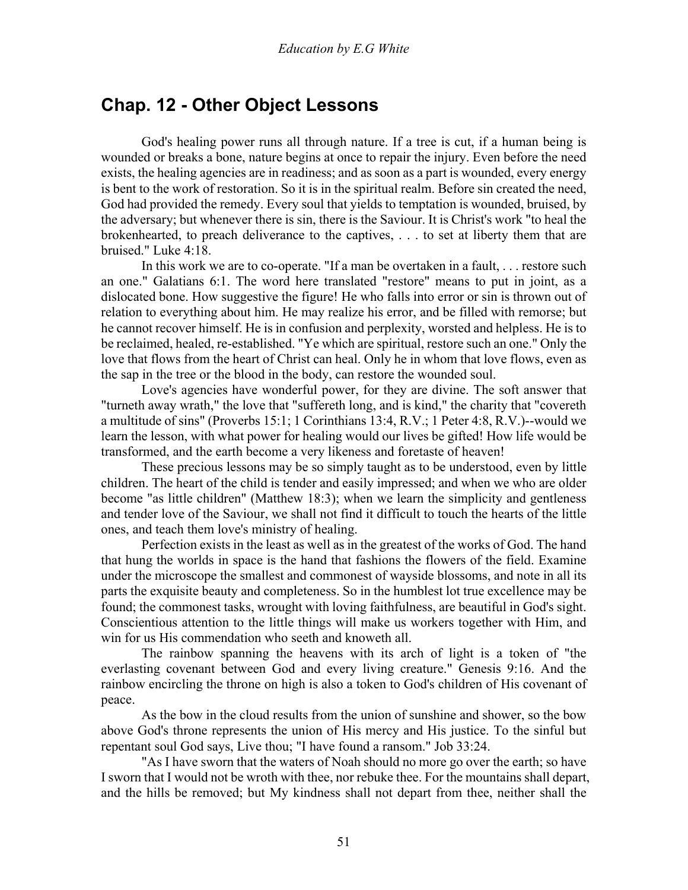## Chap. 12 - Other Object Lessons

God's healing power runs all through nature. If a tree is cut, if a human being is wounded or breaks a bone, nature begins at once to repair the injury. Even before the need exists, the healing agencies are in readiness; and as soon as a part is wounded, every energy is bent to the work of restoration. So it is in the spiritual realm. Before sin created the need, God had provided the remedy. Every soul that yields to temptation is wounded, bruised, by the adversary; but whenever there is sin, there is the Saviour. It is Christ's work "to heal the brokenhearted, to preach deliverance to the captives, . . . to set at liberty them that are bruised." Luke 4:18.

In this work we are to co-operate. "If a man be overtaken in a fault, . . . restore such an one." Galatians 6:1. The word here translated "restore" means to put in joint, as a dislocated bone. How suggestive the figure! He who falls into error or sin is thrown out of relation to everything about him. He may realize his error, and be filled with remorse; but he cannot recover himself. He is in confusion and perplexity, worsted and helpless. He is to be reclaimed, healed, re-established. "Ye which are spiritual, restore such an one." Only the love that flows from the heart of Christ can heal. Only he in whom that love flows, even as the sap in the tree or the blood in the body, can restore the wounded soul.

Love's agencies have wonderful power, for they are divine. The soft answer that "turneth away wrath," the love that "suffereth long, and is kind," the charity that "covereth a multitude of sins" (Proverbs 15:1; 1 Corinthians 13:4, R.V.; 1 Peter 4:8, R.V.)--would we learn the lesson, with what power for healing would our lives be gifted! How life would be transformed, and the earth become a very likeness and foretaste of heaven!

These precious lessons may be so simply taught as to be understood, even by little children. The heart of the child is tender and easily impressed; and when we who are older become "as little children" (Matthew 18:3); when we learn the simplicity and gentleness and tender love of the Saviour, we shall not find it difficult to touch the hearts of the little ones, and teach them love's ministry of healing.

Perfection exists in the least as well as in the greatest of the works of God. The hand that hung the worlds in space is the hand that fashions the flowers of the field. Examine under the microscope the smallest and commonest of wayside blossoms, and note in all its parts the exquisite beauty and completeness. So in the humblest lot true excellence may be found; the commonest tasks, wrought with loving faithfulness, are beautiful in God's sight. Conscientious attention to the little things will make us workers together with Him, and win for us His commendation who seeth and knoweth all.

The rainbow spanning the heavens with its arch of light is a token of "the everlasting covenant between God and every living creature." Genesis 9:16. And the rainbow encircling the throne on high is also a token to God's children of His covenant of peace.

As the bow in the cloud results from the union of sunshine and shower, so the bow above God's throne represents the union of His mercy and His justice. To the sinful but repentant soul God says, Live thou; "I have found a ransom." Job 33:24.

"As I have sworn that the waters of Noah should no more go over the earth; so have I sworn that I would not be wroth with thee, nor rebuke thee. For the mountains shall depart, and the hills be removed; but My kindness shall not depart from thee, neither shall the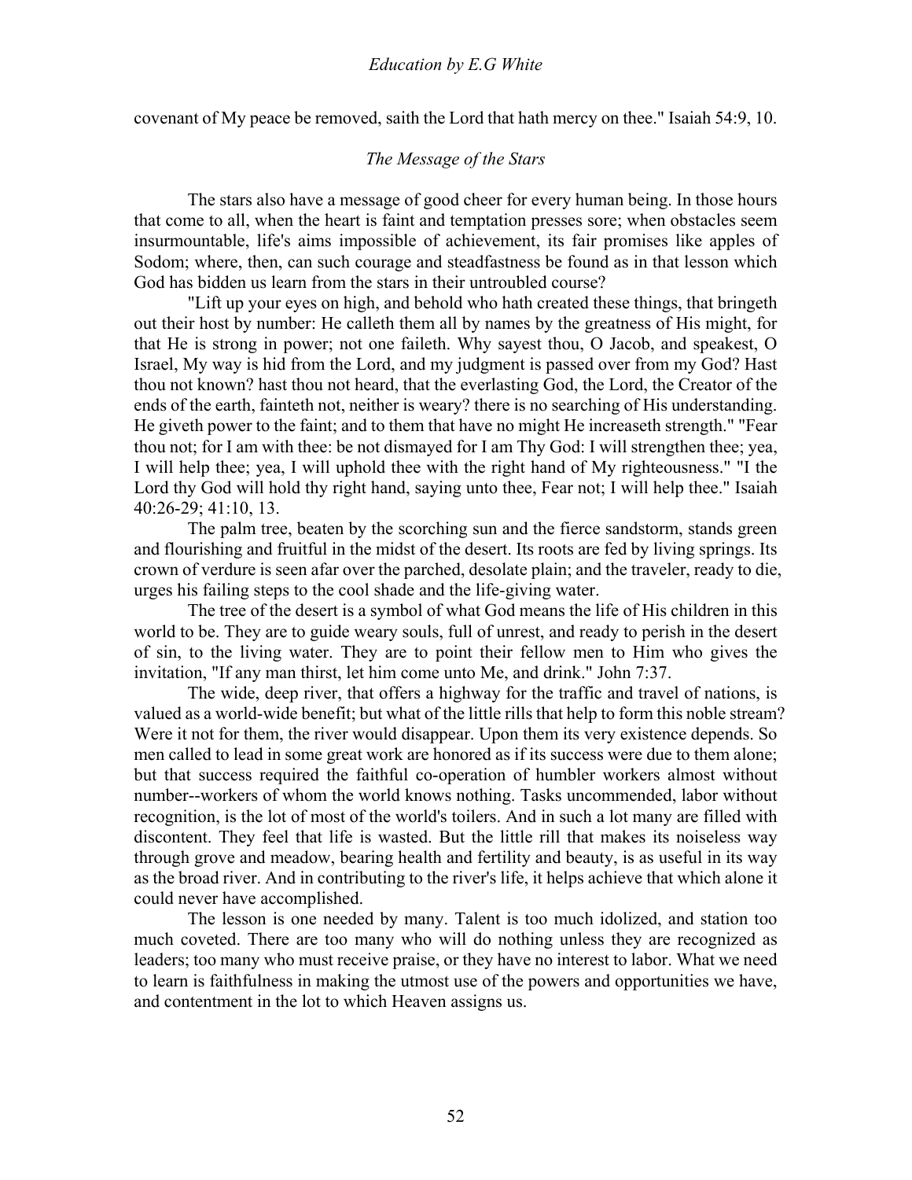covenant of My peace be removed, saith the Lord that hath mercy on thee." Isaiah 54:9, 10.

### *The Message of the Stars*

The stars also have a message of good cheer for every human being. In those hours that come to all, when the heart is faint and temptation presses sore; when obstacles seem insurmountable, life's aims impossible of achievement, its fair promises like apples of Sodom; where, then, can such courage and steadfastness be found as in that lesson which God has bidden us learn from the stars in their untroubled course?

"Lift up your eyes on high, and behold who hath created these things, that bringeth out their host by number: He calleth them all by names by the greatness of His might, for that He is strong in power; not one faileth. Why sayest thou, O Jacob, and speakest, O Israel, My way is hid from the Lord, and my judgment is passed over from my God? Hast thou not known? hast thou not heard, that the everlasting God, the Lord, the Creator of the ends of the earth, fainteth not, neither is weary? there is no searching of His understanding. He giveth power to the faint; and to them that have no might He increaseth strength." "Fear thou not; for I am with thee: be not dismayed for I am Thy God: I will strengthen thee; yea, I will help thee; yea, I will uphold thee with the right hand of My righteousness." "I the Lord thy God will hold thy right hand, saying unto thee, Fear not; I will help thee." Isaiah 40:26-29; 41:10, 13.

The palm tree, beaten by the scorching sun and the fierce sandstorm, stands green and flourishing and fruitful in the midst of the desert. Its roots are fed by living springs. Its crown of verdure is seen afar over the parched, desolate plain; and the traveler, ready to die, urges his failing steps to the cool shade and the life-giving water.

The tree of the desert is a symbol of what God means the life of His children in this world to be. They are to guide weary souls, full of unrest, and ready to perish in the desert of sin, to the living water. They are to point their fellow men to Him who gives the invitation, "If any man thirst, let him come unto Me, and drink." John 7:37.

The wide, deep river, that offers a highway for the traffic and travel of nations, is valued as a world-wide benefit; but what of the little rills that help to form this noble stream? Were it not for them, the river would disappear. Upon them its very existence depends. So men called to lead in some great work are honored as if its success were due to them alone; but that success required the faithful co-operation of humbler workers almost without number--workers of whom the world knows nothing. Tasks uncommended, labor without recognition, is the lot of most of the world's toilers. And in such a lot many are filled with discontent. They feel that life is wasted. But the little rill that makes its noiseless way through grove and meadow, bearing health and fertility and beauty, is as useful in its way as the broad river. And in contributing to the river's life, it helps achieve that which alone it could never have accomplished.

The lesson is one needed by many. Talent is too much idolized, and station too much coveted. There are too many who will do nothing unless they are recognized as leaders; too many who must receive praise, or they have no interest to labor. What we need to learn is faithfulness in making the utmost use of the powers and opportunities we have, and contentment in the lot to which Heaven assigns us.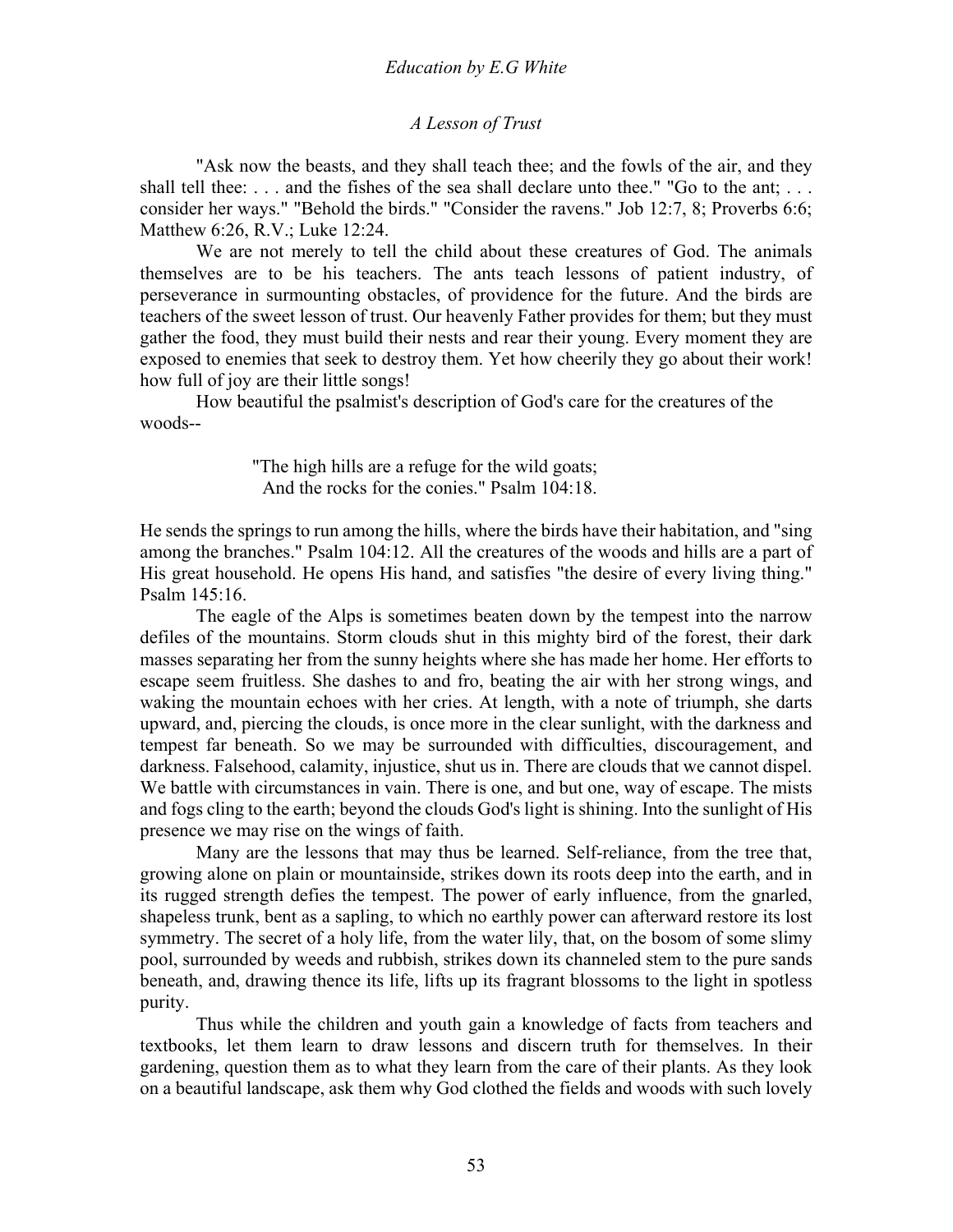## A Lesson of Trust

"Ask now the beasts, and they shall teach thee; and the fowls of the air, and they shall tell thee: . . . and the fishes of the sea shall declare unto thee." "Go to the ant; . . . consider her ways." "Behold the birds." "Consider the ravens." Job 12:7, 8; Proverbs 6:6; Matthew 6:26, R.V.; Luke 12:24.

We are not merely to tell the child about these creatures of God. The animals themselves are to be his teachers. The ants teach lessons of patient industry, of perseverance in surmounting obstacles, of providence for the future. And the birds are teachers of the sweet lesson of trust. Our heavenly Father provides for them; but they must gather the food, they must build their nests and rear their young. Every moment they are exposed to enemies that seek to destroy them. Yet how cheerily they go about their work! how full of joy are their little songs!

How beautiful the psalmist's description of God's care for the creatures of the woods--

> "The high hills are a refuge for the wild goats;
> And the rocks for the conies." Psalm 104:18.

He sends the springs to run among the hills, where the birds have their habitation, and "sing among the branches." Psalm 104:12. All the creatures of the woods and hills are a part of His great household. He opens His hand, and satisfies "the desire of every living thing." Psalm 145:16.

The eagle of the Alps is sometimes beaten down by the tempest into the narrow defiles of the mountains. Storm clouds shut in this mighty bird of the forest, their dark masses separating her from the sunny heights where she has made her home. Her efforts to escape seem fruitless. She dashes to and fro, beating the air with her strong wings, and waking the mountain echoes with her cries. At length, with a note of triumph, she darts upward, and, piercing the clouds, is once more in the clear sunlight, with the darkness and tempest far beneath. So we may be surrounded with difficulties, discouragement, and darkness. Falsehood, calamity, injustice, shut us in. There are clouds that we cannot dispel. We battle with circumstances in vain. There is one, and but one, way of escape. The mists and fogs cling to the earth; beyond the clouds God's light is shining. Into the sunlight of His presence we may rise on the wings of faith.

Many are the lessons that may thus be learned. Self-reliance, from the tree that, growing alone on plain or mountainside, strikes down its roots deep into the earth, and in its rugged strength defies the tempest. The power of early influence, from the gnarled, shapeless trunk, bent as a sapling, to which no earthly power can afterward restore its lost symmetry. The secret of a holy life, from the water lily, that, on the bosom of some slimy pool, surrounded by weeds and rubbish, strikes down its channeled stem to the pure sands beneath, and, drawing thence its life, lifts up its fragrant blossoms to the light in spotless purity.

Thus while the children and youth gain a knowledge of facts from teachers and textbooks, let them learn to draw lessons and discern truth for themselves. In their gardening, question them as to what they learn from the care of their plants. As they look on a beautiful landscape, ask them why God clothed the fields and woods with such lovely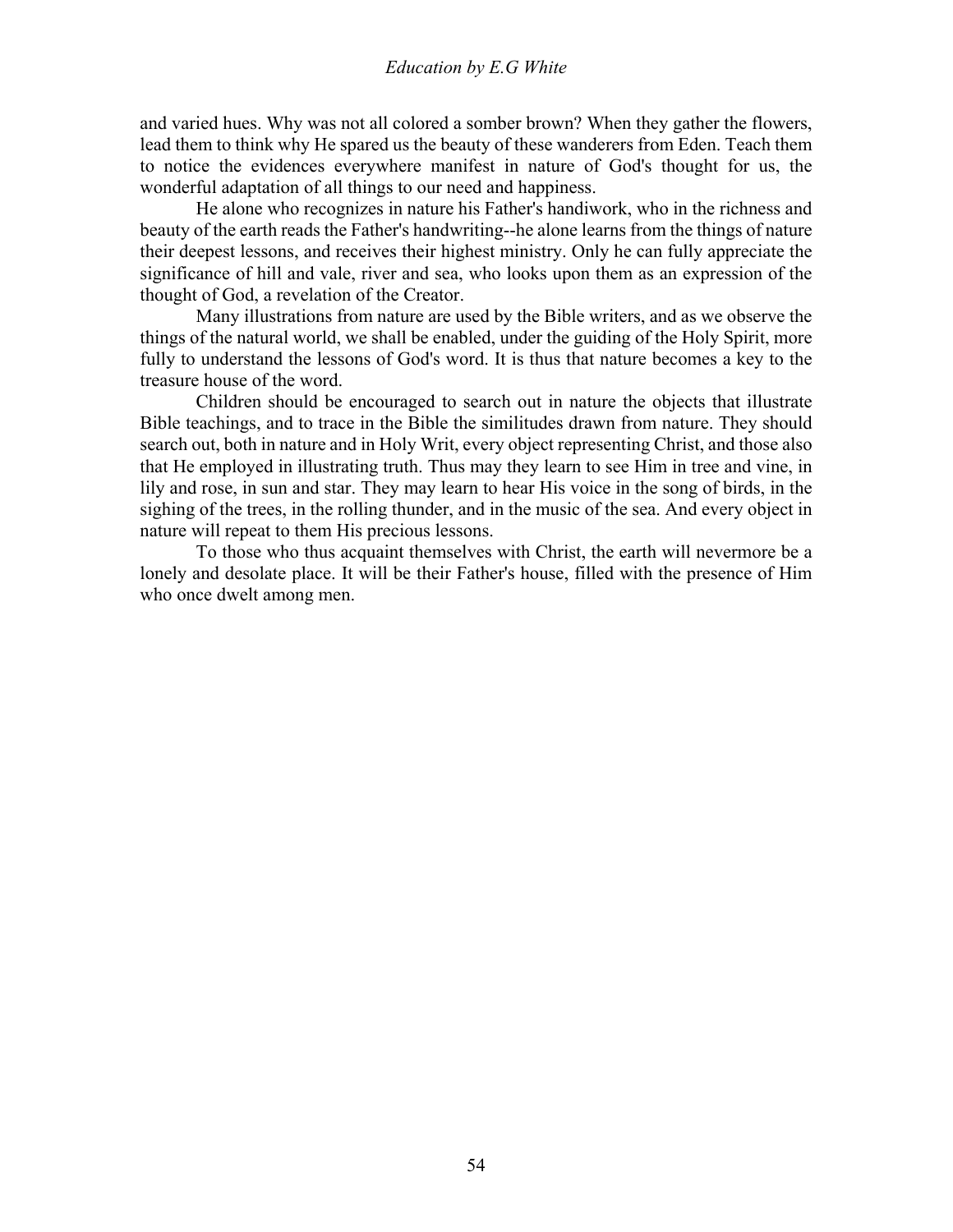and varied hues. Why was not all colored a somber brown? When they gather the flowers, lead them to think why He spared us the beauty of these wanderers from Eden. Teach them to notice the evidences everywhere manifest in nature of God's thought for us, the wonderful adaptation of all things to our need and happiness.

He alone who recognizes in nature his Father's handiwork, who in the richness and beauty of the earth reads the Father's handwriting--he alone learns from the things of nature their deepest lessons, and receives their highest ministry. Only he can fully appreciate the significance of hill and vale, river and sea, who looks upon them as an expression of the thought of God, a revelation of the Creator.

Many illustrations from nature are used by the Bible writers, and as we observe the things of the natural world, we shall be enabled, under the guiding of the Holy Spirit, more fully to understand the lessons of God's word. It is thus that nature becomes a key to the treasure house of the word.

Children should be encouraged to search out in nature the objects that illustrate Bible teachings, and to trace in the Bible the similitudes drawn from nature. They should search out, both in nature and in Holy Writ, every object representing Christ, and those also that He employed in illustrating truth. Thus may they learn to see Him in tree and vine, in lily and rose, in sun and star. They may learn to hear His voice in the song of birds, in the sighing of the trees, in the rolling thunder, and in the music of the sea. And every object in nature will repeat to them His precious lessons.

To those who thus acquaint themselves with Christ, the earth will nevermore be a lonely and desolate place. It will be their Father's house, filled with the presence of Him who once dwelt among men.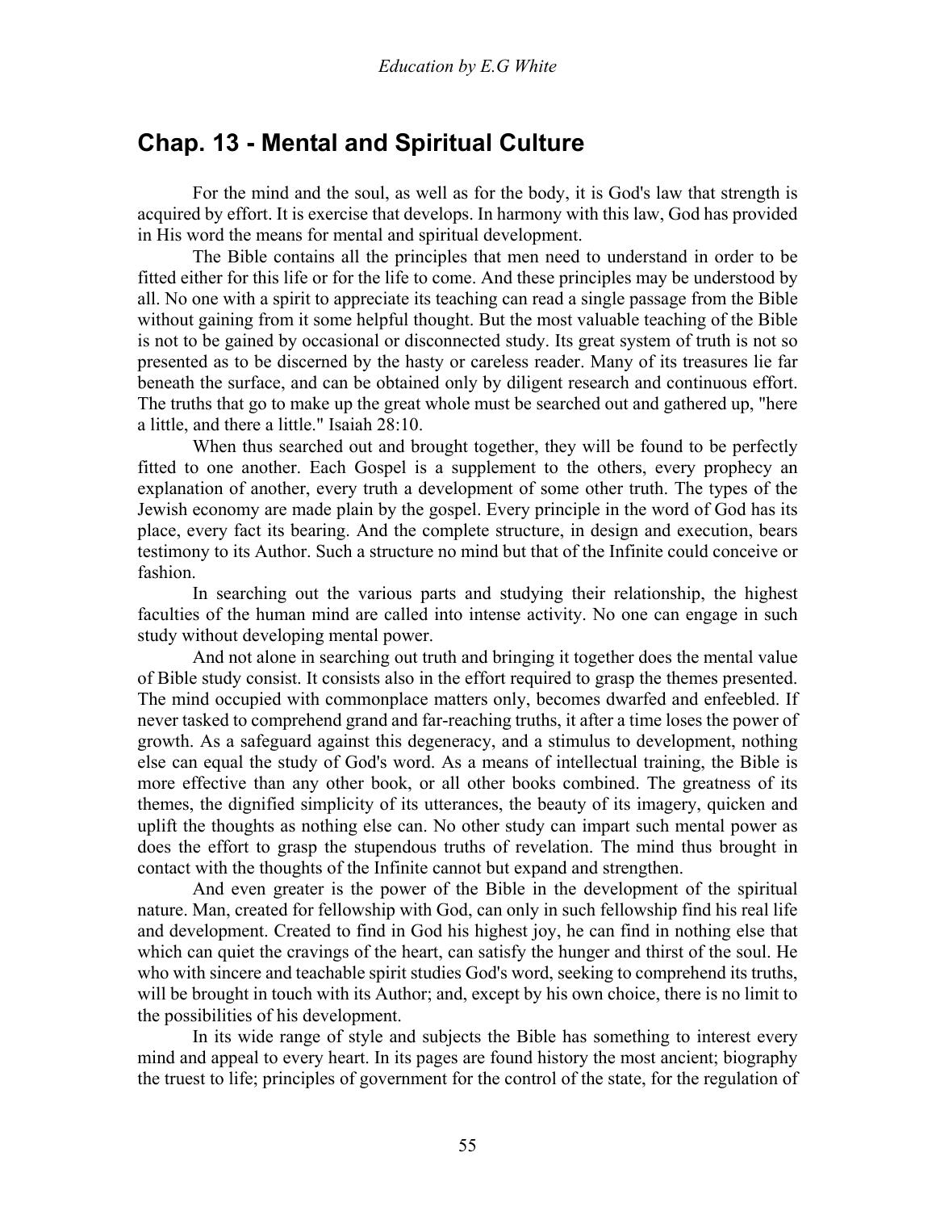## Chap. 13 - Mental and Spiritual Culture

For the mind and the soul, as well as for the body, it is God's law that strength is acquired by effort. It is exercise that develops. In harmony with this law, God has provided in His word the means for mental and spiritual development.

The Bible contains all the principles that men need to understand in order to be fitted either for this life or for the life to come. And these principles may be understood by all. No one with a spirit to appreciate its teaching can read a single passage from the Bible without gaining from it some helpful thought. But the most valuable teaching of the Bible is not to be gained by occasional or disconnected study. Its great system of truth is not so presented as to be discerned by the hasty or careless reader. Many of its treasures lie far beneath the surface, and can be obtained only by diligent research and continuous effort. The truths that go to make up the great whole must be searched out and gathered up, "here a little, and there a little." Isaiah 28:10.

When thus searched out and brought together, they will be found to be perfectly fitted to one another. Each Gospel is a supplement to the others, every prophecy an explanation of another, every truth a development of some other truth. The types of the Jewish economy are made plain by the gospel. Every principle in the word of God has its place, every fact its bearing. And the complete structure, in design and execution, bears testimony to its Author. Such a structure no mind but that of the Infinite could conceive or fashion.

In searching out the various parts and studying their relationship, the highest faculties of the human mind are called into intense activity. No one can engage in such study without developing mental power.

And not alone in searching out truth and bringing it together does the mental value of Bible study consist. It consists also in the effort required to grasp the themes presented. The mind occupied with commonplace matters only, becomes dwarfed and enfeebled. If never tasked to comprehend grand and far-reaching truths, it after a time loses the power of growth. As a safeguard against this degeneracy, and a stimulus to development, nothing else can equal the study of God's word. As a means of intellectual training, the Bible is more effective than any other book, or all other books combined. The greatness of its themes, the dignified simplicity of its utterances, the beauty of its imagery, quicken and uplift the thoughts as nothing else can. No other study can impart such mental power as does the effort to grasp the stupendous truths of revelation. The mind thus brought in contact with the thoughts of the Infinite cannot but expand and strengthen.

And even greater is the power of the Bible in the development of the spiritual nature. Man, created for fellowship with God, can only in such fellowship find his real life and development. Created to find in God his highest joy, he can find in nothing else that which can quiet the cravings of the heart, can satisfy the hunger and thirst of the soul. He who with sincere and teachable spirit studies God's word, seeking to comprehend its truths, will be brought in touch with its Author; and, except by his own choice, there is no limit to the possibilities of his development.

In its wide range of style and subjects the Bible has something to interest every mind and appeal to every heart. In its pages are found history the most ancient; biography the truest to life; principles of government for the control of the state, for the regulation of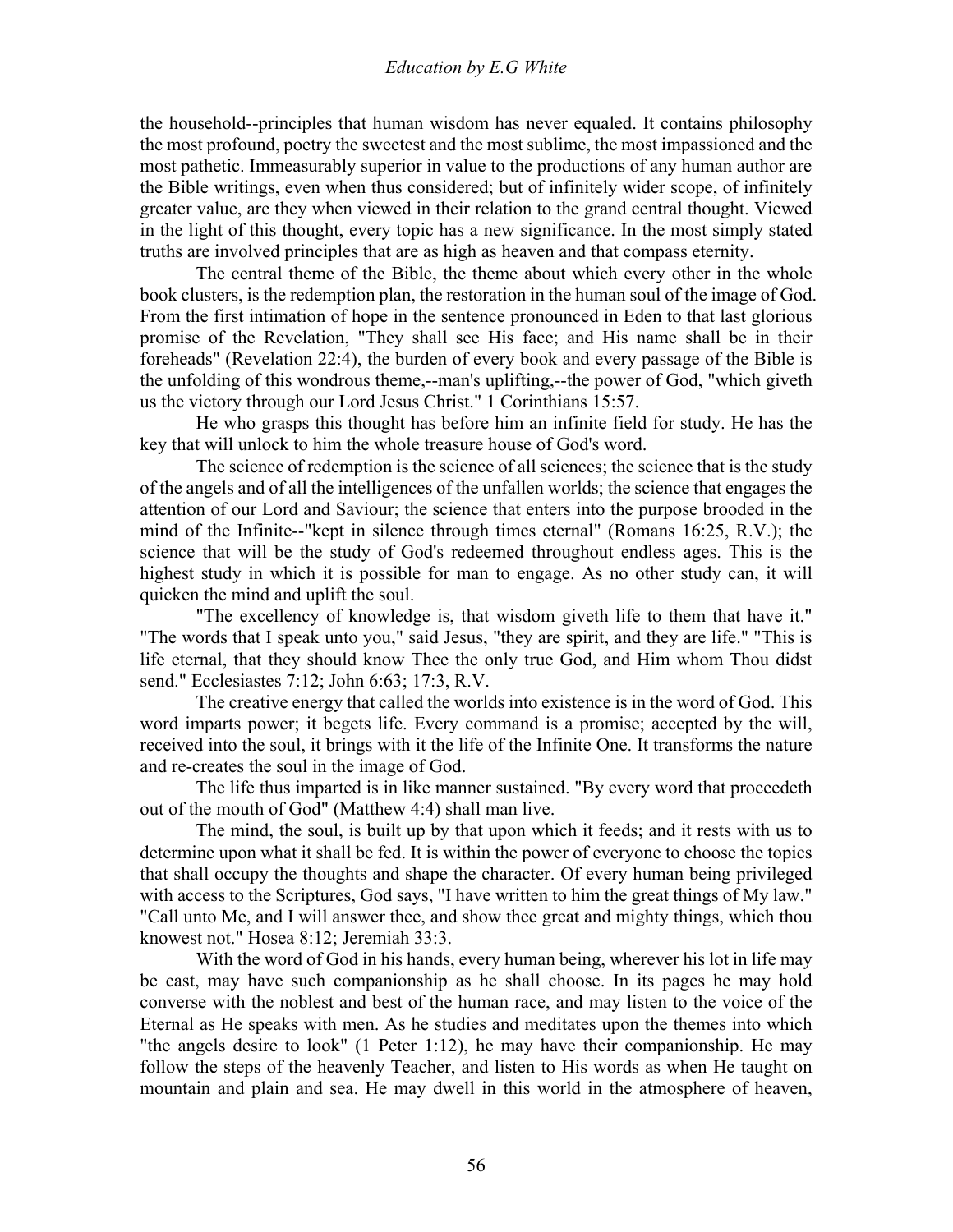the household--principles that human wisdom has never equaled. It contains philosophy the most profound, poetry the sweetest and the most sublime, the most impassioned and the most pathetic. Immeasurably superior in value to the productions of any human author are the Bible writings, even when thus considered; but of infinitely wider scope, of infinitely greater value, are they when viewed in their relation to the grand central thought. Viewed in the light of this thought, every topic has a new significance. In the most simply stated truths are involved principles that are as high as heaven and that compass eternity.

The central theme of the Bible, the theme about which every other in the whole book clusters, is the redemption plan, the restoration in the human soul of the image of God. From the first intimation of hope in the sentence pronounced in Eden to that last glorious promise of the Revelation, "They shall see His face; and His name shall be in their foreheads" (Revelation 22:4), the burden of every book and every passage of the Bible is the unfolding of this wondrous theme,--man's uplifting,--the power of God, "which giveth us the victory through our Lord Jesus Christ." 1 Corinthians 15:57.

He who grasps this thought has before him an infinite field for study. He has the key that will unlock to him the whole treasure house of God's word.

The science of redemption is the science of all sciences; the science that is the study of the angels and of all the intelligences of the unfallen worlds; the science that engages the attention of our Lord and Saviour; the science that enters into the purpose brooded in the mind of the Infinite--"kept in silence through times eternal" (Romans 16:25, R.V.); the science that will be the study of God's redeemed throughout endless ages. This is the highest study in which it is possible for man to engage. As no other study can, it will quicken the mind and uplift the soul.

"The excellency of knowledge is, that wisdom giveth life to them that have it." "The words that I speak unto you," said Jesus, "they are spirit, and they are life." "This is life eternal, that they should know Thee the only true God, and Him whom Thou didst send." Ecclesiastes 7:12; John 6:63; 17:3, R.V.

The creative energy that called the worlds into existence is in the word of God. This word imparts power; it begets life. Every command is a promise; accepted by the will, received into the soul, it brings with it the life of the Infinite One. It transforms the nature and re-creates the soul in the image of God.

The life thus imparted is in like manner sustained. "By every word that proceedeth out of the mouth of God" (Matthew 4:4) shall man live.

The mind, the soul, is built up by that upon which it feeds; and it rests with us to determine upon what it shall be fed. It is within the power of everyone to choose the topics that shall occupy the thoughts and shape the character. Of every human being privileged with access to the Scriptures, God says, "I have written to him the great things of My law." "Call unto Me, and I will answer thee, and show thee great and mighty things, which thou knowest not." Hosea 8:12; Jeremiah 33:3.

With the word of God in his hands, every human being, wherever his lot in life may be cast, may have such companionship as he shall choose. In its pages he may hold converse with the noblest and best of the human race, and may listen to the voice of the Eternal as He speaks with men. As he studies and meditates upon the themes into which "the angels desire to look" (1 Peter 1:12), he may have their companionship. He may follow the steps of the heavenly Teacher, and listen to His words as when He taught on mountain and plain and sea. He may dwell in this world in the atmosphere of heaven,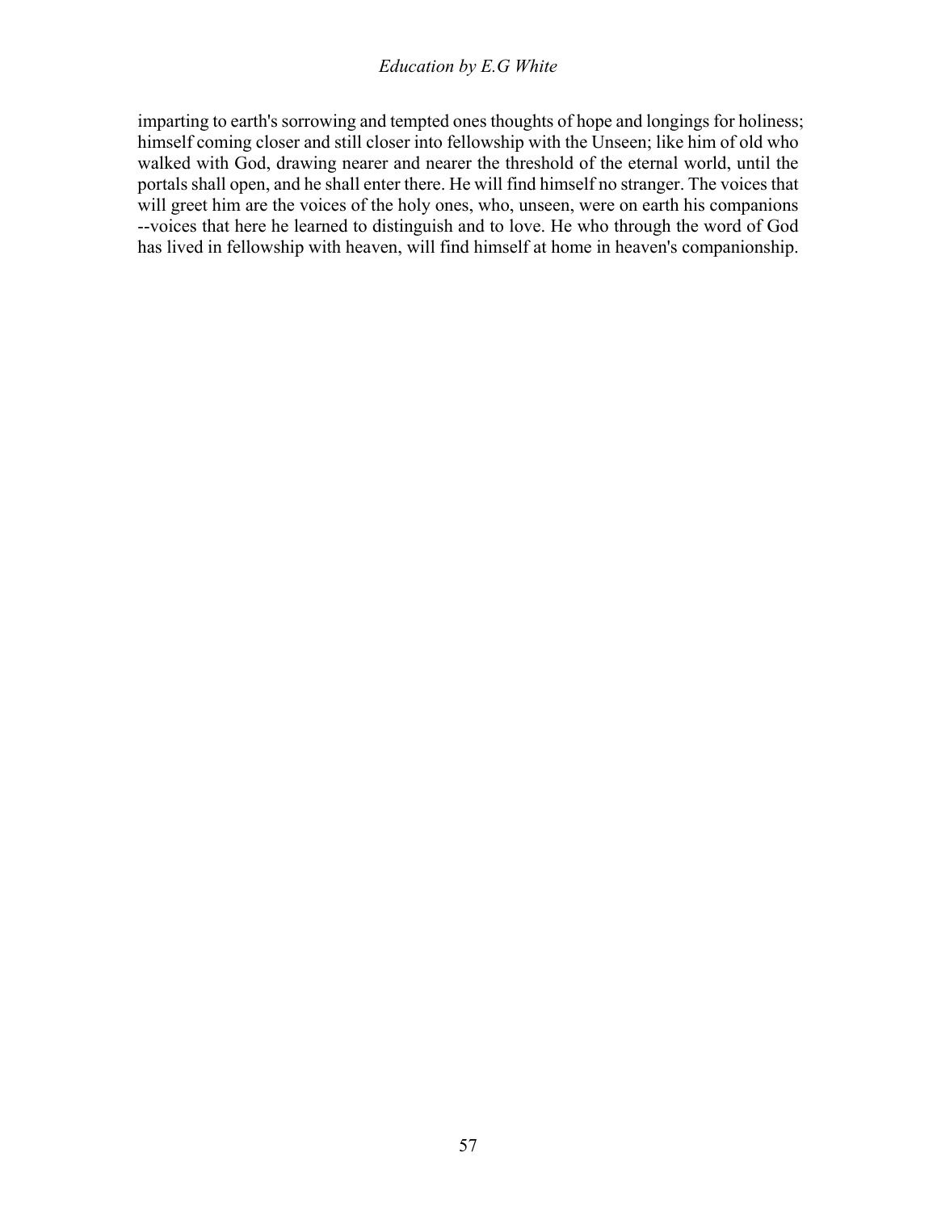imparting to earth's sorrowing and tempted ones thoughts of hope and longings for holiness; himself coming closer and still closer into fellowship with the Unseen; like him of old who walked with God, drawing nearer and nearer the threshold of the eternal world, until the portals shall open, and he shall enter there. He will find himself no stranger. The voices that will greet him are the voices of the holy ones, who, unseen, were on earth his companions --voices that here he learned to distinguish and to love. He who through the word of God has lived in fellowship with heaven, will find himself at home in heaven's companionship.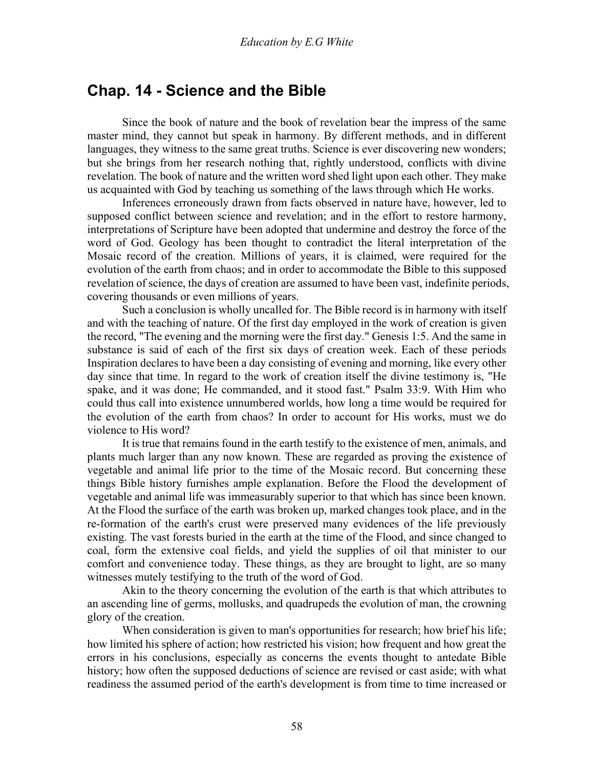## Chap. 14 - Science and the Bible

Since the book of nature and the book of revelation bear the impress of the same master mind, they cannot but speak in harmony. By different methods, and in different languages, they witness to the same great truths. Science is ever discovering new wonders; but she brings from her research nothing that, rightly understood, conflicts with divine revelation. The book of nature and the written word shed light upon each other. They make us acquainted with God by teaching us something of the laws through which He works.

Inferences erroneously drawn from facts observed in nature have, however, led to supposed conflict between science and revelation; and in the effort to restore harmony, interpretations of Scripture have been adopted that undermine and destroy the force of the word of God. Geology has been thought to contradict the literal interpretation of the Mosaic record of the creation. Millions of years, it is claimed, were required for the evolution of the earth from chaos; and in order to accommodate the Bible to this supposed revelation of science, the days of creation are assumed to have been vast, indefinite periods, covering thousands or even millions of years.

Such a conclusion is wholly uncalled for. The Bible record is in harmony with itself and with the teaching of nature. Of the first day employed in the work of creation is given the record, "The evening and the morning were the first day." Genesis 1:5. And the same in substance is said of each of the first six days of creation week. Each of these periods Inspiration declares to have been a day consisting of evening and morning, like every other day since that time. In regard to the work of creation itself the divine testimony is, "He spake, and it was done; He commanded, and it stood fast." Psalm 33:9. With Him who could thus call into existence unnumbered worlds, how long a time would be required for the evolution of the earth from chaos? In order to account for His works, must we do violence to His word?

It is true that remains found in the earth testify to the existence of men, animals, and plants much larger than any now known. These are regarded as proving the existence of vegetable and animal life prior to the time of the Mosaic record. But concerning these things Bible history furnishes ample explanation. Before the Flood the development of vegetable and animal life was immeasurably superior to that which has since been known. At the Flood the surface of the earth was broken up, marked changes took place, and in the re-formation of the earth's crust were preserved many evidences of the life previously existing. The vast forests buried in the earth at the time of the Flood, and since changed to coal, form the extensive coal fields, and yield the supplies of oil that minister to our comfort and convenience today. These things, as they are brought to light, are so many witnesses mutely testifying to the truth of the word of God.

Akin to the theory concerning the evolution of the earth is that which attributes to an ascending line of germs, mollusks, and quadrupeds the evolution of man, the crowning glory of the creation.

When consideration is given to man's opportunities for research; how brief his life; how limited his sphere of action; how restricted his vision; how frequent and how great the errors in his conclusions, especially as concerns the events thought to antedate Bible history; how often the supposed deductions of science are revised or cast aside; with what readiness the assumed period of the earth's development is from time to time increased or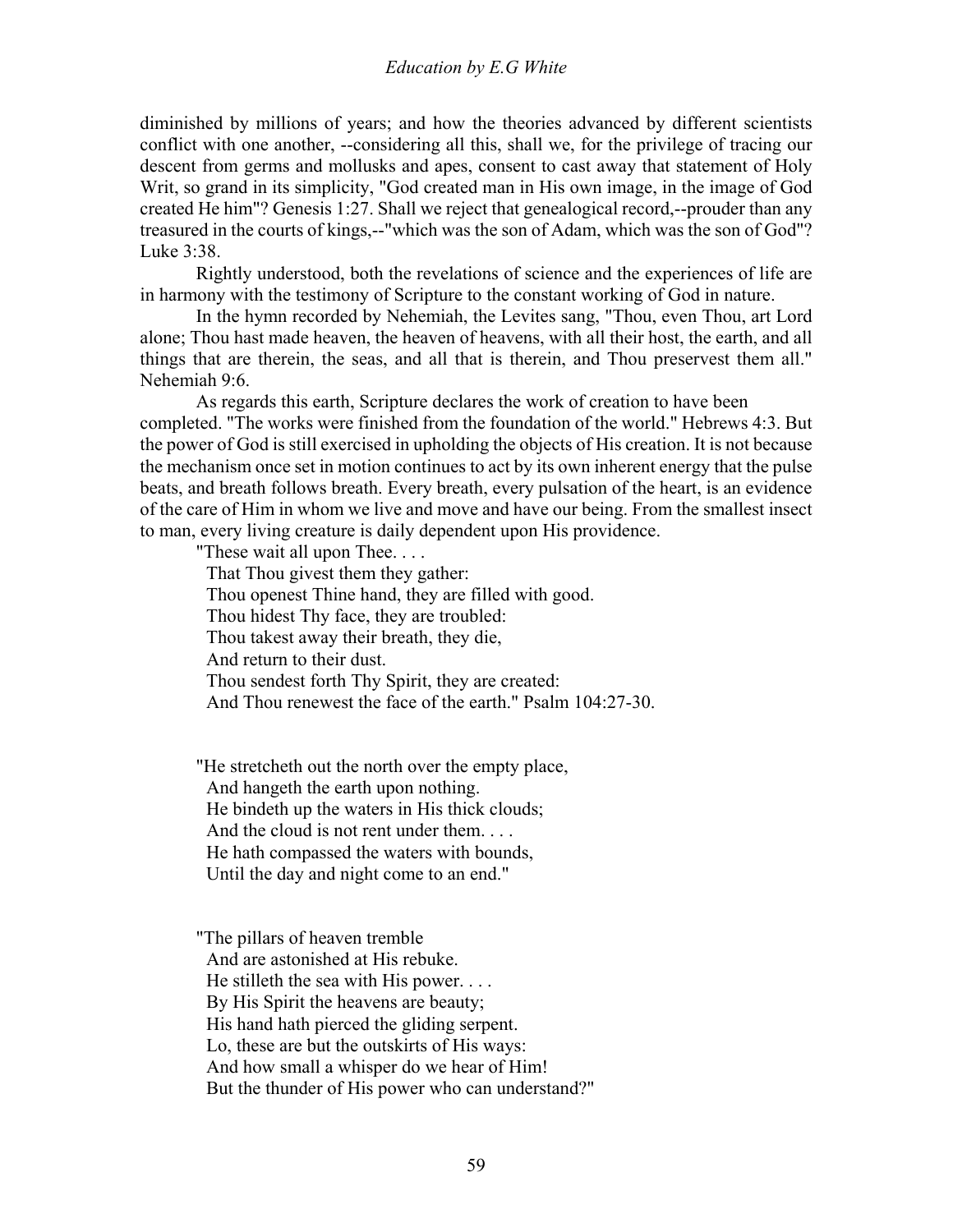diminished by millions of years; and how the theories advanced by different scientists conflict with one another, --considering all this, shall we, for the privilege of tracing our descent from germs and mollusks and apes, consent to cast away that statement of Holy Writ, so grand in its simplicity, "God created man in His own image, in the image of God created He him"? Genesis 1:27. Shall we reject that genealogical record,--prouder than any treasured in the courts of kings,--"which was the son of Adam, which was the son of God"? Luke 3:38.

Rightly understood, both the revelations of science and the experiences of life are in harmony with the testimony of Scripture to the constant working of God in nature.

In the hymn recorded by Nehemiah, the Levites sang, "Thou, even Thou, art Lord alone; Thou hast made heaven, the heaven of heavens, with all their host, the earth, and all things that are therein, the seas, and all that is therein, and Thou preservest them all." Nehemiah 9:6.

As regards this earth, Scripture declares the work of creation to have been completed. "The works were finished from the foundation of the world." Hebrews 4:3. But the power of God is still exercised in upholding the objects of His creation. It is not because the mechanism once set in motion continues to act by its own inherent energy that the pulse beats, and breath follows breath. Every breath, every pulsation of the heart, is an evidence of the care of Him in whom we live and move and have our being. From the smallest insect to man, every living creature is daily dependent upon His providence.

"These wait all upon Thee. . . .  
That Thou givest them they gather:  
Thou openest Thine hand, they are filled with good.  
Thou hidest Thy face, they are troubled:  
Thou takest away their breath, they die,  
And return to their dust.  
Thou sendest forth Thy Spirit, they are created:  
And Thou renewest the face of the earth." Psalm 104:27-30.

"He stretcheth out the north over the empty place,  
And hangeth the earth upon nothing.  
He bindeth up the waters in His thick clouds;  
And the cloud is not rent under them. . . .  
He hath compassed the waters with bounds,  
Until the day and night come to an end."

"The pillars of heaven tremble  
And are astonished at His rebuke.  
He stilleth the sea with His power. . . .  
By His Spirit the heavens are beauty;  
His hand hath pierced the gliding serpent.  
Lo, these are but the outskirts of His ways:  
And how small a whisper do we hear of Him!  
But the thunder of His power who can understand?"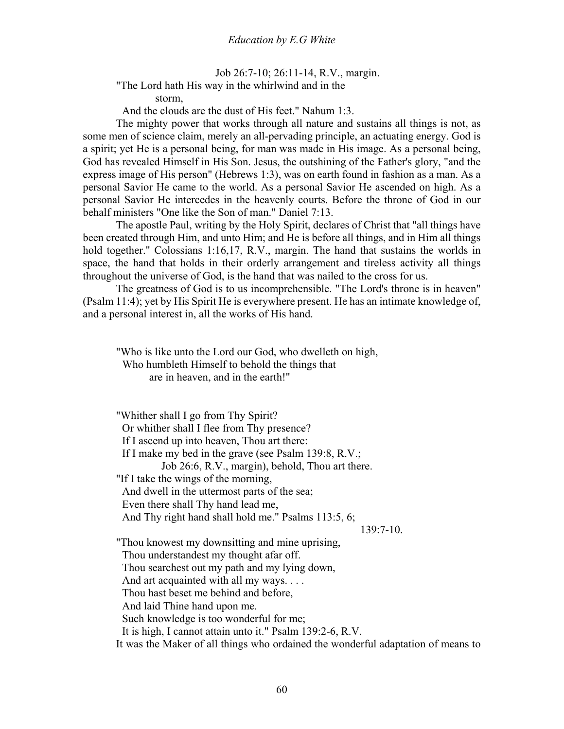Job 26:7-10; 26:11-14, R.V., margin.

"The Lord hath His way in the whirlwind and in the
storm,
And the clouds are the dust of His feet." Nahum 1:3.

The mighty power that works through all nature and sustains all things is not, as some men of science claim, merely an all-pervading principle, an actuating energy. God is a spirit; yet He is a personal being, for man was made in His image. As a personal being, God has revealed Himself in His Son. Jesus, the outshining of the Father's glory, "and the express image of His person" (Hebrews 1:3), was on earth found in fashion as a man. As a personal Savior He came to the world. As a personal Savior He ascended on high. As a personal Savior He intercedes in the heavenly courts. Before the throne of God in our behalf ministers "One like the Son of man." Daniel 7:13.

The apostle Paul, writing by the Holy Spirit, declares of Christ that "all things have been created through Him, and unto Him; and He is before all things, and in Him all things hold together." Colossians 1:16,17, R.V., margin. The hand that sustains the worlds in space, the hand that holds in their orderly arrangement and tireless activity all things throughout the universe of God, is the hand that was nailed to the cross for us.

The greatness of God is to us incomprehensible. "The Lord's throne is in heaven" (Psalm 11:4); yet by His Spirit He is everywhere present. He has an intimate knowledge of, and a personal interest in, all the works of His hand.

"Who is like unto the Lord our God, who dwelleth on high,
Who humbleth Himself to behold the things that
are in heaven, and in the earth!"

"Whither shall I go from Thy Spirit?
Or whither shall I flee from Thy presence?
If I ascend up into heaven, Thou art there:
If I make my bed in the grave (see Psalm 139:8, R.V.;
Job 26:6, R.V., margin), behold, Thou art there.
"If I take the wings of the morning,
And dwell in the uttermost parts of the sea;
Even there shall Thy hand lead me,
And Thy right hand shall hold me." Psalms 113:5, 6;
139:7-10.

"Thou knowest my downsitting and mine uprising,
Thou understandest my thought afar off.
Thou searchest out my path and my lying down,
And art acquainted with all my ways. . . .
Thou hast beset me behind and before,
And laid Thine hand upon me.
Such knowledge is too wonderful for me;
It is high, I cannot attain unto it." Psalm 139:2-6, R.V.

It was the Maker of all things who ordained the wonderful adaptation of means to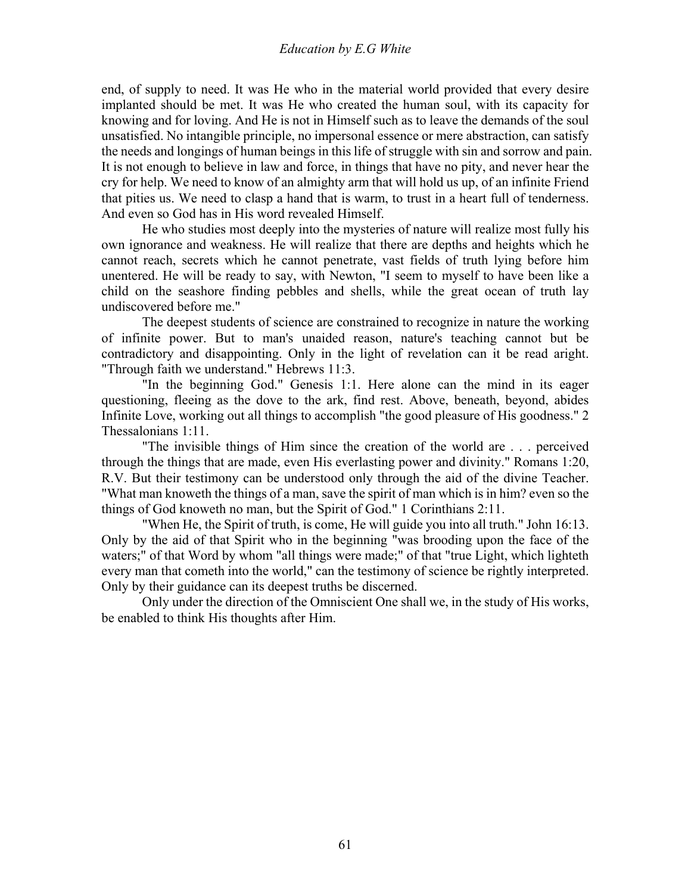end, of supply to need. It was He who in the material world provided that every desire implanted should be met. It was He who created the human soul, with its capacity for knowing and for loving. And He is not in Himself such as to leave the demands of the soul unsatisfied. No intangible principle, no impersonal essence or mere abstraction, can satisfy the needs and longings of human beings in this life of struggle with sin and sorrow and pain. It is not enough to believe in law and force, in things that have no pity, and never hear the cry for help. We need to know of an almighty arm that will hold us up, of an infinite Friend that pities us. We need to clasp a hand that is warm, to trust in a heart full of tenderness. And even so God has in His word revealed Himself.

He who studies most deeply into the mysteries of nature will realize most fully his own ignorance and weakness. He will realize that there are depths and heights which he cannot reach, secrets which he cannot penetrate, vast fields of truth lying before him unentered. He will be ready to say, with Newton, "I seem to myself to have been like a child on the seashore finding pebbles and shells, while the great ocean of truth lay undiscovered before me."

The deepest students of science are constrained to recognize in nature the working of infinite power. But to man's unaided reason, nature's teaching cannot but be contradictory and disappointing. Only in the light of revelation can it be read aright. "Through faith we understand." Hebrews 11:3.

"In the beginning God." Genesis 1:1. Here alone can the mind in its eager questioning, fleeing as the dove to the ark, find rest. Above, beneath, beyond, abides Infinite Love, working out all things to accomplish "the good pleasure of His goodness." 2 Thessalonians 1:11.

"The invisible things of Him since the creation of the world are . . . perceived through the things that are made, even His everlasting power and divinity." Romans 1:20, R.V. But their testimony can be understood only through the aid of the divine Teacher. "What man knoweth the things of a man, save the spirit of man which is in him? even so the things of God knoweth no man, but the Spirit of God." 1 Corinthians 2:11.

"When He, the Spirit of truth, is come, He will guide you into all truth." John 16:13. Only by the aid of that Spirit who in the beginning "was brooding upon the face of the waters;" of that Word by whom "all things were made;" of that "true Light, which lighteth every man that cometh into the world," can the testimony of science be rightly interpreted. Only by their guidance can its deepest truths be discerned.

Only under the direction of the Omniscient One shall we, in the study of His works, be enabled to think His thoughts after Him.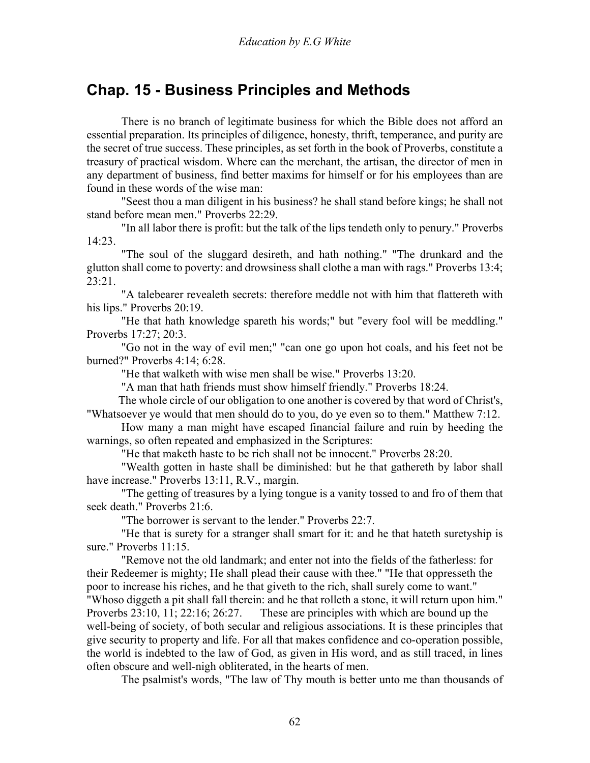## Chap. 15 - Business Principles and Methods

There is no branch of legitimate business for which the Bible does not afford an essential preparation. Its principles of diligence, honesty, thrift, temperance, and purity are the secret of true success. These principles, as set forth in the book of Proverbs, constitute a treasury of practical wisdom. Where can the merchant, the artisan, the director of men in any department of business, find better maxims for himself or for his employees than are found in these words of the wise man:

"Seest thou a man diligent in his business? he shall stand before kings; he shall not stand before mean men." Proverbs 22:29.

"In all labor there is profit: but the talk of the lips tendeth only to penury." Proverbs 14:23.

"The soul of the sluggard desireth, and hath nothing." "The drunkard and the glutton shall come to poverty: and drowsiness shall clothe a man with rags." Proverbs 13:4; 23:21.

"A talebearer revealeth secrets: therefore meddle not with him that flattereth with his lips." Proverbs 20:19.

"He that hath knowledge spareth his words;" but "every fool will be meddling." Proverbs 17:27; 20:3.

"Go not in the way of evil men;" "can one go upon hot coals, and his feet not be burned?" Proverbs 4:14; 6:28.

"He that walketh with wise men shall be wise." Proverbs 13:20.

"A man that hath friends must show himself friendly." Proverbs 18:24.

The whole circle of our obligation to one another is covered by that word of Christ's, "Whatsoever ye would that men should do to you, do ye even so to them." Matthew 7:12.

How many a man might have escaped financial failure and ruin by heeding the warnings, so often repeated and emphasized in the Scriptures:

"He that maketh haste to be rich shall not be innocent." Proverbs 28:20.

"Wealth gotten in haste shall be diminished: but he that gathereth by labor shall have increase." Proverbs 13:11, R.V., margin.

"The getting of treasures by a lying tongue is a vanity tossed to and fro of them that seek death." Proverbs 21:6.

"The borrower is servant to the lender." Proverbs 22:7.

"He that is surety for a stranger shall smart for it: and he that hateth suretyship is sure." Proverbs 11:15.

"Remove not the old landmark; and enter not into the fields of the fatherless: for their Redeemer is mighty; He shall plead their cause with thee." "He that oppresseth the poor to increase his riches, and he that giveth to the rich, shall surely come to want." "Whoso diggeth a pit shall fall therein: and he that rolleth a stone, it will return upon him." Proverbs 23:10, 11; 22:16; 26:27. These are principles with which are bound up the well-being of society, of both secular and religious associations. It is these principles that give security to property and life. For all that makes confidence and co-operation possible, the world is indebted to the law of God, as given in His word, and as still traced, in lines often obscure and well-nigh obliterated, in the hearts of men.

The psalmist's words, "The law of Thy mouth is better unto me than thousands of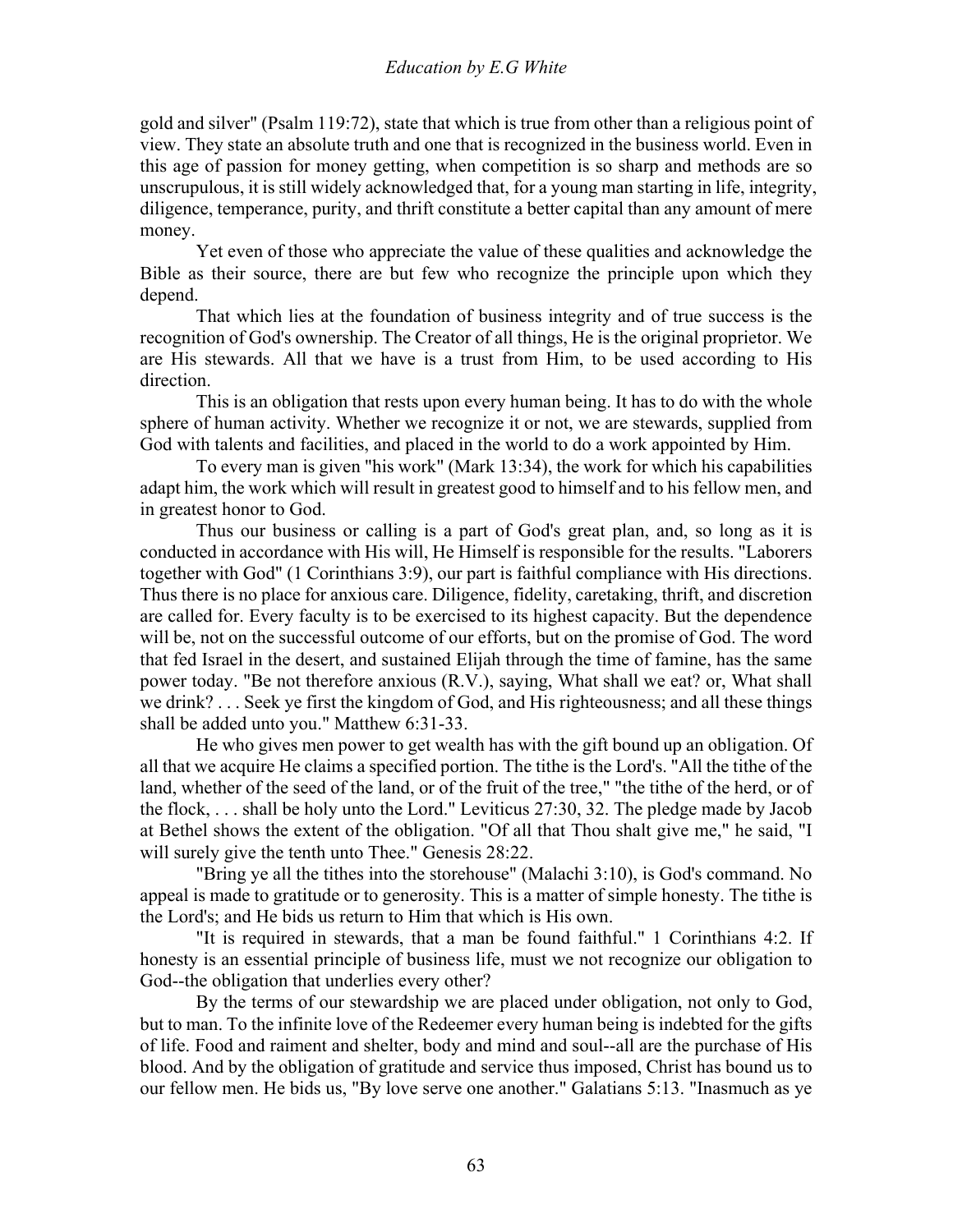gold and silver" (Psalm 119:72), state that which is true from other than a religious point of view. They state an absolute truth and one that is recognized in the business world. Even in this age of passion for money getting, when competition is so sharp and methods are so unscrupulous, it is still widely acknowledged that, for a young man starting in life, integrity, diligence, temperance, purity, and thrift constitute a better capital than any amount of mere money.

Yet even of those who appreciate the value of these qualities and acknowledge the Bible as their source, there are but few who recognize the principle upon which they depend.

That which lies at the foundation of business integrity and of true success is the recognition of God's ownership. The Creator of all things, He is the original proprietor. We are His stewards. All that we have is a trust from Him, to be used according to His direction.

This is an obligation that rests upon every human being. It has to do with the whole sphere of human activity. Whether we recognize it or not, we are stewards, supplied from God with talents and facilities, and placed in the world to do a work appointed by Him.

To every man is given "his work" (Mark 13:34), the work for which his capabilities adapt him, the work which will result in greatest good to himself and to his fellow men, and in greatest honor to God.

Thus our business or calling is a part of God's great plan, and, so long as it is conducted in accordance with His will, He Himself is responsible for the results. "Laborers together with God" (1 Corinthians 3:9), our part is faithful compliance with His directions. Thus there is no place for anxious care. Diligence, fidelity, caretaking, thrift, and discretion are called for. Every faculty is to be exercised to its highest capacity. But the dependence will be, not on the successful outcome of our efforts, but on the promise of God. The word that fed Israel in the desert, and sustained Elijah through the time of famine, has the same power today. "Be not therefore anxious (R.V.), saying, What shall we eat? or, What shall we drink? . . . Seek ye first the kingdom of God, and His righteousness; and all these things shall be added unto you." Matthew 6:31-33.

He who gives men power to get wealth has with the gift bound up an obligation. Of all that we acquire He claims a specified portion. The tithe is the Lord's. "All the tithe of the land, whether of the seed of the land, or of the fruit of the tree," "the tithe of the herd, or of the flock, . . . shall be holy unto the Lord." Leviticus 27:30, 32. The pledge made by Jacob at Bethel shows the extent of the obligation. "Of all that Thou shalt give me," he said, "I will surely give the tenth unto Thee." Genesis 28:22.

"Bring ye all the tithes into the storehouse" (Malachi 3:10), is God's command. No appeal is made to gratitude or to generosity. This is a matter of simple honesty. The tithe is the Lord's; and He bids us return to Him that which is His own.

"It is required in stewards, that a man be found faithful." 1 Corinthians 4:2. If honesty is an essential principle of business life, must we not recognize our obligation to God--the obligation that underlies every other?

By the terms of our stewardship we are placed under obligation, not only to God, but to man. To the infinite love of the Redeemer every human being is indebted for the gifts of life. Food and raiment and shelter, body and mind and soul--all are the purchase of His blood. And by the obligation of gratitude and service thus imposed, Christ has bound us to our fellow men. He bids us, "By love serve one another." Galatians 5:13. "Inasmuch as ye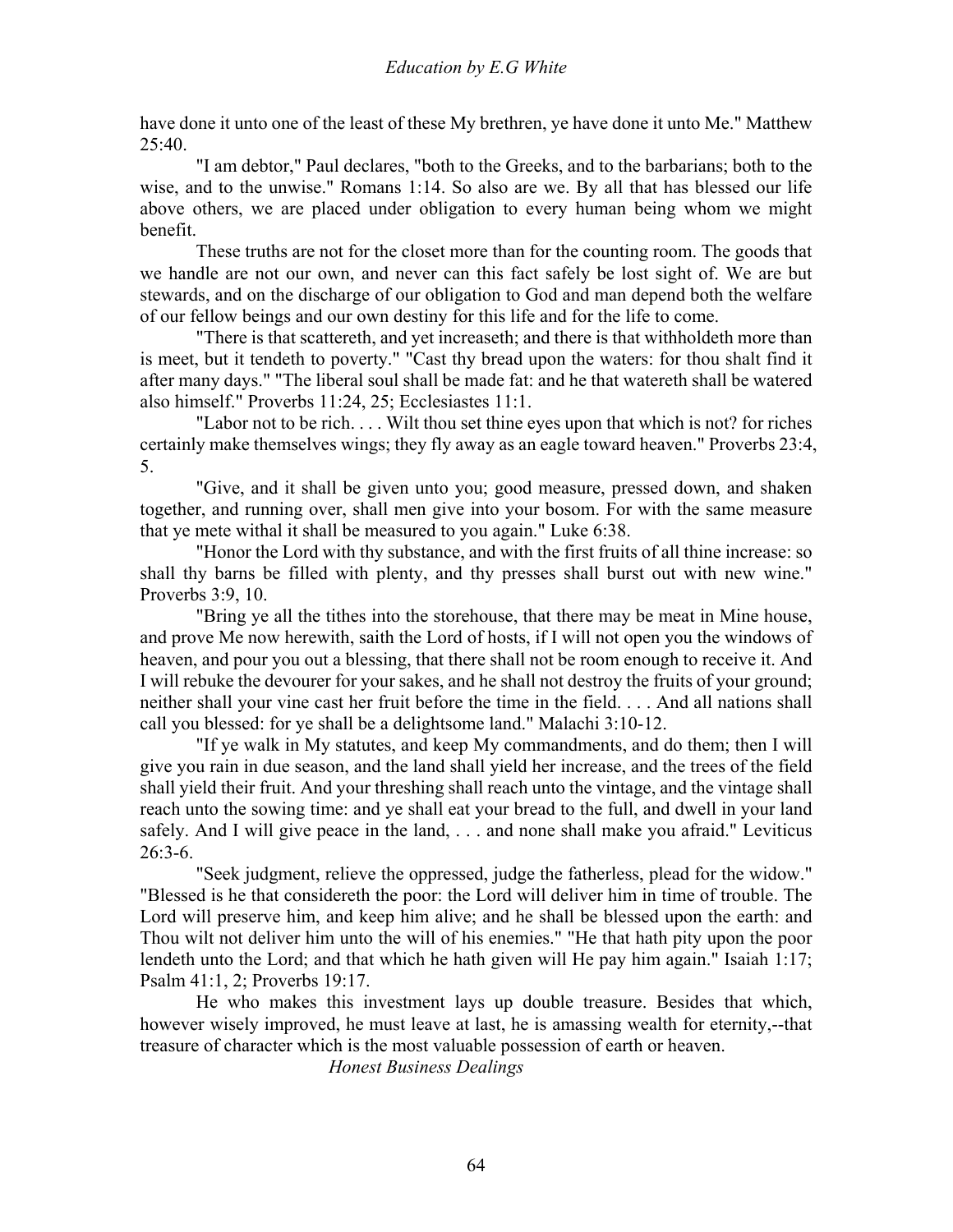have done it unto one of the least of these My brethren, ye have done it unto Me." Matthew 25:40.

"I am debtor," Paul declares, "both to the Greeks, and to the barbarians; both to the wise, and to the unwise." Romans 1:14. So also are we. By all that has blessed our life above others, we are placed under obligation to every human being whom we might benefit.

These truths are not for the closet more than for the counting room. The goods that we handle are not our own, and never can this fact safely be lost sight of. We are but stewards, and on the discharge of our obligation to God and man depend both the welfare of our fellow beings and our own destiny for this life and for the life to come.

"There is that scattereth, and yet increaseth; and there is that withholdeth more than is meet, but it tendeth to poverty." "Cast thy bread upon the waters: for thou shalt find it after many days." "The liberal soul shall be made fat: and he that watereth shall be watered also himself." Proverbs 11:24, 25; Ecclesiastes 11:1.

"Labor not to be rich. . . . Wilt thou set thine eyes upon that which is not? for riches certainly make themselves wings; they fly away as an eagle toward heaven." Proverbs 23:4, 5.

"Give, and it shall be given unto you; good measure, pressed down, and shaken together, and running over, shall men give into your bosom. For with the same measure that ye mete withal it shall be measured to you again." Luke 6:38.

"Honor the Lord with thy substance, and with the first fruits of all thine increase: so shall thy barns be filled with plenty, and thy presses shall burst out with new wine." Proverbs 3:9, 10.

"Bring ye all the tithes into the storehouse, that there may be meat in Mine house, and prove Me now herewith, saith the Lord of hosts, if I will not open you the windows of heaven, and pour you out a blessing, that there shall not be room enough to receive it. And I will rebuke the devourer for your sakes, and he shall not destroy the fruits of your ground; neither shall your vine cast her fruit before the time in the field. . . . And all nations shall call you blessed: for ye shall be a delightsome land." Malachi 3:10-12.

"If ye walk in My statutes, and keep My commandments, and do them; then I will give you rain in due season, and the land shall yield her increase, and the trees of the field shall yield their fruit. And your threshing shall reach unto the vintage, and the vintage shall reach unto the sowing time: and ye shall eat your bread to the full, and dwell in your land safely. And I will give peace in the land, . . . and none shall make you afraid." Leviticus 26:3-6.

"Seek judgment, relieve the oppressed, judge the fatherless, plead for the widow." "Blessed is he that considereth the poor: the Lord will deliver him in time of trouble. The Lord will preserve him, and keep him alive; and he shall be blessed upon the earth: and Thou wilt not deliver him unto the will of his enemies." "He that hath pity upon the poor lendeth unto the Lord; and that which he hath given will He pay him again." Isaiah 1:17; Psalm 41:1, 2; Proverbs 19:17.

He who makes this investment lays up double treasure. Besides that which, however wisely improved, he must leave at last, he is amassing wealth for eternity,--that treasure of character which is the most valuable possession of earth or heaven.

### *Honest Business Dealings*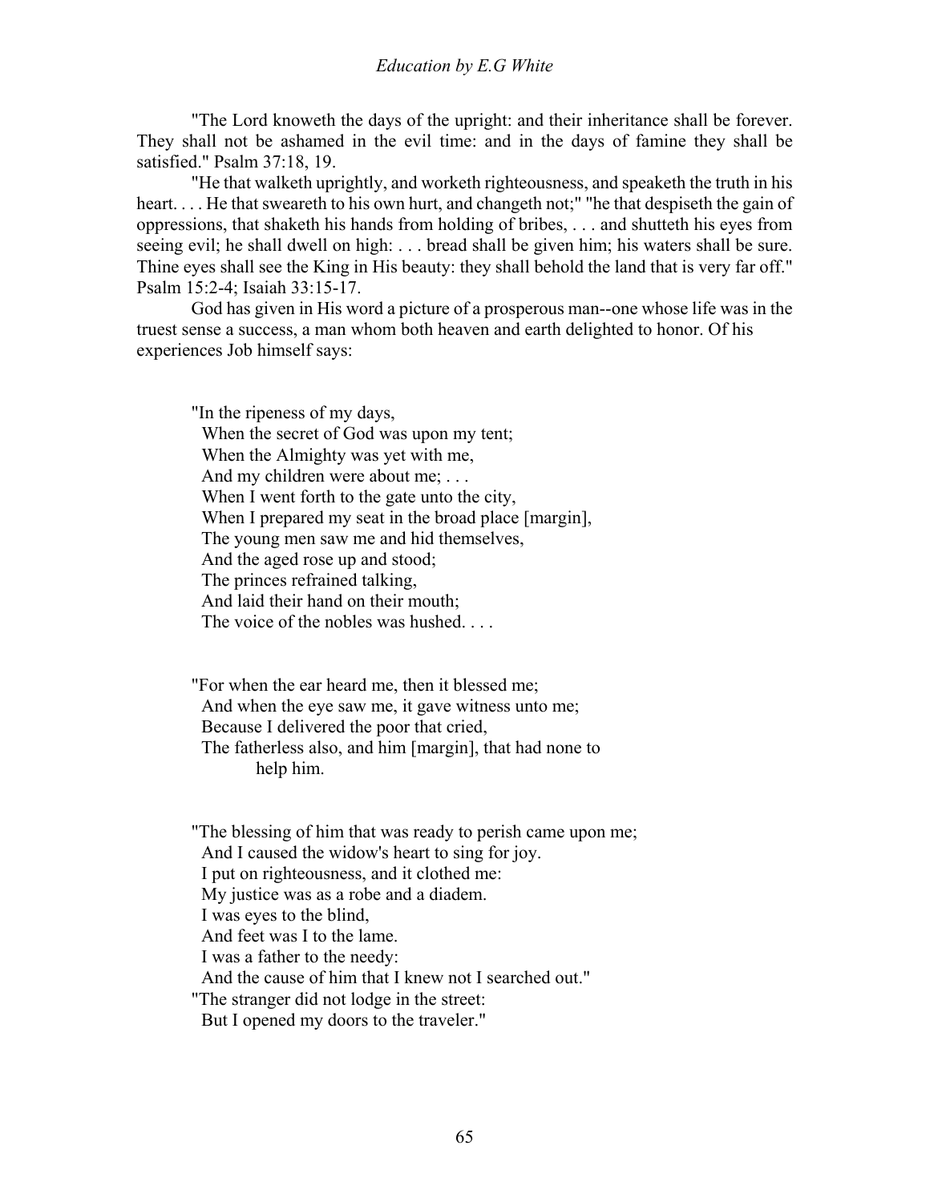"The Lord knoweth the days of the upright: and their inheritance shall be forever. They shall not be ashamed in the evil time: and in the days of famine they shall be satisfied." Psalm 37:18, 19.

"He that walketh uprightly, and worketh righteousness, and speaketh the truth in his heart. . . . He that sweareth to his own hurt, and changeth not;" "he that despiseth the gain of oppressions, that shaketh his hands from holding of bribes, . . . and shutteth his eyes from seeing evil; he shall dwell on high: . . . bread shall be given him; his waters shall be sure. Thine eyes shall see the King in His beauty: they shall behold the land that is very far off." Psalm 15:2-4; Isaiah 33:15-17.

God has given in His word a picture of a prosperous man--one whose life was in the truest sense a success, a man whom both heaven and earth delighted to honor. Of his experiences Job himself says:

> "In the ripeness of my days,
> When the secret of God was upon my tent;
> When the Almighty was yet with me,
> And my children were about me; . . .
> When I went forth to the gate unto the city,
> When I prepared my seat in the broad place [margin],
> The young men saw me and hid themselves,
> And the aged rose up and stood;
> The princes refrained talking,
> And laid their hand on their mouth;
> The voice of the nobles was hushed. . . .
>
> "For when the ear heard me, then it blessed me;
> And when the eye saw me, it gave witness unto me;
> Because I delivered the poor that cried,
> The fatherless also, and him [margin], that had none to help him.
>
> "The blessing of him that was ready to perish came upon me;
> And I caused the widow's heart to sing for joy.
> I put on righteousness, and it clothed me:
> My justice was as a robe and a diadem.
> I was eyes to the blind,
> And feet was I to the lame.
> I was a father to the needy:
> And the cause of him that I knew not I searched out."
> "The stranger did not lodge in the street:
> But I opened my doors to the traveler."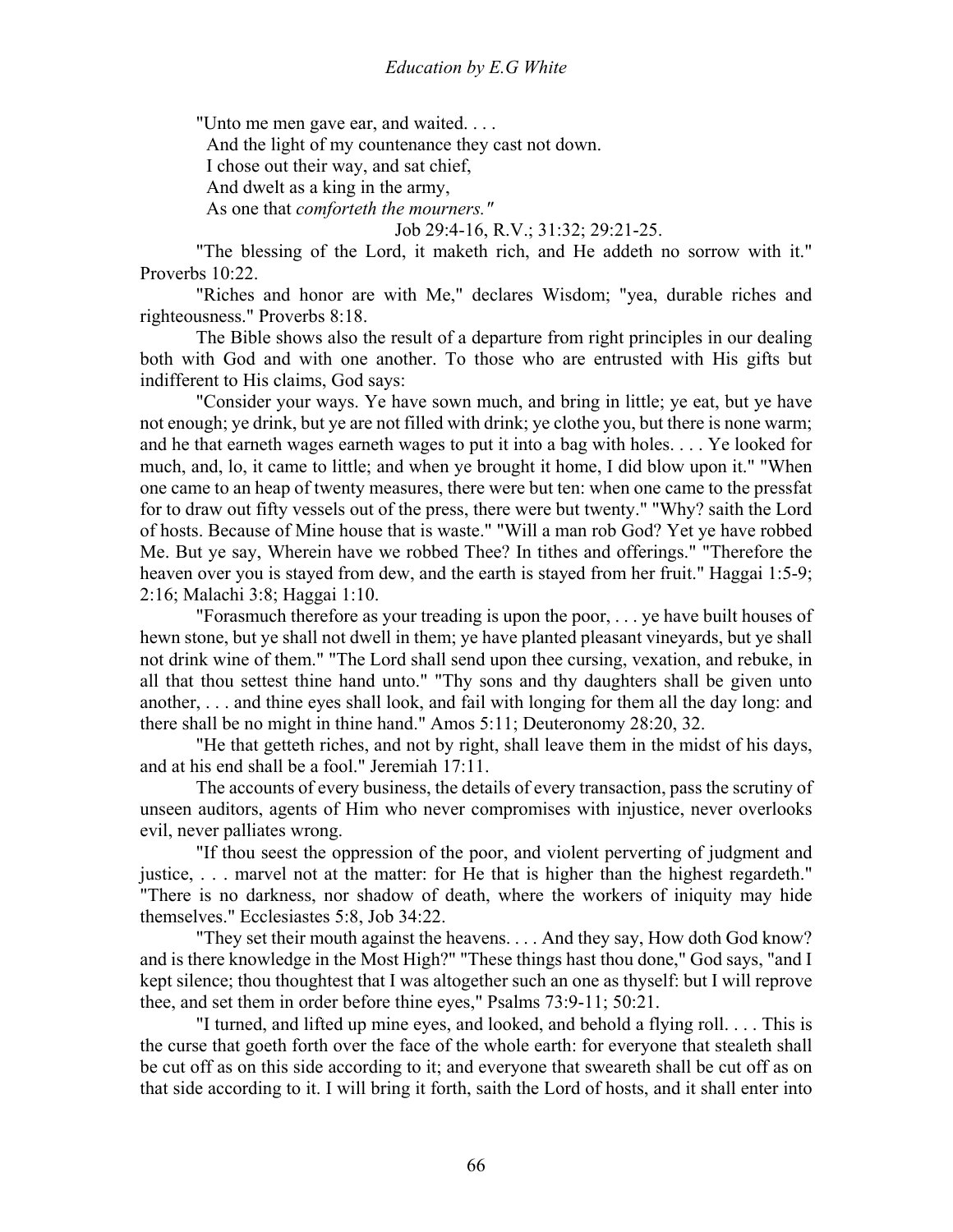"Unto me men gave ear, and waited. . . .  
And the light of my countenance they cast not down.  
I chose out their way, and sat chief,  
And dwelt as a king in the army,  
As one that *comforteth the mourners."*

Job 29:4-16, R.V.; 31:32; 29:21-25.

"The blessing of the Lord, it maketh rich, and He addeth no sorrow with it." Proverbs 10:22.

"Riches and honor are with Me," declares Wisdom; "yea, durable riches and righteousness." Proverbs 8:18.

The Bible shows also the result of a departure from right principles in our dealing both with God and with one another. To those who are entrusted with His gifts but indifferent to His claims, God says:

"Consider your ways. Ye have sown much, and bring in little; ye eat, but ye have not enough; ye drink, but ye are not filled with drink; ye clothe you, but there is none warm; and he that earneth wages earneth wages to put it into a bag with holes. . . . Ye looked for much, and, lo, it came to little; and when ye brought it home, I did blow upon it." "When one came to an heap of twenty measures, there were but ten: when one came to the pressfat for to draw out fifty vessels out of the press, there were but twenty." "Why? saith the Lord of hosts. Because of Mine house that is waste." "Will a man rob God? Yet ye have robbed Me. But ye say, Wherein have we robbed Thee? In tithes and offerings." "Therefore the heaven over you is stayed from dew, and the earth is stayed from her fruit." Haggai 1:5-9; 2:16; Malachi 3:8; Haggai 1:10.

"Forasmuch therefore as your treading is upon the poor, . . . ye have built houses of hewn stone, but ye shall not dwell in them; ye have planted pleasant vineyards, but ye shall not drink wine of them." "The Lord shall send upon thee cursing, vexation, and rebuke, in all that thou settest thine hand unto." "Thy sons and thy daughters shall be given unto another, . . . and thine eyes shall look, and fail with longing for them all the day long: and there shall be no might in thine hand." Amos 5:11; Deuteronomy 28:20, 32.

"He that getteth riches, and not by right, shall leave them in the midst of his days, and at his end shall be a fool." Jeremiah 17:11.

The accounts of every business, the details of every transaction, pass the scrutiny of unseen auditors, agents of Him who never compromises with injustice, never overlooks evil, never palliates wrong.

"If thou seest the oppression of the poor, and violent perverting of judgment and justice, . . . marvel not at the matter: for He that is higher than the highest regardeth." "There is no darkness, nor shadow of death, where the workers of iniquity may hide themselves." Ecclesiastes 5:8, Job 34:22.

"They set their mouth against the heavens. . . . And they say, How doth God know? and is there knowledge in the Most High?" "These things hast thou done," God says, "and I kept silence; thou thoughtest that I was altogether such an one as thyself: but I will reprove thee, and set them in order before thine eyes," Psalms 73:9-11; 50:21.

"I turned, and lifted up mine eyes, and looked, and behold a flying roll. . . . This is the curse that goeth forth over the face of the whole earth: for everyone that stealeth shall be cut off as on this side according to it; and everyone that sweareth shall be cut off as on that side according to it. I will bring it forth, saith the Lord of hosts, and it shall enter into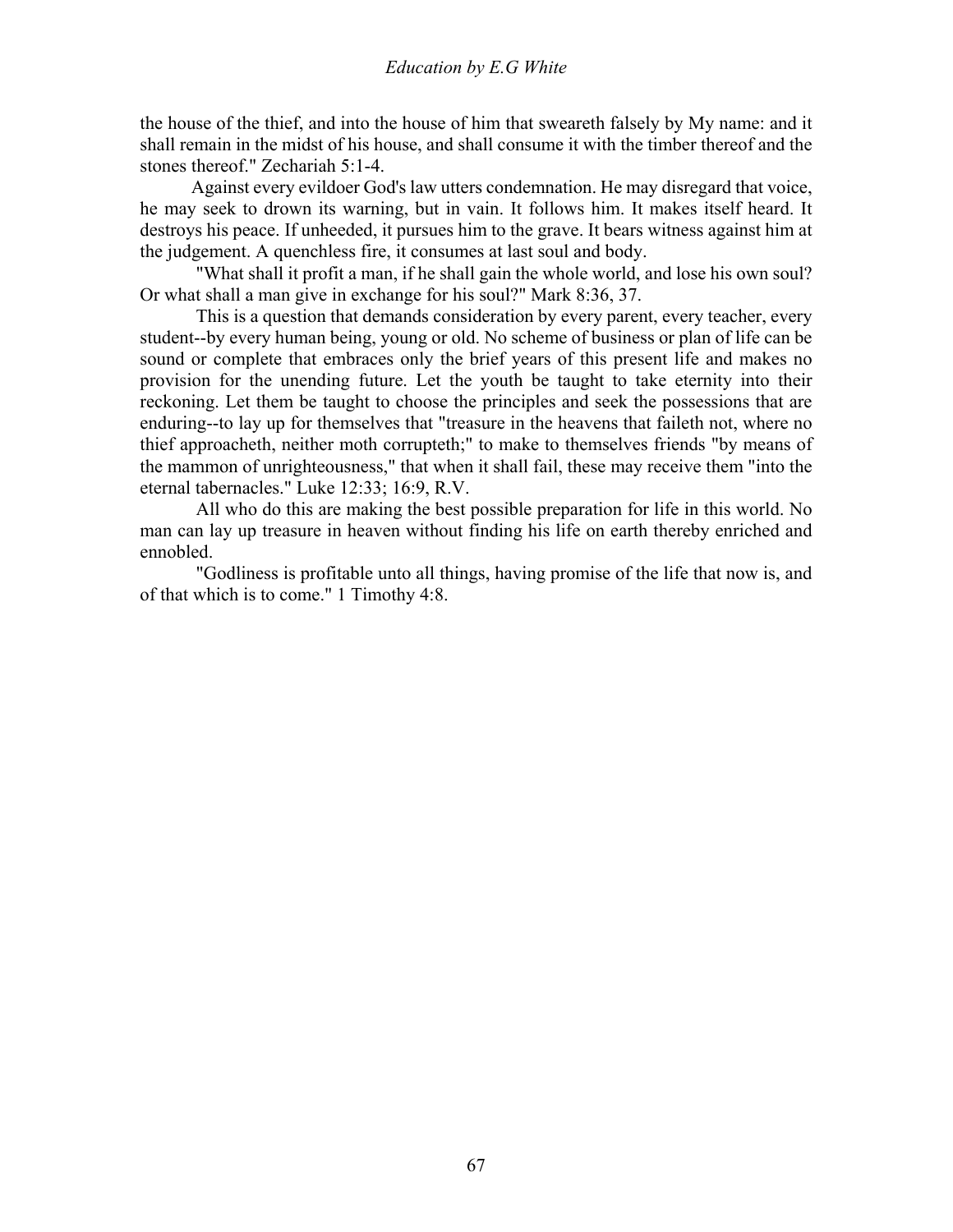the house of the thief, and into the house of him that sweareth falsely by My name: and it shall remain in the midst of his house, and shall consume it with the timber thereof and the stones thereof." Zechariah 5:1-4.

Against every evildoer God's law utters condemnation. He may disregard that voice, he may seek to drown its warning, but in vain. It follows him. It makes itself heard. It destroys his peace. If unheeded, it pursues him to the grave. It bears witness against him at the judgement. A quenchless fire, it consumes at last soul and body.

"What shall it profit a man, if he shall gain the whole world, and lose his own soul? Or what shall a man give in exchange for his soul?" Mark 8:36, 37.

This is a question that demands consideration by every parent, every teacher, every student--by every human being, young or old. No scheme of business or plan of life can be sound or complete that embraces only the brief years of this present life and makes no provision for the unending future. Let the youth be taught to take eternity into their reckoning. Let them be taught to choose the principles and seek the possessions that are enduring--to lay up for themselves that "treasure in the heavens that faileth not, where no thief approacheth, neither moth corrupteth;" to make to themselves friends "by means of the mammon of unrighteousness," that when it shall fail, these may receive them "into the eternal tabernacles." Luke 12:33; 16:9, R.V.

All who do this are making the best possible preparation for life in this world. No man can lay up treasure in heaven without finding his life on earth thereby enriched and ennobled.

"Godliness is profitable unto all things, having promise of the life that now is, and of that which is to come." 1 Timothy 4:8.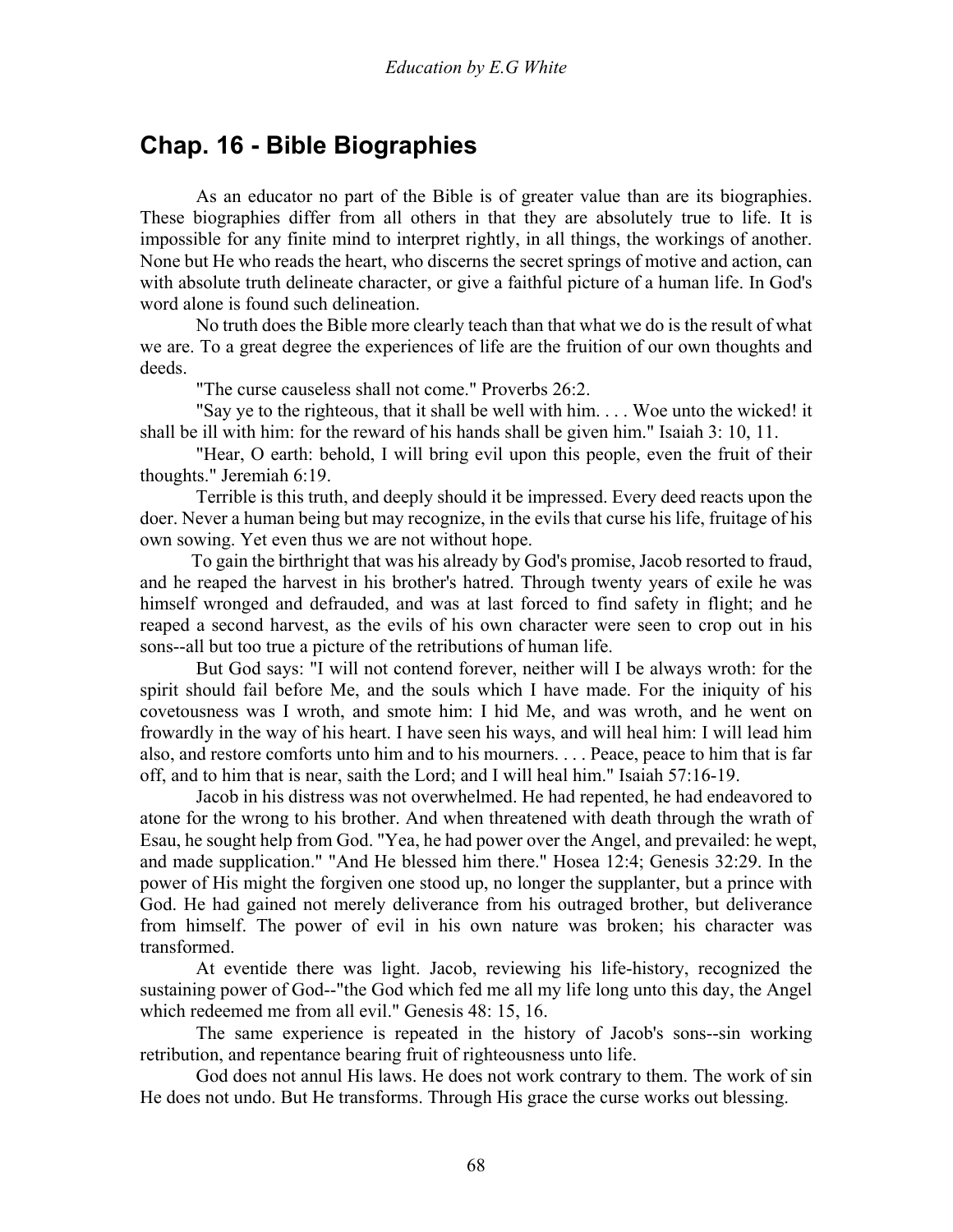## Chap. 16 - Bible Biographies

As an educator no part of the Bible is of greater value than are its biographies. These biographies differ from all others in that they are absolutely true to life. It is impossible for any finite mind to interpret rightly, in all things, the workings of another. None but He who reads the heart, who discerns the secret springs of motive and action, can with absolute truth delineate character, or give a faithful picture of a human life. In God's word alone is found such delineation.

No truth does the Bible more clearly teach than that what we do is the result of what we are. To a great degree the experiences of life are the fruition of our own thoughts and deeds.

"The curse causeless shall not come." Proverbs 26:2.

"Say ye to the righteous, that it shall be well with him. . . . Woe unto the wicked! it shall be ill with him: for the reward of his hands shall be given him." Isaiah 3: 10, 11.

"Hear, O earth: behold, I will bring evil upon this people, even the fruit of their thoughts." Jeremiah 6:19.

Terrible is this truth, and deeply should it be impressed. Every deed reacts upon the doer. Never a human being but may recognize, in the evils that curse his life, fruitage of his own sowing. Yet even thus we are not without hope.

To gain the birthright that was his already by God's promise, Jacob resorted to fraud, and he reaped the harvest in his brother's hatred. Through twenty years of exile he was himself wronged and defrauded, and was at last forced to find safety in flight; and he reaped a second harvest, as the evils of his own character were seen to crop out in his sons--all but too true a picture of the retributions of human life.

But God says: "I will not contend forever, neither will I be always wroth: for the spirit should fail before Me, and the souls which I have made. For the iniquity of his covetousness was I wroth, and smote him: I hid Me, and was wroth, and he went on frowardly in the way of his heart. I have seen his ways, and will heal him: I will lead him also, and restore comforts unto him and to his mourners. . . . Peace, peace to him that is far off, and to him that is near, saith the Lord; and I will heal him." Isaiah 57:16-19.

Jacob in his distress was not overwhelmed. He had repented, he had endeavored to atone for the wrong to his brother. And when threatened with death through the wrath of Esau, he sought help from God. "Yea, he had power over the Angel, and prevailed: he wept, and made supplication." "And He blessed him there." Hosea 12:4; Genesis 32:29. In the power of His might the forgiven one stood up, no longer the supplanter, but a prince with God. He had gained not merely deliverance from his outraged brother, but deliverance from himself. The power of evil in his own nature was broken; his character was transformed.

At eventide there was light. Jacob, reviewing his life-history, recognized the sustaining power of God--"the God which fed me all my life long unto this day, the Angel which redeemed me from all evil." Genesis 48: 15, 16.

The same experience is repeated in the history of Jacob's sons--sin working retribution, and repentance bearing fruit of righteousness unto life.

God does not annul His laws. He does not work contrary to them. The work of sin He does not undo. But He transforms. Through His grace the curse works out blessing.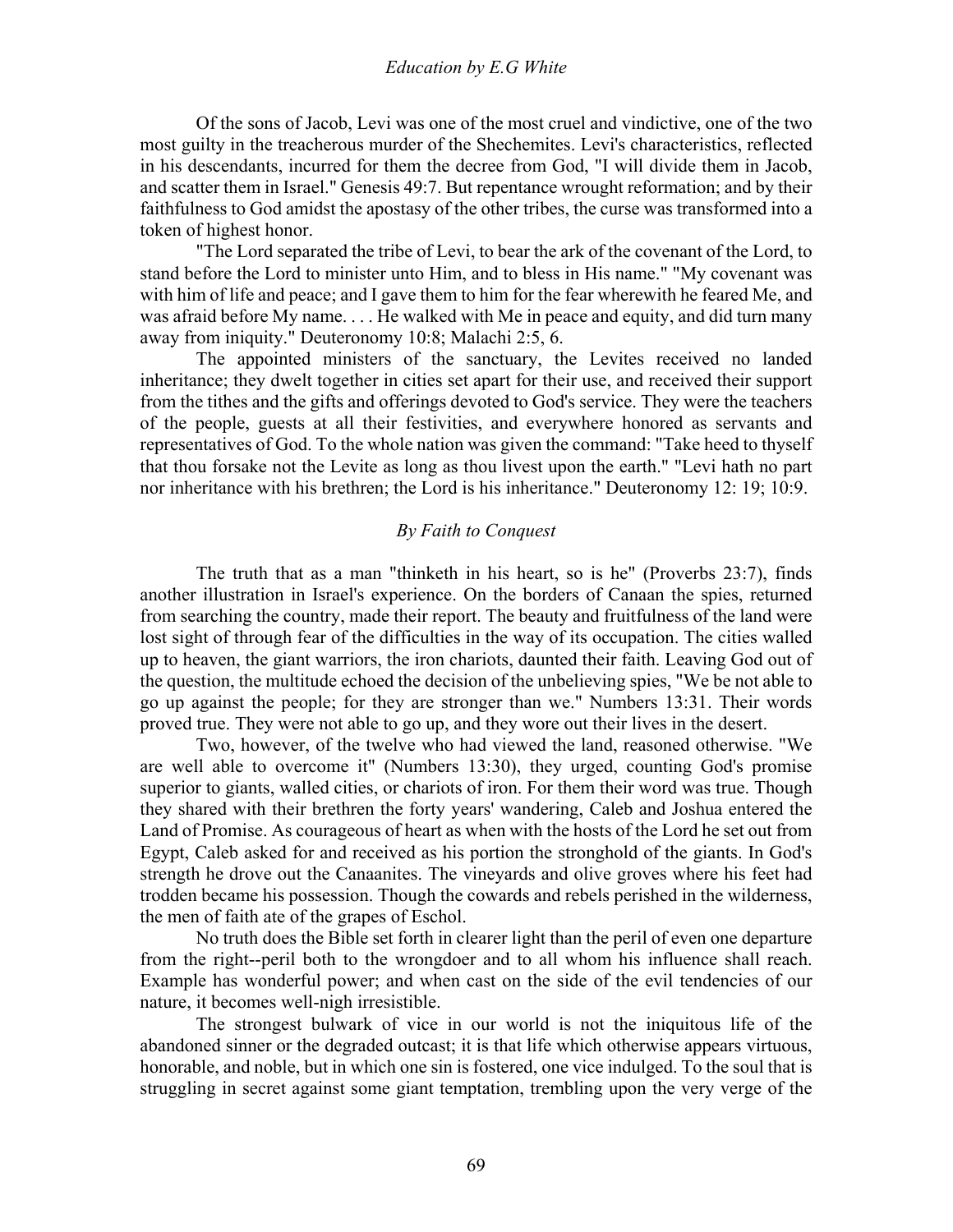Of the sons of Jacob, Levi was one of the most cruel and vindictive, one of the two most guilty in the treacherous murder of the Shechemites. Levi's characteristics, reflected in his descendants, incurred for them the decree from God, "I will divide them in Jacob, and scatter them in Israel." Genesis 49:7. But repentance wrought reformation; and by their faithfulness to God amidst the apostasy of the other tribes, the curse was transformed into a token of highest honor.

"The Lord separated the tribe of Levi, to bear the ark of the covenant of the Lord, to stand before the Lord to minister unto Him, and to bless in His name." "My covenant was with him of life and peace; and I gave them to him for the fear wherewith he feared Me, and was afraid before My name. . . . He walked with Me in peace and equity, and did turn many away from iniquity." Deuteronomy 10:8; Malachi 2:5, 6.

The appointed ministers of the sanctuary, the Levites received no landed inheritance; they dwelt together in cities set apart for their use, and received their support from the tithes and the gifts and offerings devoted to God's service. They were the teachers of the people, guests at all their festivities, and everywhere honored as servants and representatives of God. To the whole nation was given the command: "Take heed to thyself that thou forsake not the Levite as long as thou livest upon the earth." "Levi hath no part nor inheritance with his brethren; the Lord is his inheritance." Deuteronomy 12: 19; 10:9.

## *By Faith to Conquest*

The truth that as a man "thinketh in his heart, so is he" (Proverbs 23:7), finds another illustration in Israel's experience. On the borders of Canaan the spies, returned from searching the country, made their report. The beauty and fruitfulness of the land were lost sight of through fear of the difficulties in the way of its occupation. The cities walled up to heaven, the giant warriors, the iron chariots, daunted their faith. Leaving God out of the question, the multitude echoed the decision of the unbelieving spies, "We be not able to go up against the people; for they are stronger than we." Numbers 13:31. Their words proved true. They were not able to go up, and they wore out their lives in the desert.

Two, however, of the twelve who had viewed the land, reasoned otherwise. "We are well able to overcome it" (Numbers 13:30), they urged, counting God's promise superior to giants, walled cities, or chariots of iron. For them their word was true. Though they shared with their brethren the forty years' wandering, Caleb and Joshua entered the Land of Promise. As courageous of heart as when with the hosts of the Lord he set out from Egypt, Caleb asked for and received as his portion the stronghold of the giants. In God's strength he drove out the Canaanites. The vineyards and olive groves where his feet had trodden became his possession. Though the cowards and rebels perished in the wilderness, the men of faith ate of the grapes of Eschol.

No truth does the Bible set forth in clearer light than the peril of even one departure from the right--peril both to the wrongdoer and to all whom his influence shall reach. Example has wonderful power; and when cast on the side of the evil tendencies of our nature, it becomes well-nigh irresistible.

The strongest bulwark of vice in our world is not the iniquitous life of the abandoned sinner or the degraded outcast; it is that life which otherwise appears virtuous, honorable, and noble, but in which one sin is fostered, one vice indulged. To the soul that is struggling in secret against some giant temptation, trembling upon the very verge of the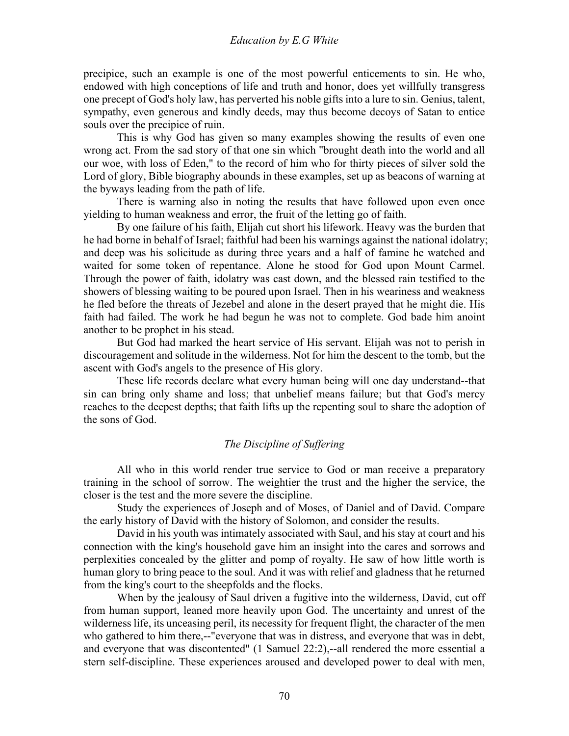precipice, such an example is one of the most powerful enticements to sin. He who, endowed with high conceptions of life and truth and honor, does yet willfully transgress one precept of God's holy law, has perverted his noble gifts into a lure to sin. Genius, talent, sympathy, even generous and kindly deeds, may thus become decoys of Satan to entice souls over the precipice of ruin.

This is why God has given so many examples showing the results of even one wrong act. From the sad story of that one sin which "brought death into the world and all our woe, with loss of Eden," to the record of him who for thirty pieces of silver sold the Lord of glory, Bible biography abounds in these examples, set up as beacons of warning at the byways leading from the path of life.

There is warning also in noting the results that have followed upon even once yielding to human weakness and error, the fruit of the letting go of faith.

By one failure of his faith, Elijah cut short his lifework. Heavy was the burden that he had borne in behalf of Israel; faithful had been his warnings against the national idolatry; and deep was his solicitude as during three years and a half of famine he watched and waited for some token of repentance. Alone he stood for God upon Mount Carmel. Through the power of faith, idolatry was cast down, and the blessed rain testified to the showers of blessing waiting to be poured upon Israel. Then in his weariness and weakness he fled before the threats of Jezebel and alone in the desert prayed that he might die. His faith had failed. The work he had begun he was not to complete. God bade him anoint another to be prophet in his stead.

But God had marked the heart service of His servant. Elijah was not to perish in discouragement and solitude in the wilderness. Not for him the descent to the tomb, but the ascent with God's angels to the presence of His glory.

These life records declare what every human being will one day understand--that sin can bring only shame and loss; that unbelief means failure; but that God's mercy reaches to the deepest depths; that faith lifts up the repenting soul to share the adoption of the sons of God.

### *The Discipline of Suffering*

All who in this world render true service to God or man receive a preparatory training in the school of sorrow. The weightier the trust and the higher the service, the closer is the test and the more severe the discipline.

Study the experiences of Joseph and of Moses, of Daniel and of David. Compare the early history of David with the history of Solomon, and consider the results.

David in his youth was intimately associated with Saul, and his stay at court and his connection with the king's household gave him an insight into the cares and sorrows and perplexities concealed by the glitter and pomp of royalty. He saw of how little worth is human glory to bring peace to the soul. And it was with relief and gladness that he returned from the king's court to the sheepfolds and the flocks.

When by the jealousy of Saul driven a fugitive into the wilderness, David, cut off from human support, leaned more heavily upon God. The uncertainty and unrest of the wilderness life, its unceasing peril, its necessity for frequent flight, the character of the men who gathered to him there,--"everyone that was in distress, and everyone that was in debt, and everyone that was discontented" (1 Samuel 22:2),--all rendered the more essential a stern self-discipline. These experiences aroused and developed power to deal with men,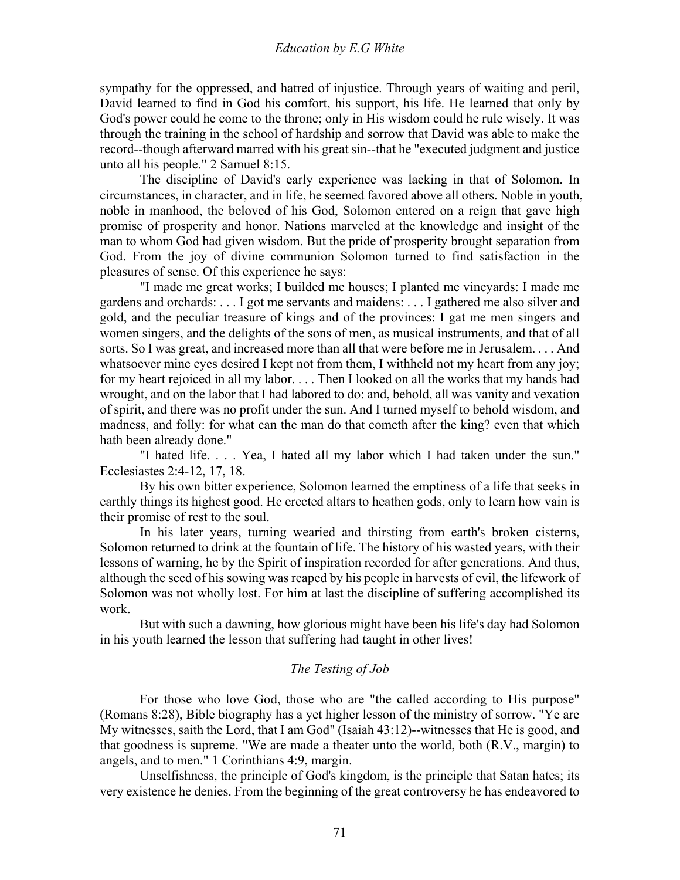sympathy for the oppressed, and hatred of injustice. Through years of waiting and peril, David learned to find in God his comfort, his support, his life. He learned that only by God's power could he come to the throne; only in His wisdom could he rule wisely. It was through the training in the school of hardship and sorrow that David was able to make the record--though afterward marred with his great sin--that he "executed judgment and justice unto all his people." 2 Samuel 8:15.

The discipline of David's early experience was lacking in that of Solomon. In circumstances, in character, and in life, he seemed favored above all others. Noble in youth, noble in manhood, the beloved of his God, Solomon entered on a reign that gave high promise of prosperity and honor. Nations marveled at the knowledge and insight of the man to whom God had given wisdom. But the pride of prosperity brought separation from God. From the joy of divine communion Solomon turned to find satisfaction in the pleasures of sense. Of this experience he says:

"I made me great works; I builded me houses; I planted me vineyards: I made me gardens and orchards: . . . I got me servants and maidens: . . . I gathered me also silver and gold, and the peculiar treasure of kings and of the provinces: I gat me men singers and women singers, and the delights of the sons of men, as musical instruments, and that of all sorts. So I was great, and increased more than all that were before me in Jerusalem. . . . And whatsoever mine eyes desired I kept not from them, I withheld not my heart from any joy; for my heart rejoiced in all my labor. . . . Then I looked on all the works that my hands had wrought, and on the labor that I had labored to do: and, behold, all was vanity and vexation of spirit, and there was no profit under the sun. And I turned myself to behold wisdom, and madness, and folly: for what can the man do that cometh after the king? even that which hath been already done."

"I hated life. . . . Yea, I hated all my labor which I had taken under the sun." Ecclesiastes 2:4-12, 17, 18.

By his own bitter experience, Solomon learned the emptiness of a life that seeks in earthly things its highest good. He erected altars to heathen gods, only to learn how vain is their promise of rest to the soul.

In his later years, turning wearied and thirsting from earth's broken cisterns, Solomon returned to drink at the fountain of life. The history of his wasted years, with their lessons of warning, he by the Spirit of inspiration recorded for after generations. And thus, although the seed of his sowing was reaped by his people in harvests of evil, the lifework of Solomon was not wholly lost. For him at last the discipline of suffering accomplished its work.

But with such a dawning, how glorious might have been his life's day had Solomon in his youth learned the lesson that suffering had taught in other lives!

### *The Testing of Job*

For those who love God, those who are "the called according to His purpose" (Romans 8:28), Bible biography has a yet higher lesson of the ministry of sorrow. "Ye are My witnesses, saith the Lord, that I am God" (Isaiah 43:12)--witnesses that He is good, and that goodness is supreme. "We are made a theater unto the world, both (R.V., margin) to angels, and to men." 1 Corinthians 4:9, margin.

Unselfishness, the principle of God's kingdom, is the principle that Satan hates; its very existence he denies. From the beginning of the great controversy he has endeavored to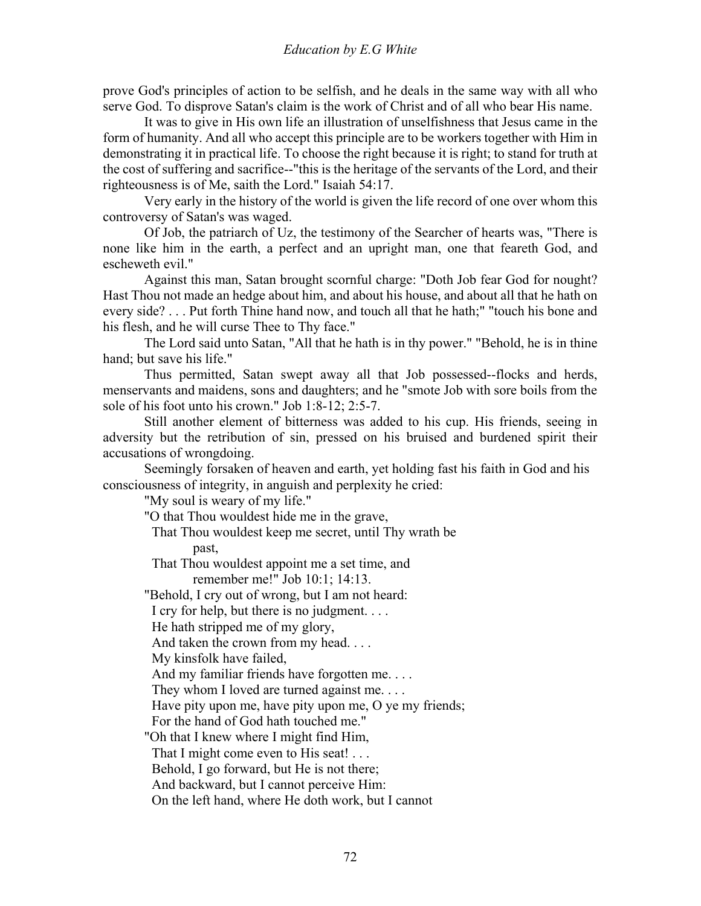prove God's principles of action to be selfish, and he deals in the same way with all who serve God. To disprove Satan's claim is the work of Christ and of all who bear His name.

It was to give in His own life an illustration of unselfishness that Jesus came in the form of humanity. And all who accept this principle are to be workers together with Him in demonstrating it in practical life. To choose the right because it is right; to stand for truth at the cost of suffering and sacrifice--"this is the heritage of the servants of the Lord, and their righteousness is of Me, saith the Lord." Isaiah 54:17.

Very early in the history of the world is given the life record of one over whom this controversy of Satan's was waged.

Of Job, the patriarch of Uz, the testimony of the Searcher of hearts was, "There is none like him in the earth, a perfect and an upright man, one that feareth God, and escheweth evil."

Against this man, Satan brought scornful charge: "Doth Job fear God for nought? Hast Thou not made an hedge about him, and about his house, and about all that he hath on every side? . . . Put forth Thine hand now, and touch all that he hath;" "touch his bone and his flesh, and he will curse Thee to Thy face."

The Lord said unto Satan, "All that he hath is in thy power." "Behold, he is in thine hand; but save his life."

Thus permitted, Satan swept away all that Job possessed--flocks and herds, menservants and maidens, sons and daughters; and he "smote Job with sore boils from the sole of his foot unto his crown." Job 1:8-12; 2:5-7.

Still another element of bitterness was added to his cup. His friends, seeing in adversity but the retribution of sin, pressed on his bruised and burdened spirit their accusations of wrongdoing.

Seemingly forsaken of heaven and earth, yet holding fast his faith in God and his consciousness of integrity, in anguish and perplexity he cried:

"My soul is weary of my life."

"O that Thou wouldest hide me in the grave,  
That Thou wouldest keep me secret, until Thy wrath be past,  
That Thou wouldest appoint me a set time, and remember me!" Job 10:1; 14:13.

"Behold, I cry out of wrong, but I am not heard:  
I cry for help, but there is no judgment. . . .  
He hath stripped me of my glory,  
And taken the crown from my head. . . .  
My kinsfolk have failed,  
And my familiar friends have forgotten me. . . .  
They whom I loved are turned against me. . . .  
Have pity upon me, have pity upon me, O ye my friends;  
For the hand of God hath touched me."

"Oh that I knew where I might find Him,  
That I might come even to His seat! . . .  
Behold, I go forward, but He is not there;  
And backward, but I cannot perceive Him:  
On the left hand, where He doth work, but I cannot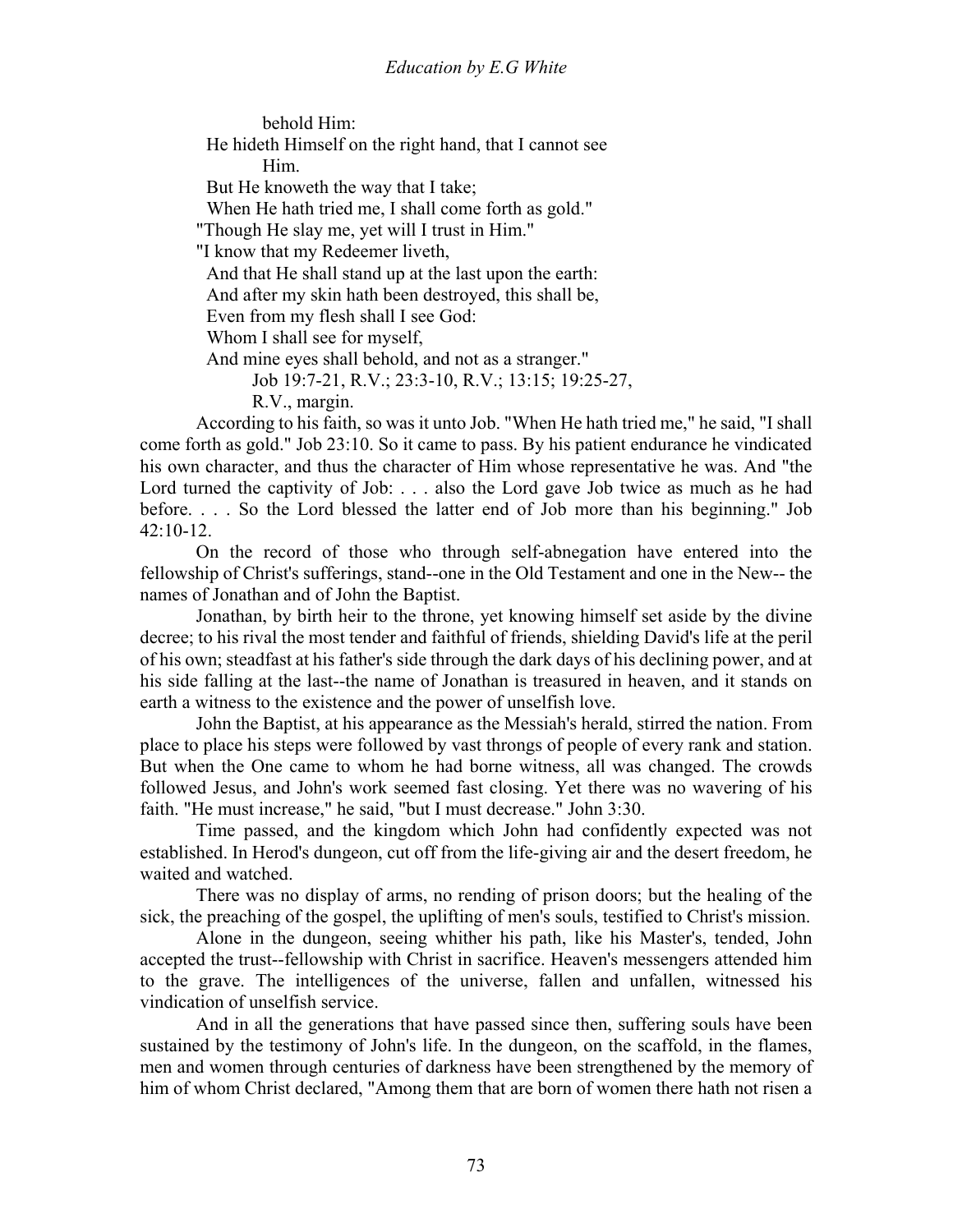behold Him:

He hideth Himself on the right hand, that I cannot see
Him.

But He knoweth the way that I take;

When He hath tried me, I shall come forth as gold."

"Though He slay me, yet will I trust in Him."

"I know that my Redeemer liveth,

And that He shall stand up at the last upon the earth:

And after my skin hath been destroyed, this shall be,

Even from my flesh shall I see God:

Whom I shall see for myself,

And mine eyes shall behold, and not as a stranger."

Job 19:7-21, R.V.; 23:3-10, R.V.; 13:15; 19:25-27,
R.V., margin.

According to his faith, so was it unto Job. "When He hath tried me," he said, "I shall come forth as gold." Job 23:10. So it came to pass. By his patient endurance he vindicated his own character, and thus the character of Him whose representative he was. And "the Lord turned the captivity of Job: . . . also the Lord gave Job twice as much as he had before. . . . So the Lord blessed the latter end of Job more than his beginning." Job 42:10-12.

On the record of those who through self-abnegation have entered into the fellowship of Christ's sufferings, stand--one in the Old Testament and one in the New-- the names of Jonathan and of John the Baptist.

Jonathan, by birth heir to the throne, yet knowing himself set aside by the divine decree; to his rival the most tender and faithful of friends, shielding David's life at the peril of his own; steadfast at his father's side through the dark days of his declining power, and at his side falling at the last--the name of Jonathan is treasured in heaven, and it stands on earth a witness to the existence and the power of unselfish love.

John the Baptist, at his appearance as the Messiah's herald, stirred the nation. From place to place his steps were followed by vast throngs of people of every rank and station. But when the One came to whom he had borne witness, all was changed. The crowds followed Jesus, and John's work seemed fast closing. Yet there was no wavering of his faith. "He must increase," he said, "but I must decrease." John 3:30.

Time passed, and the kingdom which John had confidently expected was not established. In Herod's dungeon, cut off from the life-giving air and the desert freedom, he waited and watched.

There was no display of arms, no rending of prison doors; but the healing of the sick, the preaching of the gospel, the uplifting of men's souls, testified to Christ's mission.

Alone in the dungeon, seeing whither his path, like his Master's, tended, John accepted the trust--fellowship with Christ in sacrifice. Heaven's messengers attended him to the grave. The intelligences of the universe, fallen and unfallen, witnessed his vindication of unselfish service.

And in all the generations that have passed since then, suffering souls have been sustained by the testimony of John's life. In the dungeon, on the scaffold, in the flames, men and women through centuries of darkness have been strengthened by the memory of him of whom Christ declared, "Among them that are born of women there hath not risen a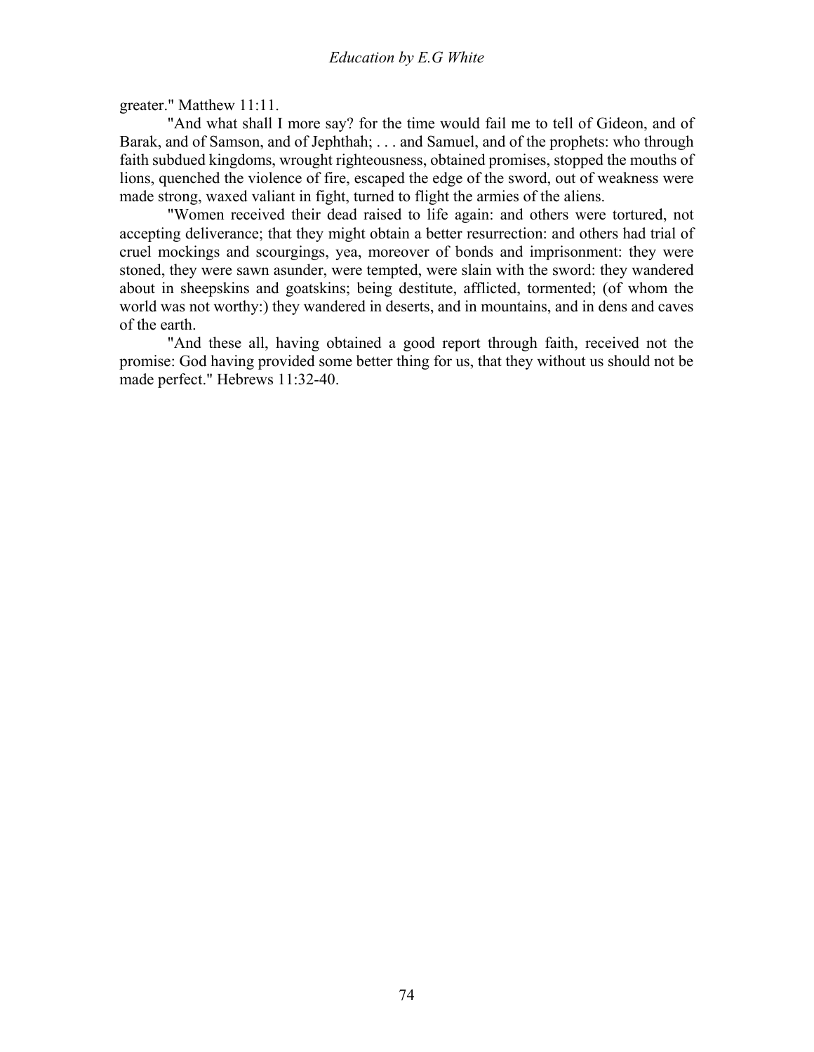greater." Matthew 11:11.

"And what shall I more say? for the time would fail me to tell of Gideon, and of Barak, and of Samson, and of Jephthah; . . . and Samuel, and of the prophets: who through faith subdued kingdoms, wrought righteousness, obtained promises, stopped the mouths of lions, quenched the violence of fire, escaped the edge of the sword, out of weakness were made strong, waxed valiant in fight, turned to flight the armies of the aliens.

"Women received their dead raised to life again: and others were tortured, not accepting deliverance; that they might obtain a better resurrection: and others had trial of cruel mockings and scourgings, yea, moreover of bonds and imprisonment: they were stoned, they were sawn asunder, were tempted, were slain with the sword: they wandered about in sheepskins and goatskins; being destitute, afflicted, tormented; (of whom the world was not worthy:) they wandered in deserts, and in mountains, and in dens and caves of the earth.

"And these all, having obtained a good report through faith, received not the promise: God having provided some better thing for us, that they without us should not be made perfect." Hebrews 11:32-40.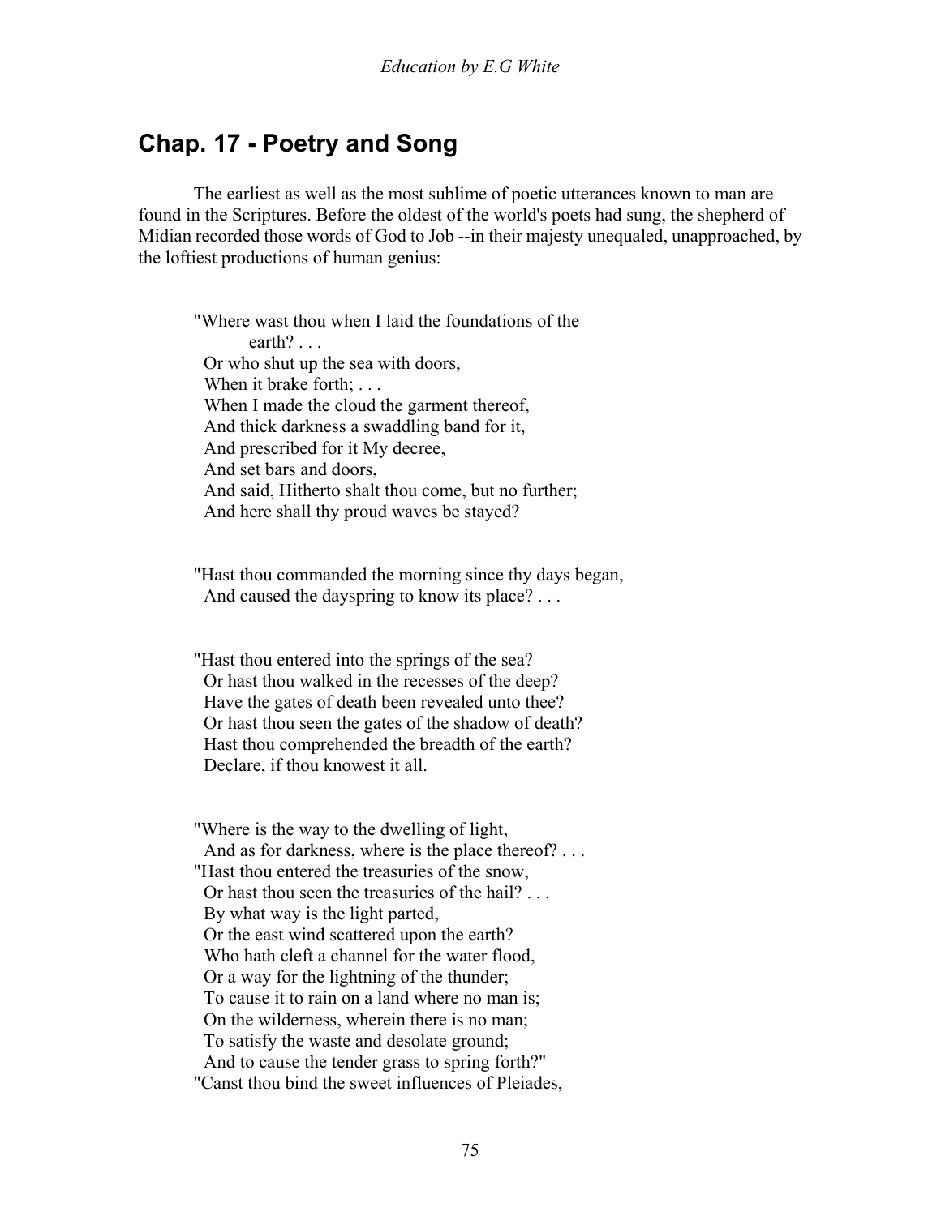## Chap. 17 - Poetry and Song

The earliest as well as the most sublime of poetic utterances known to man are found in the Scriptures. Before the oldest of the world's poets had sung, the shepherd of Midian recorded those words of God to Job --in their majesty unequaled, unapproached, by the loftiest productions of human genius:

> "Where wast thou when I laid the foundations of the
> earth? . . .
> Or who shut up the sea with doors,
> When it brake forth; . . .
> When I made the cloud the garment thereof,
> And thick darkness a swaddling band for it,
> And prescribed for it My decree,
> And set bars and doors,
> And said, Hitherto shalt thou come, but no further;
> And here shall thy proud waves be stayed?
>
> "Hast thou commanded the morning since thy days began,
> And caused the dayspring to know its place? . . .
>
> "Hast thou entered into the springs of the sea?
> Or hast thou walked in the recesses of the deep?
> Have the gates of death been revealed unto thee?
> Or hast thou seen the gates of the shadow of death?
> Hast thou comprehended the breadth of the earth?
> Declare, if thou knowest it all.
>
> "Where is the way to the dwelling of light,
> And as for darkness, where is the place thereof? . . .
> "Hast thou entered the treasuries of the snow,
> Or hast thou seen the treasuries of the hail? . . .
> By what way is the light parted,
> Or the east wind scattered upon the earth?
> Who hath cleft a channel for the water flood,
> Or a way for the lightning of the thunder;
> To cause it to rain on a land where no man is;
> On the wilderness, wherein there is no man;
> To satisfy the waste and desolate ground;
> And to cause the tender grass to spring forth?"
> "Canst thou bind the sweet influences of Pleiades,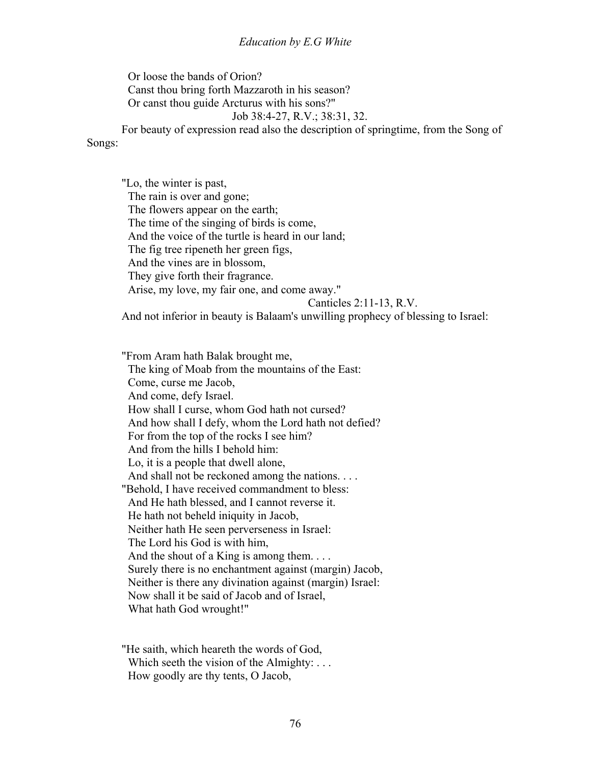Or loose the bands of Orion?
Canst thou bring forth Mazzaroth in his season?
Or canst thou guide Arcturus with his sons?"

Job 38:4-27, R.V.; 38:31, 32.

For beauty of expression read also the description of springtime, from the Song of Songs:

"Lo, the winter is past,
The rain is over and gone;
The flowers appear on the earth;
The time of the singing of birds is come,
And the voice of the turtle is heard in our land;
The fig tree ripeneth her green figs,
And the vines are in blossom,
They give forth their fragrance.
Arise, my love, my fair one, and come away."

Canticles 2:11-13, R.V.

And not inferior in beauty is Balaam's unwilling prophecy of blessing to Israel:

"From Aram hath Balak brought me,
The king of Moab from the mountains of the East:
Come, curse me Jacob,
And come, defy Israel.
How shall I curse, whom God hath not cursed?
And how shall I defy, whom the Lord hath not defied?
For from the top of the rocks I see him?
And from the hills I behold him:
Lo, it is a people that dwell alone,
And shall not be reckoned among the nations. . . .
"Behold, I have received commandment to bless:
And He hath blessed, and I cannot reverse it.
He hath not beheld iniquity in Jacob,
Neither hath He seen perverseness in Israel:
The Lord his God is with him,
And the shout of a King is among them. . . .
Surely there is no enchantment against (margin) Jacob,
Neither is there any divination against (margin) Israel:
Now shall it be said of Jacob and of Israel,
What hath God wrought!"

"He saith, which heareth the words of God,
Which seeth the vision of the Almighty: . . .
How goodly are thy tents, O Jacob,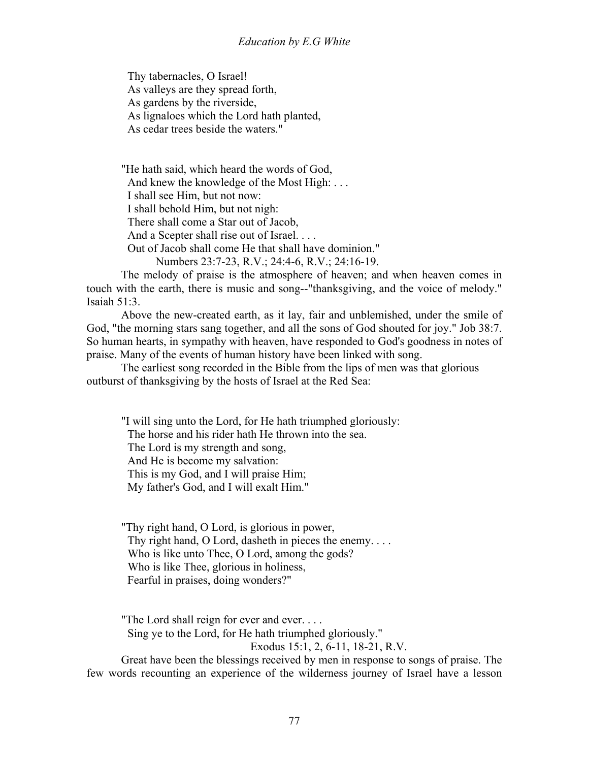Thy tabernacles, O Israel!  
As valleys are they spread forth,  
As gardens by the riverside,  
As lignaloes which the Lord hath planted,  
As cedar trees beside the waters."

"He hath said, which heard the words of God,  
And knew the knowledge of the Most High: . . .  
I shall see Him, but not now:  
I shall behold Him, but not nigh:  
There shall come a Star out of Jacob,  
And a Scepter shall rise out of Israel. . . .  
Out of Jacob shall come He that shall have dominion."  
Numbers 23:7-23, R.V.; 24:4-6, R.V.; 24:16-19.

The melody of praise is the atmosphere of heaven; and when heaven comes in touch with the earth, there is music and song--"thanksgiving, and the voice of melody." Isaiah 51:3.

Above the new-created earth, as it lay, fair and unblemished, under the smile of God, "the morning stars sang together, and all the sons of God shouted for joy." Job 38:7. So human hearts, in sympathy with heaven, have responded to God's goodness in notes of praise. Many of the events of human history have been linked with song.

The earliest song recorded in the Bible from the lips of men was that glorious outburst of thanksgiving by the hosts of Israel at the Red Sea:

"I will sing unto the Lord, for He hath triumphed gloriously:  
The horse and his rider hath He thrown into the sea.  
The Lord is my strength and song,  
And He is become my salvation:  
This is my God, and I will praise Him;  
My father's God, and I will exalt Him."

"Thy right hand, O Lord, is glorious in power,  
Thy right hand, O Lord, dasheth in pieces the enemy. . . .  
Who is like unto Thee, O Lord, among the gods?  
Who is like Thee, glorious in holiness,  
Fearful in praises, doing wonders?"

"The Lord shall reign for ever and ever. . . .  
Sing ye to the Lord, for He hath triumphed gloriously."  
Exodus 15:1, 2, 6-11, 18-21, R.V.

Great have been the blessings received by men in response to songs of praise. The few words recounting an experience of the wilderness journey of Israel have a lesson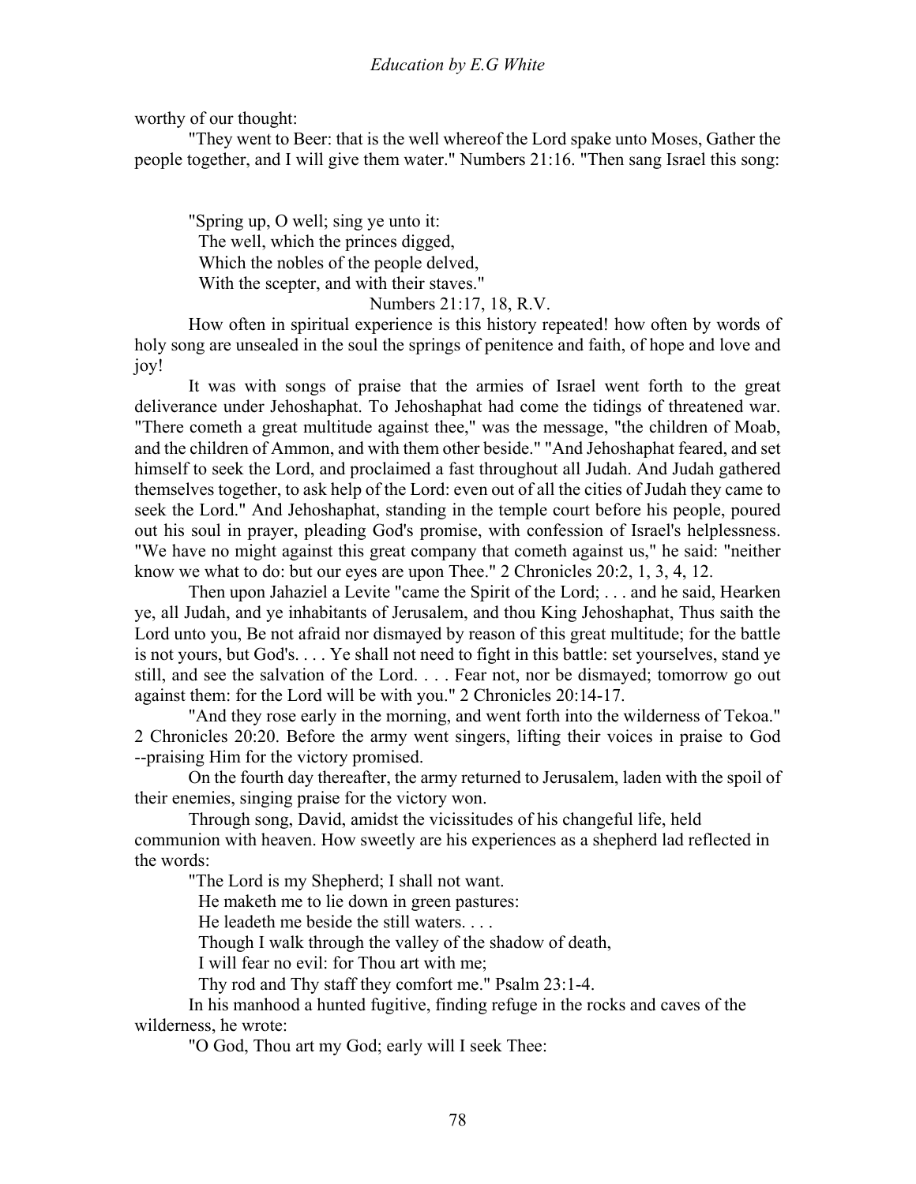worthy of our thought:

"They went to Beer: that is the well whereof the Lord spake unto Moses, Gather the people together, and I will give them water." Numbers 21:16. "Then sang Israel this song:

> "Spring up, O well; sing ye unto it:
> The well, which the princes digged,
> Which the nobles of the people delved,
> With the scepter, and with their staves."
>
> Numbers 21:17, 18, R.V.

How often in spiritual experience is this history repeated! how often by words of holy song are unsealed in the soul the springs of penitence and faith, of hope and love and joy!

It was with songs of praise that the armies of Israel went forth to the great deliverance under Jehoshaphat. To Jehoshaphat had come the tidings of threatened war. "There cometh a great multitude against thee," was the message, "the children of Moab, and the children of Ammon, and with them other beside." "And Jehoshaphat feared, and set himself to seek the Lord, and proclaimed a fast throughout all Judah. And Judah gathered themselves together, to ask help of the Lord: even out of all the cities of Judah they came to seek the Lord." And Jehoshaphat, standing in the temple court before his people, poured out his soul in prayer, pleading God's promise, with confession of Israel's helplessness. "We have no might against this great company that cometh against us," he said: "neither know we what to do: but our eyes are upon Thee." 2 Chronicles 20:2, 1, 3, 4, 12.

Then upon Jahaziel a Levite "came the Spirit of the Lord; . . . and he said, Hearken ye, all Judah, and ye inhabitants of Jerusalem, and thou King Jehoshaphat, Thus saith the Lord unto you, Be not afraid nor dismayed by reason of this great multitude; for the battle is not yours, but God's. . . . Ye shall not need to fight in this battle: set yourselves, stand ye still, and see the salvation of the Lord. . . . Fear not, nor be dismayed; tomorrow go out against them: for the Lord will be with you." 2 Chronicles 20:14-17.

"And they rose early in the morning, and went forth into the wilderness of Tekoa." 2 Chronicles 20:20. Before the army went singers, lifting their voices in praise to God --praising Him for the victory promised.

On the fourth day thereafter, the army returned to Jerusalem, laden with the spoil of their enemies, singing praise for the victory won.

Through song, David, amidst the vicissitudes of his changeful life, held communion with heaven. How sweetly are his experiences as a shepherd lad reflected in the words:

> "The Lord is my Shepherd; I shall not want.
> He maketh me to lie down in green pastures:
> He leadeth me beside the still waters. . . .
> Though I walk through the valley of the shadow of death,
> I will fear no evil: for Thou art with me;
> Thy rod and Thy staff they comfort me." Psalm 23:1-4.

In his manhood a hunted fugitive, finding refuge in the rocks and caves of the wilderness, he wrote:

> "O God, Thou art my God; early will I seek Thee: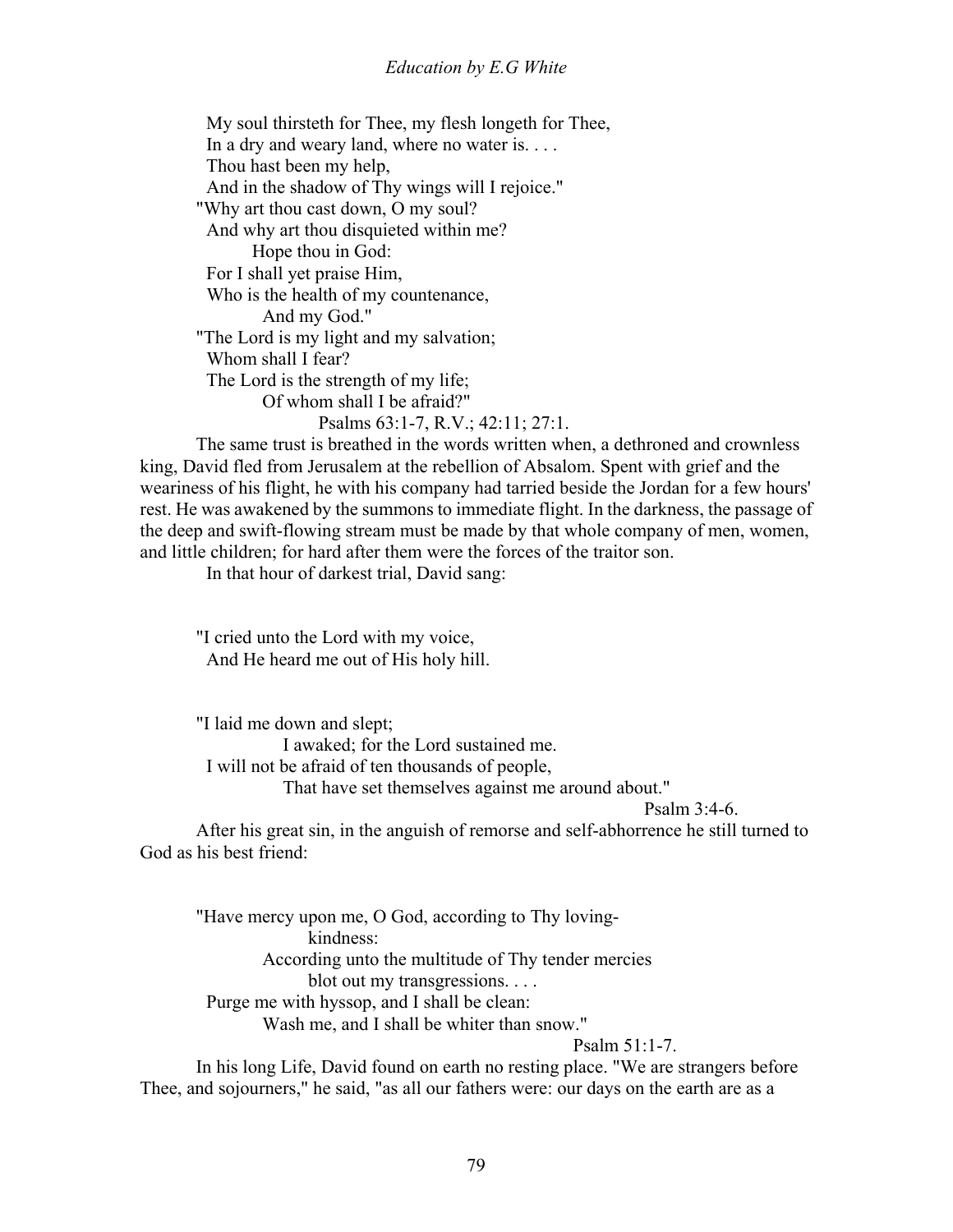My soul thirsteth for Thee, my flesh longeth for Thee,
In a dry and weary land, where no water is. . . .
Thou hast been my help,
And in the shadow of Thy wings will I rejoice."
"Why art thou cast down, O my soul?
And why art thou disquieted within me?
Hope thou in God:
For I shall yet praise Him,
Who is the health of my countenance,
And my God."
"The Lord is my light and my salvation;
Whom shall I fear?
The Lord is the strength of my life;
Of whom shall I be afraid?"

Psalms 63:1-7, R.V.; 42:11; 27:1.

The same trust is breathed in the words written when, a dethroned and crownless king, David fled from Jerusalem at the rebellion of Absalom. Spent with grief and the weariness of his flight, he with his company had tarried beside the Jordan for a few hours' rest. He was awakened by the summons to immediate flight. In the darkness, the passage of the deep and swift-flowing stream must be made by that whole company of men, women, and little children; for hard after them were the forces of the traitor son.

In that hour of darkest trial, David sang:

"I cried unto the Lord with my voice,
And He heard me out of His holy hill.

"I laid me down and slept;
I awaked; for the Lord sustained me.
I will not be afraid of ten thousands of people,
That have set themselves against me around about."

Psalm 3:4-6.

After his great sin, in the anguish of remorse and self-abhorrence he still turned to God as his best friend:

"Have mercy upon me, O God, according to Thy loving-kindness:
According unto the multitude of Thy tender mercies blot out my transgressions. . . .
Purge me with hyssop, and I shall be clean:
Wash me, and I shall be whiter than snow."

Psalm 51:1-7.

In his long Life, David found on earth no resting place. "We are strangers before Thee, and sojourners," he said, "as all our fathers were: our days on the earth are as a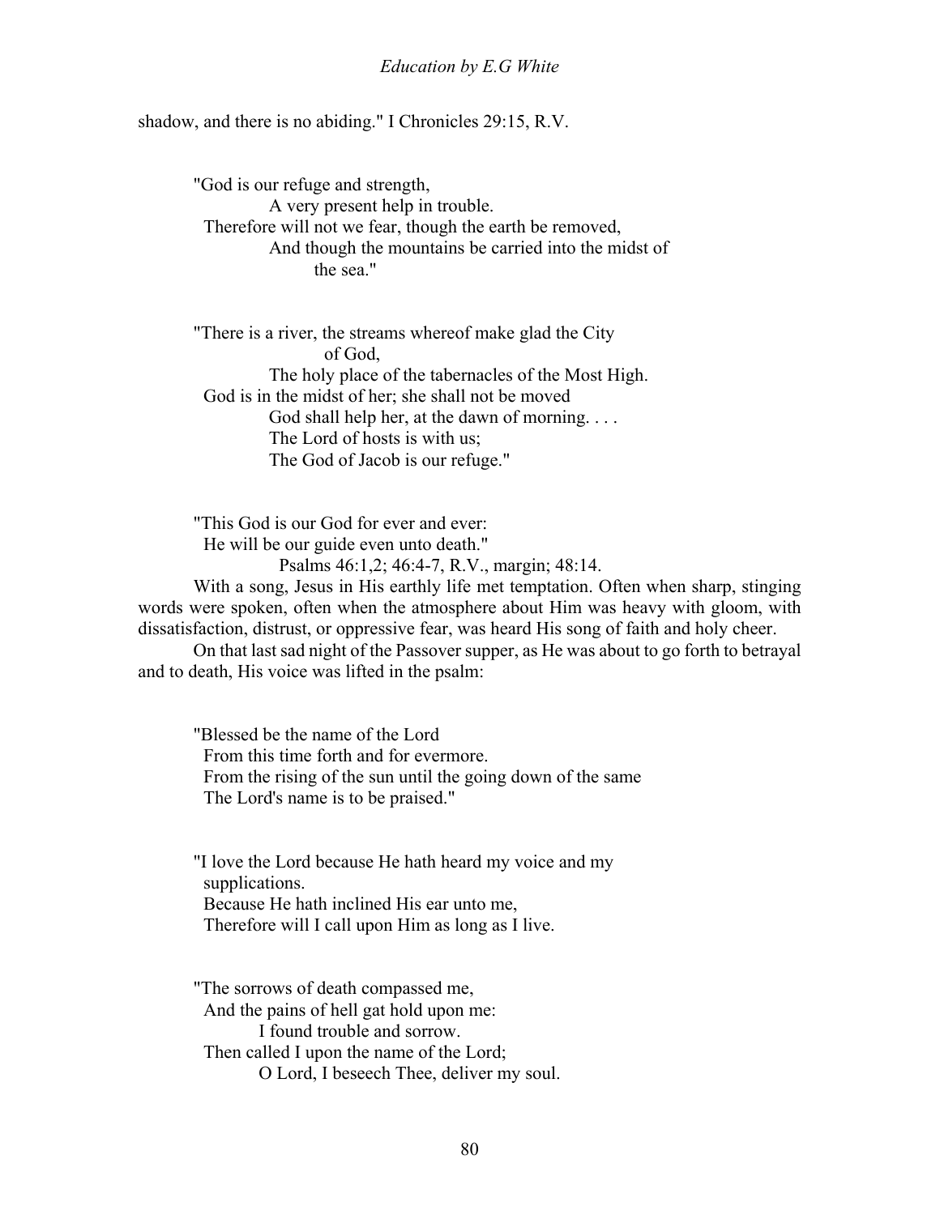shadow, and there is no abiding." I Chronicles 29:15, R.V.

"God is our refuge and strength,  
A very present help in trouble.  
Therefore will not we fear, though the earth be removed,  
And though the mountains be carried into the midst of the sea."

"There is a river, the streams whereof make glad the City of God,  
The holy place of the tabernacles of the Most High.  
God is in the midst of her; she shall not be moved  
God shall help her, at the dawn of morning. . . .  
The Lord of hosts is with us;  
The God of Jacob is our refuge."

"This God is our God for ever and ever:  
He will be our guide even unto death."  
Psalms 46:1,2; 46:4-7, R.V., margin; 48:14.

With a song, Jesus in His earthly life met temptation. Often when sharp, stinging words were spoken, often when the atmosphere about Him was heavy with gloom, with dissatisfaction, distrust, or oppressive fear, was heard His song of faith and holy cheer.

On that last sad night of the Passover supper, as He was about to go forth to betrayal and to death, His voice was lifted in the psalm:

"Blessed be the name of the Lord  
From this time forth and for evermore.  
From the rising of the sun until the going down of the same  
The Lord's name is to be praised."

"I love the Lord because He hath heard my voice and my supplications.  
Because He hath inclined His ear unto me,  
Therefore will I call upon Him as long as I live.

"The sorrows of death compassed me,  
And the pains of hell gat hold upon me:  
I found trouble and sorrow.  
Then called I upon the name of the Lord;  
O Lord, I beseech Thee, deliver my soul.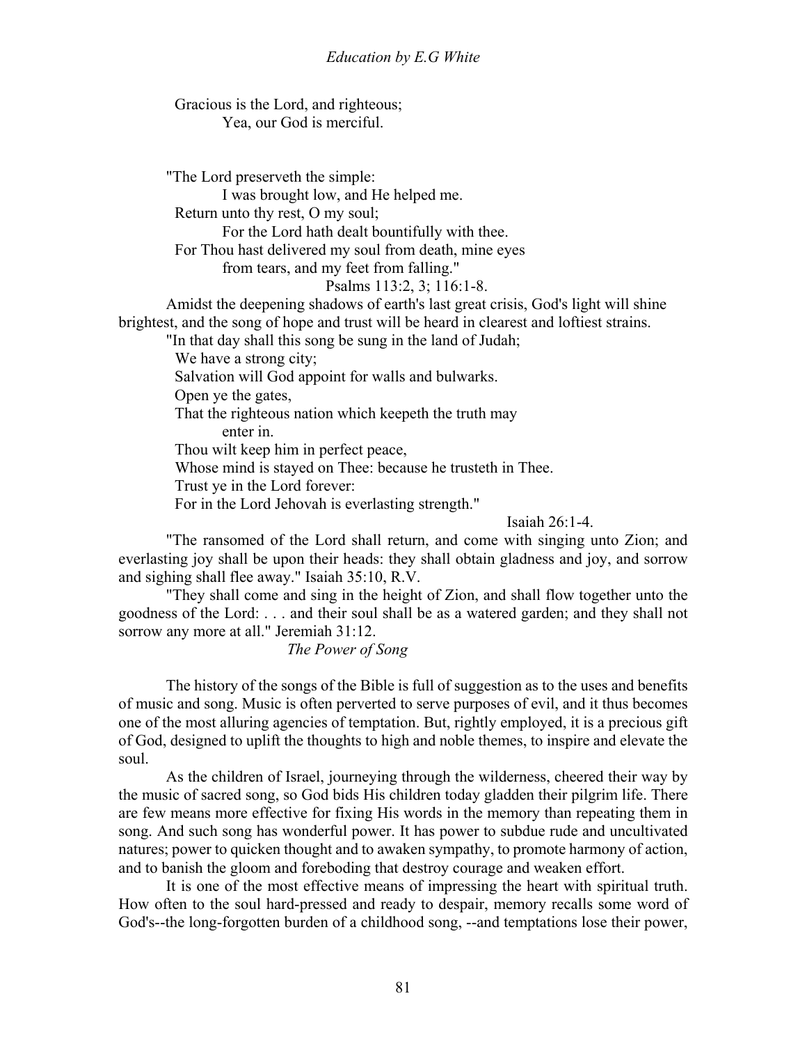Gracious is the Lord, and righteous;
Yea, our God is merciful.

"The Lord preserveth the simple:
I was brought low, and He helped me.
Return unto thy rest, O my soul;
For the Lord hath dealt bountifully with thee.
For Thou hast delivered my soul from death, mine eyes
from tears, and my feet from falling."
Psalms 113:2, 3; 116:1-8.

Amidst the deepening shadows of earth's last great crisis, God's light will shine brightest, and the song of hope and trust will be heard in clearest and loftiest strains.

"In that day shall this song be sung in the land of Judah;
We have a strong city;
Salvation will God appoint for walls and bulwarks.
Open ye the gates,
That the righteous nation which keepeth the truth may
enter in.
Thou wilt keep him in perfect peace,
Whose mind is stayed on Thee: because he trusteth in Thee.
Trust ye in the Lord forever:
For in the Lord Jehovah is everlasting strength."
Isaiah 26:1-4.

"The ransomed of the Lord shall return, and come with singing unto Zion; and everlasting joy shall be upon their heads: they shall obtain gladness and joy, and sorrow and sighing shall flee away." Isaiah 35:10, R.V.

"They shall come and sing in the height of Zion, and shall flow together unto the goodness of the Lord: . . . and their soul shall be as a watered garden; and they shall not sorrow any more at all." Jeremiah 31:12.

### *The Power of Song*

The history of the songs of the Bible is full of suggestion as to the uses and benefits of music and song. Music is often perverted to serve purposes of evil, and it thus becomes one of the most alluring agencies of temptation. But, rightly employed, it is a precious gift of God, designed to uplift the thoughts to high and noble themes, to inspire and elevate the soul.

As the children of Israel, journeying through the wilderness, cheered their way by the music of sacred song, so God bids His children today gladden their pilgrim life. There are few means more effective for fixing His words in the memory than repeating them in song. And such song has wonderful power. It has power to subdue rude and uncultivated natures; power to quicken thought and to awaken sympathy, to promote harmony of action, and to banish the gloom and foreboding that destroy courage and weaken effort.

It is one of the most effective means of impressing the heart with spiritual truth. How often to the soul hard-pressed and ready to despair, memory recalls some word of God's--the long-forgotten burden of a childhood song, --and temptations lose their power,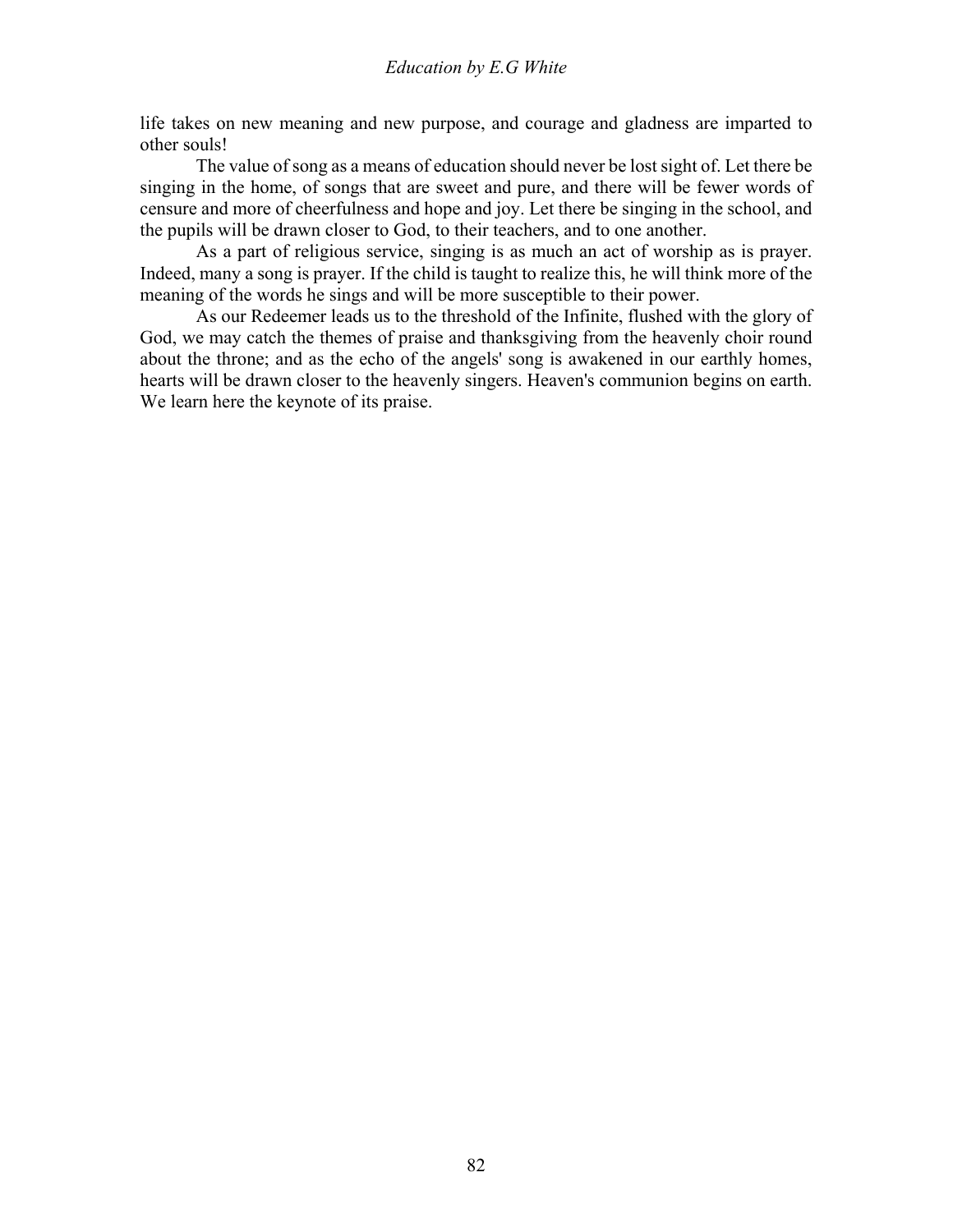life takes on new meaning and new purpose, and courage and gladness are imparted to other souls!

The value of song as a means of education should never be lost sight of. Let there be singing in the home, of songs that are sweet and pure, and there will be fewer words of censure and more of cheerfulness and hope and joy. Let there be singing in the school, and the pupils will be drawn closer to God, to their teachers, and to one another.

As a part of religious service, singing is as much an act of worship as is prayer. Indeed, many a song is prayer. If the child is taught to realize this, he will think more of the meaning of the words he sings and will be more susceptible to their power.

As our Redeemer leads us to the threshold of the Infinite, flushed with the glory of God, we may catch the themes of praise and thanksgiving from the heavenly choir round about the throne; and as the echo of the angels' song is awakened in our earthly homes, hearts will be drawn closer to the heavenly singers. Heaven's communion begins on earth. We learn here the keynote of its praise.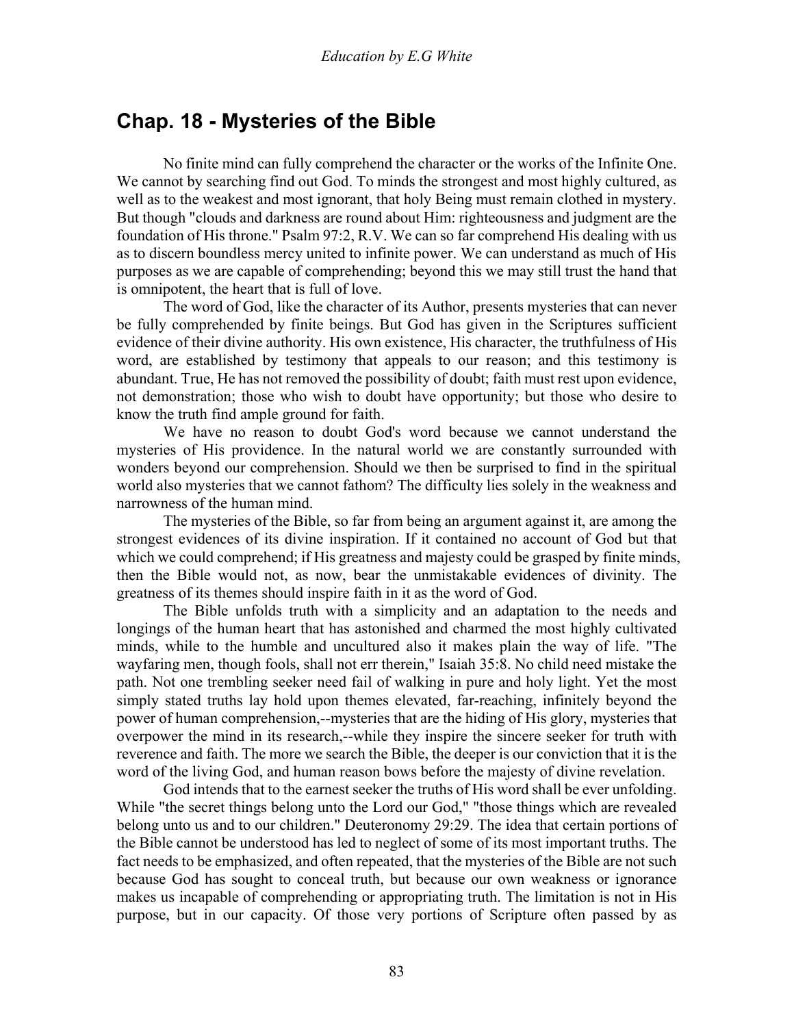## Chap. 18 - Mysteries of the Bible

No finite mind can fully comprehend the character or the works of the Infinite One. We cannot by searching find out God. To minds the strongest and most highly cultured, as well as to the weakest and most ignorant, that holy Being must remain clothed in mystery. But though "clouds and darkness are round about Him: righteousness and judgment are the foundation of His throne." Psalm 97:2, R.V. We can so far comprehend His dealing with us as to discern boundless mercy united to infinite power. We can understand as much of His purposes as we are capable of comprehending; beyond this we may still trust the hand that is omnipotent, the heart that is full of love.

The word of God, like the character of its Author, presents mysteries that can never be fully comprehended by finite beings. But God has given in the Scriptures sufficient evidence of their divine authority. His own existence, His character, the truthfulness of His word, are established by testimony that appeals to our reason; and this testimony is abundant. True, He has not removed the possibility of doubt; faith must rest upon evidence, not demonstration; those who wish to doubt have opportunity; but those who desire to know the truth find ample ground for faith.

We have no reason to doubt God's word because we cannot understand the mysteries of His providence. In the natural world we are constantly surrounded with wonders beyond our comprehension. Should we then be surprised to find in the spiritual world also mysteries that we cannot fathom? The difficulty lies solely in the weakness and narrowness of the human mind.

The mysteries of the Bible, so far from being an argument against it, are among the strongest evidences of its divine inspiration. If it contained no account of God but that which we could comprehend; if His greatness and majesty could be grasped by finite minds, then the Bible would not, as now, bear the unmistakable evidences of divinity. The greatness of its themes should inspire faith in it as the word of God.

The Bible unfolds truth with a simplicity and an adaptation to the needs and longings of the human heart that has astonished and charmed the most highly cultivated minds, while to the humble and uncultured also it makes plain the way of life. "The wayfaring men, though fools, shall not err therein," Isaiah 35:8. No child need mistake the path. Not one trembling seeker need fail of walking in pure and holy light. Yet the most simply stated truths lay hold upon themes elevated, far-reaching, infinitely beyond the power of human comprehension,--mysteries that are the hiding of His glory, mysteries that overpower the mind in its research,--while they inspire the sincere seeker for truth with reverence and faith. The more we search the Bible, the deeper is our conviction that it is the word of the living God, and human reason bows before the majesty of divine revelation.

God intends that to the earnest seeker the truths of His word shall be ever unfolding. While "the secret things belong unto the Lord our God," "those things which are revealed belong unto us and to our children." Deuteronomy 29:29. The idea that certain portions of the Bible cannot be understood has led to neglect of some of its most important truths. The fact needs to be emphasized, and often repeated, that the mysteries of the Bible are not such because God has sought to conceal truth, but because our own weakness or ignorance makes us incapable of comprehending or appropriating truth. The limitation is not in His purpose, but in our capacity. Of those very portions of Scripture often passed by as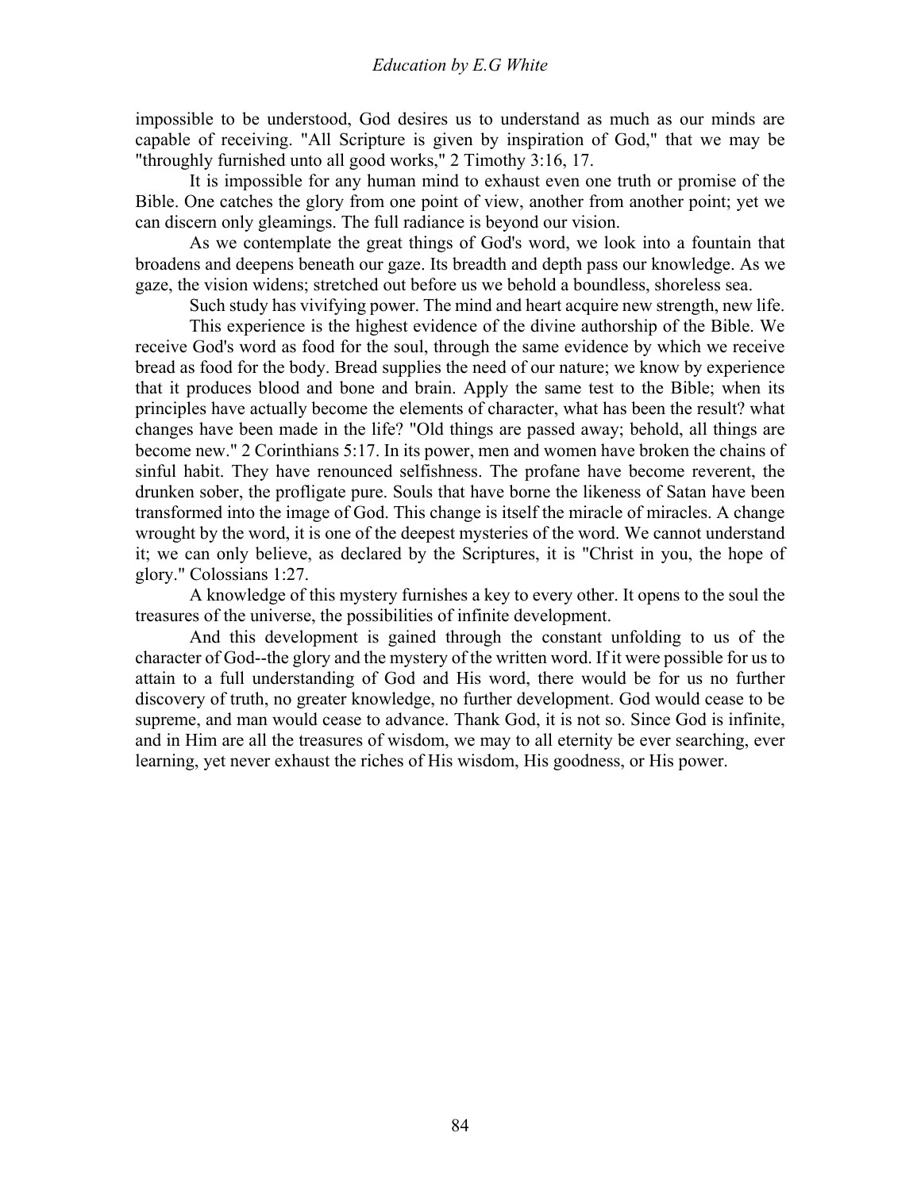impossible to be understood, God desires us to understand as much as our minds are capable of receiving. "All Scripture is given by inspiration of God," that we may be "throughly furnished unto all good works," 2 Timothy 3:16, 17.

It is impossible for any human mind to exhaust even one truth or promise of the Bible. One catches the glory from one point of view, another from another point; yet we can discern only gleamings. The full radiance is beyond our vision.

As we contemplate the great things of God's word, we look into a fountain that broadens and deepens beneath our gaze. Its breadth and depth pass our knowledge. As we gaze, the vision widens; stretched out before us we behold a boundless, shoreless sea.

Such study has vivifying power. The mind and heart acquire new strength, new life.

This experience is the highest evidence of the divine authorship of the Bible. We receive God's word as food for the soul, through the same evidence by which we receive bread as food for the body. Bread supplies the need of our nature; we know by experience that it produces blood and bone and brain. Apply the same test to the Bible; when its principles have actually become the elements of character, what has been the result? what changes have been made in the life? "Old things are passed away; behold, all things are become new." 2 Corinthians 5:17. In its power, men and women have broken the chains of sinful habit. They have renounced selfishness. The profane have become reverent, the drunken sober, the profligate pure. Souls that have borne the likeness of Satan have been transformed into the image of God. This change is itself the miracle of miracles. A change wrought by the word, it is one of the deepest mysteries of the word. We cannot understand it; we can only believe, as declared by the Scriptures, it is "Christ in you, the hope of glory." Colossians 1:27.

A knowledge of this mystery furnishes a key to every other. It opens to the soul the treasures of the universe, the possibilities of infinite development.

And this development is gained through the constant unfolding to us of the character of God--the glory and the mystery of the written word. If it were possible for us to attain to a full understanding of God and His word, there would be for us no further discovery of truth, no greater knowledge, no further development. God would cease to be supreme, and man would cease to advance. Thank God, it is not so. Since God is infinite, and in Him are all the treasures of wisdom, we may to all eternity be ever searching, ever learning, yet never exhaust the riches of His wisdom, His goodness, or His power.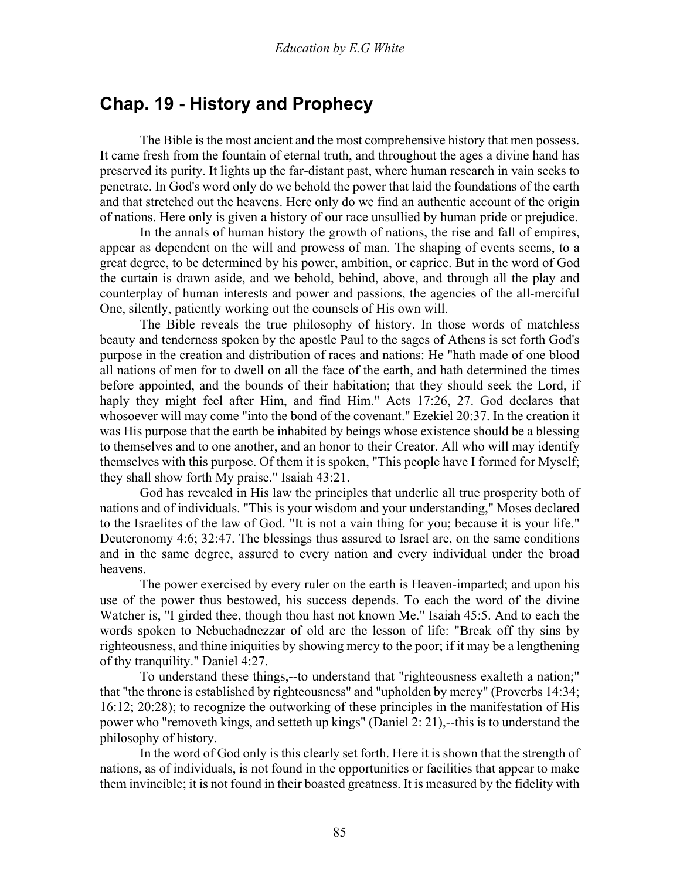## Chap. 19 - History and Prophecy

The Bible is the most ancient and the most comprehensive history that men possess. It came fresh from the fountain of eternal truth, and throughout the ages a divine hand has preserved its purity. It lights up the far-distant past, where human research in vain seeks to penetrate. In God's word only do we behold the power that laid the foundations of the earth and that stretched out the heavens. Here only do we find an authentic account of the origin of nations. Here only is given a history of our race unsullied by human pride or prejudice.

In the annals of human history the growth of nations, the rise and fall of empires, appear as dependent on the will and prowess of man. The shaping of events seems, to a great degree, to be determined by his power, ambition, or caprice. But in the word of God the curtain is drawn aside, and we behold, behind, above, and through all the play and counterplay of human interests and power and passions, the agencies of the all-merciful One, silently, patiently working out the counsels of His own will.

The Bible reveals the true philosophy of history. In those words of matchless beauty and tenderness spoken by the apostle Paul to the sages of Athens is set forth God's purpose in the creation and distribution of races and nations: He "hath made of one blood all nations of men for to dwell on all the face of the earth, and hath determined the times before appointed, and the bounds of their habitation; that they should seek the Lord, if haply they might feel after Him, and find Him." Acts 17:26, 27. God declares that whosoever will may come "into the bond of the covenant." Ezekiel 20:37. In the creation it was His purpose that the earth be inhabited by beings whose existence should be a blessing to themselves and to one another, and an honor to their Creator. All who will may identify themselves with this purpose. Of them it is spoken, "This people have I formed for Myself; they shall show forth My praise." Isaiah 43:21.

God has revealed in His law the principles that underlie all true prosperity both of nations and of individuals. "This is your wisdom and your understanding," Moses declared to the Israelites of the law of God. "It is not a vain thing for you; because it is your life." Deuteronomy 4:6; 32:47. The blessings thus assured to Israel are, on the same conditions and in the same degree, assured to every nation and every individual under the broad heavens.

The power exercised by every ruler on the earth is Heaven-imparted; and upon his use of the power thus bestowed, his success depends. To each the word of the divine Watcher is, "I girded thee, though thou hast not known Me." Isaiah 45:5. And to each the words spoken to Nebuchadnezzar of old are the lesson of life: "Break off thy sins by righteousness, and thine iniquities by showing mercy to the poor; if it may be a lengthening of thy tranquility." Daniel 4:27.

To understand these things,--to understand that "righteousness exalteth a nation;" that "the throne is established by righteousness" and "upholden by mercy" (Proverbs 14:34; 16:12; 20:28); to recognize the outworking of these principles in the manifestation of His power who "removeth kings, and setteth up kings" (Daniel 2: 21),--this is to understand the philosophy of history.

In the word of God only is this clearly set forth. Here it is shown that the strength of nations, as of individuals, is not found in the opportunities or facilities that appear to make them invincible; it is not found in their boasted greatness. It is measured by the fidelity with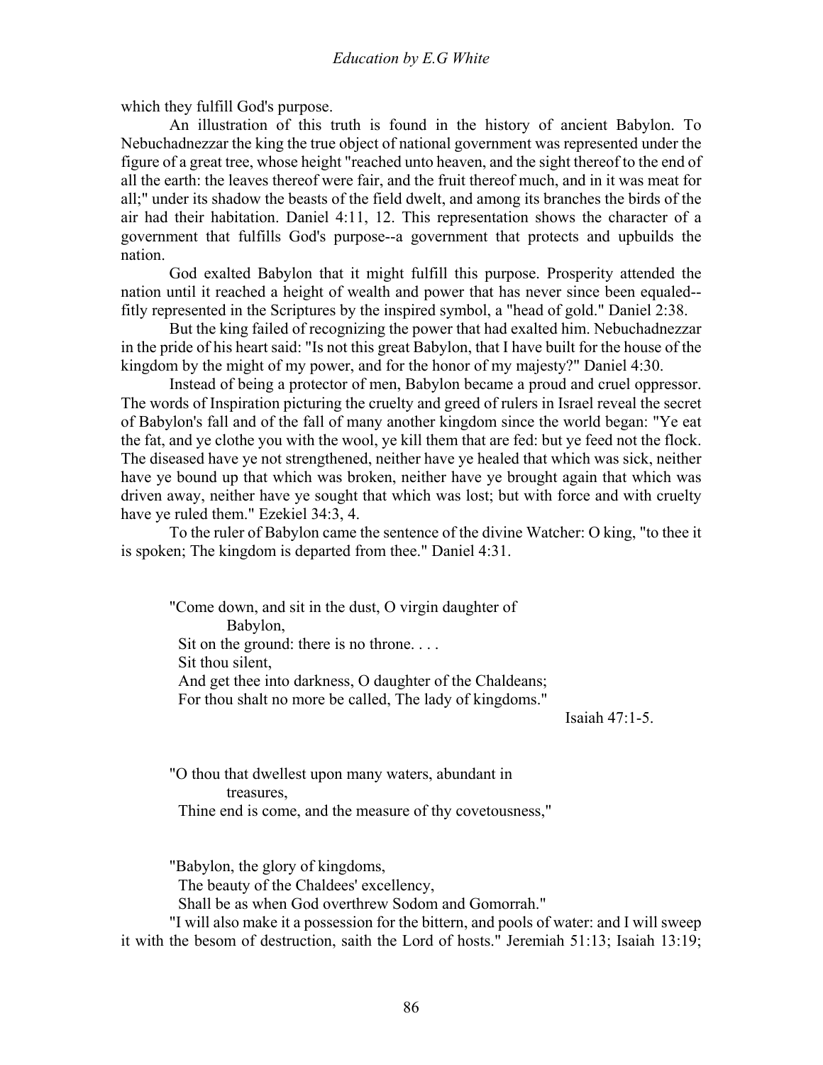which they fulfill God's purpose.

An illustration of this truth is found in the history of ancient Babylon. To Nebuchadnezzar the king the true object of national government was represented under the figure of a great tree, whose height "reached unto heaven, and the sight thereof to the end of all the earth: the leaves thereof were fair, and the fruit thereof much, and in it was meat for all;" under its shadow the beasts of the field dwelt, and among its branches the birds of the air had their habitation. Daniel 4:11, 12. This representation shows the character of a government that fulfills God's purpose--a government that protects and upbuilds the nation.

God exalted Babylon that it might fulfill this purpose. Prosperity attended the nation until it reached a height of wealth and power that has never since been equaled--fitly represented in the Scriptures by the inspired symbol, a "head of gold." Daniel 2:38.

But the king failed of recognizing the power that had exalted him. Nebuchadnezzar in the pride of his heart said: "Is not this great Babylon, that I have built for the house of the kingdom by the might of my power, and for the honor of my majesty?" Daniel 4:30.

Instead of being a protector of men, Babylon became a proud and cruel oppressor. The words of Inspiration picturing the cruelty and greed of rulers in Israel reveal the secret of Babylon's fall and of the fall of many another kingdom since the world began: "Ye eat the fat, and ye clothe you with the wool, ye kill them that are fed: but ye feed not the flock. The diseased have ye not strengthened, neither have ye healed that which was sick, neither have ye bound up that which was broken, neither have ye brought again that which was driven away, neither have ye sought that which was lost; but with force and with cruelty have ye ruled them." Ezekiel 34:3, 4.

To the ruler of Babylon came the sentence of the divine Watcher: O king, "to thee it is spoken; The kingdom is departed from thee." Daniel 4:31.

> "Come down, and sit in the dust, O virgin daughter of Babylon,
> Sit on the ground: there is no throne. . . .
> Sit thou silent,
> And get thee into darkness, O daughter of the Chaldeans;
> For thou shalt no more be called, The lady of kingdoms."
>
> Isaiah 47:1-5.

> "O thou that dwellest upon many waters, abundant in treasures,
> Thine end is come, and the measure of thy covetousness,"

> "Babylon, the glory of kingdoms,
> The beauty of the Chaldees' excellency,
> Shall be as when God overthrew Sodom and Gomorrah."

"I will also make it a possession for the bittern, and pools of water: and I will sweep it with the besom of destruction, saith the Lord of hosts." Jeremiah 51:13; Isaiah 13:19;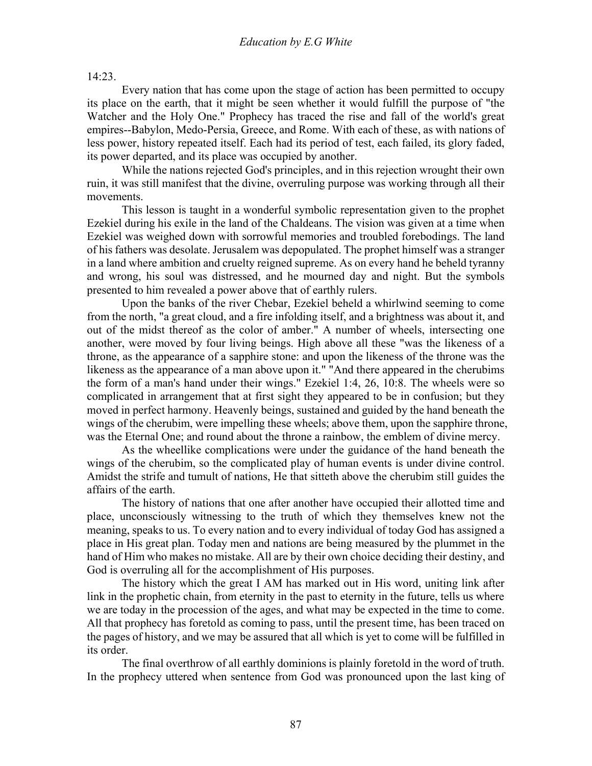14:23.

Every nation that has come upon the stage of action has been permitted to occupy its place on the earth, that it might be seen whether it would fulfill the purpose of "the Watcher and the Holy One." Prophecy has traced the rise and fall of the world's great empires--Babylon, Medo-Persia, Greece, and Rome. With each of these, as with nations of less power, history repeated itself. Each had its period of test, each failed, its glory faded, its power departed, and its place was occupied by another.

While the nations rejected God's principles, and in this rejection wrought their own ruin, it was still manifest that the divine, overruling purpose was working through all their movements.

This lesson is taught in a wonderful symbolic representation given to the prophet Ezekiel during his exile in the land of the Chaldeans. The vision was given at a time when Ezekiel was weighed down with sorrowful memories and troubled forebodings. The land of his fathers was desolate. Jerusalem was depopulated. The prophet himself was a stranger in a land where ambition and cruelty reigned supreme. As on every hand he beheld tyranny and wrong, his soul was distressed, and he mourned day and night. But the symbols presented to him revealed a power above that of earthly rulers.

Upon the banks of the river Chebar, Ezekiel beheld a whirlwind seeming to come from the north, "a great cloud, and a fire infolding itself, and a brightness was about it, and out of the midst thereof as the color of amber." A number of wheels, intersecting one another, were moved by four living beings. High above all these "was the likeness of a throne, as the appearance of a sapphire stone: and upon the likeness of the throne was the likeness as the appearance of a man above upon it." "And there appeared in the cherubims the form of a man's hand under their wings." Ezekiel 1:4, 26, 10:8. The wheels were so complicated in arrangement that at first sight they appeared to be in confusion; but they moved in perfect harmony. Heavenly beings, sustained and guided by the hand beneath the wings of the cherubim, were impelling these wheels; above them, upon the sapphire throne, was the Eternal One; and round about the throne a rainbow, the emblem of divine mercy.

As the wheellike complications were under the guidance of the hand beneath the wings of the cherubim, so the complicated play of human events is under divine control. Amidst the strife and tumult of nations, He that sitteth above the cherubim still guides the affairs of the earth.

The history of nations that one after another have occupied their allotted time and place, unconsciously witnessing to the truth of which they themselves knew not the meaning, speaks to us. To every nation and to every individual of today God has assigned a place in His great plan. Today men and nations are being measured by the plummet in the hand of Him who makes no mistake. All are by their own choice deciding their destiny, and God is overruling all for the accomplishment of His purposes.

The history which the great I AM has marked out in His word, uniting link after link in the prophetic chain, from eternity in the past to eternity in the future, tells us where we are today in the procession of the ages, and what may be expected in the time to come. All that prophecy has foretold as coming to pass, until the present time, has been traced on the pages of history, and we may be assured that all which is yet to come will be fulfilled in its order.

The final overthrow of all earthly dominions is plainly foretold in the word of truth. In the prophecy uttered when sentence from God was pronounced upon the last king of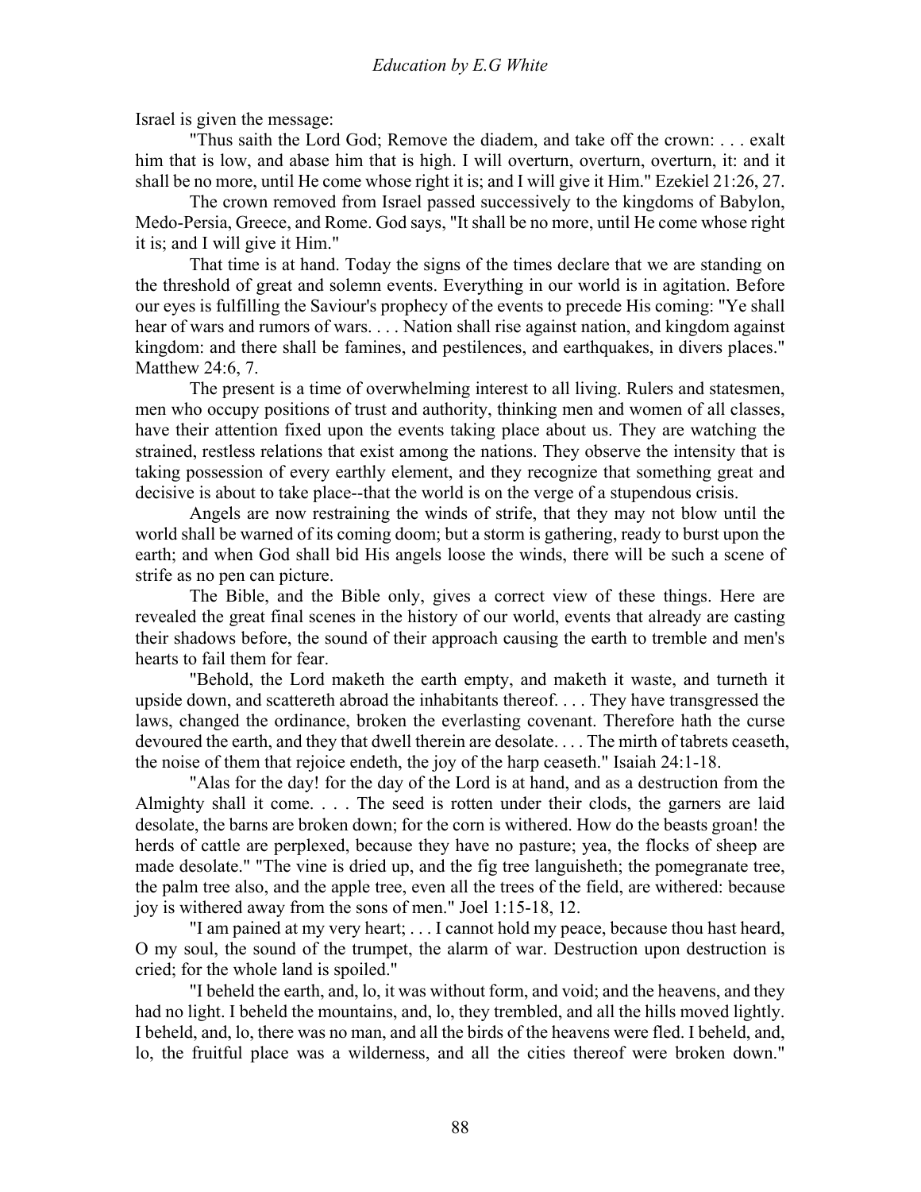Israel is given the message:

"Thus saith the Lord God; Remove the diadem, and take off the crown: . . . exalt him that is low, and abase him that is high. I will overturn, overturn, overturn, it: and it shall be no more, until He come whose right it is; and I will give it Him." Ezekiel 21:26, 27.

The crown removed from Israel passed successively to the kingdoms of Babylon, Medo-Persia, Greece, and Rome. God says, "It shall be no more, until He come whose right it is; and I will give it Him."

That time is at hand. Today the signs of the times declare that we are standing on the threshold of great and solemn events. Everything in our world is in agitation. Before our eyes is fulfilling the Saviour's prophecy of the events to precede His coming: "Ye shall hear of wars and rumors of wars. . . . Nation shall rise against nation, and kingdom against kingdom: and there shall be famines, and pestilences, and earthquakes, in divers places." Matthew 24:6, 7.

The present is a time of overwhelming interest to all living. Rulers and statesmen, men who occupy positions of trust and authority, thinking men and women of all classes, have their attention fixed upon the events taking place about us. They are watching the strained, restless relations that exist among the nations. They observe the intensity that is taking possession of every earthly element, and they recognize that something great and decisive is about to take place--that the world is on the verge of a stupendous crisis.

Angels are now restraining the winds of strife, that they may not blow until the world shall be warned of its coming doom; but a storm is gathering, ready to burst upon the earth; and when God shall bid His angels loose the winds, there will be such a scene of strife as no pen can picture.

The Bible, and the Bible only, gives a correct view of these things. Here are revealed the great final scenes in the history of our world, events that already are casting their shadows before, the sound of their approach causing the earth to tremble and men's hearts to fail them for fear.

"Behold, the Lord maketh the earth empty, and maketh it waste, and turneth it upside down, and scattereth abroad the inhabitants thereof. . . . They have transgressed the laws, changed the ordinance, broken the everlasting covenant. Therefore hath the curse devoured the earth, and they that dwell therein are desolate. . . . The mirth of tabrets ceaseth, the noise of them that rejoice endeth, the joy of the harp ceaseth." Isaiah 24:1-18.

"Alas for the day! for the day of the Lord is at hand, and as a destruction from the Almighty shall it come. . . . The seed is rotten under their clods, the garners are laid desolate, the barns are broken down; for the corn is withered. How do the beasts groan! the herds of cattle are perplexed, because they have no pasture; yea, the flocks of sheep are made desolate." "The vine is dried up, and the fig tree languisheth; the pomegranate tree, the palm tree also, and the apple tree, even all the trees of the field, are withered: because joy is withered away from the sons of men." Joel 1:15-18, 12.

"I am pained at my very heart; . . . I cannot hold my peace, because thou hast heard, O my soul, the sound of the trumpet, the alarm of war. Destruction upon destruction is cried; for the whole land is spoiled."

"I beheld the earth, and, lo, it was without form, and void; and the heavens, and they had no light. I beheld the mountains, and, lo, they trembled, and all the hills moved lightly. I beheld, and, lo, there was no man, and all the birds of the heavens were fled. I beheld, and, lo, the fruitful place was a wilderness, and all the cities thereof were broken down."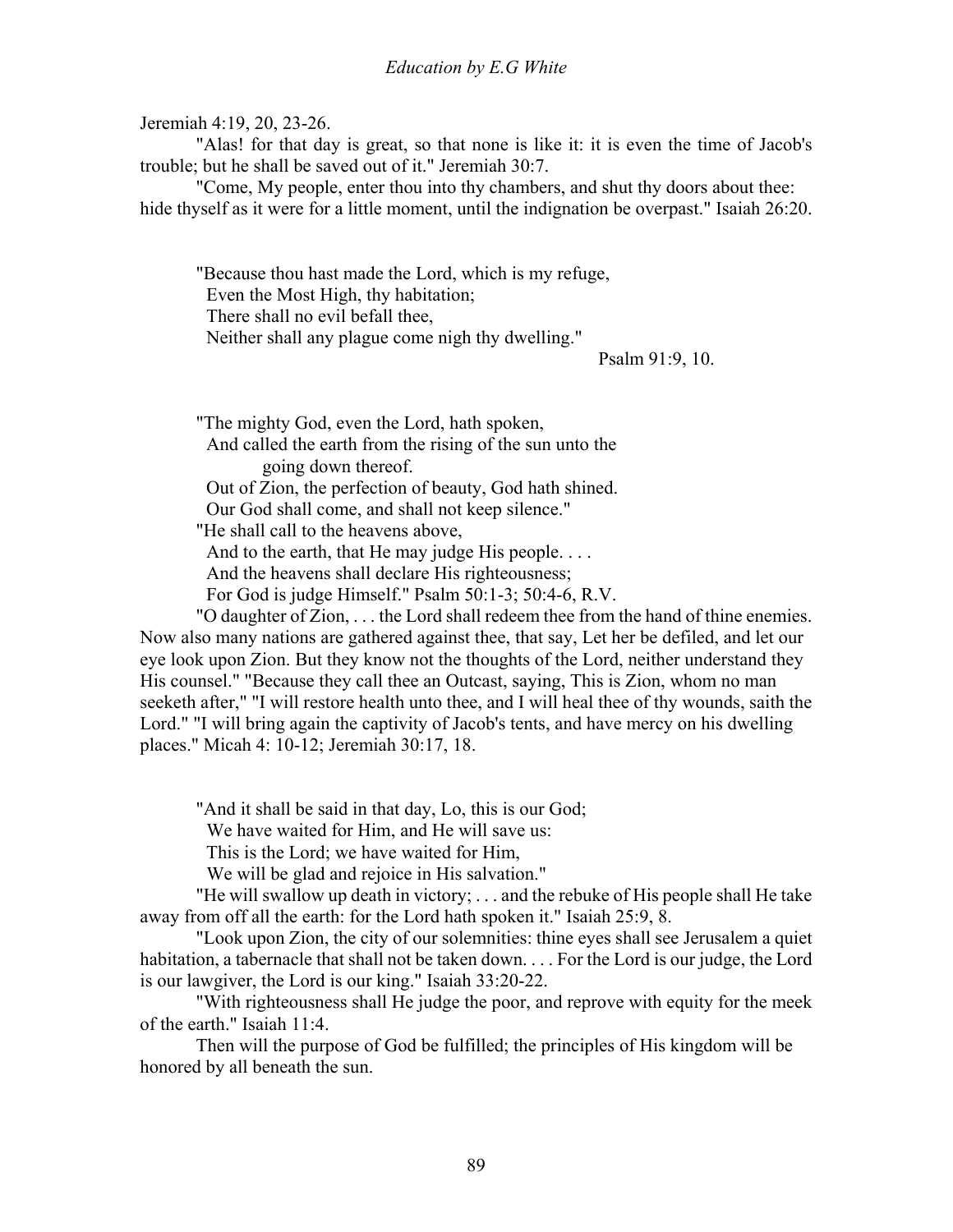Jeremiah 4:19, 20, 23-26.

"Alas! for that day is great, so that none is like it: it is even the time of Jacob's trouble; but he shall be saved out of it." Jeremiah 30:7.

"Come, My people, enter thou into thy chambers, and shut thy doors about thee: hide thyself as it were for a little moment, until the indignation be overpast." Isaiah 26:20.

"Because thou hast made the Lord, which is my refuge,  
Even the Most High, thy habitation;  
There shall no evil befall thee,  
Neither shall any plague come nigh thy dwelling."  
Psalm 91:9, 10.

"The mighty God, even the Lord, hath spoken,  
And called the earth from the rising of the sun unto the going down thereof.  
Out of Zion, the perfection of beauty, God hath shined.  
Our God shall come, and shall not keep silence."  
"He shall call to the heavens above,  
And to the earth, that He may judge His people. . . .  
And the heavens shall declare His righteousness;  
For God is judge Himself." Psalm 50:1-3; 50:4-6, R.V.

"O daughter of Zion, . . . the Lord shall redeem thee from the hand of thine enemies. Now also many nations are gathered against thee, that say, Let her be defiled, and let our eye look upon Zion. But they know not the thoughts of the Lord, neither understand they His counsel." "Because they call thee an Outcast, saying, This is Zion, whom no man seeketh after," "I will restore health unto thee, and I will heal thee of thy wounds, saith the Lord." "I will bring again the captivity of Jacob's tents, and have mercy on his dwelling places." Micah 4: 10-12; Jeremiah 30:17, 18.

"And it shall be said in that day, Lo, this is our God;  
We have waited for Him, and He will save us:  
This is the Lord; we have waited for Him,  
We will be glad and rejoice in His salvation."

"He will swallow up death in victory; . . . and the rebuke of His people shall He take away from off all the earth: for the Lord hath spoken it." Isaiah 25:9, 8.

"Look upon Zion, the city of our solemnities: thine eyes shall see Jerusalem a quiet habitation, a tabernacle that shall not be taken down. . . . For the Lord is our judge, the Lord is our lawgiver, the Lord is our king." Isaiah 33:20-22.

"With righteousness shall He judge the poor, and reprove with equity for the meek of the earth." Isaiah 11:4.

Then will the purpose of God be fulfilled; the principles of His kingdom will be honored by all beneath the sun.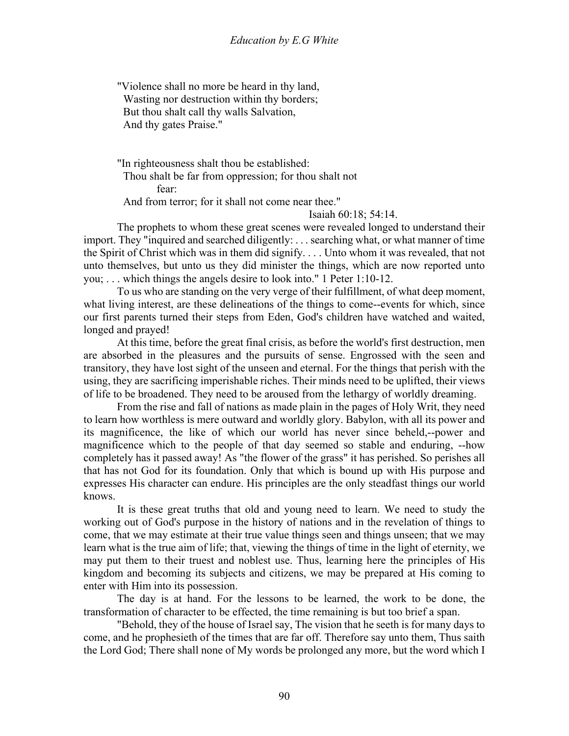"Violence shall no more be heard in thy land,
Wasting nor destruction within thy borders;
But thou shalt call thy walls Salvation,
And thy gates Praise."

"In righteousness shalt thou be established:
Thou shalt be far from oppression; for thou shalt not fear:
And from terror; for it shall not come near thee."

Isaiah 60:18; 54:14.

The prophets to whom these great scenes were revealed longed to understand their import. They "inquired and searched diligently: . . . searching what, or what manner of time the Spirit of Christ which was in them did signify. . . . Unto whom it was revealed, that not unto themselves, but unto us they did minister the things, which are now reported unto you; . . . which things the angels desire to look into." 1 Peter 1:10-12.

To us who are standing on the very verge of their fulfillment, of what deep moment, what living interest, are these delineations of the things to come--events for which, since our first parents turned their steps from Eden, God's children have watched and waited, longed and prayed!

At this time, before the great final crisis, as before the world's first destruction, men are absorbed in the pleasures and the pursuits of sense. Engrossed with the seen and transitory, they have lost sight of the unseen and eternal. For the things that perish with the using, they are sacrificing imperishable riches. Their minds need to be uplifted, their views of life to be broadened. They need to be aroused from the lethargy of worldly dreaming.

From the rise and fall of nations as made plain in the pages of Holy Writ, they need to learn how worthless is mere outward and worldly glory. Babylon, with all its power and its magnificence, the like of which our world has never since beheld,--power and magnificence which to the people of that day seemed so stable and enduring, --how completely has it passed away! As "the flower of the grass" it has perished. So perishes all that has not God for its foundation. Only that which is bound up with His purpose and expresses His character can endure. His principles are the only steadfast things our world knows.

It is these great truths that old and young need to learn. We need to study the working out of God's purpose in the history of nations and in the revelation of things to come, that we may estimate at their true value things seen and things unseen; that we may learn what is the true aim of life; that, viewing the things of time in the light of eternity, we may put them to their truest and noblest use. Thus, learning here the principles of His kingdom and becoming its subjects and citizens, we may be prepared at His coming to enter with Him into its possession.

The day is at hand. For the lessons to be learned, the work to be done, the transformation of character to be effected, the time remaining is but too brief a span.

"Behold, they of the house of Israel say, The vision that he seeth is for many days to come, and he prophesieth of the times that are far off. Therefore say unto them, Thus saith the Lord God; There shall none of My words be prolonged any more, but the word which I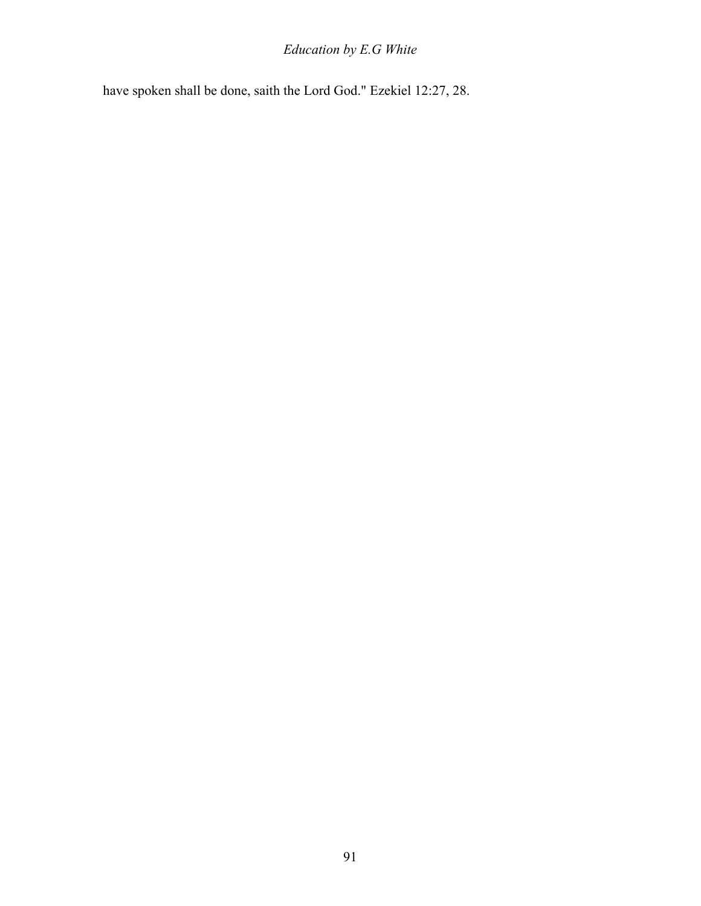have spoken shall be done, saith the Lord God." Ezekiel 12:27, 28.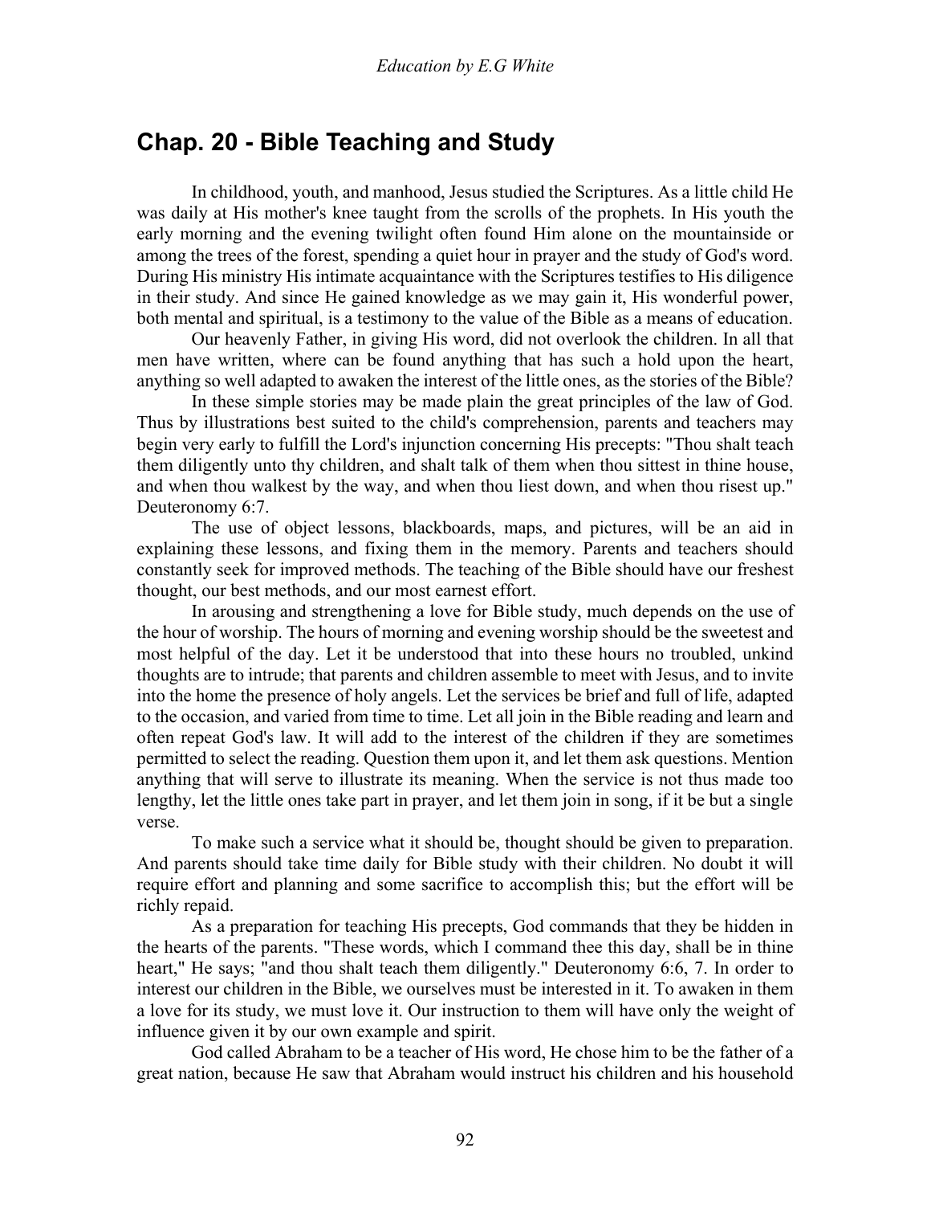## Chap. 20 - Bible Teaching and Study

In childhood, youth, and manhood, Jesus studied the Scriptures. As a little child He was daily at His mother's knee taught from the scrolls of the prophets. In His youth the early morning and the evening twilight often found Him alone on the mountainside or among the trees of the forest, spending a quiet hour in prayer and the study of God's word. During His ministry His intimate acquaintance with the Scriptures testifies to His diligence in their study. And since He gained knowledge as we may gain it, His wonderful power, both mental and spiritual, is a testimony to the value of the Bible as a means of education.

Our heavenly Father, in giving His word, did not overlook the children. In all that men have written, where can be found anything that has such a hold upon the heart, anything so well adapted to awaken the interest of the little ones, as the stories of the Bible?

In these simple stories may be made plain the great principles of the law of God. Thus by illustrations best suited to the child's comprehension, parents and teachers may begin very early to fulfill the Lord's injunction concerning His precepts: "Thou shalt teach them diligently unto thy children, and shalt talk of them when thou sittest in thine house, and when thou walkest by the way, and when thou liest down, and when thou risest up." Deuteronomy 6:7.

The use of object lessons, blackboards, maps, and pictures, will be an aid in explaining these lessons, and fixing them in the memory. Parents and teachers should constantly seek for improved methods. The teaching of the Bible should have our freshest thought, our best methods, and our most earnest effort.

In arousing and strengthening a love for Bible study, much depends on the use of the hour of worship. The hours of morning and evening worship should be the sweetest and most helpful of the day. Let it be understood that into these hours no troubled, unkind thoughts are to intrude; that parents and children assemble to meet with Jesus, and to invite into the home the presence of holy angels. Let the services be brief and full of life, adapted to the occasion, and varied from time to time. Let all join in the Bible reading and learn and often repeat God's law. It will add to the interest of the children if they are sometimes permitted to select the reading. Question them upon it, and let them ask questions. Mention anything that will serve to illustrate its meaning. When the service is not thus made too lengthy, let the little ones take part in prayer, and let them join in song, if it be but a single verse.

To make such a service what it should be, thought should be given to preparation. And parents should take time daily for Bible study with their children. No doubt it will require effort and planning and some sacrifice to accomplish this; but the effort will be richly repaid.

As a preparation for teaching His precepts, God commands that they be hidden in the hearts of the parents. "These words, which I command thee this day, shall be in thine heart," He says; "and thou shalt teach them diligently." Deuteronomy 6:6, 7. In order to interest our children in the Bible, we ourselves must be interested in it. To awaken in them a love for its study, we must love it. Our instruction to them will have only the weight of influence given it by our own example and spirit.

God called Abraham to be a teacher of His word, He chose him to be the father of a great nation, because He saw that Abraham would instruct his children and his household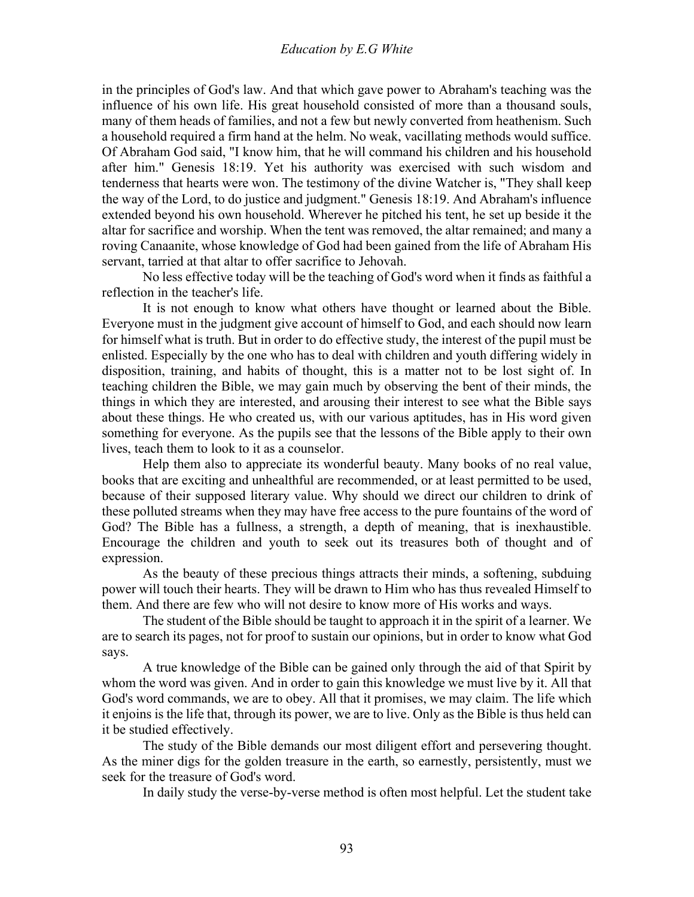in the principles of God's law. And that which gave power to Abraham's teaching was the influence of his own life. His great household consisted of more than a thousand souls, many of them heads of families, and not a few but newly converted from heathenism. Such a household required a firm hand at the helm. No weak, vacillating methods would suffice. Of Abraham God said, "I know him, that he will command his children and his household after him." Genesis 18:19. Yet his authority was exercised with such wisdom and tenderness that hearts were won. The testimony of the divine Watcher is, "They shall keep the way of the Lord, to do justice and judgment." Genesis 18:19. And Abraham's influence extended beyond his own household. Wherever he pitched his tent, he set up beside it the altar for sacrifice and worship. When the tent was removed, the altar remained; and many a roving Canaanite, whose knowledge of God had been gained from the life of Abraham His servant, tarried at that altar to offer sacrifice to Jehovah.

No less effective today will be the teaching of God's word when it finds as faithful a reflection in the teacher's life.

It is not enough to know what others have thought or learned about the Bible. Everyone must in the judgment give account of himself to God, and each should now learn for himself what is truth. But in order to do effective study, the interest of the pupil must be enlisted. Especially by the one who has to deal with children and youth differing widely in disposition, training, and habits of thought, this is a matter not to be lost sight of. In teaching children the Bible, we may gain much by observing the bent of their minds, the things in which they are interested, and arousing their interest to see what the Bible says about these things. He who created us, with our various aptitudes, has in His word given something for everyone. As the pupils see that the lessons of the Bible apply to their own lives, teach them to look to it as a counselor.

Help them also to appreciate its wonderful beauty. Many books of no real value, books that are exciting and unhealthful are recommended, or at least permitted to be used, because of their supposed literary value. Why should we direct our children to drink of these polluted streams when they may have free access to the pure fountains of the word of God? The Bible has a fullness, a strength, a depth of meaning, that is inexhaustible. Encourage the children and youth to seek out its treasures both of thought and of expression.

As the beauty of these precious things attracts their minds, a softening, subduing power will touch their hearts. They will be drawn to Him who has thus revealed Himself to them. And there are few who will not desire to know more of His works and ways.

The student of the Bible should be taught to approach it in the spirit of a learner. We are to search its pages, not for proof to sustain our opinions, but in order to know what God says.

A true knowledge of the Bible can be gained only through the aid of that Spirit by whom the word was given. And in order to gain this knowledge we must live by it. All that God's word commands, we are to obey. All that it promises, we may claim. The life which it enjoins is the life that, through its power, we are to live. Only as the Bible is thus held can it be studied effectively.

The study of the Bible demands our most diligent effort and persevering thought. As the miner digs for the golden treasure in the earth, so earnestly, persistently, must we seek for the treasure of God's word.

In daily study the verse-by-verse method is often most helpful. Let the student take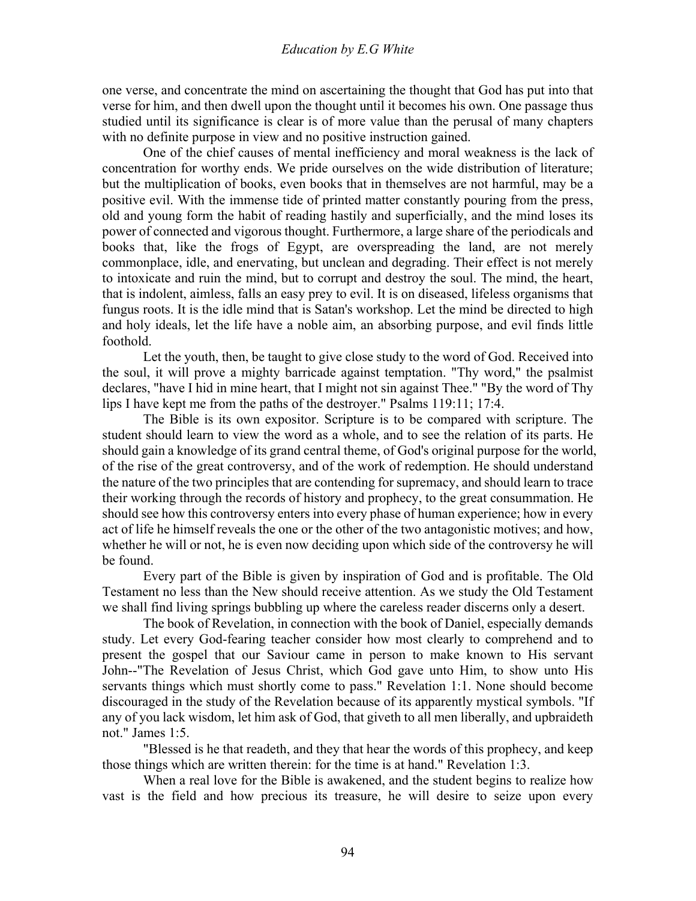one verse, and concentrate the mind on ascertaining the thought that God has put into that verse for him, and then dwell upon the thought until it becomes his own. One passage thus studied until its significance is clear is of more value than the perusal of many chapters with no definite purpose in view and no positive instruction gained.

One of the chief causes of mental inefficiency and moral weakness is the lack of concentration for worthy ends. We pride ourselves on the wide distribution of literature; but the multiplication of books, even books that in themselves are not harmful, may be a positive evil. With the immense tide of printed matter constantly pouring from the press, old and young form the habit of reading hastily and superficially, and the mind loses its power of connected and vigorous thought. Furthermore, a large share of the periodicals and books that, like the frogs of Egypt, are overspreading the land, are not merely commonplace, idle, and enervating, but unclean and degrading. Their effect is not merely to intoxicate and ruin the mind, but to corrupt and destroy the soul. The mind, the heart, that is indolent, aimless, falls an easy prey to evil. It is on diseased, lifeless organisms that fungus roots. It is the idle mind that is Satan's workshop. Let the mind be directed to high and holy ideals, let the life have a noble aim, an absorbing purpose, and evil finds little foothold.

Let the youth, then, be taught to give close study to the word of God. Received into the soul, it will prove a mighty barricade against temptation. "Thy word," the psalmist declares, "have I hid in mine heart, that I might not sin against Thee." "By the word of Thy lips I have kept me from the paths of the destroyer." Psalms 119:11; 17:4.

The Bible is its own expositor. Scripture is to be compared with scripture. The student should learn to view the word as a whole, and to see the relation of its parts. He should gain a knowledge of its grand central theme, of God's original purpose for the world, of the rise of the great controversy, and of the work of redemption. He should understand the nature of the two principles that are contending for supremacy, and should learn to trace their working through the records of history and prophecy, to the great consummation. He should see how this controversy enters into every phase of human experience; how in every act of life he himself reveals the one or the other of the two antagonistic motives; and how, whether he will or not, he is even now deciding upon which side of the controversy he will be found.

Every part of the Bible is given by inspiration of God and is profitable. The Old Testament no less than the New should receive attention. As we study the Old Testament we shall find living springs bubbling up where the careless reader discerns only a desert.

The book of Revelation, in connection with the book of Daniel, especially demands study. Let every God-fearing teacher consider how most clearly to comprehend and to present the gospel that our Saviour came in person to make known to His servant John--"The Revelation of Jesus Christ, which God gave unto Him, to show unto His servants things which must shortly come to pass." Revelation 1:1. None should become discouraged in the study of the Revelation because of its apparently mystical symbols. "If any of you lack wisdom, let him ask of God, that giveth to all men liberally, and upbraideth not." James 1:5.

"Blessed is he that readeth, and they that hear the words of this prophecy, and keep those things which are written therein: for the time is at hand." Revelation 1:3.

When a real love for the Bible is awakened, and the student begins to realize how vast is the field and how precious its treasure, he will desire to seize upon every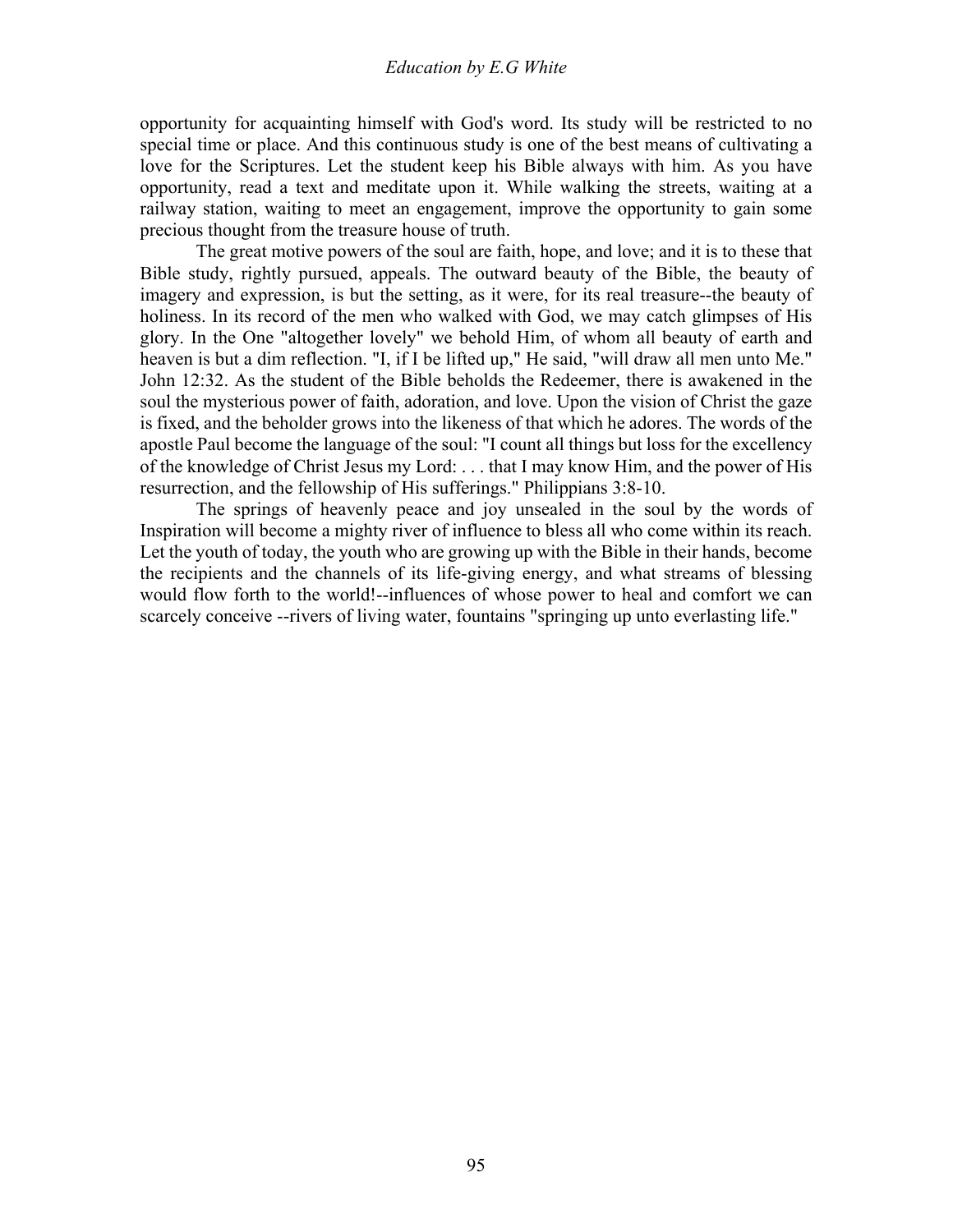opportunity for acquainting himself with God's word. Its study will be restricted to no special time or place. And this continuous study is one of the best means of cultivating a love for the Scriptures. Let the student keep his Bible always with him. As you have opportunity, read a text and meditate upon it. While walking the streets, waiting at a railway station, waiting to meet an engagement, improve the opportunity to gain some precious thought from the treasure house of truth.

The great motive powers of the soul are faith, hope, and love; and it is to these that Bible study, rightly pursued, appeals. The outward beauty of the Bible, the beauty of imagery and expression, is but the setting, as it were, for its real treasure--the beauty of holiness. In its record of the men who walked with God, we may catch glimpses of His glory. In the One "altogether lovely" we behold Him, of whom all beauty of earth and heaven is but a dim reflection. "I, if I be lifted up," He said, "will draw all men unto Me." John 12:32. As the student of the Bible beholds the Redeemer, there is awakened in the soul the mysterious power of faith, adoration, and love. Upon the vision of Christ the gaze is fixed, and the beholder grows into the likeness of that which he adores. The words of the apostle Paul become the language of the soul: "I count all things but loss for the excellency of the knowledge of Christ Jesus my Lord: . . . that I may know Him, and the power of His resurrection, and the fellowship of His sufferings." Philippians 3:8-10.

The springs of heavenly peace and joy unsealed in the soul by the words of Inspiration will become a mighty river of influence to bless all who come within its reach. Let the youth of today, the youth who are growing up with the Bible in their hands, become the recipients and the channels of its life-giving energy, and what streams of blessing would flow forth to the world!--influences of whose power to heal and comfort we can scarcely conceive --rivers of living water, fountains "springing up unto everlasting life."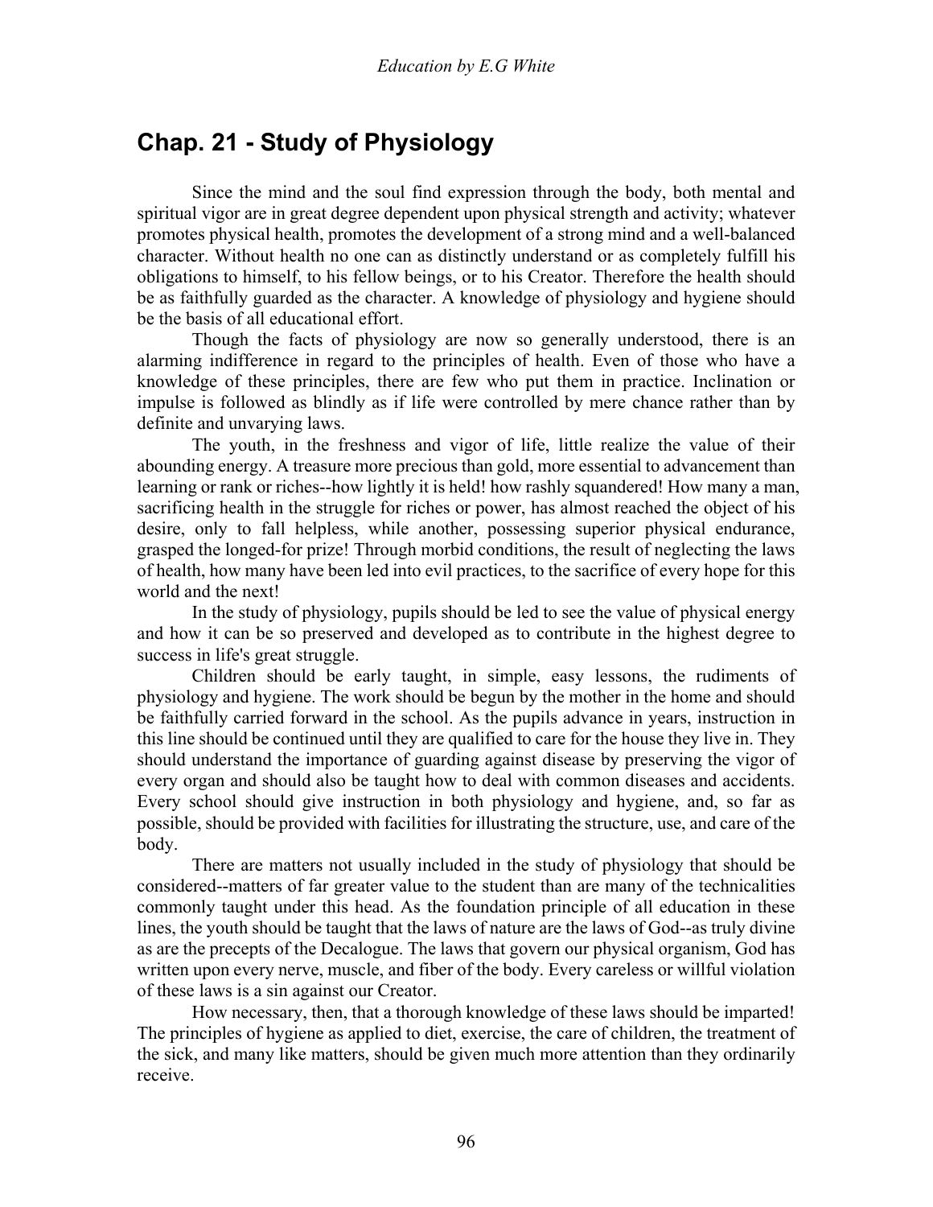## Chap. 21 - Study of Physiology

Since the mind and the soul find expression through the body, both mental and spiritual vigor are in great degree dependent upon physical strength and activity; whatever promotes physical health, promotes the development of a strong mind and a well-balanced character. Without health no one can as distinctly understand or as completely fulfill his obligations to himself, to his fellow beings, or to his Creator. Therefore the health should be as faithfully guarded as the character. A knowledge of physiology and hygiene should be the basis of all educational effort.

Though the facts of physiology are now so generally understood, there is an alarming indifference in regard to the principles of health. Even of those who have a knowledge of these principles, there are few who put them in practice. Inclination or impulse is followed as blindly as if life were controlled by mere chance rather than by definite and unvarying laws.

The youth, in the freshness and vigor of life, little realize the value of their abounding energy. A treasure more precious than gold, more essential to advancement than learning or rank or riches--how lightly it is held! how rashly squandered! How many a man, sacrificing health in the struggle for riches or power, has almost reached the object of his desire, only to fall helpless, while another, possessing superior physical endurance, grasped the longed-for prize! Through morbid conditions, the result of neglecting the laws of health, how many have been led into evil practices, to the sacrifice of every hope for this world and the next!

In the study of physiology, pupils should be led to see the value of physical energy and how it can be so preserved and developed as to contribute in the highest degree to success in life's great struggle.

Children should be early taught, in simple, easy lessons, the rudiments of physiology and hygiene. The work should be begun by the mother in the home and should be faithfully carried forward in the school. As the pupils advance in years, instruction in this line should be continued until they are qualified to care for the house they live in. They should understand the importance of guarding against disease by preserving the vigor of every organ and should also be taught how to deal with common diseases and accidents. Every school should give instruction in both physiology and hygiene, and, so far as possible, should be provided with facilities for illustrating the structure, use, and care of the body.

There are matters not usually included in the study of physiology that should be considered--matters of far greater value to the student than are many of the technicalities commonly taught under this head. As the foundation principle of all education in these lines, the youth should be taught that the laws of nature are the laws of God--as truly divine as are the precepts of the Decalogue. The laws that govern our physical organism, God has written upon every nerve, muscle, and fiber of the body. Every careless or willful violation of these laws is a sin against our Creator.

How necessary, then, that a thorough knowledge of these laws should be imparted! The principles of hygiene as applied to diet, exercise, the care of children, the treatment of the sick, and many like matters, should be given much more attention than they ordinarily receive.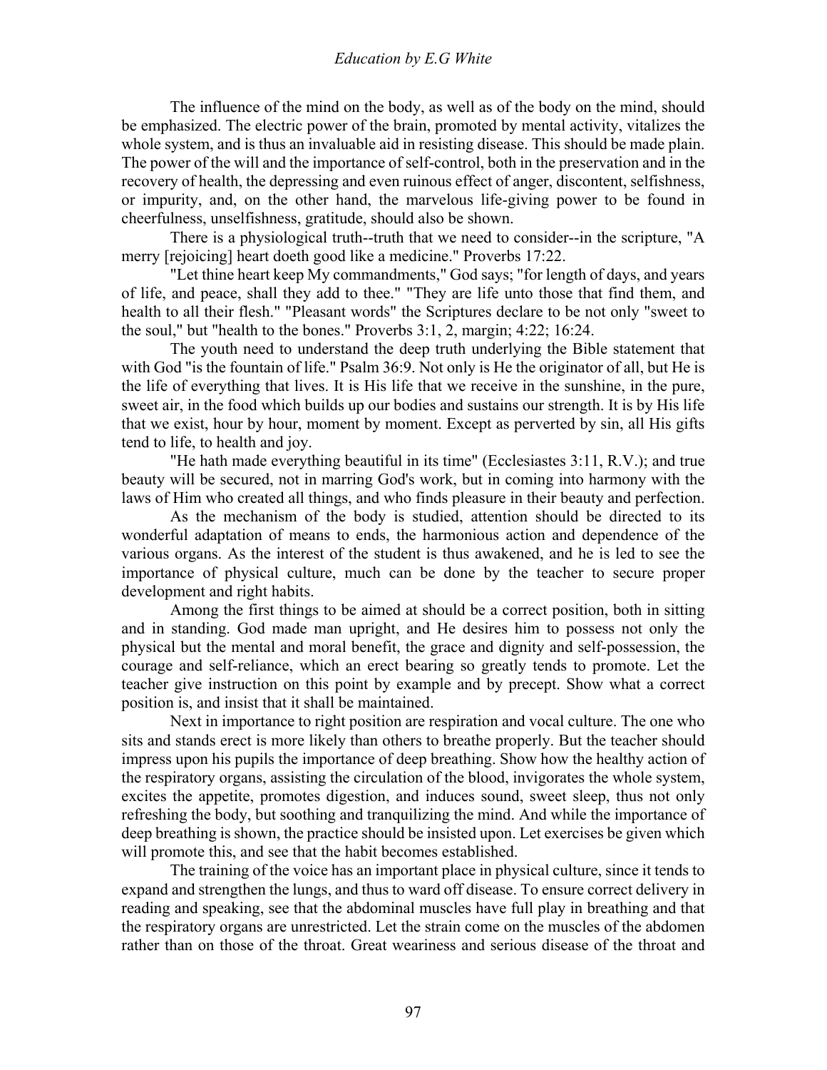The influence of the mind on the body, as well as of the body on the mind, should be emphasized. The electric power of the brain, promoted by mental activity, vitalizes the whole system, and is thus an invaluable aid in resisting disease. This should be made plain. The power of the will and the importance of self-control, both in the preservation and in the recovery of health, the depressing and even ruinous effect of anger, discontent, selfishness, or impurity, and, on the other hand, the marvelous life-giving power to be found in cheerfulness, unselfishness, gratitude, should also be shown.

There is a physiological truth--truth that we need to consider--in the scripture, "A merry [rejoicing] heart doeth good like a medicine." Proverbs 17:22.

"Let thine heart keep My commandments," God says; "for length of days, and years of life, and peace, shall they add to thee." "They are life unto those that find them, and health to all their flesh." "Pleasant words" the Scriptures declare to be not only "sweet to the soul," but "health to the bones." Proverbs 3:1, 2, margin; 4:22; 16:24.

The youth need to understand the deep truth underlying the Bible statement that with God "is the fountain of life." Psalm 36:9. Not only is He the originator of all, but He is the life of everything that lives. It is His life that we receive in the sunshine, in the pure, sweet air, in the food which builds up our bodies and sustains our strength. It is by His life that we exist, hour by hour, moment by moment. Except as perverted by sin, all His gifts tend to life, to health and joy.

"He hath made everything beautiful in its time" (Ecclesiastes 3:11, R.V.); and true beauty will be secured, not in marring God's work, but in coming into harmony with the laws of Him who created all things, and who finds pleasure in their beauty and perfection.

As the mechanism of the body is studied, attention should be directed to its wonderful adaptation of means to ends, the harmonious action and dependence of the various organs. As the interest of the student is thus awakened, and he is led to see the importance of physical culture, much can be done by the teacher to secure proper development and right habits.

Among the first things to be aimed at should be a correct position, both in sitting and in standing. God made man upright, and He desires him to possess not only the physical but the mental and moral benefit, the grace and dignity and self-possession, the courage and self-reliance, which an erect bearing so greatly tends to promote. Let the teacher give instruction on this point by example and by precept. Show what a correct position is, and insist that it shall be maintained.

Next in importance to right position are respiration and vocal culture. The one who sits and stands erect is more likely than others to breathe properly. But the teacher should impress upon his pupils the importance of deep breathing. Show how the healthy action of the respiratory organs, assisting the circulation of the blood, invigorates the whole system, excites the appetite, promotes digestion, and induces sound, sweet sleep, thus not only refreshing the body, but soothing and tranquilizing the mind. And while the importance of deep breathing is shown, the practice should be insisted upon. Let exercises be given which will promote this, and see that the habit becomes established.

The training of the voice has an important place in physical culture, since it tends to expand and strengthen the lungs, and thus to ward off disease. To ensure correct delivery in reading and speaking, see that the abdominal muscles have full play in breathing and that the respiratory organs are unrestricted. Let the strain come on the muscles of the abdomen rather than on those of the throat. Great weariness and serious disease of the throat and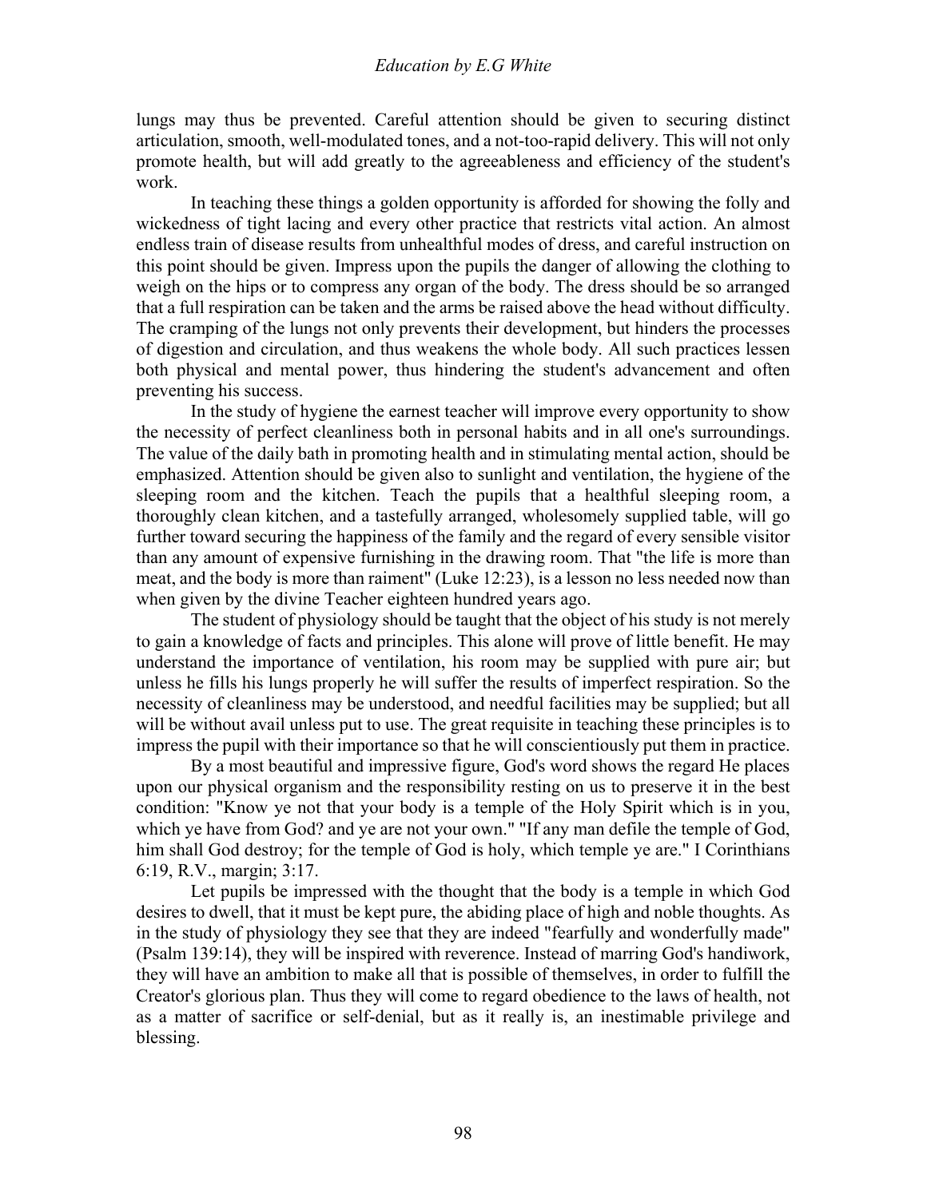lungs may thus be prevented. Careful attention should be given to securing distinct articulation, smooth, well-modulated tones, and a not-too-rapid delivery. This will not only promote health, but will add greatly to the agreeableness and efficiency of the student's work.

In teaching these things a golden opportunity is afforded for showing the folly and wickedness of tight lacing and every other practice that restricts vital action. An almost endless train of disease results from unhealthful modes of dress, and careful instruction on this point should be given. Impress upon the pupils the danger of allowing the clothing to weigh on the hips or to compress any organ of the body. The dress should be so arranged that a full respiration can be taken and the arms be raised above the head without difficulty. The cramping of the lungs not only prevents their development, but hinders the processes of digestion and circulation, and thus weakens the whole body. All such practices lessen both physical and mental power, thus hindering the student's advancement and often preventing his success.

In the study of hygiene the earnest teacher will improve every opportunity to show the necessity of perfect cleanliness both in personal habits and in all one's surroundings. The value of the daily bath in promoting health and in stimulating mental action, should be emphasized. Attention should be given also to sunlight and ventilation, the hygiene of the sleeping room and the kitchen. Teach the pupils that a healthful sleeping room, a thoroughly clean kitchen, and a tastefully arranged, wholesomely supplied table, will go further toward securing the happiness of the family and the regard of every sensible visitor than any amount of expensive furnishing in the drawing room. That "the life is more than meat, and the body is more than raiment" (Luke 12:23), is a lesson no less needed now than when given by the divine Teacher eighteen hundred years ago.

The student of physiology should be taught that the object of his study is not merely to gain a knowledge of facts and principles. This alone will prove of little benefit. He may understand the importance of ventilation, his room may be supplied with pure air; but unless he fills his lungs properly he will suffer the results of imperfect respiration. So the necessity of cleanliness may be understood, and needful facilities may be supplied; but all will be without avail unless put to use. The great requisite in teaching these principles is to impress the pupil with their importance so that he will conscientiously put them in practice.

By a most beautiful and impressive figure, God's word shows the regard He places upon our physical organism and the responsibility resting on us to preserve it in the best condition: "Know ye not that your body is a temple of the Holy Spirit which is in you, which ye have from God? and ye are not your own." "If any man defile the temple of God, him shall God destroy; for the temple of God is holy, which temple ye are." I Corinthians 6:19, R.V., margin; 3:17.

Let pupils be impressed with the thought that the body is a temple in which God desires to dwell, that it must be kept pure, the abiding place of high and noble thoughts. As in the study of physiology they see that they are indeed "fearfully and wonderfully made" (Psalm 139:14), they will be inspired with reverence. Instead of marring God's handiwork, they will have an ambition to make all that is possible of themselves, in order to fulfill the Creator's glorious plan. Thus they will come to regard obedience to the laws of health, not as a matter of sacrifice or self-denial, but as it really is, an inestimable privilege and blessing.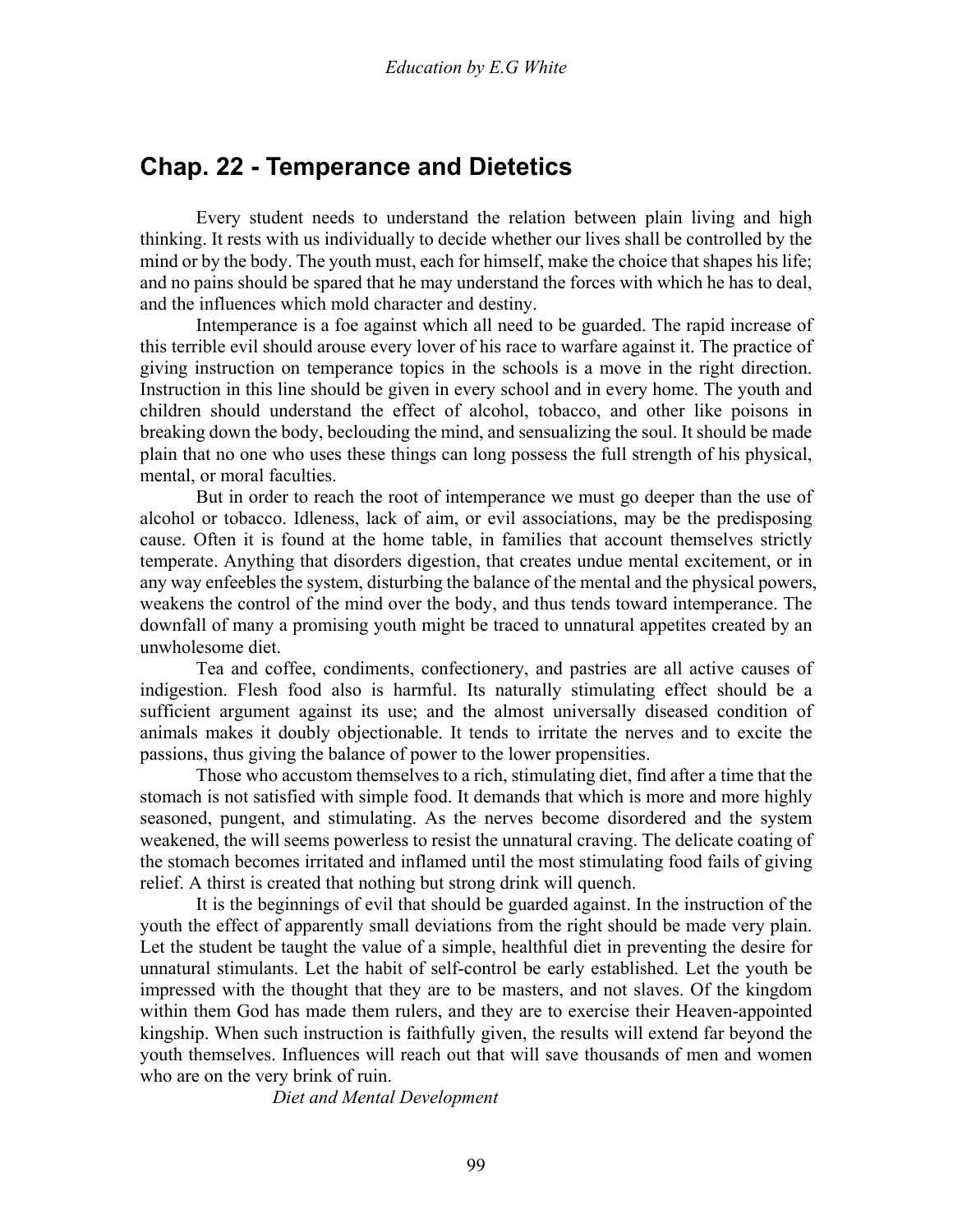## Chap. 22 - Temperance and Dietetics

Every student needs to understand the relation between plain living and high thinking. It rests with us individually to decide whether our lives shall be controlled by the mind or by the body. The youth must, each for himself, make the choice that shapes his life; and no pains should be spared that he may understand the forces with which he has to deal, and the influences which mold character and destiny.

Intemperance is a foe against which all need to be guarded. The rapid increase of this terrible evil should arouse every lover of his race to warfare against it. The practice of giving instruction on temperance topics in the schools is a move in the right direction. Instruction in this line should be given in every school and in every home. The youth and children should understand the effect of alcohol, tobacco, and other like poisons in breaking down the body, beclouding the mind, and sensualizing the soul. It should be made plain that no one who uses these things can long possess the full strength of his physical, mental, or moral faculties.

But in order to reach the root of intemperance we must go deeper than the use of alcohol or tobacco. Idleness, lack of aim, or evil associations, may be the predisposing cause. Often it is found at the home table, in families that account themselves strictly temperate. Anything that disorders digestion, that creates undue mental excitement, or in any way enfeebles the system, disturbing the balance of the mental and the physical powers, weakens the control of the mind over the body, and thus tends toward intemperance. The downfall of many a promising youth might be traced to unnatural appetites created by an unwholesome diet.

Tea and coffee, condiments, confectionery, and pastries are all active causes of indigestion. Flesh food also is harmful. Its naturally stimulating effect should be a sufficient argument against its use; and the almost universally diseased condition of animals makes it doubly objectionable. It tends to irritate the nerves and to excite the passions, thus giving the balance of power to the lower propensities.

Those who accustom themselves to a rich, stimulating diet, find after a time that the stomach is not satisfied with simple food. It demands that which is more and more highly seasoned, pungent, and stimulating. As the nerves become disordered and the system weakened, the will seems powerless to resist the unnatural craving. The delicate coating of the stomach becomes irritated and inflamed until the most stimulating food fails of giving relief. A thirst is created that nothing but strong drink will quench.

It is the beginnings of evil that should be guarded against. In the instruction of the youth the effect of apparently small deviations from the right should be made very plain. Let the student be taught the value of a simple, healthful diet in preventing the desire for unnatural stimulants. Let the habit of self-control be early established. Let the youth be impressed with the thought that they are to be masters, and not slaves. Of the kingdom within them God has made them rulers, and they are to exercise their Heaven-appointed kingship. When such instruction is faithfully given, the results will extend far beyond the youth themselves. Influences will reach out that will save thousands of men and women who are on the very brink of ruin.

### *Diet and Mental Development*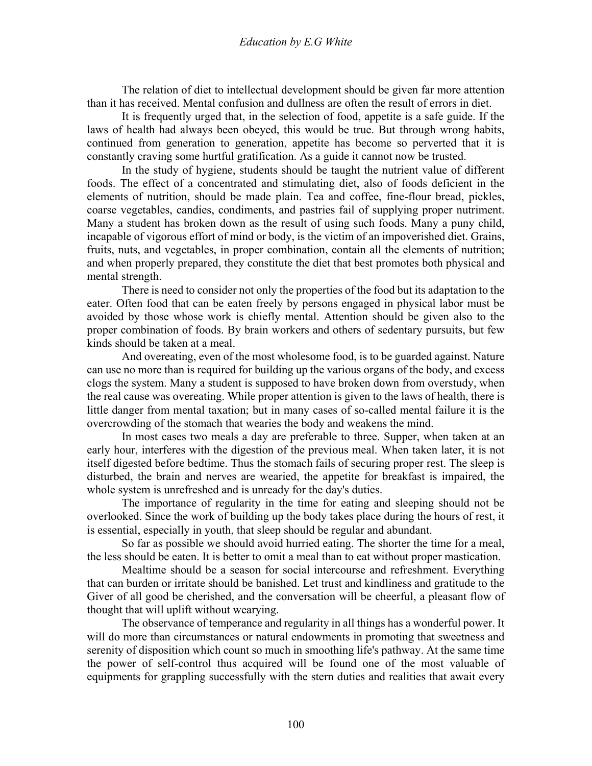The relation of diet to intellectual development should be given far more attention than it has received. Mental confusion and dullness are often the result of errors in diet.

It is frequently urged that, in the selection of food, appetite is a safe guide. If the laws of health had always been obeyed, this would be true. But through wrong habits, continued from generation to generation, appetite has become so perverted that it is constantly craving some hurtful gratification. As a guide it cannot now be trusted.

In the study of hygiene, students should be taught the nutrient value of different foods. The effect of a concentrated and stimulating diet, also of foods deficient in the elements of nutrition, should be made plain. Tea and coffee, fine-flour bread, pickles, coarse vegetables, candies, condiments, and pastries fail of supplying proper nutriment. Many a student has broken down as the result of using such foods. Many a puny child, incapable of vigorous effort of mind or body, is the victim of an impoverished diet. Grains, fruits, nuts, and vegetables, in proper combination, contain all the elements of nutrition; and when properly prepared, they constitute the diet that best promotes both physical and mental strength.

There is need to consider not only the properties of the food but its adaptation to the eater. Often food that can be eaten freely by persons engaged in physical labor must be avoided by those whose work is chiefly mental. Attention should be given also to the proper combination of foods. By brain workers and others of sedentary pursuits, but few kinds should be taken at a meal.

And overeating, even of the most wholesome food, is to be guarded against. Nature can use no more than is required for building up the various organs of the body, and excess clogs the system. Many a student is supposed to have broken down from overstudy, when the real cause was overeating. While proper attention is given to the laws of health, there is little danger from mental taxation; but in many cases of so-called mental failure it is the overcrowding of the stomach that wearies the body and weakens the mind.

In most cases two meals a day are preferable to three. Supper, when taken at an early hour, interferes with the digestion of the previous meal. When taken later, it is not itself digested before bedtime. Thus the stomach fails of securing proper rest. The sleep is disturbed, the brain and nerves are wearied, the appetite for breakfast is impaired, the whole system is unrefreshed and is unready for the day's duties.

The importance of regularity in the time for eating and sleeping should not be overlooked. Since the work of building up the body takes place during the hours of rest, it is essential, especially in youth, that sleep should be regular and abundant.

So far as possible we should avoid hurried eating. The shorter the time for a meal, the less should be eaten. It is better to omit a meal than to eat without proper mastication.

Mealtime should be a season for social intercourse and refreshment. Everything that can burden or irritate should be banished. Let trust and kindliness and gratitude to the Giver of all good be cherished, and the conversation will be cheerful, a pleasant flow of thought that will uplift without wearying.

The observance of temperance and regularity in all things has a wonderful power. It will do more than circumstances or natural endowments in promoting that sweetness and serenity of disposition which count so much in smoothing life's pathway. At the same time the power of self-control thus acquired will be found one of the most valuable of equipments for grappling successfully with the stern duties and realities that await every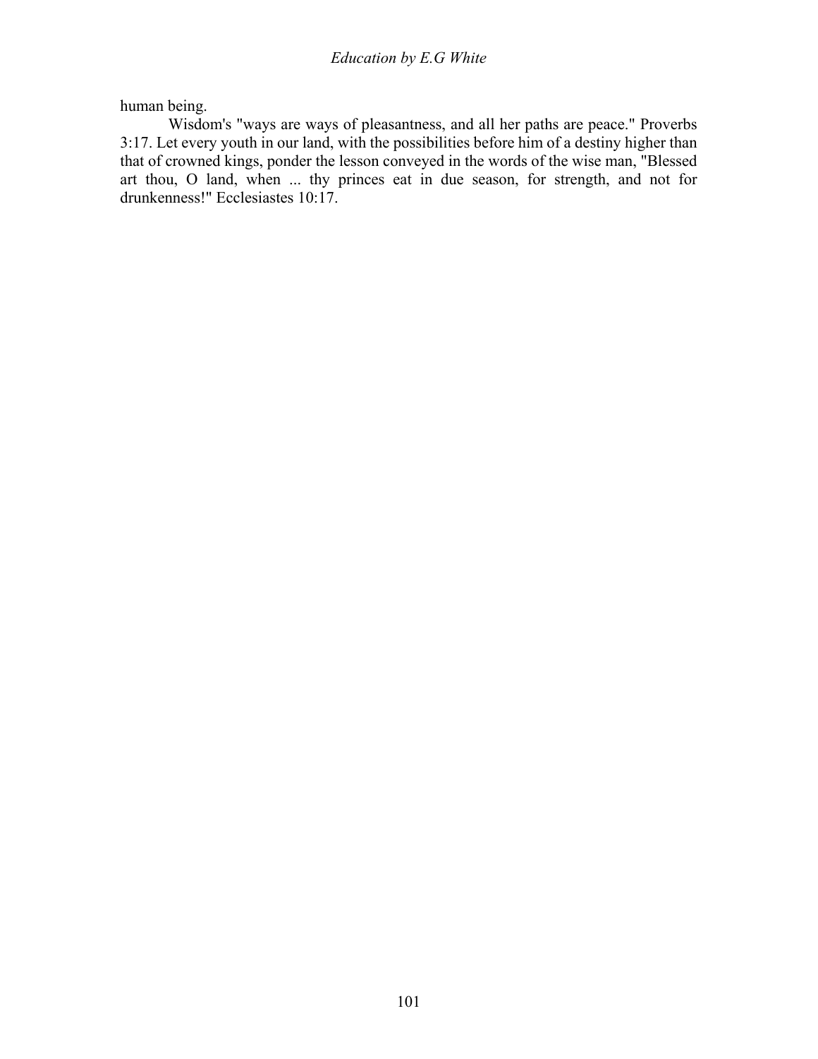human being.

Wisdom's "ways are ways of pleasantness, and all her paths are peace." Proverbs 3:17. Let every youth in our land, with the possibilities before him of a destiny higher than that of crowned kings, ponder the lesson conveyed in the words of the wise man, "Blessed art thou, O land, when ... thy princes eat in due season, for strength, and not for drunkenness!" Ecclesiastes 10:17.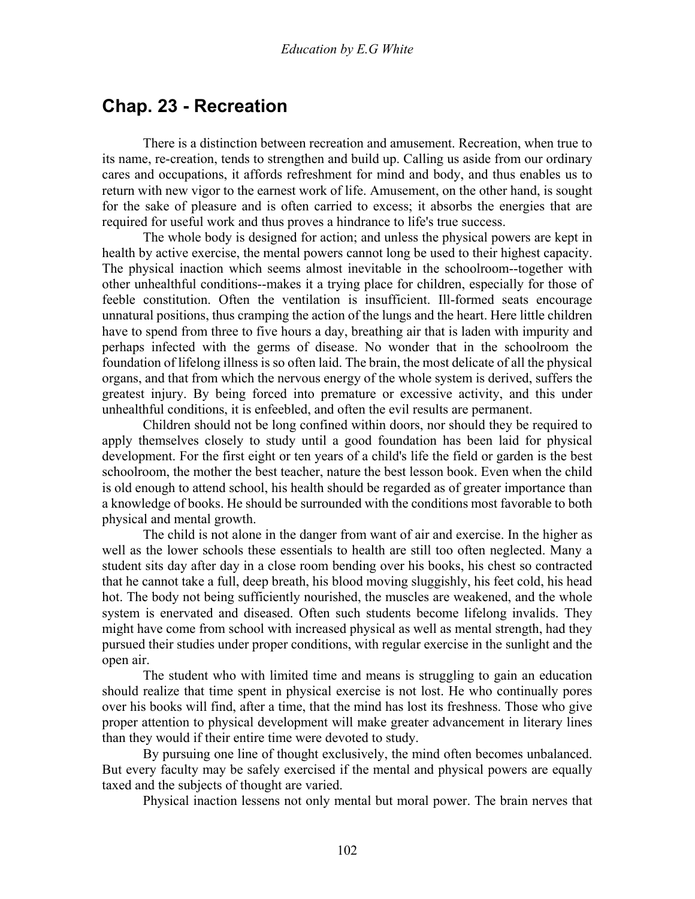## Chap. 23 - Recreation

There is a distinction between recreation and amusement. Recreation, when true to its name, re-creation, tends to strengthen and build up. Calling us aside from our ordinary cares and occupations, it affords refreshment for mind and body, and thus enables us to return with new vigor to the earnest work of life. Amusement, on the other hand, is sought for the sake of pleasure and is often carried to excess; it absorbs the energies that are required for useful work and thus proves a hindrance to life's true success.

The whole body is designed for action; and unless the physical powers are kept in health by active exercise, the mental powers cannot long be used to their highest capacity. The physical inaction which seems almost inevitable in the schoolroom--together with other unhealthful conditions--makes it a trying place for children, especially for those of feeble constitution. Often the ventilation is insufficient. Ill-formed seats encourage unnatural positions, thus cramping the action of the lungs and the heart. Here little children have to spend from three to five hours a day, breathing air that is laden with impurity and perhaps infected with the germs of disease. No wonder that in the schoolroom the foundation of lifelong illness is so often laid. The brain, the most delicate of all the physical organs, and that from which the nervous energy of the whole system is derived, suffers the greatest injury. By being forced into premature or excessive activity, and this under unhealthful conditions, it is enfeebled, and often the evil results are permanent.

Children should not be long confined within doors, nor should they be required to apply themselves closely to study until a good foundation has been laid for physical development. For the first eight or ten years of a child's life the field or garden is the best schoolroom, the mother the best teacher, nature the best lesson book. Even when the child is old enough to attend school, his health should be regarded as of greater importance than a knowledge of books. He should be surrounded with the conditions most favorable to both physical and mental growth.

The child is not alone in the danger from want of air and exercise. In the higher as well as the lower schools these essentials to health are still too often neglected. Many a student sits day after day in a close room bending over his books, his chest so contracted that he cannot take a full, deep breath, his blood moving sluggishly, his feet cold, his head hot. The body not being sufficiently nourished, the muscles are weakened, and the whole system is enervated and diseased. Often such students become lifelong invalids. They might have come from school with increased physical as well as mental strength, had they pursued their studies under proper conditions, with regular exercise in the sunlight and the open air.

The student who with limited time and means is struggling to gain an education should realize that time spent in physical exercise is not lost. He who continually pores over his books will find, after a time, that the mind has lost its freshness. Those who give proper attention to physical development will make greater advancement in literary lines than they would if their entire time were devoted to study.

By pursuing one line of thought exclusively, the mind often becomes unbalanced. But every faculty may be safely exercised if the mental and physical powers are equally taxed and the subjects of thought are varied.

Physical inaction lessens not only mental but moral power. The brain nerves that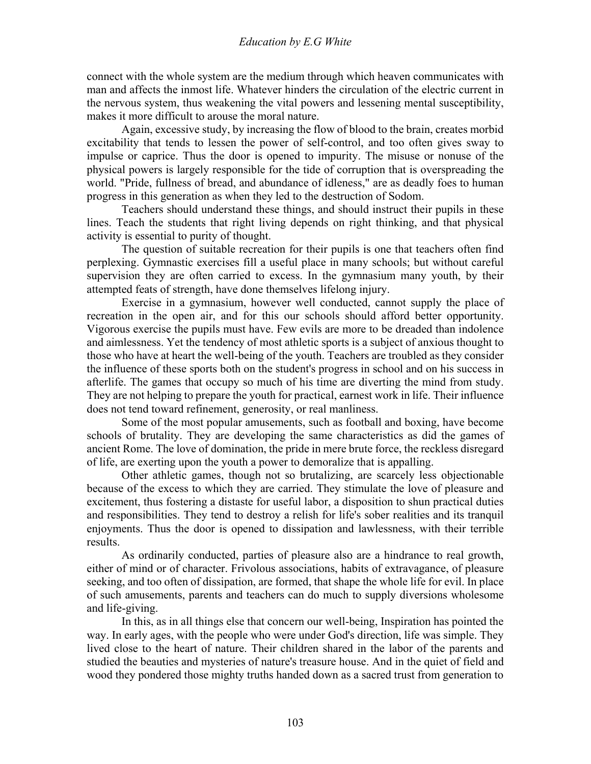connect with the whole system are the medium through which heaven communicates with man and affects the inmost life. Whatever hinders the circulation of the electric current in the nervous system, thus weakening the vital powers and lessening mental susceptibility, makes it more difficult to arouse the moral nature.

Again, excessive study, by increasing the flow of blood to the brain, creates morbid excitability that tends to lessen the power of self-control, and too often gives sway to impulse or caprice. Thus the door is opened to impurity. The misuse or nonuse of the physical powers is largely responsible for the tide of corruption that is overspreading the world. "Pride, fullness of bread, and abundance of idleness," are as deadly foes to human progress in this generation as when they led to the destruction of Sodom.

Teachers should understand these things, and should instruct their pupils in these lines. Teach the students that right living depends on right thinking, and that physical activity is essential to purity of thought.

The question of suitable recreation for their pupils is one that teachers often find perplexing. Gymnastic exercises fill a useful place in many schools; but without careful supervision they are often carried to excess. In the gymnasium many youth, by their attempted feats of strength, have done themselves lifelong injury.

Exercise in a gymnasium, however well conducted, cannot supply the place of recreation in the open air, and for this our schools should afford better opportunity. Vigorous exercise the pupils must have. Few evils are more to be dreaded than indolence and aimlessness. Yet the tendency of most athletic sports is a subject of anxious thought to those who have at heart the well-being of the youth. Teachers are troubled as they consider the influence of these sports both on the student's progress in school and on his success in afterlife. The games that occupy so much of his time are diverting the mind from study. They are not helping to prepare the youth for practical, earnest work in life. Their influence does not tend toward refinement, generosity, or real manliness.

Some of the most popular amusements, such as football and boxing, have become schools of brutality. They are developing the same characteristics as did the games of ancient Rome. The love of domination, the pride in mere brute force, the reckless disregard of life, are exerting upon the youth a power to demoralize that is appalling.

Other athletic games, though not so brutalizing, are scarcely less objectionable because of the excess to which they are carried. They stimulate the love of pleasure and excitement, thus fostering a distaste for useful labor, a disposition to shun practical duties and responsibilities. They tend to destroy a relish for life's sober realities and its tranquil enjoyments. Thus the door is opened to dissipation and lawlessness, with their terrible results.

As ordinarily conducted, parties of pleasure also are a hindrance to real growth, either of mind or of character. Frivolous associations, habits of extravagance, of pleasure seeking, and too often of dissipation, are formed, that shape the whole life for evil. In place of such amusements, parents and teachers can do much to supply diversions wholesome and life-giving.

In this, as in all things else that concern our well-being, Inspiration has pointed the way. In early ages, with the people who were under God's direction, life was simple. They lived close to the heart of nature. Their children shared in the labor of the parents and studied the beauties and mysteries of nature's treasure house. And in the quiet of field and wood they pondered those mighty truths handed down as a sacred trust from generation to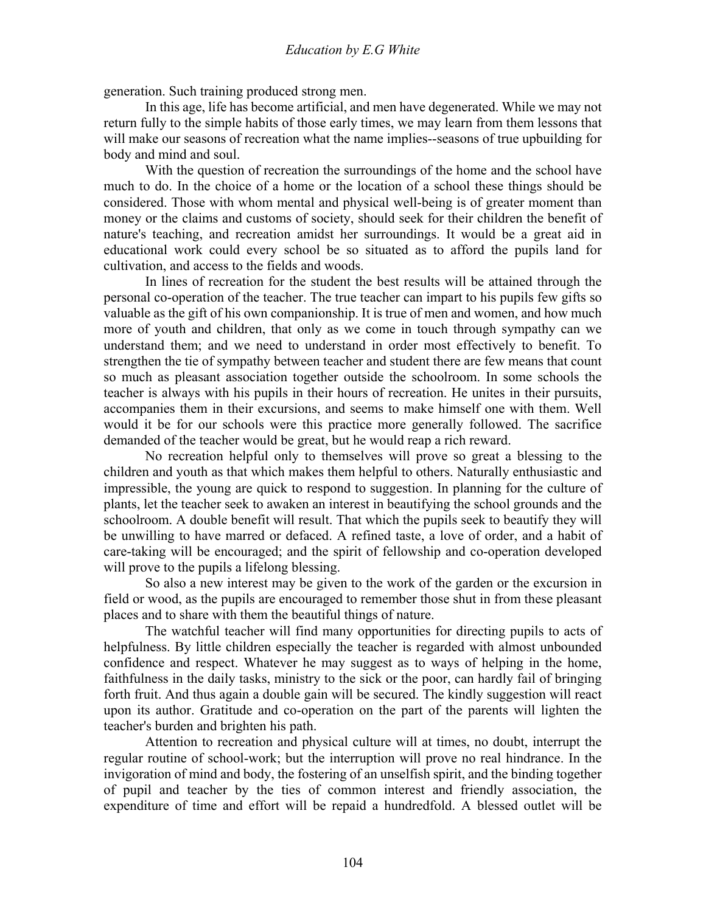generation. Such training produced strong men.

In this age, life has become artificial, and men have degenerated. While we may not return fully to the simple habits of those early times, we may learn from them lessons that will make our seasons of recreation what the name implies--seasons of true upbuilding for body and mind and soul.

With the question of recreation the surroundings of the home and the school have much to do. In the choice of a home or the location of a school these things should be considered. Those with whom mental and physical well-being is of greater moment than money or the claims and customs of society, should seek for their children the benefit of nature's teaching, and recreation amidst her surroundings. It would be a great aid in educational work could every school be so situated as to afford the pupils land for cultivation, and access to the fields and woods.

In lines of recreation for the student the best results will be attained through the personal co-operation of the teacher. The true teacher can impart to his pupils few gifts so valuable as the gift of his own companionship. It is true of men and women, and how much more of youth and children, that only as we come in touch through sympathy can we understand them; and we need to understand in order most effectively to benefit. To strengthen the tie of sympathy between teacher and student there are few means that count so much as pleasant association together outside the schoolroom. In some schools the teacher is always with his pupils in their hours of recreation. He unites in their pursuits, accompanies them in their excursions, and seems to make himself one with them. Well would it be for our schools were this practice more generally followed. The sacrifice demanded of the teacher would be great, but he would reap a rich reward.

No recreation helpful only to themselves will prove so great a blessing to the children and youth as that which makes them helpful to others. Naturally enthusiastic and impressible, the young are quick to respond to suggestion. In planning for the culture of plants, let the teacher seek to awaken an interest in beautifying the school grounds and the schoolroom. A double benefit will result. That which the pupils seek to beautify they will be unwilling to have marred or defaced. A refined taste, a love of order, and a habit of care-taking will be encouraged; and the spirit of fellowship and co-operation developed will prove to the pupils a lifelong blessing.

So also a new interest may be given to the work of the garden or the excursion in field or wood, as the pupils are encouraged to remember those shut in from these pleasant places and to share with them the beautiful things of nature.

The watchful teacher will find many opportunities for directing pupils to acts of helpfulness. By little children especially the teacher is regarded with almost unbounded confidence and respect. Whatever he may suggest as to ways of helping in the home, faithfulness in the daily tasks, ministry to the sick or the poor, can hardly fail of bringing forth fruit. And thus again a double gain will be secured. The kindly suggestion will react upon its author. Gratitude and co-operation on the part of the parents will lighten the teacher's burden and brighten his path.

Attention to recreation and physical culture will at times, no doubt, interrupt the regular routine of school-work; but the interruption will prove no real hindrance. In the invigoration of mind and body, the fostering of an unselfish spirit, and the binding together of pupil and teacher by the ties of common interest and friendly association, the expenditure of time and effort will be repaid a hundredfold. A blessed outlet will be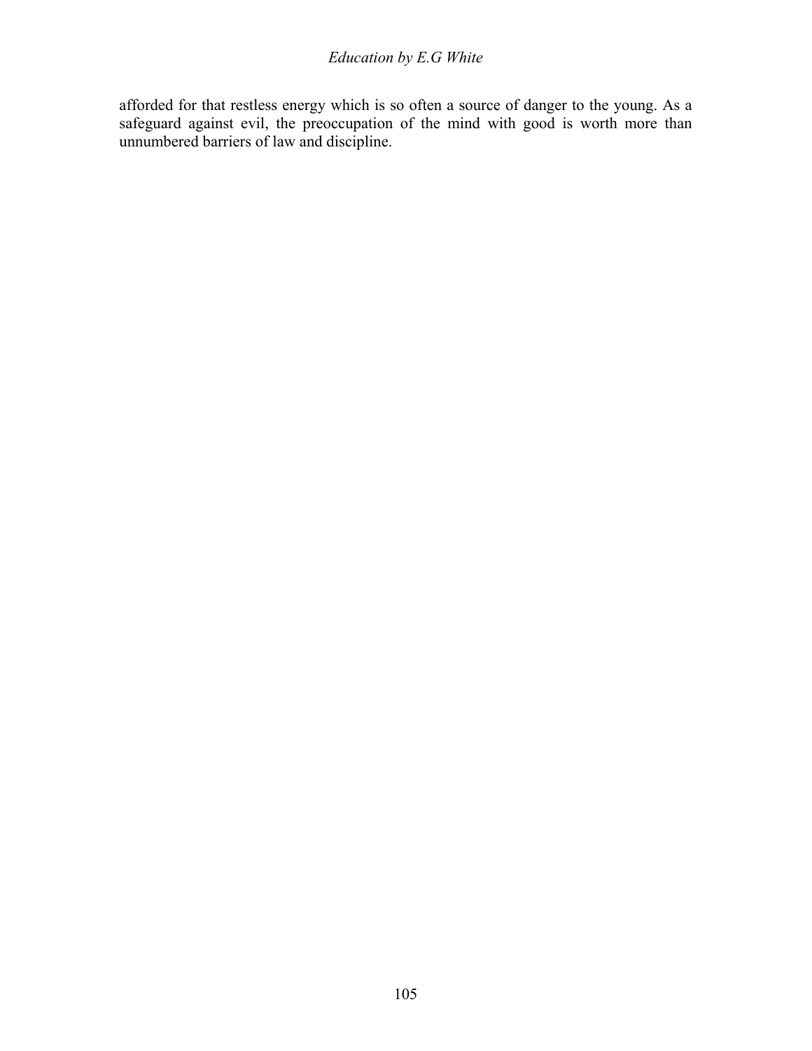afforded for that restless energy which is so often a source of danger to the young. As a safeguard against evil, the preoccupation of the mind with good is worth more than unnumbered barriers of law and discipline.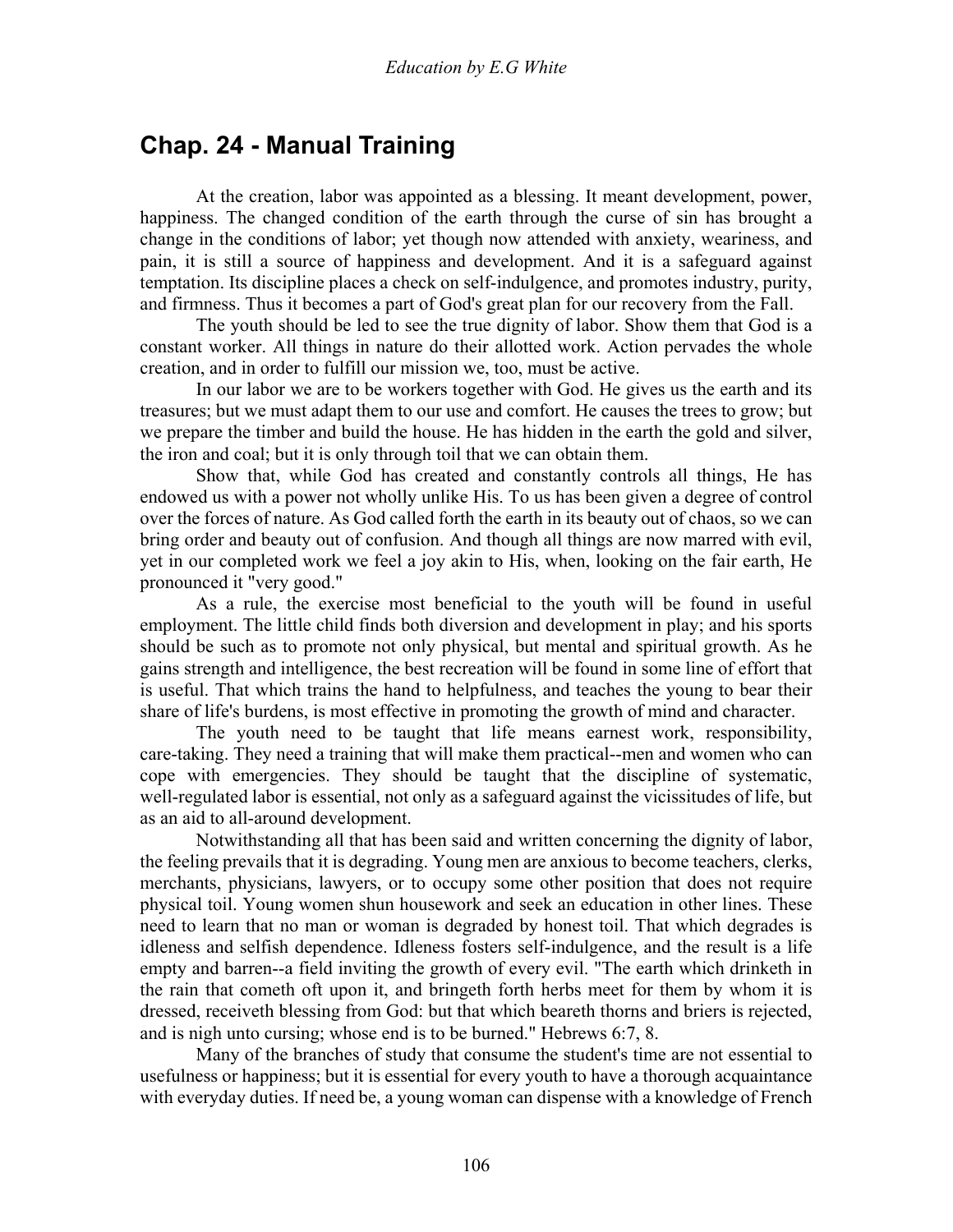## Chap. 24 - Manual Training

At the creation, labor was appointed as a blessing. It meant development, power, happiness. The changed condition of the earth through the curse of sin has brought a change in the conditions of labor; yet though now attended with anxiety, weariness, and pain, it is still a source of happiness and development. And it is a safeguard against temptation. Its discipline places a check on self-indulgence, and promotes industry, purity, and firmness. Thus it becomes a part of God's great plan for our recovery from the Fall.

The youth should be led to see the true dignity of labor. Show them that God is a constant worker. All things in nature do their allotted work. Action pervades the whole creation, and in order to fulfill our mission we, too, must be active.

In our labor we are to be workers together with God. He gives us the earth and its treasures; but we must adapt them to our use and comfort. He causes the trees to grow; but we prepare the timber and build the house. He has hidden in the earth the gold and silver, the iron and coal; but it is only through toil that we can obtain them.

Show that, while God has created and constantly controls all things, He has endowed us with a power not wholly unlike His. To us has been given a degree of control over the forces of nature. As God called forth the earth in its beauty out of chaos, so we can bring order and beauty out of confusion. And though all things are now marred with evil, yet in our completed work we feel a joy akin to His, when, looking on the fair earth, He pronounced it "very good."

As a rule, the exercise most beneficial to the youth will be found in useful employment. The little child finds both diversion and development in play; and his sports should be such as to promote not only physical, but mental and spiritual growth. As he gains strength and intelligence, the best recreation will be found in some line of effort that is useful. That which trains the hand to helpfulness, and teaches the young to bear their share of life's burdens, is most effective in promoting the growth of mind and character.

The youth need to be taught that life means earnest work, responsibility, care-taking. They need a training that will make them practical--men and women who can cope with emergencies. They should be taught that the discipline of systematic, well-regulated labor is essential, not only as a safeguard against the vicissitudes of life, but as an aid to all-around development.

Notwithstanding all that has been said and written concerning the dignity of labor, the feeling prevails that it is degrading. Young men are anxious to become teachers, clerks, merchants, physicians, lawyers, or to occupy some other position that does not require physical toil. Young women shun housework and seek an education in other lines. These need to learn that no man or woman is degraded by honest toil. That which degrades is idleness and selfish dependence. Idleness fosters self-indulgence, and the result is a life empty and barren--a field inviting the growth of every evil. "The earth which drinketh in the rain that cometh oft upon it, and bringeth forth herbs meet for them by whom it is dressed, receiveth blessing from God: but that which beareth thorns and briers is rejected, and is nigh unto cursing; whose end is to be burned." Hebrews 6:7, 8.

Many of the branches of study that consume the student's time are not essential to usefulness or happiness; but it is essential for every youth to have a thorough acquaintance with everyday duties. If need be, a young woman can dispense with a knowledge of French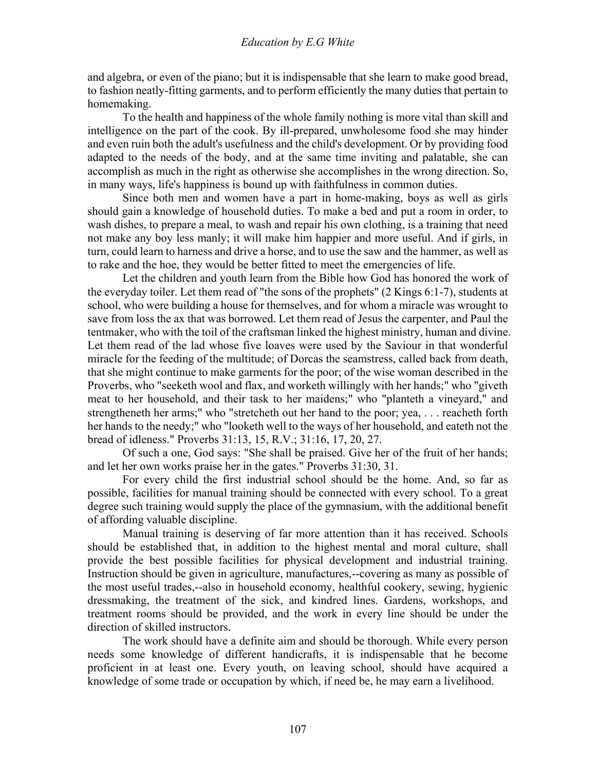and algebra, or even of the piano; but it is indispensable that she learn to make good bread, to fashion neatly-fitting garments, and to perform efficiently the many duties that pertain to homemaking.

To the health and happiness of the whole family nothing is more vital than skill and intelligence on the part of the cook. By ill-prepared, unwholesome food she may hinder and even ruin both the adult's usefulness and the child's development. Or by providing food adapted to the needs of the body, and at the same time inviting and palatable, she can accomplish as much in the right as otherwise she accomplishes in the wrong direction. So, in many ways, life's happiness is bound up with faithfulness in common duties.

Since both men and women have a part in home-making, boys as well as girls should gain a knowledge of household duties. To make a bed and put a room in order, to wash dishes, to prepare a meal, to wash and repair his own clothing, is a training that need not make any boy less manly; it will make him happier and more useful. And if girls, in turn, could learn to harness and drive a horse, and to use the saw and the hammer, as well as to rake and the hoe, they would be better fitted to meet the emergencies of life.

Let the children and youth learn from the Bible how God has honored the work of the everyday toiler. Let them read of "the sons of the prophets" (2 Kings 6:1-7), students at school, who were building a house for themselves, and for whom a miracle was wrought to save from loss the ax that was borrowed. Let them read of Jesus the carpenter, and Paul the tentmaker, who with the toil of the craftsman linked the highest ministry, human and divine. Let them read of the lad whose five loaves were used by the Saviour in that wonderful miracle for the feeding of the multitude; of Dorcas the seamstress, called back from death, that she might continue to make garments for the poor; of the wise woman described in the Proverbs, who "seeketh wool and flax, and worketh willingly with her hands;" who "giveth meat to her household, and their task to her maidens;" who "planteth a vineyard," and strengtheneth her arms;" who "stretcheth out her hand to the poor; yea, . . . reacheth forth her hands to the needy;" who "looketh well to the ways of her household, and eateth not the bread of idleness." Proverbs 31:13, 15, R.V.; 31:16, 17, 20, 27.

Of such a one, God says: "She shall be praised. Give her of the fruit of her hands; and let her own works praise her in the gates." Proverbs 31:30, 31.

For every child the first industrial school should be the home. And, so far as possible, facilities for manual training should be connected with every school. To a great degree such training would supply the place of the gymnasium, with the additional benefit of affording valuable discipline.

Manual training is deserving of far more attention than it has received. Schools should be established that, in addition to the highest mental and moral culture, shall provide the best possible facilities for physical development and industrial training. Instruction should be given in agriculture, manufactures,--covering as many as possible of the most useful trades,--also in household economy, healthful cookery, sewing, hygienic dressmaking, the treatment of the sick, and kindred lines. Gardens, workshops, and treatment rooms should be provided, and the work in every line should be under the direction of skilled instructors.

The work should have a definite aim and should be thorough. While every person needs some knowledge of different handicrafts, it is indispensable that he become proficient in at least one. Every youth, on leaving school, should have acquired a knowledge of some trade or occupation by which, if need be, he may earn a livelihood.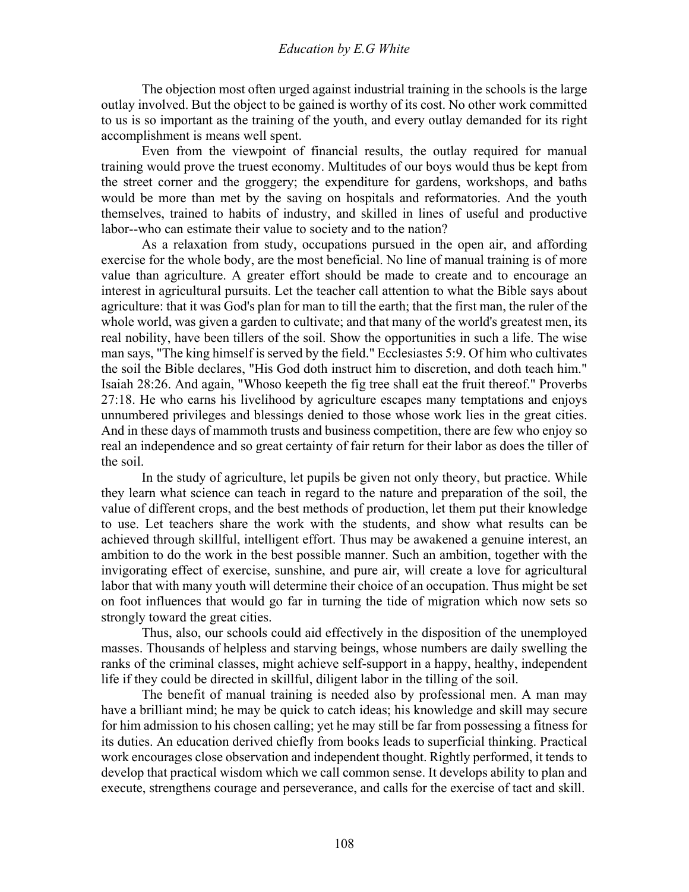The objection most often urged against industrial training in the schools is the large outlay involved. But the object to be gained is worthy of its cost. No other work committed to us is so important as the training of the youth, and every outlay demanded for its right accomplishment is means well spent.

Even from the viewpoint of financial results, the outlay required for manual training would prove the truest economy. Multitudes of our boys would thus be kept from the street corner and the groggery; the expenditure for gardens, workshops, and baths would be more than met by the saving on hospitals and reformatories. And the youth themselves, trained to habits of industry, and skilled in lines of useful and productive labor--who can estimate their value to society and to the nation?

As a relaxation from study, occupations pursued in the open air, and affording exercise for the whole body, are the most beneficial. No line of manual training is of more value than agriculture. A greater effort should be made to create and to encourage an interest in agricultural pursuits. Let the teacher call attention to what the Bible says about agriculture: that it was God's plan for man to till the earth; that the first man, the ruler of the whole world, was given a garden to cultivate; and that many of the world's greatest men, its real nobility, have been tillers of the soil. Show the opportunities in such a life. The wise man says, "The king himself is served by the field." Ecclesiastes 5:9. Of him who cultivates the soil the Bible declares, "His God doth instruct him to discretion, and doth teach him." Isaiah 28:26. And again, "Whoso keepeth the fig tree shall eat the fruit thereof." Proverbs 27:18. He who earns his livelihood by agriculture escapes many temptations and enjoys unnumbered privileges and blessings denied to those whose work lies in the great cities. And in these days of mammoth trusts and business competition, there are few who enjoy so real an independence and so great certainty of fair return for their labor as does the tiller of the soil.

In the study of agriculture, let pupils be given not only theory, but practice. While they learn what science can teach in regard to the nature and preparation of the soil, the value of different crops, and the best methods of production, let them put their knowledge to use. Let teachers share the work with the students, and show what results can be achieved through skillful, intelligent effort. Thus may be awakened a genuine interest, an ambition to do the work in the best possible manner. Such an ambition, together with the invigorating effect of exercise, sunshine, and pure air, will create a love for agricultural labor that with many youth will determine their choice of an occupation. Thus might be set on foot influences that would go far in turning the tide of migration which now sets so strongly toward the great cities.

Thus, also, our schools could aid effectively in the disposition of the unemployed masses. Thousands of helpless and starving beings, whose numbers are daily swelling the ranks of the criminal classes, might achieve self-support in a happy, healthy, independent life if they could be directed in skillful, diligent labor in the tilling of the soil.

The benefit of manual training is needed also by professional men. A man may have a brilliant mind; he may be quick to catch ideas; his knowledge and skill may secure for him admission to his chosen calling; yet he may still be far from possessing a fitness for its duties. An education derived chiefly from books leads to superficial thinking. Practical work encourages close observation and independent thought. Rightly performed, it tends to develop that practical wisdom which we call common sense. It develops ability to plan and execute, strengthens courage and perseverance, and calls for the exercise of tact and skill.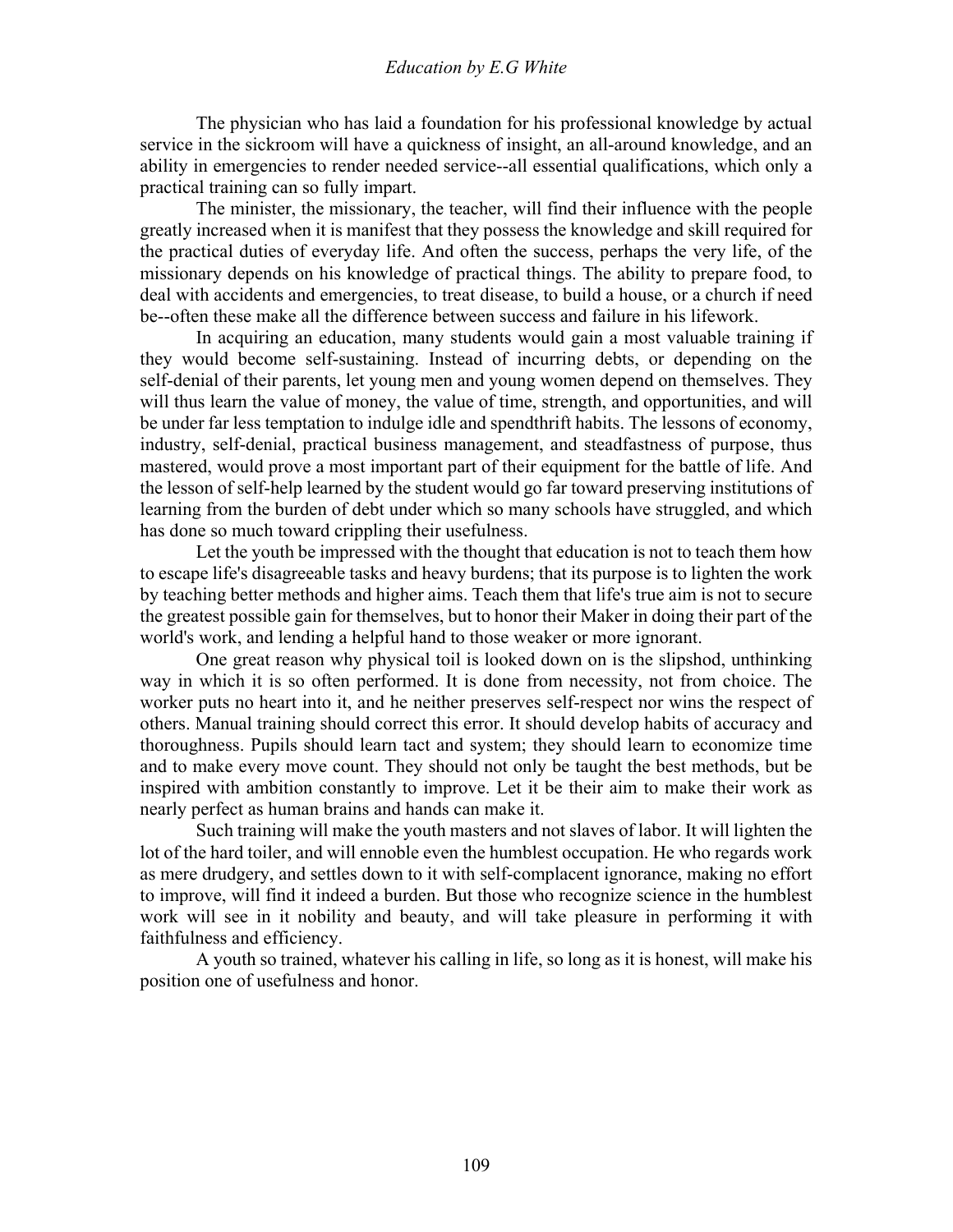The physician who has laid a foundation for his professional knowledge by actual service in the sickroom will have a quickness of insight, an all-around knowledge, and an ability in emergencies to render needed service--all essential qualifications, which only a practical training can so fully impart.

The minister, the missionary, the teacher, will find their influence with the people greatly increased when it is manifest that they possess the knowledge and skill required for the practical duties of everyday life. And often the success, perhaps the very life, of the missionary depends on his knowledge of practical things. The ability to prepare food, to deal with accidents and emergencies, to treat disease, to build a house, or a church if need be--often these make all the difference between success and failure in his lifework.

In acquiring an education, many students would gain a most valuable training if they would become self-sustaining. Instead of incurring debts, or depending on the self-denial of their parents, let young men and young women depend on themselves. They will thus learn the value of money, the value of time, strength, and opportunities, and will be under far less temptation to indulge idle and spendthrift habits. The lessons of economy, industry, self-denial, practical business management, and steadfastness of purpose, thus mastered, would prove a most important part of their equipment for the battle of life. And the lesson of self-help learned by the student would go far toward preserving institutions of learning from the burden of debt under which so many schools have struggled, and which has done so much toward crippling their usefulness.

Let the youth be impressed with the thought that education is not to teach them how to escape life's disagreeable tasks and heavy burdens; that its purpose is to lighten the work by teaching better methods and higher aims. Teach them that life's true aim is not to secure the greatest possible gain for themselves, but to honor their Maker in doing their part of the world's work, and lending a helpful hand to those weaker or more ignorant.

One great reason why physical toil is looked down on is the slipshod, unthinking way in which it is so often performed. It is done from necessity, not from choice. The worker puts no heart into it, and he neither preserves self-respect nor wins the respect of others. Manual training should correct this error. It should develop habits of accuracy and thoroughness. Pupils should learn tact and system; they should learn to economize time and to make every move count. They should not only be taught the best methods, but be inspired with ambition constantly to improve. Let it be their aim to make their work as nearly perfect as human brains and hands can make it.

Such training will make the youth masters and not slaves of labor. It will lighten the lot of the hard toiler, and will ennoble even the humblest occupation. He who regards work as mere drudgery, and settles down to it with self-complacent ignorance, making no effort to improve, will find it indeed a burden. But those who recognize science in the humblest work will see in it nobility and beauty, and will take pleasure in performing it with faithfulness and efficiency.

A youth so trained, whatever his calling in life, so long as it is honest, will make his position one of usefulness and honor.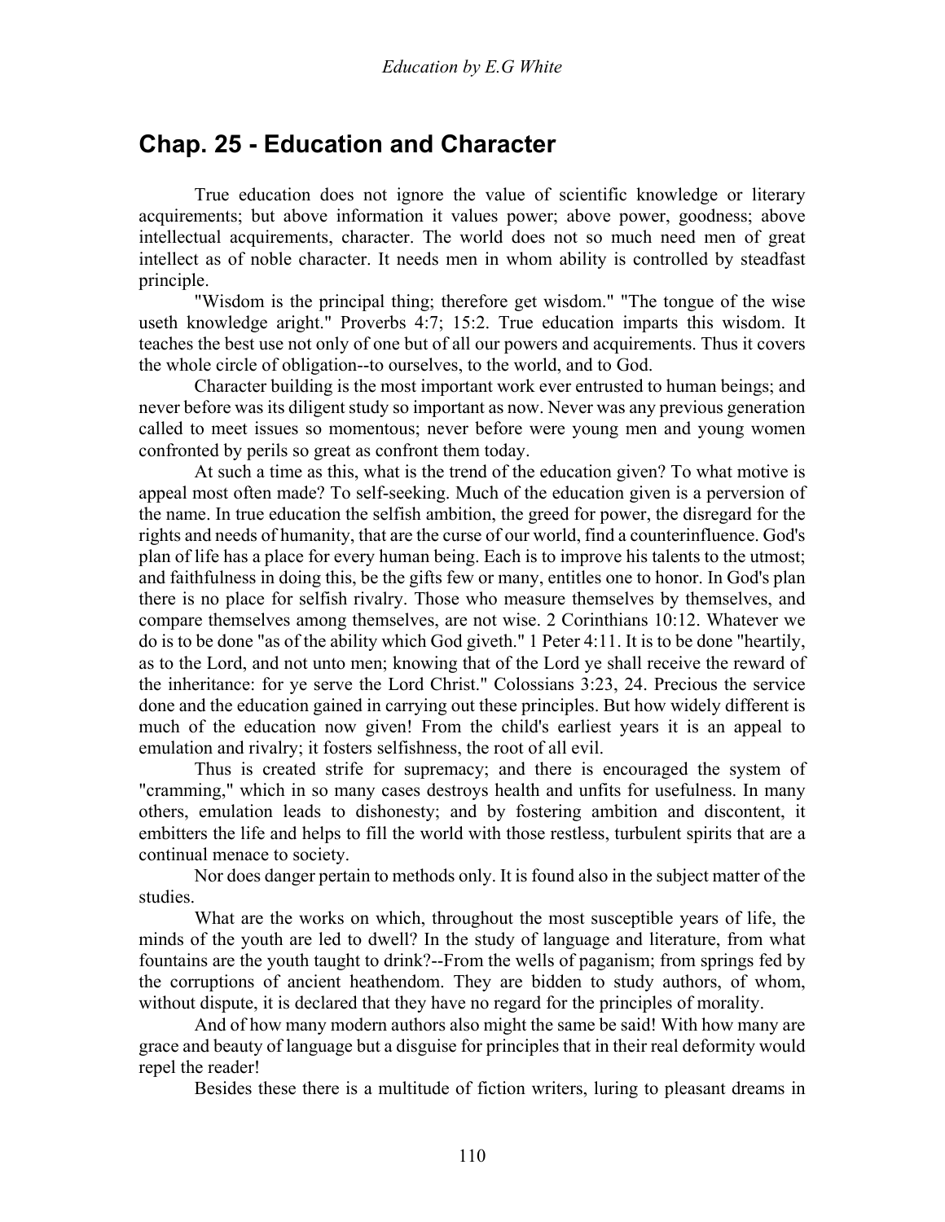## Chap. 25 - Education and Character

True education does not ignore the value of scientific knowledge or literary acquirements; but above information it values power; above power, goodness; above intellectual acquirements, character. The world does not so much need men of great intellect as of noble character. It needs men in whom ability is controlled by steadfast principle.

"Wisdom is the principal thing; therefore get wisdom." "The tongue of the wise useth knowledge aright." Proverbs 4:7; 15:2. True education imparts this wisdom. It teaches the best use not only of one but of all our powers and acquirements. Thus it covers the whole circle of obligation--to ourselves, to the world, and to God.

Character building is the most important work ever entrusted to human beings; and never before was its diligent study so important as now. Never was any previous generation called to meet issues so momentous; never before were young men and young women confronted by perils so great as confront them today.

At such a time as this, what is the trend of the education given? To what motive is appeal most often made? To self-seeking. Much of the education given is a perversion of the name. In true education the selfish ambition, the greed for power, the disregard for the rights and needs of humanity, that are the curse of our world, find a counterinfluence. God's plan of life has a place for every human being. Each is to improve his talents to the utmost; and faithfulness in doing this, be the gifts few or many, entitles one to honor. In God's plan there is no place for selfish rivalry. Those who measure themselves by themselves, and compare themselves among themselves, are not wise. 2 Corinthians 10:12. Whatever we do is to be done "as of the ability which God giveth." 1 Peter 4:11. It is to be done "heartily, as to the Lord, and not unto men; knowing that of the Lord ye shall receive the reward of the inheritance: for ye serve the Lord Christ." Colossians 3:23, 24. Precious the service done and the education gained in carrying out these principles. But how widely different is much of the education now given! From the child's earliest years it is an appeal to emulation and rivalry; it fosters selfishness, the root of all evil.

Thus is created strife for supremacy; and there is encouraged the system of "cramming," which in so many cases destroys health and unfits for usefulness. In many others, emulation leads to dishonesty; and by fostering ambition and discontent, it embitters the life and helps to fill the world with those restless, turbulent spirits that are a continual menace to society.

Nor does danger pertain to methods only. It is found also in the subject matter of the studies.

What are the works on which, throughout the most susceptible years of life, the minds of the youth are led to dwell? In the study of language and literature, from what fountains are the youth taught to drink?--From the wells of paganism; from springs fed by the corruptions of ancient heathendom. They are bidden to study authors, of whom, without dispute, it is declared that they have no regard for the principles of morality.

And of how many modern authors also might the same be said! With how many are grace and beauty of language but a disguise for principles that in their real deformity would repel the reader!

Besides these there is a multitude of fiction writers, luring to pleasant dreams in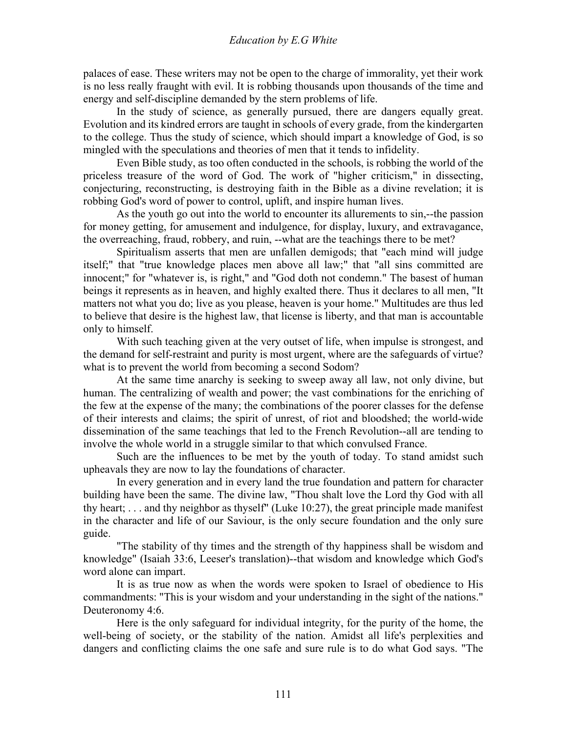palaces of ease. These writers may not be open to the charge of immorality, yet their work is no less really fraught with evil. It is robbing thousands upon thousands of the time and energy and self-discipline demanded by the stern problems of life.

In the study of science, as generally pursued, there are dangers equally great. Evolution and its kindred errors are taught in schools of every grade, from the kindergarten to the college. Thus the study of science, which should impart a knowledge of God, is so mingled with the speculations and theories of men that it tends to infidelity.

Even Bible study, as too often conducted in the schools, is robbing the world of the priceless treasure of the word of God. The work of "higher criticism," in dissecting, conjecturing, reconstructing, is destroying faith in the Bible as a divine revelation; it is robbing God's word of power to control, uplift, and inspire human lives.

As the youth go out into the world to encounter its allurements to sin,--the passion for money getting, for amusement and indulgence, for display, luxury, and extravagance, the overreaching, fraud, robbery, and ruin, --what are the teachings there to be met?

Spiritualism asserts that men are unfallen demigods; that "each mind will judge itself;" that "true knowledge places men above all law;" that "all sins committed are innocent;" for "whatever is, is right," and "God doth not condemn." The basest of human beings it represents as in heaven, and highly exalted there. Thus it declares to all men, "It matters not what you do; live as you please, heaven is your home." Multitudes are thus led to believe that desire is the highest law, that license is liberty, and that man is accountable only to himself.

With such teaching given at the very outset of life, when impulse is strongest, and the demand for self-restraint and purity is most urgent, where are the safeguards of virtue? what is to prevent the world from becoming a second Sodom?

At the same time anarchy is seeking to sweep away all law, not only divine, but human. The centralizing of wealth and power; the vast combinations for the enriching of the few at the expense of the many; the combinations of the poorer classes for the defense of their interests and claims; the spirit of unrest, of riot and bloodshed; the world-wide dissemination of the same teachings that led to the French Revolution--all are tending to involve the whole world in a struggle similar to that which convulsed France.

Such are the influences to be met by the youth of today. To stand amidst such upheavals they are now to lay the foundations of character.

In every generation and in every land the true foundation and pattern for character building have been the same. The divine law, "Thou shalt love the Lord thy God with all thy heart; . . . and thy neighbor as thyself" (Luke 10:27), the great principle made manifest in the character and life of our Saviour, is the only secure foundation and the only sure guide.

"The stability of thy times and the strength of thy happiness shall be wisdom and knowledge" (Isaiah 33:6, Leeser's translation)--that wisdom and knowledge which God's word alone can impart.

It is as true now as when the words were spoken to Israel of obedience to His commandments: "This is your wisdom and your understanding in the sight of the nations." Deuteronomy 4:6.

Here is the only safeguard for individual integrity, for the purity of the home, the well-being of society, or the stability of the nation. Amidst all life's perplexities and dangers and conflicting claims the one safe and sure rule is to do what God says. "The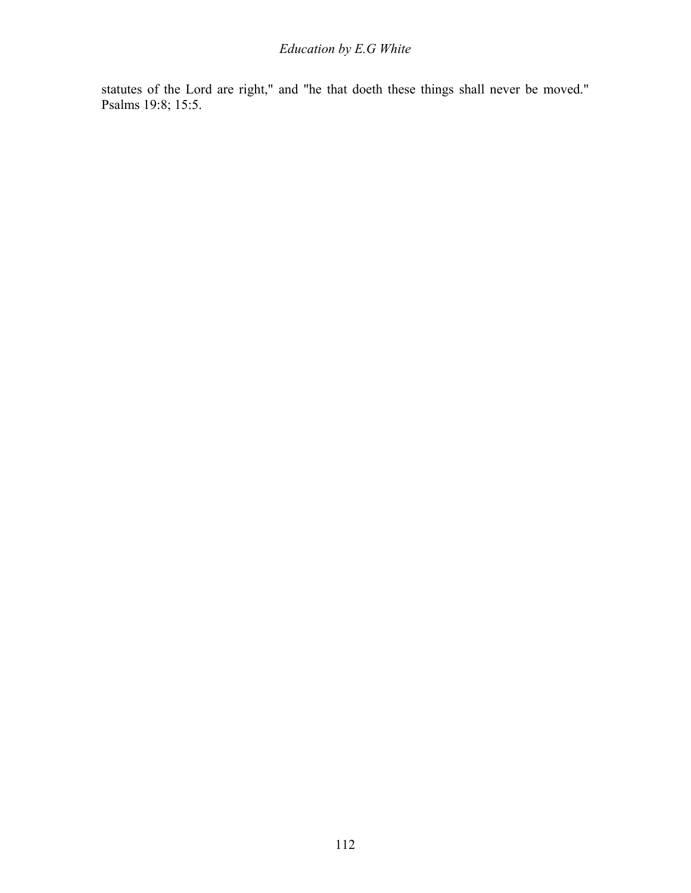statutes of the Lord are right," and "he that doeth these things shall never be moved." Psalms 19:8; 15:5.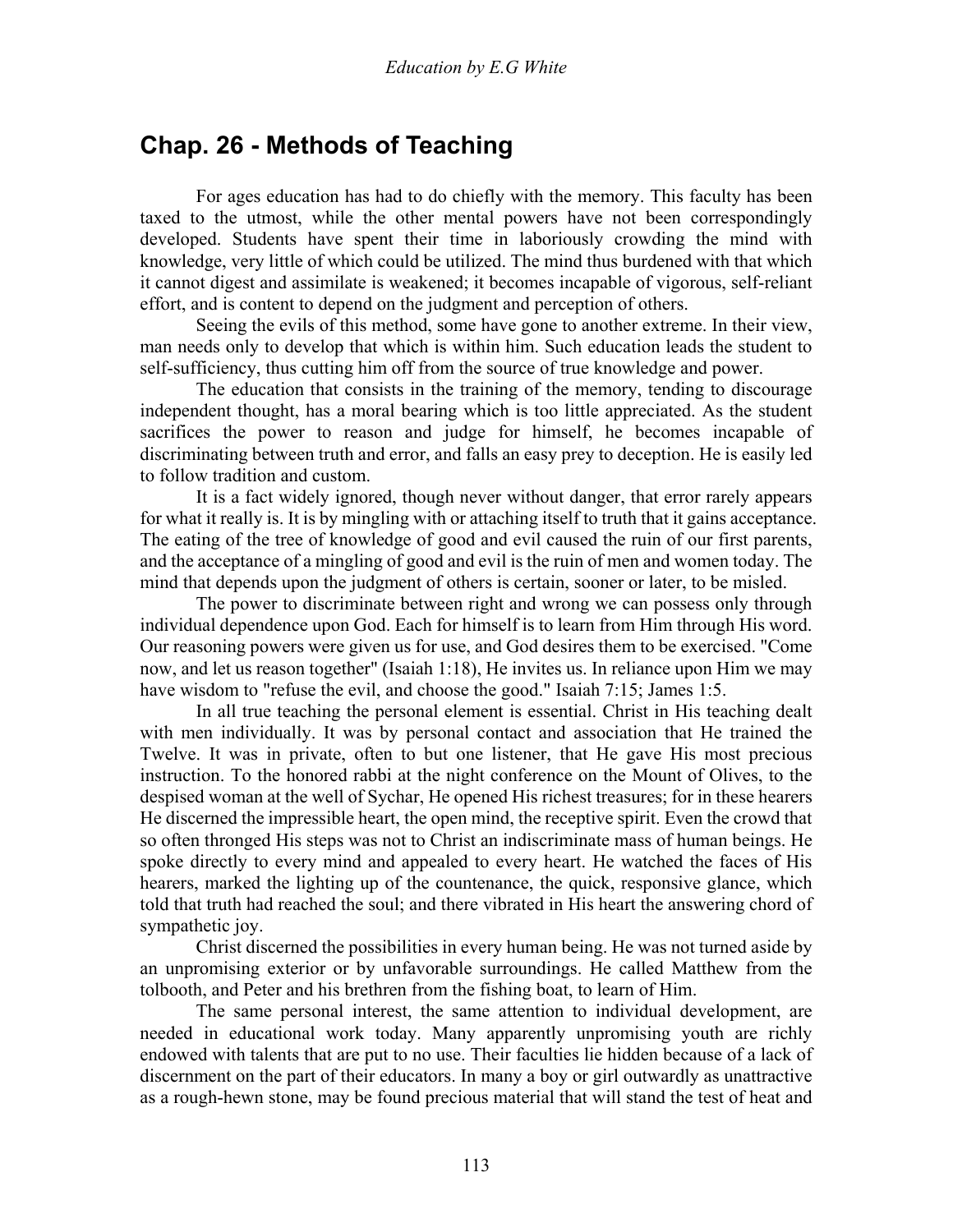## Chap. 26 - Methods of Teaching

For ages education has had to do chiefly with the memory. This faculty has been taxed to the utmost, while the other mental powers have not been correspondingly developed. Students have spent their time in laboriously crowding the mind with knowledge, very little of which could be utilized. The mind thus burdened with that which it cannot digest and assimilate is weakened; it becomes incapable of vigorous, self-reliant effort, and is content to depend on the judgment and perception of others.

Seeing the evils of this method, some have gone to another extreme. In their view, man needs only to develop that which is within him. Such education leads the student to self-sufficiency, thus cutting him off from the source of true knowledge and power.

The education that consists in the training of the memory, tending to discourage independent thought, has a moral bearing which is too little appreciated. As the student sacrifices the power to reason and judge for himself, he becomes incapable of discriminating between truth and error, and falls an easy prey to deception. He is easily led to follow tradition and custom.

It is a fact widely ignored, though never without danger, that error rarely appears for what it really is. It is by mingling with or attaching itself to truth that it gains acceptance. The eating of the tree of knowledge of good and evil caused the ruin of our first parents, and the acceptance of a mingling of good and evil is the ruin of men and women today. The mind that depends upon the judgment of others is certain, sooner or later, to be misled.

The power to discriminate between right and wrong we can possess only through individual dependence upon God. Each for himself is to learn from Him through His word. Our reasoning powers were given us for use, and God desires them to be exercised. "Come now, and let us reason together" (Isaiah 1:18), He invites us. In reliance upon Him we may have wisdom to "refuse the evil, and choose the good." Isaiah 7:15; James 1:5.

In all true teaching the personal element is essential. Christ in His teaching dealt with men individually. It was by personal contact and association that He trained the Twelve. It was in private, often to but one listener, that He gave His most precious instruction. To the honored rabbi at the night conference on the Mount of Olives, to the despised woman at the well of Sychar, He opened His richest treasures; for in these hearers He discerned the impressible heart, the open mind, the receptive spirit. Even the crowd that so often thronged His steps was not to Christ an indiscriminate mass of human beings. He spoke directly to every mind and appealed to every heart. He watched the faces of His hearers, marked the lighting up of the countenance, the quick, responsive glance, which told that truth had reached the soul; and there vibrated in His heart the answering chord of sympathetic joy.

Christ discerned the possibilities in every human being. He was not turned aside by an unpromising exterior or by unfavorable surroundings. He called Matthew from the tolbooth, and Peter and his brethren from the fishing boat, to learn of Him.

The same personal interest, the same attention to individual development, are needed in educational work today. Many apparently unpromising youth are richly endowed with talents that are put to no use. Their faculties lie hidden because of a lack of discernment on the part of their educators. In many a boy or girl outwardly as unattractive as a rough-hewn stone, may be found precious material that will stand the test of heat and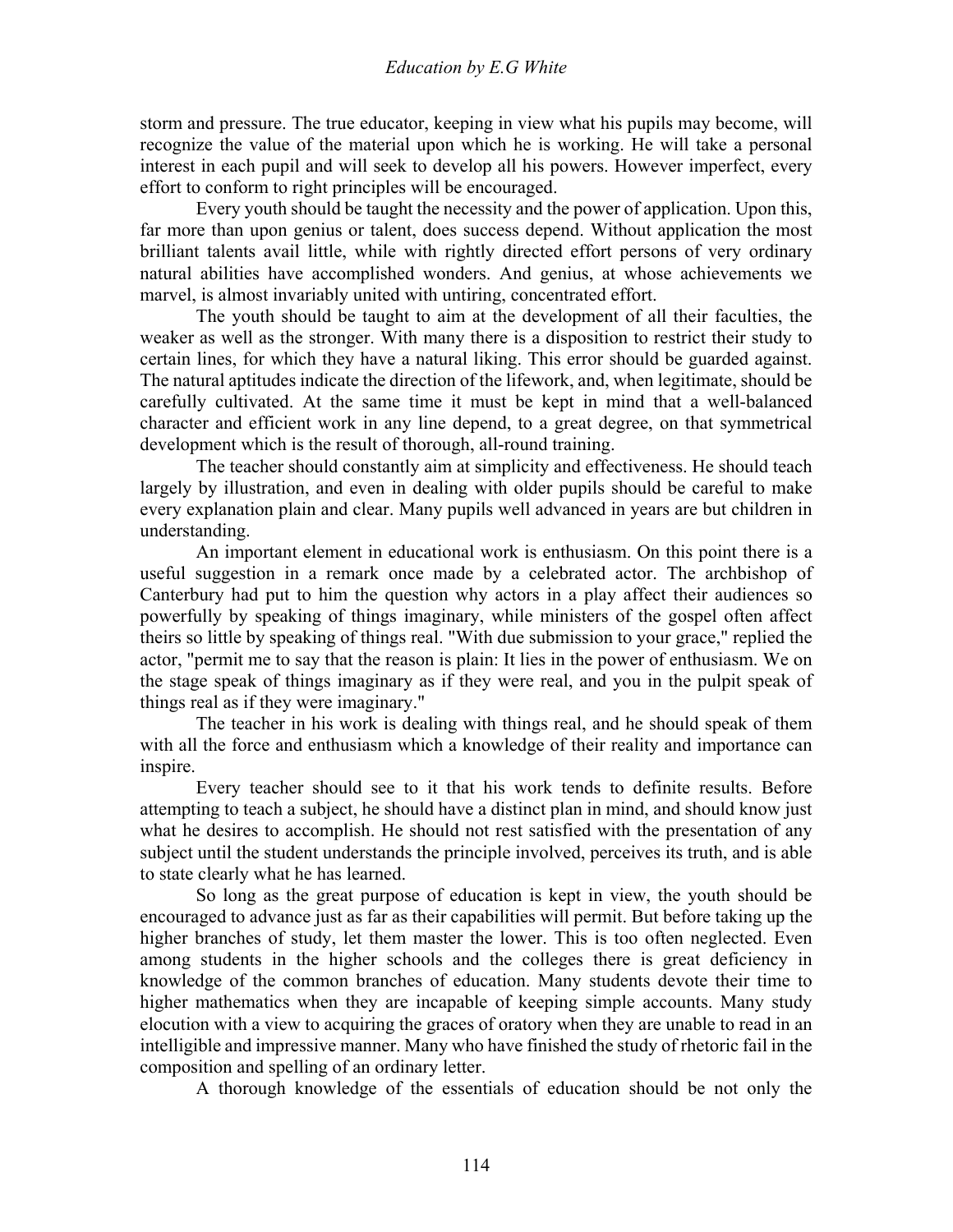storm and pressure. The true educator, keeping in view what his pupils may become, will recognize the value of the material upon which he is working. He will take a personal interest in each pupil and will seek to develop all his powers. However imperfect, every effort to conform to right principles will be encouraged.

Every youth should be taught the necessity and the power of application. Upon this, far more than upon genius or talent, does success depend. Without application the most brilliant talents avail little, while with rightly directed effort persons of very ordinary natural abilities have accomplished wonders. And genius, at whose achievements we marvel, is almost invariably united with untiring, concentrated effort.

The youth should be taught to aim at the development of all their faculties, the weaker as well as the stronger. With many there is a disposition to restrict their study to certain lines, for which they have a natural liking. This error should be guarded against. The natural aptitudes indicate the direction of the lifework, and, when legitimate, should be carefully cultivated. At the same time it must be kept in mind that a well-balanced character and efficient work in any line depend, to a great degree, on that symmetrical development which is the result of thorough, all-round training.

The teacher should constantly aim at simplicity and effectiveness. He should teach largely by illustration, and even in dealing with older pupils should be careful to make every explanation plain and clear. Many pupils well advanced in years are but children in understanding.

An important element in educational work is enthusiasm. On this point there is a useful suggestion in a remark once made by a celebrated actor. The archbishop of Canterbury had put to him the question why actors in a play affect their audiences so powerfully by speaking of things imaginary, while ministers of the gospel often affect theirs so little by speaking of things real. "With due submission to your grace," replied the actor, "permit me to say that the reason is plain: It lies in the power of enthusiasm. We on the stage speak of things imaginary as if they were real, and you in the pulpit speak of things real as if they were imaginary."

The teacher in his work is dealing with things real, and he should speak of them with all the force and enthusiasm which a knowledge of their reality and importance can inspire.

Every teacher should see to it that his work tends to definite results. Before attempting to teach a subject, he should have a distinct plan in mind, and should know just what he desires to accomplish. He should not rest satisfied with the presentation of any subject until the student understands the principle involved, perceives its truth, and is able to state clearly what he has learned.

So long as the great purpose of education is kept in view, the youth should be encouraged to advance just as far as their capabilities will permit. But before taking up the higher branches of study, let them master the lower. This is too often neglected. Even among students in the higher schools and the colleges there is great deficiency in knowledge of the common branches of education. Many students devote their time to higher mathematics when they are incapable of keeping simple accounts. Many study elocution with a view to acquiring the graces of oratory when they are unable to read in an intelligible and impressive manner. Many who have finished the study of rhetoric fail in the composition and spelling of an ordinary letter.

A thorough knowledge of the essentials of education should be not only the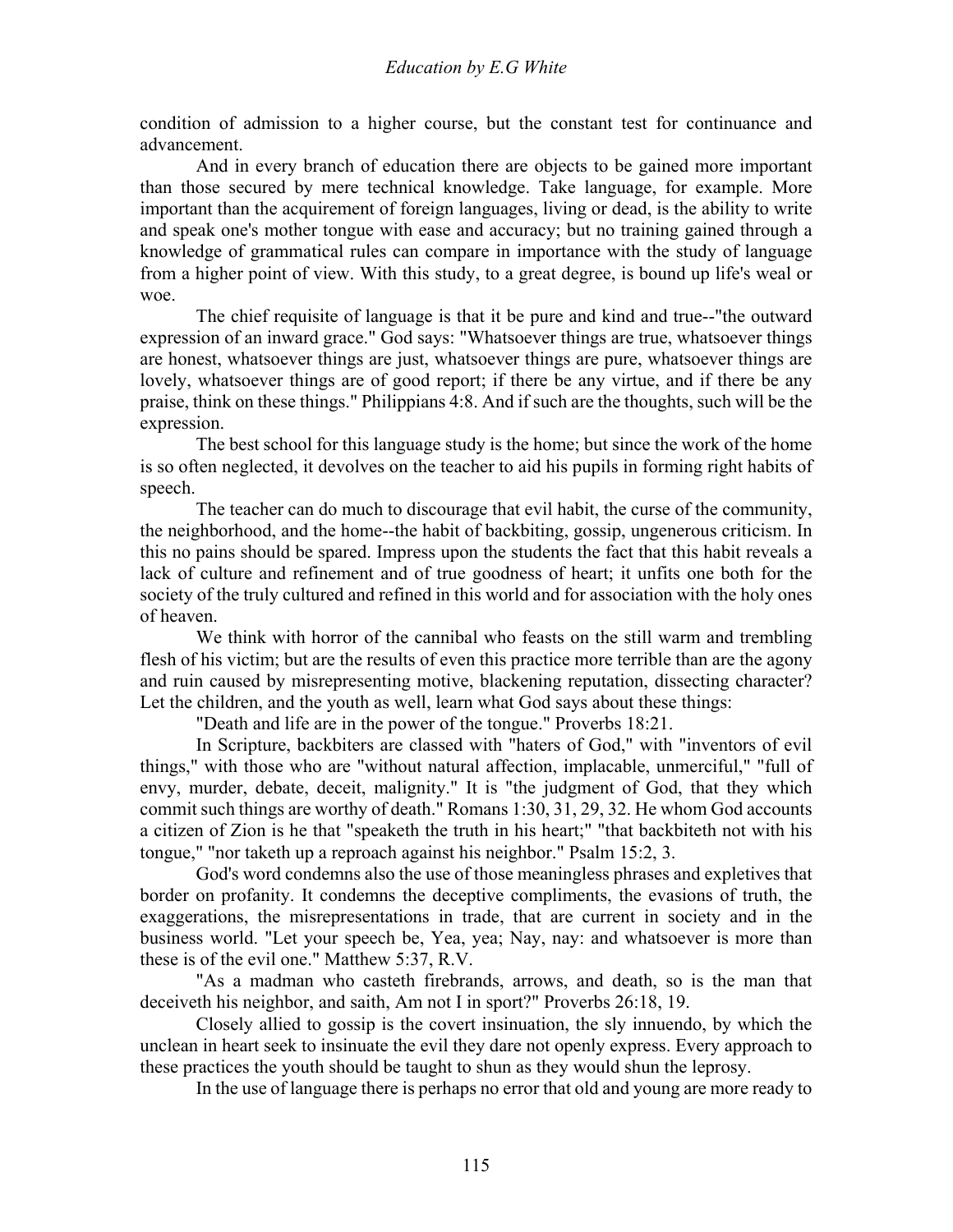condition of admission to a higher course, but the constant test for continuance and advancement.

And in every branch of education there are objects to be gained more important than those secured by mere technical knowledge. Take language, for example. More important than the acquirement of foreign languages, living or dead, is the ability to write and speak one's mother tongue with ease and accuracy; but no training gained through a knowledge of grammatical rules can compare in importance with the study of language from a higher point of view. With this study, to a great degree, is bound up life's weal or woe.

The chief requisite of language is that it be pure and kind and true--"the outward expression of an inward grace." God says: "Whatsoever things are true, whatsoever things are honest, whatsoever things are just, whatsoever things are pure, whatsoever things are lovely, whatsoever things are of good report; if there be any virtue, and if there be any praise, think on these things." Philippians 4:8. And if such are the thoughts, such will be the expression.

The best school for this language study is the home; but since the work of the home is so often neglected, it devolves on the teacher to aid his pupils in forming right habits of speech.

The teacher can do much to discourage that evil habit, the curse of the community, the neighborhood, and the home--the habit of backbiting, gossip, ungenerous criticism. In this no pains should be spared. Impress upon the students the fact that this habit reveals a lack of culture and refinement and of true goodness of heart; it unfits one both for the society of the truly cultured and refined in this world and for association with the holy ones of heaven.

We think with horror of the cannibal who feasts on the still warm and trembling flesh of his victim; but are the results of even this practice more terrible than are the agony and ruin caused by misrepresenting motive, blackening reputation, dissecting character? Let the children, and the youth as well, learn what God says about these things:

"Death and life are in the power of the tongue." Proverbs 18:21.

In Scripture, backbiters are classed with "haters of God," with "inventors of evil things," with those who are "without natural affection, implacable, unmerciful," "full of envy, murder, debate, deceit, malignity." It is "the judgment of God, that they which commit such things are worthy of death." Romans 1:30, 31, 29, 32. He whom God accounts a citizen of Zion is he that "speaketh the truth in his heart;" "that backbiteth not with his tongue," "nor taketh up a reproach against his neighbor." Psalm 15:2, 3.

God's word condemns also the use of those meaningless phrases and expletives that border on profanity. It condemns the deceptive compliments, the evasions of truth, the exaggerations, the misrepresentations in trade, that are current in society and in the business world. "Let your speech be, Yea, yea; Nay, nay: and whatsoever is more than these is of the evil one." Matthew 5:37, R.V.

"As a madman who casteth firebrands, arrows, and death, so is the man that deceiveth his neighbor, and saith, Am not I in sport?" Proverbs 26:18, 19.

Closely allied to gossip is the covert insinuation, the sly innuendo, by which the unclean in heart seek to insinuate the evil they dare not openly express. Every approach to these practices the youth should be taught to shun as they would shun the leprosy.

In the use of language there is perhaps no error that old and young are more ready to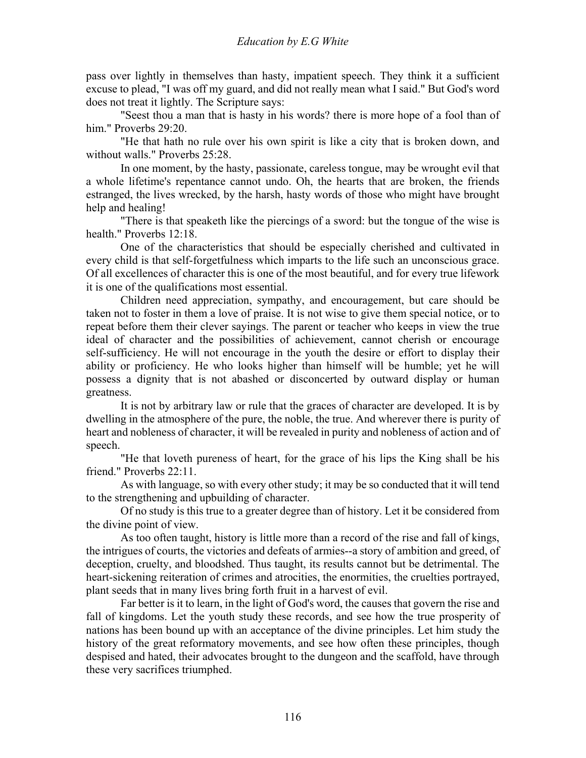pass over lightly in themselves than hasty, impatient speech. They think it a sufficient excuse to plead, "I was off my guard, and did not really mean what I said." But God's word does not treat it lightly. The Scripture says:

"Seest thou a man that is hasty in his words? there is more hope of a fool than of him." Proverbs 29:20.

"He that hath no rule over his own spirit is like a city that is broken down, and without walls." Proverbs 25:28.

In one moment, by the hasty, passionate, careless tongue, may be wrought evil that a whole lifetime's repentance cannot undo. Oh, the hearts that are broken, the friends estranged, the lives wrecked, by the harsh, hasty words of those who might have brought help and healing!

"There is that speaketh like the piercings of a sword: but the tongue of the wise is health." Proverbs 12:18.

One of the characteristics that should be especially cherished and cultivated in every child is that self-forgetfulness which imparts to the life such an unconscious grace. Of all excellences of character this is one of the most beautiful, and for every true lifework it is one of the qualifications most essential.

Children need appreciation, sympathy, and encouragement, but care should be taken not to foster in them a love of praise. It is not wise to give them special notice, or to repeat before them their clever sayings. The parent or teacher who keeps in view the true ideal of character and the possibilities of achievement, cannot cherish or encourage self-sufficiency. He will not encourage in the youth the desire or effort to display their ability or proficiency. He who looks higher than himself will be humble; yet he will possess a dignity that is not abashed or disconcerted by outward display or human greatness.

It is not by arbitrary law or rule that the graces of character are developed. It is by dwelling in the atmosphere of the pure, the noble, the true. And wherever there is purity of heart and nobleness of character, it will be revealed in purity and nobleness of action and of speech.

"He that loveth pureness of heart, for the grace of his lips the King shall be his friend." Proverbs 22:11.

As with language, so with every other study; it may be so conducted that it will tend to the strengthening and upbuilding of character.

Of no study is this true to a greater degree than of history. Let it be considered from the divine point of view.

As too often taught, history is little more than a record of the rise and fall of kings, the intrigues of courts, the victories and defeats of armies--a story of ambition and greed, of deception, cruelty, and bloodshed. Thus taught, its results cannot but be detrimental. The heart-sickening reiteration of crimes and atrocities, the enormities, the cruelties portrayed, plant seeds that in many lives bring forth fruit in a harvest of evil.

Far better is it to learn, in the light of God's word, the causes that govern the rise and fall of kingdoms. Let the youth study these records, and see how the true prosperity of nations has been bound up with an acceptance of the divine principles. Let him study the history of the great reformatory movements, and see how often these principles, though despised and hated, their advocates brought to the dungeon and the scaffold, have through these very sacrifices triumphed.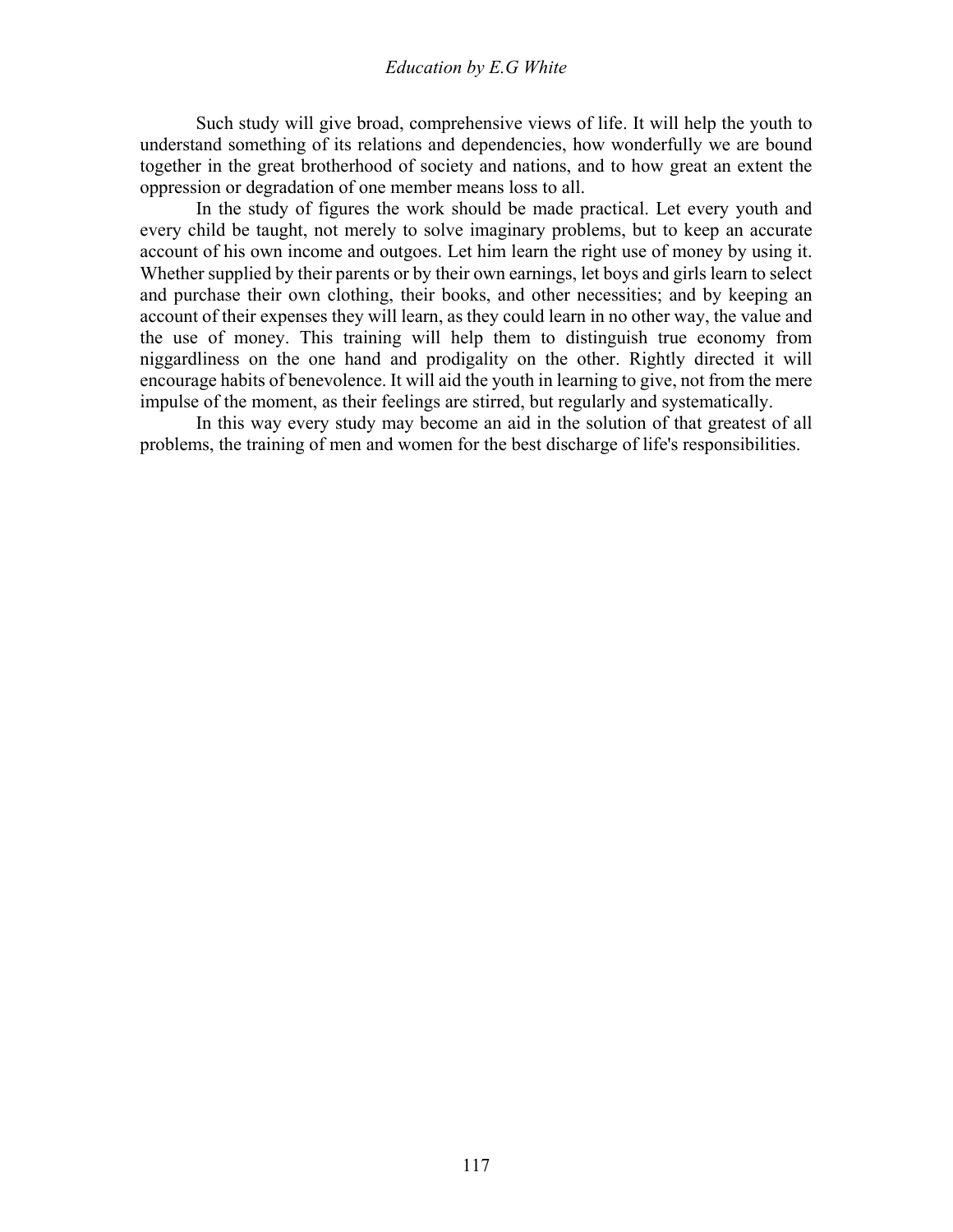Such study will give broad, comprehensive views of life. It will help the youth to understand something of its relations and dependencies, how wonderfully we are bound together in the great brotherhood of society and nations, and to how great an extent the oppression or degradation of one member means loss to all.

In the study of figures the work should be made practical. Let every youth and every child be taught, not merely to solve imaginary problems, but to keep an accurate account of his own income and outgoes. Let him learn the right use of money by using it. Whether supplied by their parents or by their own earnings, let boys and girls learn to select and purchase their own clothing, their books, and other necessities; and by keeping an account of their expenses they will learn, as they could learn in no other way, the value and the use of money. This training will help them to distinguish true economy from niggardliness on the one hand and prodigality on the other. Rightly directed it will encourage habits of benevolence. It will aid the youth in learning to give, not from the mere impulse of the moment, as their feelings are stirred, but regularly and systematically.

In this way every study may become an aid in the solution of that greatest of all problems, the training of men and women for the best discharge of life's responsibilities.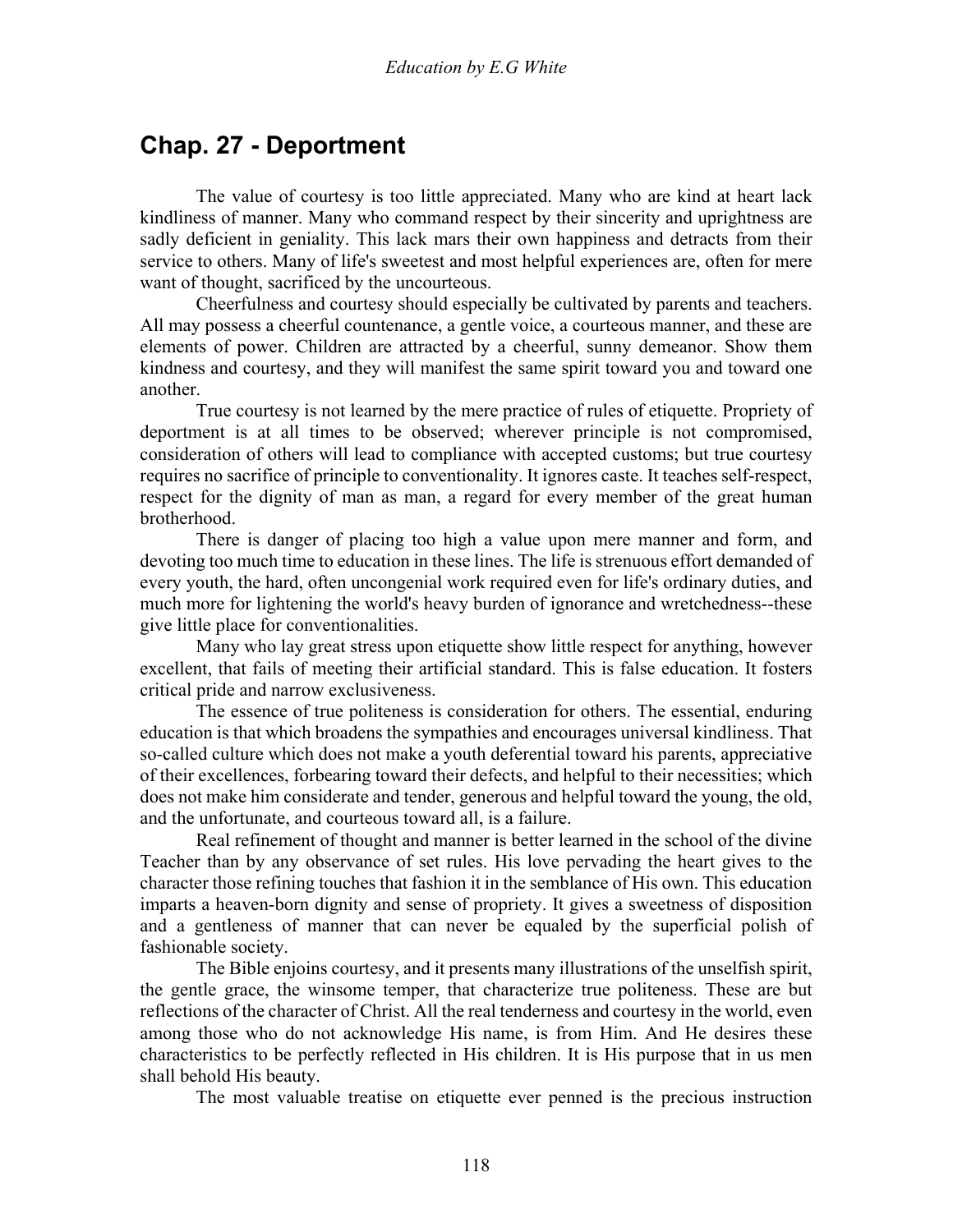## Chap. 27 - Deportment

The value of courtesy is too little appreciated. Many who are kind at heart lack kindliness of manner. Many who command respect by their sincerity and uprightness are sadly deficient in geniality. This lack mars their own happiness and detracts from their service to others. Many of life's sweetest and most helpful experiences are, often for mere want of thought, sacrificed by the uncourteous.

Cheerfulness and courtesy should especially be cultivated by parents and teachers. All may possess a cheerful countenance, a gentle voice, a courteous manner, and these are elements of power. Children are attracted by a cheerful, sunny demeanor. Show them kindness and courtesy, and they will manifest the same spirit toward you and toward one another.

True courtesy is not learned by the mere practice of rules of etiquette. Propriety of deportment is at all times to be observed; wherever principle is not compromised, consideration of others will lead to compliance with accepted customs; but true courtesy requires no sacrifice of principle to conventionality. It ignores caste. It teaches self-respect, respect for the dignity of man as man, a regard for every member of the great human brotherhood.

There is danger of placing too high a value upon mere manner and form, and devoting too much time to education in these lines. The life is strenuous effort demanded of every youth, the hard, often uncongenial work required even for life's ordinary duties, and much more for lightening the world's heavy burden of ignorance and wretchedness--these give little place for conventionalities.

Many who lay great stress upon etiquette show little respect for anything, however excellent, that fails of meeting their artificial standard. This is false education. It fosters critical pride and narrow exclusiveness.

The essence of true politeness is consideration for others. The essential, enduring education is that which broadens the sympathies and encourages universal kindliness. That so-called culture which does not make a youth deferential toward his parents, appreciative of their excellences, forbearing toward their defects, and helpful to their necessities; which does not make him considerate and tender, generous and helpful toward the young, the old, and the unfortunate, and courteous toward all, is a failure.

Real refinement of thought and manner is better learned in the school of the divine Teacher than by any observance of set rules. His love pervading the heart gives to the character those refining touches that fashion it in the semblance of His own. This education imparts a heaven-born dignity and sense of propriety. It gives a sweetness of disposition and a gentleness of manner that can never be equaled by the superficial polish of fashionable society.

The Bible enjoins courtesy, and it presents many illustrations of the unselfish spirit, the gentle grace, the winsome temper, that characterize true politeness. These are but reflections of the character of Christ. All the real tenderness and courtesy in the world, even among those who do not acknowledge His name, is from Him. And He desires these characteristics to be perfectly reflected in His children. It is His purpose that in us men shall behold His beauty.

The most valuable treatise on etiquette ever penned is the precious instruction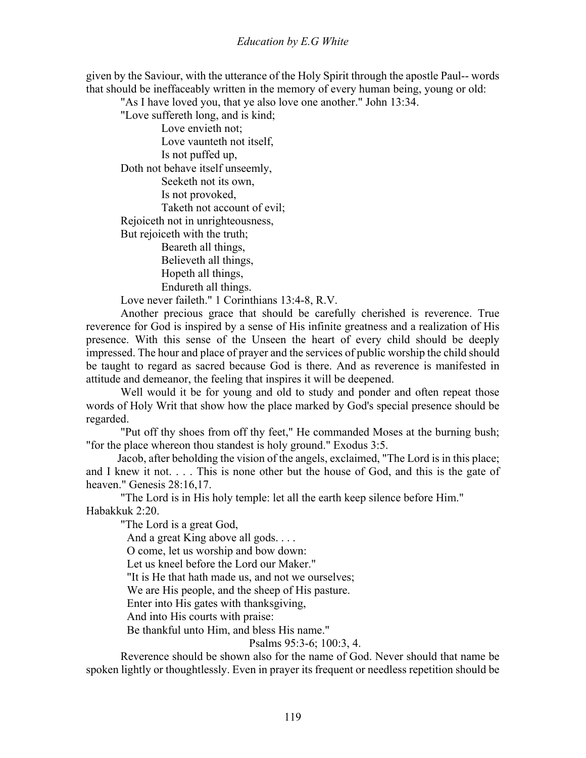given by the Saviour, with the utterance of the Holy Spirit through the apostle Paul-- words that should be ineffaceably written in the memory of every human being, young or old:

"As I have loved you, that ye also love one another." John 13:34.

"Love suffereth long, and is kind;
Love envieth not;
Love vaunteth not itself,
Is not puffed up,
Doth not behave itself unseemly,
Seeketh not its own,
Is not provoked,
Taketh not account of evil;
Rejoiceth not in unrighteousness,
But rejoiceth with the truth;
Beareth all things,
Believeth all things,
Hopeth all things,
Endureth all things.
Love never faileth." 1 Corinthians 13:4-8, R.V.

Another precious grace that should be carefully cherished is reverence. True reverence for God is inspired by a sense of His infinite greatness and a realization of His presence. With this sense of the Unseen the heart of every child should be deeply impressed. The hour and place of prayer and the services of public worship the child should be taught to regard as sacred because God is there. And as reverence is manifested in attitude and demeanor, the feeling that inspires it will be deepened.

Well would it be for young and old to study and ponder and often repeat those words of Holy Writ that show how the place marked by God's special presence should be regarded.

"Put off thy shoes from off thy feet," He commanded Moses at the burning bush; "for the place whereon thou standest is holy ground." Exodus 3:5.

Jacob, after beholding the vision of the angels, exclaimed, "The Lord is in this place; and I knew it not. . . . This is none other but the house of God, and this is the gate of heaven." Genesis 28:16,17.

"The Lord is in His holy temple: let all the earth keep silence before Him." Habakkuk 2:20.

"The Lord is a great God,
And a great King above all gods. . . .
O come, let us worship and bow down:
Let us kneel before the Lord our Maker."
"It is He that hath made us, and not we ourselves;
We are His people, and the sheep of His pasture.
Enter into His gates with thanksgiving,
And into His courts with praise:
Be thankful unto Him, and bless His name."
Psalms 95:3-6; 100:3, 4.

Reverence should be shown also for the name of God. Never should that name be spoken lightly or thoughtlessly. Even in prayer its frequent or needless repetition should be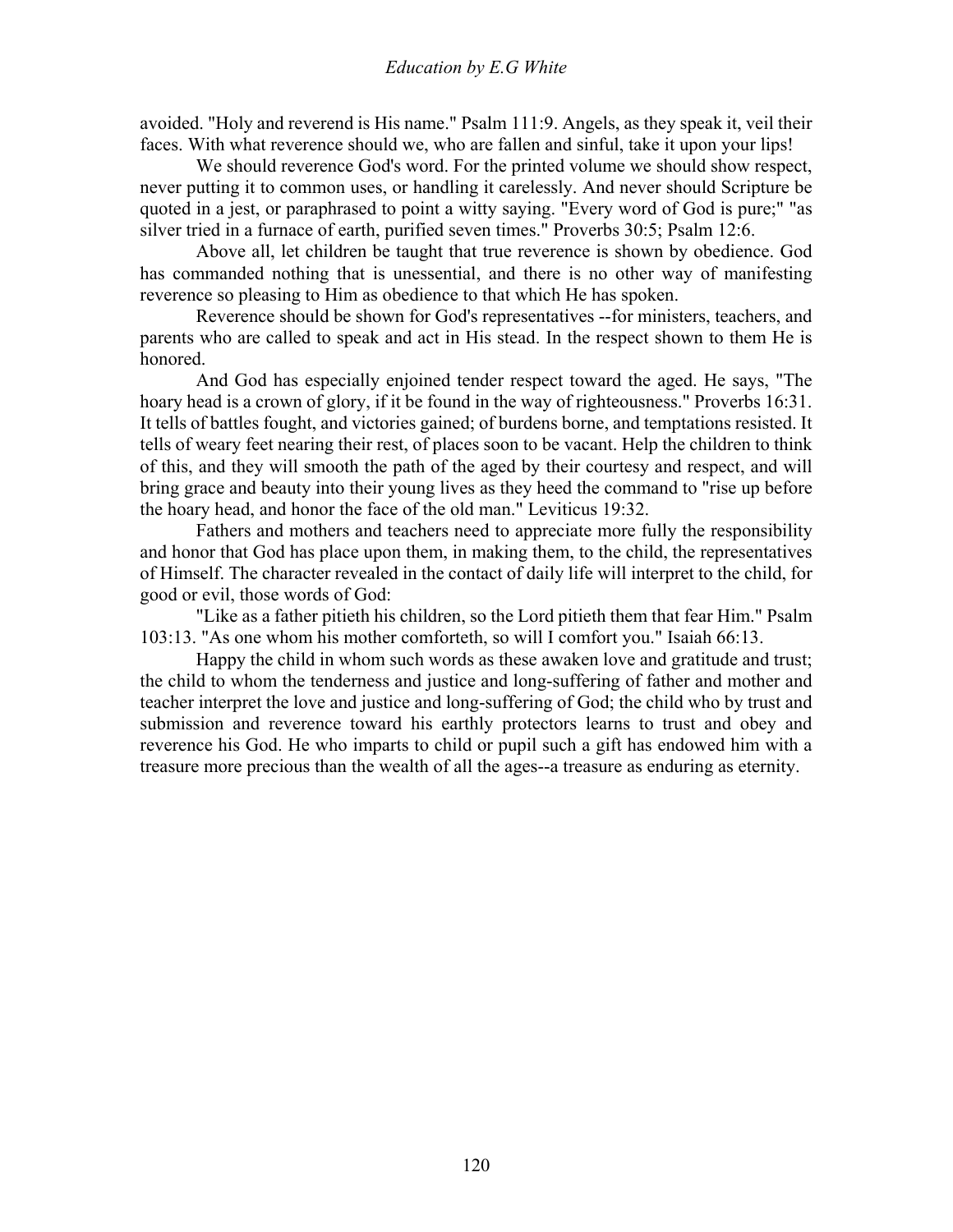avoided. "Holy and reverend is His name." Psalm 111:9. Angels, as they speak it, veil their faces. With what reverence should we, who are fallen and sinful, take it upon your lips!

We should reverence God's word. For the printed volume we should show respect, never putting it to common uses, or handling it carelessly. And never should Scripture be quoted in a jest, or paraphrased to point a witty saying. "Every word of God is pure;" "as silver tried in a furnace of earth, purified seven times." Proverbs 30:5; Psalm 12:6.

Above all, let children be taught that true reverence is shown by obedience. God has commanded nothing that is unessential, and there is no other way of manifesting reverence so pleasing to Him as obedience to that which He has spoken.

Reverence should be shown for God's representatives --for ministers, teachers, and parents who are called to speak and act in His stead. In the respect shown to them He is honored.

And God has especially enjoined tender respect toward the aged. He says, "The hoary head is a crown of glory, if it be found in the way of righteousness." Proverbs 16:31. It tells of battles fought, and victories gained; of burdens borne, and temptations resisted. It tells of weary feet nearing their rest, of places soon to be vacant. Help the children to think of this, and they will smooth the path of the aged by their courtesy and respect, and will bring grace and beauty into their young lives as they heed the command to "rise up before the hoary head, and honor the face of the old man." Leviticus 19:32.

Fathers and mothers and teachers need to appreciate more fully the responsibility and honor that God has place upon them, in making them, to the child, the representatives of Himself. The character revealed in the contact of daily life will interpret to the child, for good or evil, those words of God:

"Like as a father pitieth his children, so the Lord pitieth them that fear Him." Psalm 103:13. "As one whom his mother comforteth, so will I comfort you." Isaiah 66:13.

Happy the child in whom such words as these awaken love and gratitude and trust; the child to whom the tenderness and justice and long-suffering of father and mother and teacher interpret the love and justice and long-suffering of God; the child who by trust and submission and reverence toward his earthly protectors learns to trust and obey and reverence his God. He who imparts to child or pupil such a gift has endowed him with a treasure more precious than the wealth of all the ages--a treasure as enduring as eternity.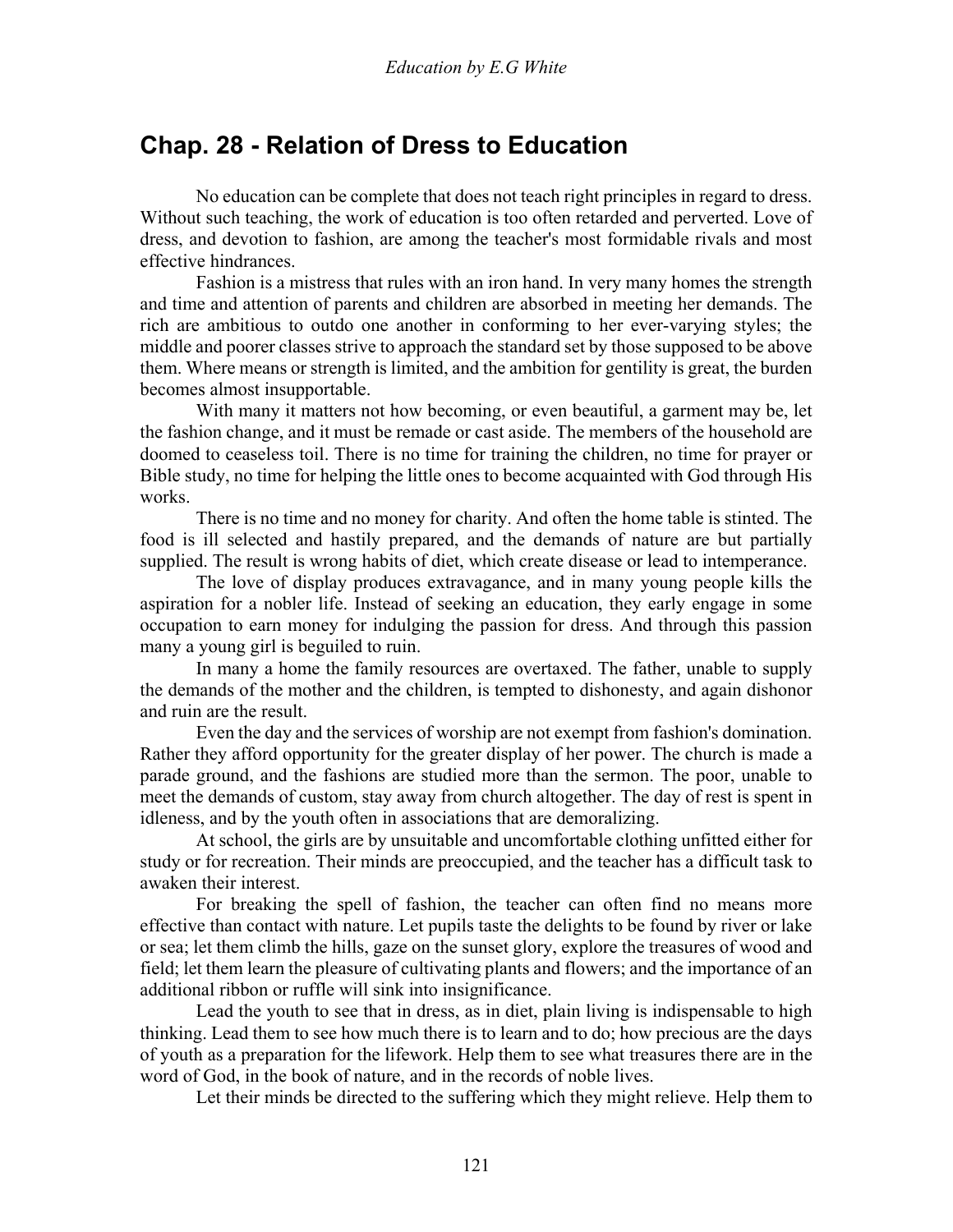## Chap. 28 - Relation of Dress to Education

No education can be complete that does not teach right principles in regard to dress. Without such teaching, the work of education is too often retarded and perverted. Love of dress, and devotion to fashion, are among the teacher's most formidable rivals and most effective hindrances.

Fashion is a mistress that rules with an iron hand. In very many homes the strength and time and attention of parents and children are absorbed in meeting her demands. The rich are ambitious to outdo one another in conforming to her ever-varying styles; the middle and poorer classes strive to approach the standard set by those supposed to be above them. Where means or strength is limited, and the ambition for gentility is great, the burden becomes almost insupportable.

With many it matters not how becoming, or even beautiful, a garment may be, let the fashion change, and it must be remade or cast aside. The members of the household are doomed to ceaseless toil. There is no time for training the children, no time for prayer or Bible study, no time for helping the little ones to become acquainted with God through His works.

There is no time and no money for charity. And often the home table is stinted. The food is ill selected and hastily prepared, and the demands of nature are but partially supplied. The result is wrong habits of diet, which create disease or lead to intemperance.

The love of display produces extravagance, and in many young people kills the aspiration for a nobler life. Instead of seeking an education, they early engage in some occupation to earn money for indulging the passion for dress. And through this passion many a young girl is beguiled to ruin.

In many a home the family resources are overtaxed. The father, unable to supply the demands of the mother and the children, is tempted to dishonesty, and again dishonor and ruin are the result.

Even the day and the services of worship are not exempt from fashion's domination. Rather they afford opportunity for the greater display of her power. The church is made a parade ground, and the fashions are studied more than the sermon. The poor, unable to meet the demands of custom, stay away from church altogether. The day of rest is spent in idleness, and by the youth often in associations that are demoralizing.

At school, the girls are by unsuitable and uncomfortable clothing unfitted either for study or for recreation. Their minds are preoccupied, and the teacher has a difficult task to awaken their interest.

For breaking the spell of fashion, the teacher can often find no means more effective than contact with nature. Let pupils taste the delights to be found by river or lake or sea; let them climb the hills, gaze on the sunset glory, explore the treasures of wood and field; let them learn the pleasure of cultivating plants and flowers; and the importance of an additional ribbon or ruffle will sink into insignificance.

Lead the youth to see that in dress, as in diet, plain living is indispensable to high thinking. Lead them to see how much there is to learn and to do; how precious are the days of youth as a preparation for the lifework. Help them to see what treasures there are in the word of God, in the book of nature, and in the records of noble lives.

Let their minds be directed to the suffering which they might relieve. Help them to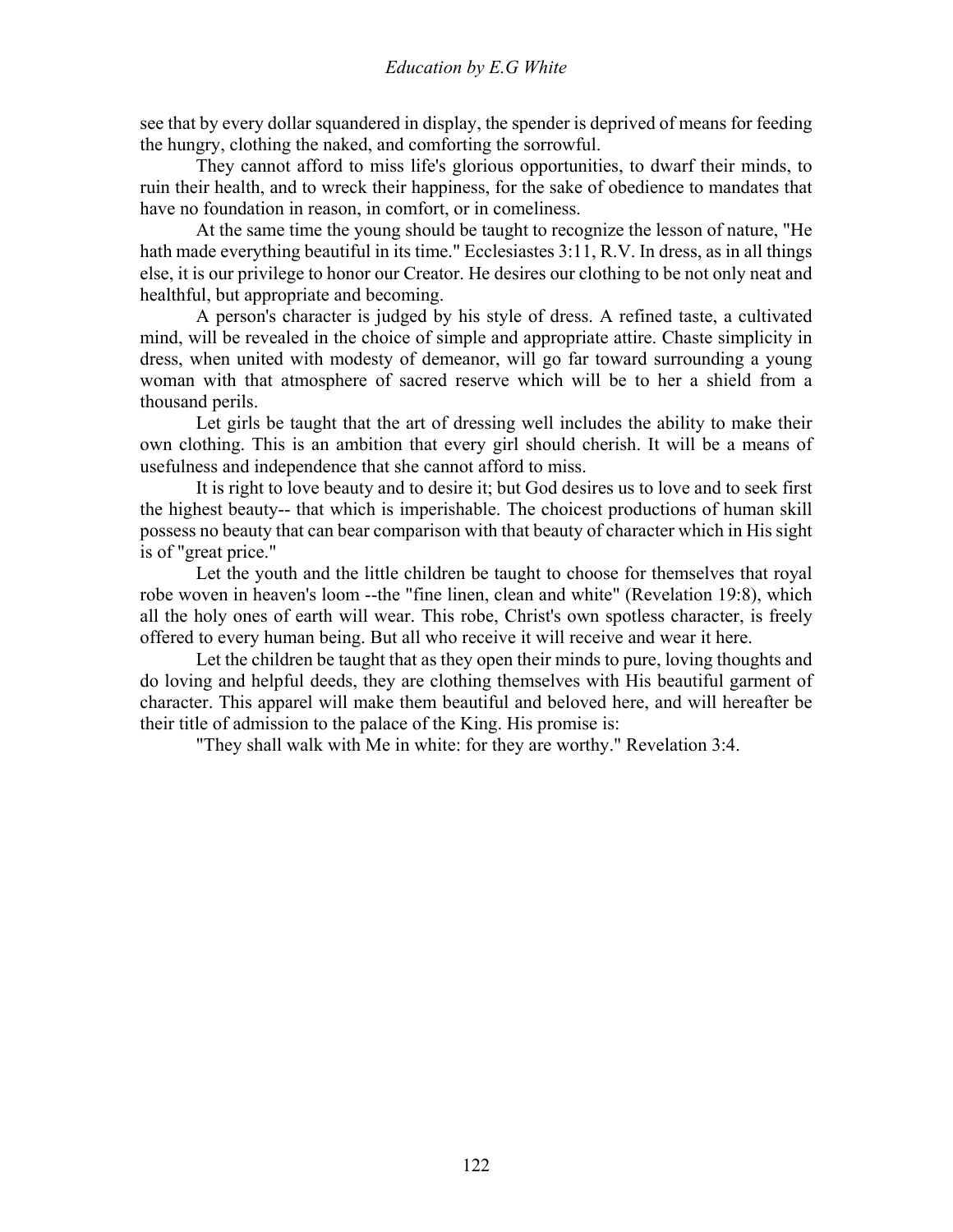see that by every dollar squandered in display, the spender is deprived of means for feeding the hungry, clothing the naked, and comforting the sorrowful.

They cannot afford to miss life's glorious opportunities, to dwarf their minds, to ruin their health, and to wreck their happiness, for the sake of obedience to mandates that have no foundation in reason, in comfort, or in comeliness.

At the same time the young should be taught to recognize the lesson of nature, "He hath made everything beautiful in its time." Ecclesiastes 3:11, R.V. In dress, as in all things else, it is our privilege to honor our Creator. He desires our clothing to be not only neat and healthful, but appropriate and becoming.

A person's character is judged by his style of dress. A refined taste, a cultivated mind, will be revealed in the choice of simple and appropriate attire. Chaste simplicity in dress, when united with modesty of demeanor, will go far toward surrounding a young woman with that atmosphere of sacred reserve which will be to her a shield from a thousand perils.

Let girls be taught that the art of dressing well includes the ability to make their own clothing. This is an ambition that every girl should cherish. It will be a means of usefulness and independence that she cannot afford to miss.

It is right to love beauty and to desire it; but God desires us to love and to seek first the highest beauty-- that which is imperishable. The choicest productions of human skill possess no beauty that can bear comparison with that beauty of character which in His sight is of "great price."

Let the youth and the little children be taught to choose for themselves that royal robe woven in heaven's loom --the "fine linen, clean and white" (Revelation 19:8), which all the holy ones of earth will wear. This robe, Christ's own spotless character, is freely offered to every human being. But all who receive it will receive and wear it here.

Let the children be taught that as they open their minds to pure, loving thoughts and do loving and helpful deeds, they are clothing themselves with His beautiful garment of character. This apparel will make them beautiful and beloved here, and will hereafter be their title of admission to the palace of the King. His promise is:

"They shall walk with Me in white: for they are worthy." Revelation 3:4.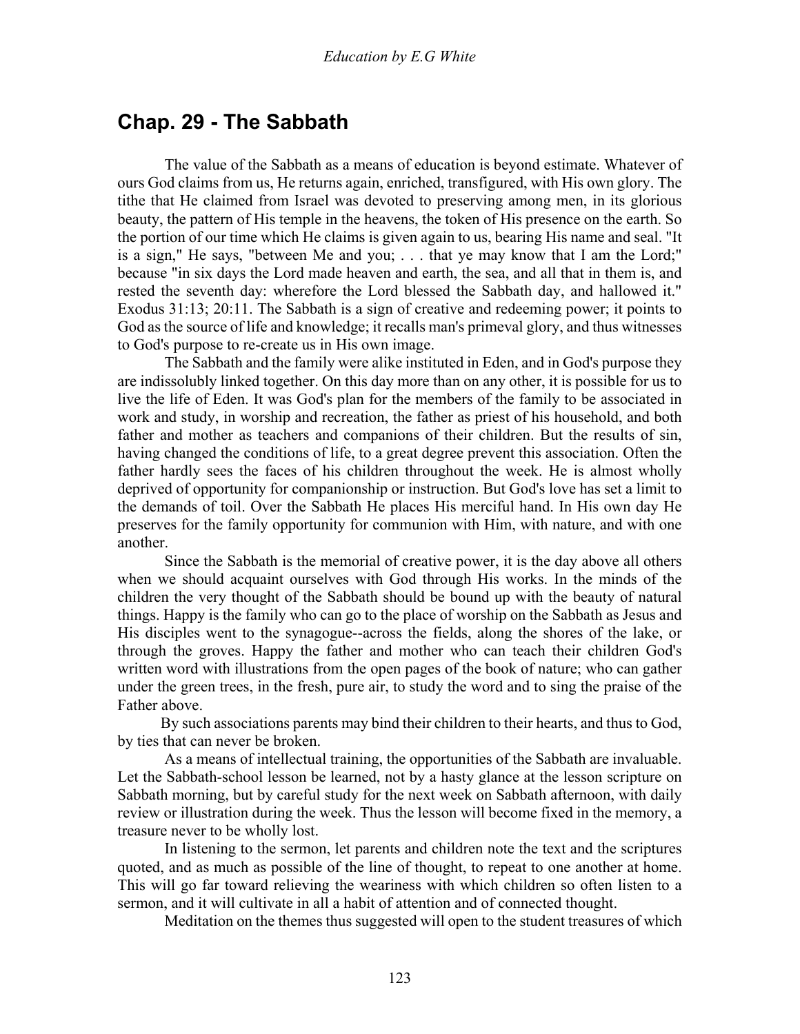## Chap. 29 - The Sabbath

The value of the Sabbath as a means of education is beyond estimate. Whatever of ours God claims from us, He returns again, enriched, transfigured, with His own glory. The tithe that He claimed from Israel was devoted to preserving among men, in its glorious beauty, the pattern of His temple in the heavens, the token of His presence on the earth. So the portion of our time which He claims is given again to us, bearing His name and seal. "It is a sign," He says, "between Me and you; . . . that ye may know that I am the Lord;" because "in six days the Lord made heaven and earth, the sea, and all that in them is, and rested the seventh day: wherefore the Lord blessed the Sabbath day, and hallowed it." Exodus 31:13; 20:11. The Sabbath is a sign of creative and redeeming power; it points to God as the source of life and knowledge; it recalls man's primeval glory, and thus witnesses to God's purpose to re-create us in His own image.

The Sabbath and the family were alike instituted in Eden, and in God's purpose they are indissolubly linked together. On this day more than on any other, it is possible for us to live the life of Eden. It was God's plan for the members of the family to be associated in work and study, in worship and recreation, the father as priest of his household, and both father and mother as teachers and companions of their children. But the results of sin, having changed the conditions of life, to a great degree prevent this association. Often the father hardly sees the faces of his children throughout the week. He is almost wholly deprived of opportunity for companionship or instruction. But God's love has set a limit to the demands of toil. Over the Sabbath He places His merciful hand. In His own day He preserves for the family opportunity for communion with Him, with nature, and with one another.

Since the Sabbath is the memorial of creative power, it is the day above all others when we should acquaint ourselves with God through His works. In the minds of the children the very thought of the Sabbath should be bound up with the beauty of natural things. Happy is the family who can go to the place of worship on the Sabbath as Jesus and His disciples went to the synagogue--across the fields, along the shores of the lake, or through the groves. Happy the father and mother who can teach their children God's written word with illustrations from the open pages of the book of nature; who can gather under the green trees, in the fresh, pure air, to study the word and to sing the praise of the Father above.

By such associations parents may bind their children to their hearts, and thus to God, by ties that can never be broken.

As a means of intellectual training, the opportunities of the Sabbath are invaluable. Let the Sabbath-school lesson be learned, not by a hasty glance at the lesson scripture on Sabbath morning, but by careful study for the next week on Sabbath afternoon, with daily review or illustration during the week. Thus the lesson will become fixed in the memory, a treasure never to be wholly lost.

In listening to the sermon, let parents and children note the text and the scriptures quoted, and as much as possible of the line of thought, to repeat to one another at home. This will go far toward relieving the weariness with which children so often listen to a sermon, and it will cultivate in all a habit of attention and of connected thought.

Meditation on the themes thus suggested will open to the student treasures of which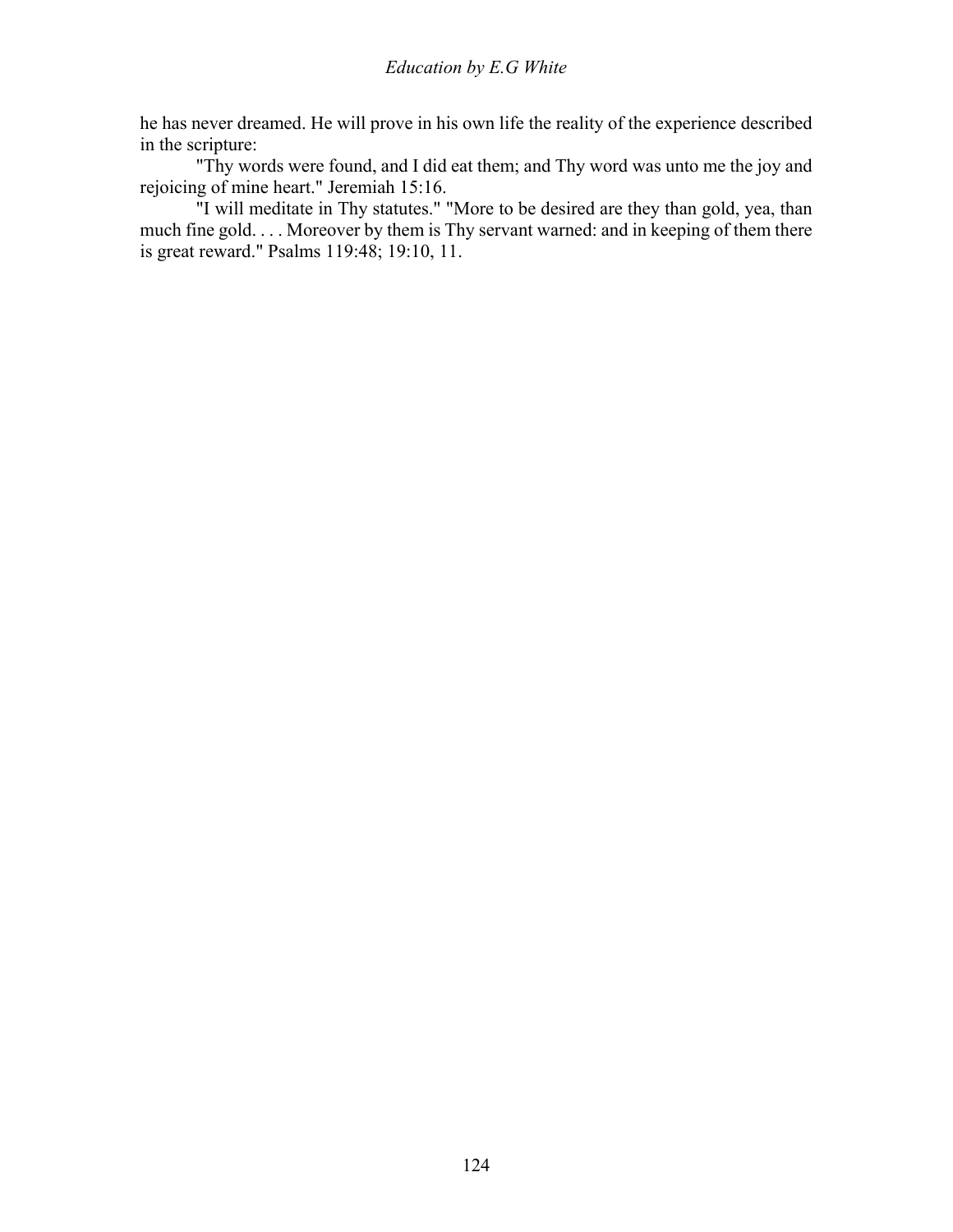he has never dreamed. He will prove in his own life the reality of the experience described in the scripture:

"Thy words were found, and I did eat them; and Thy word was unto me the joy and rejoicing of mine heart." Jeremiah 15:16.

"I will meditate in Thy statutes." "More to be desired are they than gold, yea, than much fine gold. . . . Moreover by them is Thy servant warned: and in keeping of them there is great reward." Psalms 119:48; 19:10, 11.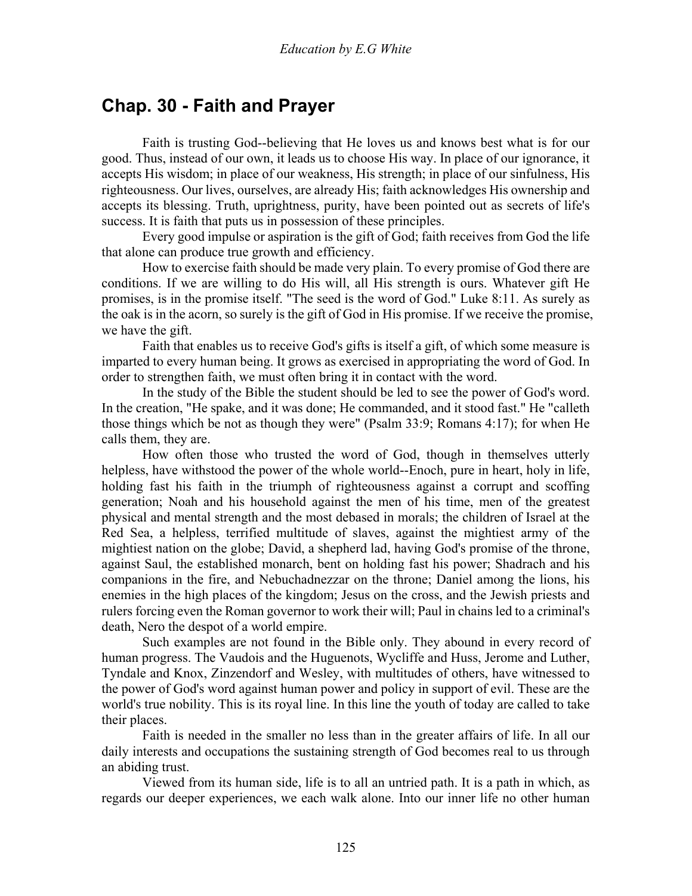## Chap. 30 - Faith and Prayer

Faith is trusting God--believing that He loves us and knows best what is for our good. Thus, instead of our own, it leads us to choose His way. In place of our ignorance, it accepts His wisdom; in place of our weakness, His strength; in place of our sinfulness, His righteousness. Our lives, ourselves, are already His; faith acknowledges His ownership and accepts its blessing. Truth, uprightness, purity, have been pointed out as secrets of life's success. It is faith that puts us in possession of these principles.

Every good impulse or aspiration is the gift of God; faith receives from God the life that alone can produce true growth and efficiency.

How to exercise faith should be made very plain. To every promise of God there are conditions. If we are willing to do His will, all His strength is ours. Whatever gift He promises, is in the promise itself. "The seed is the word of God." Luke 8:11. As surely as the oak is in the acorn, so surely is the gift of God in His promise. If we receive the promise, we have the gift.

Faith that enables us to receive God's gifts is itself a gift, of which some measure is imparted to every human being. It grows as exercised in appropriating the word of God. In order to strengthen faith, we must often bring it in contact with the word.

In the study of the Bible the student should be led to see the power of God's word. In the creation, "He spake, and it was done; He commanded, and it stood fast." He "calleth those things which be not as though they were" (Psalm 33:9; Romans 4:17); for when He calls them, they are.

How often those who trusted the word of God, though in themselves utterly helpless, have withstood the power of the whole world--Enoch, pure in heart, holy in life, holding fast his faith in the triumph of righteousness against a corrupt and scoffing generation; Noah and his household against the men of his time, men of the greatest physical and mental strength and the most debased in morals; the children of Israel at the Red Sea, a helpless, terrified multitude of slaves, against the mightiest army of the mightiest nation on the globe; David, a shepherd lad, having God's promise of the throne, against Saul, the established monarch, bent on holding fast his power; Shadrach and his companions in the fire, and Nebuchadnezzar on the throne; Daniel among the lions, his enemies in the high places of the kingdom; Jesus on the cross, and the Jewish priests and rulers forcing even the Roman governor to work their will; Paul in chains led to a criminal's death, Nero the despot of a world empire.

Such examples are not found in the Bible only. They abound in every record of human progress. The Vaudois and the Huguenots, Wycliffe and Huss, Jerome and Luther, Tyndale and Knox, Zinzendorf and Wesley, with multitudes of others, have witnessed to the power of God's word against human power and policy in support of evil. These are the world's true nobility. This is its royal line. In this line the youth of today are called to take their places.

Faith is needed in the smaller no less than in the greater affairs of life. In all our daily interests and occupations the sustaining strength of God becomes real to us through an abiding trust.

Viewed from its human side, life is to all an untried path. It is a path in which, as regards our deeper experiences, we each walk alone. Into our inner life no other human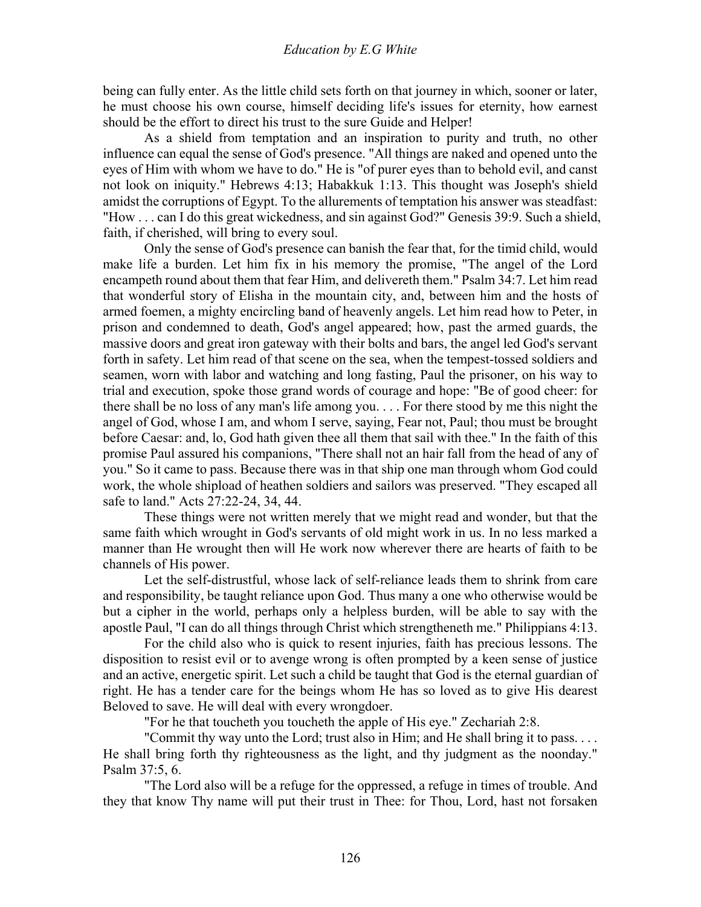being can fully enter. As the little child sets forth on that journey in which, sooner or later, he must choose his own course, himself deciding life's issues for eternity, how earnest should be the effort to direct his trust to the sure Guide and Helper!

As a shield from temptation and an inspiration to purity and truth, no other influence can equal the sense of God's presence. "All things are naked and opened unto the eyes of Him with whom we have to do." He is "of purer eyes than to behold evil, and canst not look on iniquity." Hebrews 4:13; Habakkuk 1:13. This thought was Joseph's shield amidst the corruptions of Egypt. To the allurements of temptation his answer was steadfast: "How . . . can I do this great wickedness, and sin against God?" Genesis 39:9. Such a shield, faith, if cherished, will bring to every soul.

Only the sense of God's presence can banish the fear that, for the timid child, would make life a burden. Let him fix in his memory the promise, "The angel of the Lord encampeth round about them that fear Him, and delivereth them." Psalm 34:7. Let him read that wonderful story of Elisha in the mountain city, and, between him and the hosts of armed foemen, a mighty encircling band of heavenly angels. Let him read how to Peter, in prison and condemned to death, God's angel appeared; how, past the armed guards, the massive doors and great iron gateway with their bolts and bars, the angel led God's servant forth in safety. Let him read of that scene on the sea, when the tempest-tossed soldiers and seamen, worn with labor and watching and long fasting, Paul the prisoner, on his way to trial and execution, spoke those grand words of courage and hope: "Be of good cheer: for there shall be no loss of any man's life among you. . . . For there stood by me this night the angel of God, whose I am, and whom I serve, saying, Fear not, Paul; thou must be brought before Caesar: and, lo, God hath given thee all them that sail with thee." In the faith of this promise Paul assured his companions, "There shall not an hair fall from the head of any of you." So it came to pass. Because there was in that ship one man through whom God could work, the whole shipload of heathen soldiers and sailors was preserved. "They escaped all safe to land." Acts 27:22-24, 34, 44.

These things were not written merely that we might read and wonder, but that the same faith which wrought in God's servants of old might work in us. In no less marked a manner than He wrought then will He work now wherever there are hearts of faith to be channels of His power.

Let the self-distrustful, whose lack of self-reliance leads them to shrink from care and responsibility, be taught reliance upon God. Thus many a one who otherwise would be but a cipher in the world, perhaps only a helpless burden, will be able to say with the apostle Paul, "I can do all things through Christ which strengtheneth me." Philippians 4:13.

For the child also who is quick to resent injuries, faith has precious lessons. The disposition to resist evil or to avenge wrong is often prompted by a keen sense of justice and an active, energetic spirit. Let such a child be taught that God is the eternal guardian of right. He has a tender care for the beings whom He has so loved as to give His dearest Beloved to save. He will deal with every wrongdoer.

"For he that toucheth you toucheth the apple of His eye." Zechariah 2:8.

"Commit thy way unto the Lord; trust also in Him; and He shall bring it to pass. . . . He shall bring forth thy righteousness as the light, and thy judgment as the noonday." Psalm 37:5, 6.

"The Lord also will be a refuge for the oppressed, a refuge in times of trouble. And they that know Thy name will put their trust in Thee: for Thou, Lord, hast not forsaken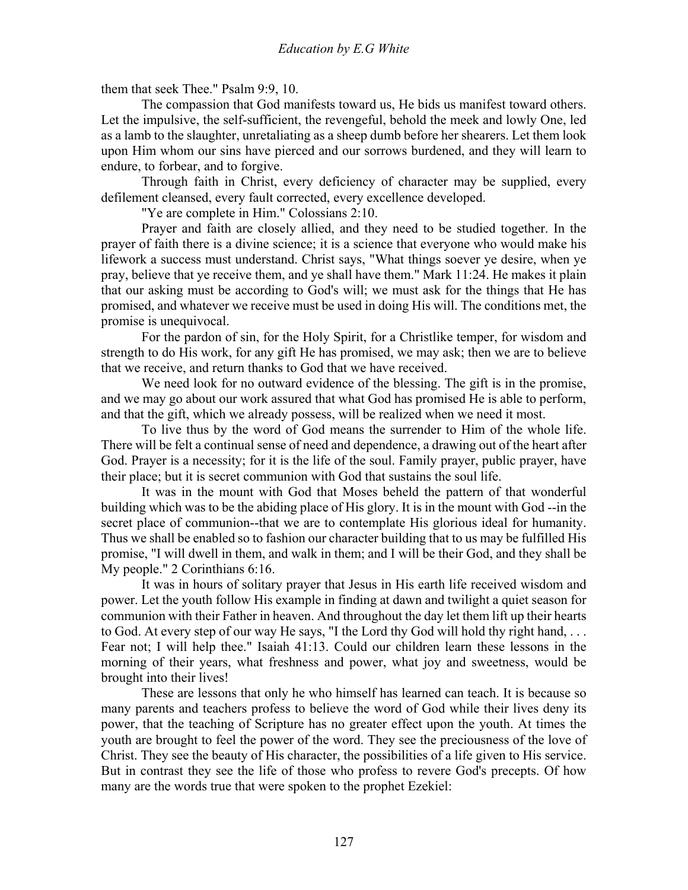them that seek Thee." Psalm 9:9, 10.

The compassion that God manifests toward us, He bids us manifest toward others. Let the impulsive, the self-sufficient, the revengeful, behold the meek and lowly One, led as a lamb to the slaughter, unretaliating as a sheep dumb before her shearers. Let them look upon Him whom our sins have pierced and our sorrows burdened, and they will learn to endure, to forbear, and to forgive.

Through faith in Christ, every deficiency of character may be supplied, every defilement cleansed, every fault corrected, every excellence developed.

"Ye are complete in Him." Colossians 2:10.

Prayer and faith are closely allied, and they need to be studied together. In the prayer of faith there is a divine science; it is a science that everyone who would make his lifework a success must understand. Christ says, "What things soever ye desire, when ye pray, believe that ye receive them, and ye shall have them." Mark 11:24. He makes it plain that our asking must be according to God's will; we must ask for the things that He has promised, and whatever we receive must be used in doing His will. The conditions met, the promise is unequivocal.

For the pardon of sin, for the Holy Spirit, for a Christlike temper, for wisdom and strength to do His work, for any gift He has promised, we may ask; then we are to believe that we receive, and return thanks to God that we have received.

We need look for no outward evidence of the blessing. The gift is in the promise, and we may go about our work assured that what God has promised He is able to perform, and that the gift, which we already possess, will be realized when we need it most.

To live thus by the word of God means the surrender to Him of the whole life. There will be felt a continual sense of need and dependence, a drawing out of the heart after God. Prayer is a necessity; for it is the life of the soul. Family prayer, public prayer, have their place; but it is secret communion with God that sustains the soul life.

It was in the mount with God that Moses beheld the pattern of that wonderful building which was to be the abiding place of His glory. It is in the mount with God --in the secret place of communion--that we are to contemplate His glorious ideal for humanity. Thus we shall be enabled so to fashion our character building that to us may be fulfilled His promise, "I will dwell in them, and walk in them; and I will be their God, and they shall be My people." 2 Corinthians 6:16.

It was in hours of solitary prayer that Jesus in His earth life received wisdom and power. Let the youth follow His example in finding at dawn and twilight a quiet season for communion with their Father in heaven. And throughout the day let them lift up their hearts to God. At every step of our way He says, "I the Lord thy God will hold thy right hand, . . . Fear not; I will help thee." Isaiah 41:13. Could our children learn these lessons in the morning of their years, what freshness and power, what joy and sweetness, would be brought into their lives!

These are lessons that only he who himself has learned can teach. It is because so many parents and teachers profess to believe the word of God while their lives deny its power, that the teaching of Scripture has no greater effect upon the youth. At times the youth are brought to feel the power of the word. They see the preciousness of the love of Christ. They see the beauty of His character, the possibilities of a life given to His service. But in contrast they see the life of those who profess to revere God's precepts. Of how many are the words true that were spoken to the prophet Ezekiel: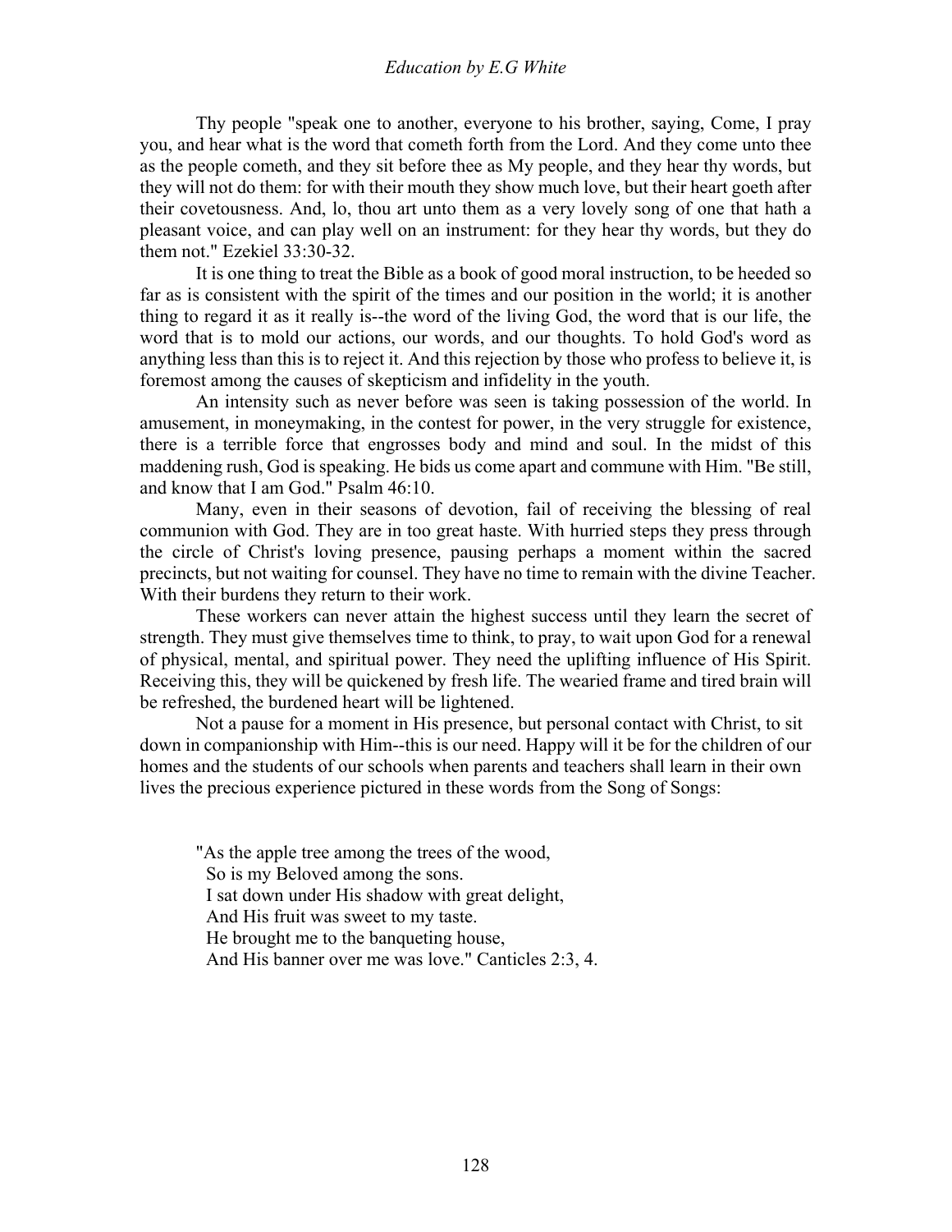Thy people "speak one to another, everyone to his brother, saying, Come, I pray you, and hear what is the word that cometh forth from the Lord. And they come unto thee as the people cometh, and they sit before thee as My people, and they hear thy words, but they will not do them: for with their mouth they show much love, but their heart goeth after their covetousness. And, lo, thou art unto them as a very lovely song of one that hath a pleasant voice, and can play well on an instrument: for they hear thy words, but they do them not." Ezekiel 33:30-32.

It is one thing to treat the Bible as a book of good moral instruction, to be heeded so far as is consistent with the spirit of the times and our position in the world; it is another thing to regard it as it really is--the word of the living God, the word that is our life, the word that is to mold our actions, our words, and our thoughts. To hold God's word as anything less than this is to reject it. And this rejection by those who profess to believe it, is foremost among the causes of skepticism and infidelity in the youth.

An intensity such as never before was seen is taking possession of the world. In amusement, in moneymaking, in the contest for power, in the very struggle for existence, there is a terrible force that engrosses body and mind and soul. In the midst of this maddening rush, God is speaking. He bids us come apart and commune with Him. "Be still, and know that I am God." Psalm 46:10.

Many, even in their seasons of devotion, fail of receiving the blessing of real communion with God. They are in too great haste. With hurried steps they press through the circle of Christ's loving presence, pausing perhaps a moment within the sacred precincts, but not waiting for counsel. They have no time to remain with the divine Teacher. With their burdens they return to their work.

These workers can never attain the highest success until they learn the secret of strength. They must give themselves time to think, to pray, to wait upon God for a renewal of physical, mental, and spiritual power. They need the uplifting influence of His Spirit. Receiving this, they will be quickened by fresh life. The wearied frame and tired brain will be refreshed, the burdened heart will be lightened.

Not a pause for a moment in His presence, but personal contact with Christ, to sit down in companionship with Him--this is our need. Happy will it be for the children of our homes and the students of our schools when parents and teachers shall learn in their own lives the precious experience pictured in these words from the Song of Songs:

"As the apple tree among the trees of the wood,
So is my Beloved among the sons.
I sat down under His shadow with great delight,
And His fruit was sweet to my taste.
He brought me to the banqueting house,
And His banner over me was love." Canticles 2:3, 4.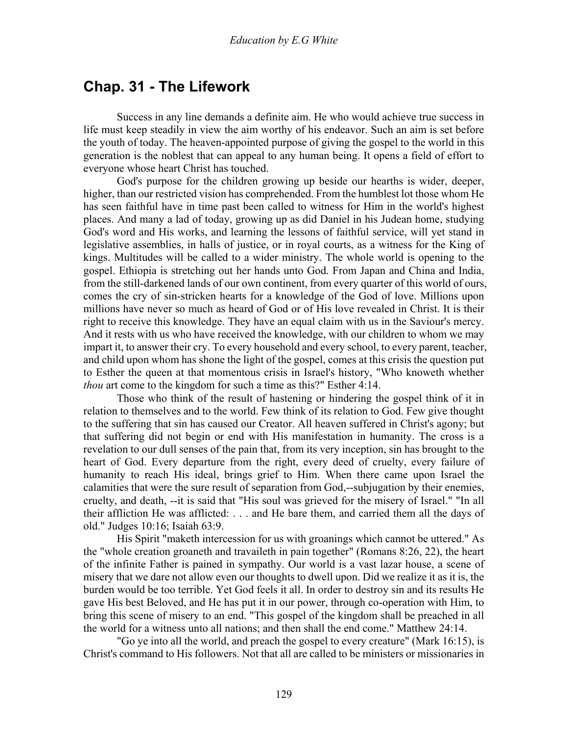## Chap. 31 - The Lifework

Success in any line demands a definite aim. He who would achieve true success in life must keep steadily in view the aim worthy of his endeavor. Such an aim is set before the youth of today. The heaven-appointed purpose of giving the gospel to the world in this generation is the noblest that can appeal to any human being. It opens a field of effort to everyone whose heart Christ has touched.

God's purpose for the children growing up beside our hearths is wider, deeper, higher, than our restricted vision has comprehended. From the humblest lot those whom He has seen faithful have in time past been called to witness for Him in the world's highest places. And many a lad of today, growing up as did Daniel in his Judean home, studying God's word and His works, and learning the lessons of faithful service, will yet stand in legislative assemblies, in halls of justice, or in royal courts, as a witness for the King of kings. Multitudes will be called to a wider ministry. The whole world is opening to the gospel. Ethiopia is stretching out her hands unto God. From Japan and China and India, from the still-darkened lands of our own continent, from every quarter of this world of ours, comes the cry of sin-stricken hearts for a knowledge of the God of love. Millions upon millions have never so much as heard of God or of His love revealed in Christ. It is their right to receive this knowledge. They have an equal claim with us in the Saviour's mercy. And it rests with us who have received the knowledge, with our children to whom we may impart it, to answer their cry. To every household and every school, to every parent, teacher, and child upon whom has shone the light of the gospel, comes at this crisis the question put to Esther the queen at that momentous crisis in Israel's history, "Who knoweth whether *thou* art come to the kingdom for such a time as this?" Esther 4:14.

Those who think of the result of hastening or hindering the gospel think of it in relation to themselves and to the world. Few think of its relation to God. Few give thought to the suffering that sin has caused our Creator. All heaven suffered in Christ's agony; but that suffering did not begin or end with His manifestation in humanity. The cross is a revelation to our dull senses of the pain that, from its very inception, sin has brought to the heart of God. Every departure from the right, every deed of cruelty, every failure of humanity to reach His ideal, brings grief to Him. When there came upon Israel the calamities that were the sure result of separation from God,--subjugation by their enemies, cruelty, and death, --it is said that "His soul was grieved for the misery of Israel." "In all their affliction He was afflicted: . . . and He bare them, and carried them all the days of old." Judges 10:16; Isaiah 63:9.

His Spirit "maketh intercession for us with groanings which cannot be uttered." As the "whole creation groaneth and travaileth in pain together" (Romans 8:26, 22), the heart of the infinite Father is pained in sympathy. Our world is a vast lazar house, a scene of misery that we dare not allow even our thoughts to dwell upon. Did we realize it as it is, the burden would be too terrible. Yet God feels it all. In order to destroy sin and its results He gave His best Beloved, and He has put it in our power, through co-operation with Him, to bring this scene of misery to an end. "This gospel of the kingdom shall be preached in all the world for a witness unto all nations; and then shall the end come." Matthew 24:14.

"Go ye into all the world, and preach the gospel to every creature" (Mark 16:15), is Christ's command to His followers. Not that all are called to be ministers or missionaries in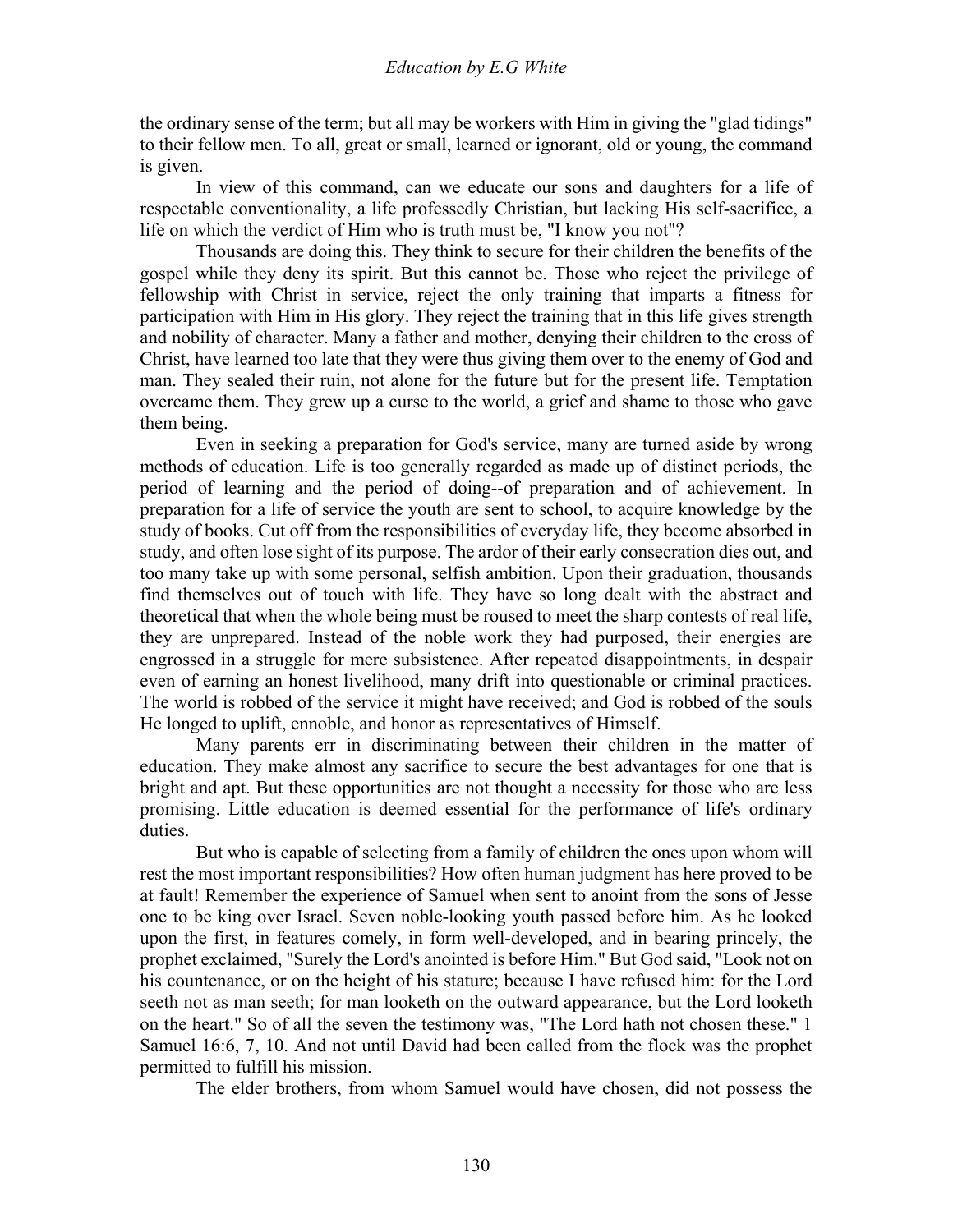the ordinary sense of the term; but all may be workers with Him in giving the "glad tidings" to their fellow men. To all, great or small, learned or ignorant, old or young, the command is given.

In view of this command, can we educate our sons and daughters for a life of respectable conventionality, a life professedly Christian, but lacking His self-sacrifice, a life on which the verdict of Him who is truth must be, "I know you not"?

Thousands are doing this. They think to secure for their children the benefits of the gospel while they deny its spirit. But this cannot be. Those who reject the privilege of fellowship with Christ in service, reject the only training that imparts a fitness for participation with Him in His glory. They reject the training that in this life gives strength and nobility of character. Many a father and mother, denying their children to the cross of Christ, have learned too late that they were thus giving them over to the enemy of God and man. They sealed their ruin, not alone for the future but for the present life. Temptation overcame them. They grew up a curse to the world, a grief and shame to those who gave them being.

Even in seeking a preparation for God's service, many are turned aside by wrong methods of education. Life is too generally regarded as made up of distinct periods, the period of learning and the period of doing--of preparation and of achievement. In preparation for a life of service the youth are sent to school, to acquire knowledge by the study of books. Cut off from the responsibilities of everyday life, they become absorbed in study, and often lose sight of its purpose. The ardor of their early consecration dies out, and too many take up with some personal, selfish ambition. Upon their graduation, thousands find themselves out of touch with life. They have so long dealt with the abstract and theoretical that when the whole being must be roused to meet the sharp contests of real life, they are unprepared. Instead of the noble work they had purposed, their energies are engrossed in a struggle for mere subsistence. After repeated disappointments, in despair even of earning an honest livelihood, many drift into questionable or criminal practices. The world is robbed of the service it might have received; and God is robbed of the souls He longed to uplift, ennoble, and honor as representatives of Himself.

Many parents err in discriminating between their children in the matter of education. They make almost any sacrifice to secure the best advantages for one that is bright and apt. But these opportunities are not thought a necessity for those who are less promising. Little education is deemed essential for the performance of life's ordinary duties.

But who is capable of selecting from a family of children the ones upon whom will rest the most important responsibilities? How often human judgment has here proved to be at fault! Remember the experience of Samuel when sent to anoint from the sons of Jesse one to be king over Israel. Seven noble-looking youth passed before him. As he looked upon the first, in features comely, in form well-developed, and in bearing princely, the prophet exclaimed, "Surely the Lord's anointed is before Him." But God said, "Look not on his countenance, or on the height of his stature; because I have refused him: for the Lord seeth not as man seeth; for man looketh on the outward appearance, but the Lord looketh on the heart." So of all the seven the testimony was, "The Lord hath not chosen these." 1 Samuel 16:6, 7, 10. And not until David had been called from the flock was the prophet permitted to fulfill his mission.

The elder brothers, from whom Samuel would have chosen, did not possess the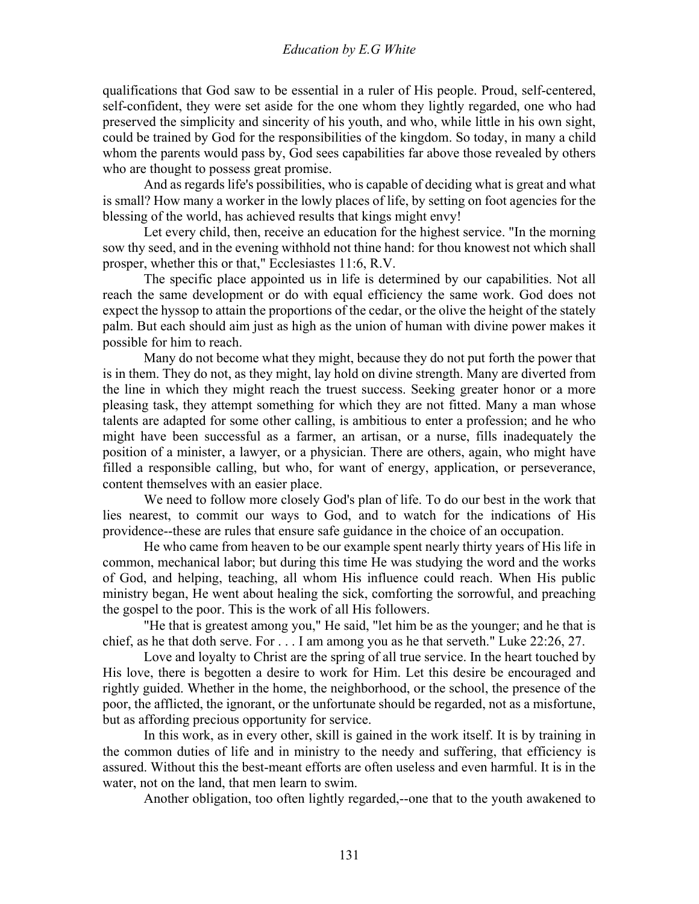qualifications that God saw to be essential in a ruler of His people. Proud, self-centered, self-confident, they were set aside for the one whom they lightly regarded, one who had preserved the simplicity and sincerity of his youth, and who, while little in his own sight, could be trained by God for the responsibilities of the kingdom. So today, in many a child whom the parents would pass by, God sees capabilities far above those revealed by others who are thought to possess great promise.

And as regards life's possibilities, who is capable of deciding what is great and what is small? How many a worker in the lowly places of life, by setting on foot agencies for the blessing of the world, has achieved results that kings might envy!

Let every child, then, receive an education for the highest service. "In the morning sow thy seed, and in the evening withhold not thine hand: for thou knowest not which shall prosper, whether this or that," Ecclesiastes 11:6, R.V.

The specific place appointed us in life is determined by our capabilities. Not all reach the same development or do with equal efficiency the same work. God does not expect the hyssop to attain the proportions of the cedar, or the olive the height of the stately palm. But each should aim just as high as the union of human with divine power makes it possible for him to reach.

Many do not become what they might, because they do not put forth the power that is in them. They do not, as they might, lay hold on divine strength. Many are diverted from the line in which they might reach the truest success. Seeking greater honor or a more pleasing task, they attempt something for which they are not fitted. Many a man whose talents are adapted for some other calling, is ambitious to enter a profession; and he who might have been successful as a farmer, an artisan, or a nurse, fills inadequately the position of a minister, a lawyer, or a physician. There are others, again, who might have filled a responsible calling, but who, for want of energy, application, or perseverance, content themselves with an easier place.

We need to follow more closely God's plan of life. To do our best in the work that lies nearest, to commit our ways to God, and to watch for the indications of His providence--these are rules that ensure safe guidance in the choice of an occupation.

He who came from heaven to be our example spent nearly thirty years of His life in common, mechanical labor; but during this time He was studying the word and the works of God, and helping, teaching, all whom His influence could reach. When His public ministry began, He went about healing the sick, comforting the sorrowful, and preaching the gospel to the poor. This is the work of all His followers.

"He that is greatest among you," He said, "let him be as the younger; and he that is chief, as he that doth serve. For . . . I am among you as he that serveth." Luke 22:26, 27.

Love and loyalty to Christ are the spring of all true service. In the heart touched by His love, there is begotten a desire to work for Him. Let this desire be encouraged and rightly guided. Whether in the home, the neighborhood, or the school, the presence of the poor, the afflicted, the ignorant, or the unfortunate should be regarded, not as a misfortune, but as affording precious opportunity for service.

In this work, as in every other, skill is gained in the work itself. It is by training in the common duties of life and in ministry to the needy and suffering, that efficiency is assured. Without this the best-meant efforts are often useless and even harmful. It is in the water, not on the land, that men learn to swim.

Another obligation, too often lightly regarded,--one that to the youth awakened to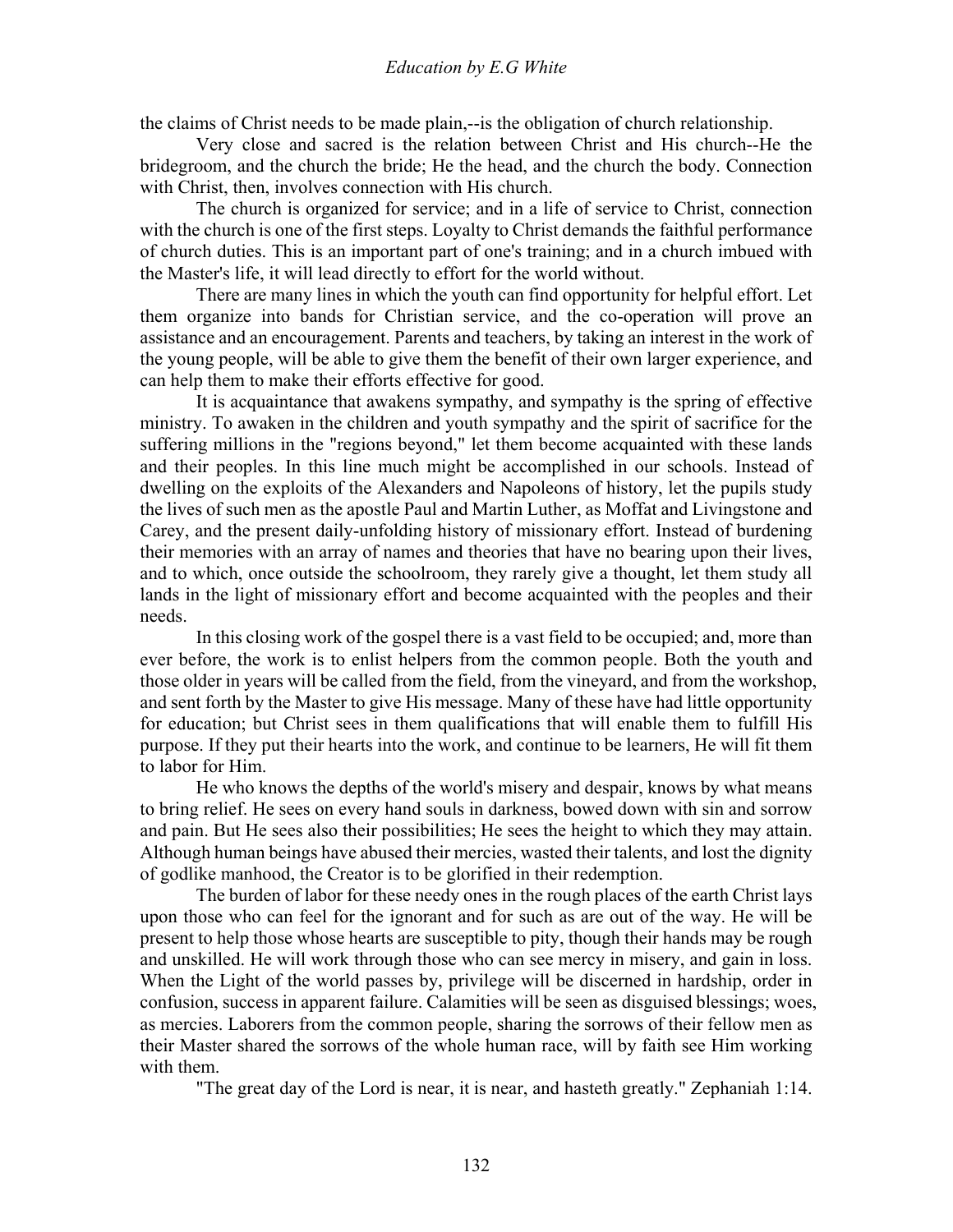the claims of Christ needs to be made plain,--is the obligation of church relationship.

Very close and sacred is the relation between Christ and His church--He the bridegroom, and the church the bride; He the head, and the church the body. Connection with Christ, then, involves connection with His church.

The church is organized for service; and in a life of service to Christ, connection with the church is one of the first steps. Loyalty to Christ demands the faithful performance of church duties. This is an important part of one's training; and in a church imbued with the Master's life, it will lead directly to effort for the world without.

There are many lines in which the youth can find opportunity for helpful effort. Let them organize into bands for Christian service, and the co-operation will prove an assistance and an encouragement. Parents and teachers, by taking an interest in the work of the young people, will be able to give them the benefit of their own larger experience, and can help them to make their efforts effective for good.

It is acquaintance that awakens sympathy, and sympathy is the spring of effective ministry. To awaken in the children and youth sympathy and the spirit of sacrifice for the suffering millions in the "regions beyond," let them become acquainted with these lands and their peoples. In this line much might be accomplished in our schools. Instead of dwelling on the exploits of the Alexanders and Napoleons of history, let the pupils study the lives of such men as the apostle Paul and Martin Luther, as Moffat and Livingstone and Carey, and the present daily-unfolding history of missionary effort. Instead of burdening their memories with an array of names and theories that have no bearing upon their lives, and to which, once outside the schoolroom, they rarely give a thought, let them study all lands in the light of missionary effort and become acquainted with the peoples and their needs.

In this closing work of the gospel there is a vast field to be occupied; and, more than ever before, the work is to enlist helpers from the common people. Both the youth and those older in years will be called from the field, from the vineyard, and from the workshop, and sent forth by the Master to give His message. Many of these have had little opportunity for education; but Christ sees in them qualifications that will enable them to fulfill His purpose. If they put their hearts into the work, and continue to be learners, He will fit them to labor for Him.

He who knows the depths of the world's misery and despair, knows by what means to bring relief. He sees on every hand souls in darkness, bowed down with sin and sorrow and pain. But He sees also their possibilities; He sees the height to which they may attain. Although human beings have abused their mercies, wasted their talents, and lost the dignity of godlike manhood, the Creator is to be glorified in their redemption.

The burden of labor for these needy ones in the rough places of the earth Christ lays upon those who can feel for the ignorant and for such as are out of the way. He will be present to help those whose hearts are susceptible to pity, though their hands may be rough and unskilled. He will work through those who can see mercy in misery, and gain in loss. When the Light of the world passes by, privilege will be discerned in hardship, order in confusion, success in apparent failure. Calamities will be seen as disguised blessings; woes, as mercies. Laborers from the common people, sharing the sorrows of their fellow men as their Master shared the sorrows of the whole human race, will by faith see Him working with them.

"The great day of the Lord is near, it is near, and hasteth greatly." Zephaniah 1:14.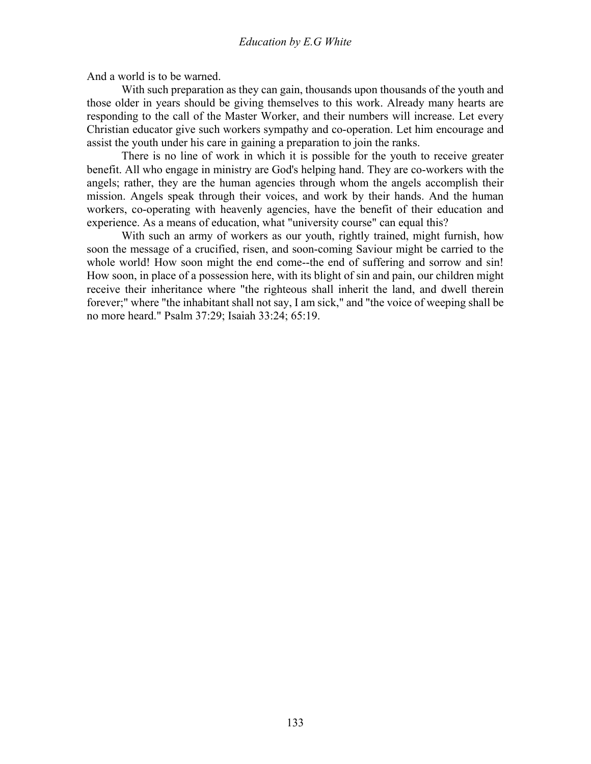And a world is to be warned.

With such preparation as they can gain, thousands upon thousands of the youth and those older in years should be giving themselves to this work. Already many hearts are responding to the call of the Master Worker, and their numbers will increase. Let every Christian educator give such workers sympathy and co-operation. Let him encourage and assist the youth under his care in gaining a preparation to join the ranks.

There is no line of work in which it is possible for the youth to receive greater benefit. All who engage in ministry are God's helping hand. They are co-workers with the angels; rather, they are the human agencies through whom the angels accomplish their mission. Angels speak through their voices, and work by their hands. And the human workers, co-operating with heavenly agencies, have the benefit of their education and experience. As a means of education, what "university course" can equal this?

With such an army of workers as our youth, rightly trained, might furnish, how soon the message of a crucified, risen, and soon-coming Saviour might be carried to the whole world! How soon might the end come--the end of suffering and sorrow and sin! How soon, in place of a possession here, with its blight of sin and pain, our children might receive their inheritance where "the righteous shall inherit the land, and dwell therein forever;" where "the inhabitant shall not say, I am sick," and "the voice of weeping shall be no more heard." Psalm 37:29; Isaiah 33:24; 65:19.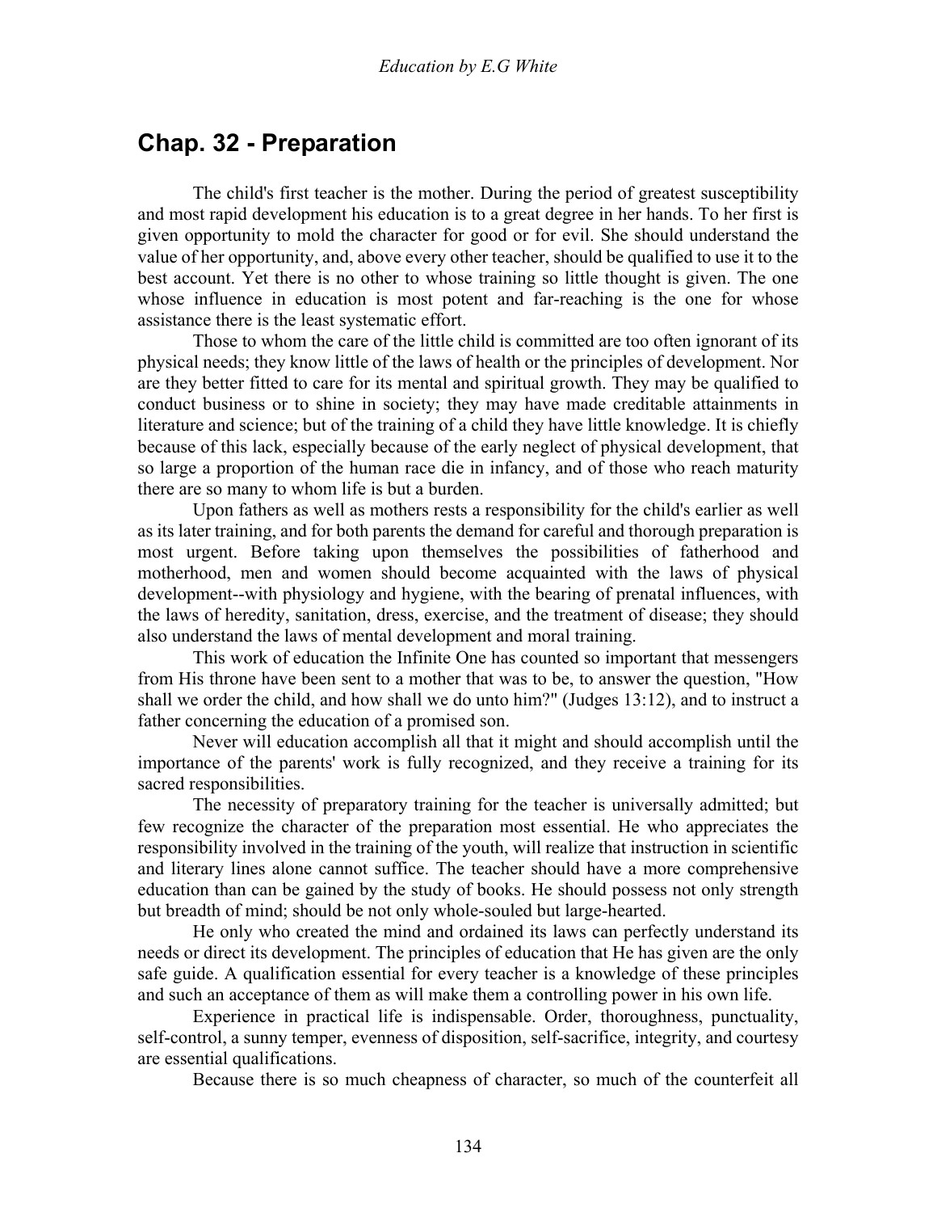## Chap. 32 - Preparation

The child's first teacher is the mother. During the period of greatest susceptibility and most rapid development his education is to a great degree in her hands. To her first is given opportunity to mold the character for good or for evil. She should understand the value of her opportunity, and, above every other teacher, should be qualified to use it to the best account. Yet there is no other to whose training so little thought is given. The one whose influence in education is most potent and far-reaching is the one for whose assistance there is the least systematic effort.

Those to whom the care of the little child is committed are too often ignorant of its physical needs; they know little of the laws of health or the principles of development. Nor are they better fitted to care for its mental and spiritual growth. They may be qualified to conduct business or to shine in society; they may have made creditable attainments in literature and science; but of the training of a child they have little knowledge. It is chiefly because of this lack, especially because of the early neglect of physical development, that so large a proportion of the human race die in infancy, and of those who reach maturity there are so many to whom life is but a burden.

Upon fathers as well as mothers rests a responsibility for the child's earlier as well as its later training, and for both parents the demand for careful and thorough preparation is most urgent. Before taking upon themselves the possibilities of fatherhood and motherhood, men and women should become acquainted with the laws of physical development--with physiology and hygiene, with the bearing of prenatal influences, with the laws of heredity, sanitation, dress, exercise, and the treatment of disease; they should also understand the laws of mental development and moral training.

This work of education the Infinite One has counted so important that messengers from His throne have been sent to a mother that was to be, to answer the question, "How shall we order the child, and how shall we do unto him?" (Judges 13:12), and to instruct a father concerning the education of a promised son.

Never will education accomplish all that it might and should accomplish until the importance of the parents' work is fully recognized, and they receive a training for its sacred responsibilities.

The necessity of preparatory training for the teacher is universally admitted; but few recognize the character of the preparation most essential. He who appreciates the responsibility involved in the training of the youth, will realize that instruction in scientific and literary lines alone cannot suffice. The teacher should have a more comprehensive education than can be gained by the study of books. He should possess not only strength but breadth of mind; should be not only whole-souled but large-hearted.

He only who created the mind and ordained its laws can perfectly understand its needs or direct its development. The principles of education that He has given are the only safe guide. A qualification essential for every teacher is a knowledge of these principles and such an acceptance of them as will make them a controlling power in his own life.

Experience in practical life is indispensable. Order, thoroughness, punctuality, self-control, a sunny temper, evenness of disposition, self-sacrifice, integrity, and courtesy are essential qualifications.

Because there is so much cheapness of character, so much of the counterfeit all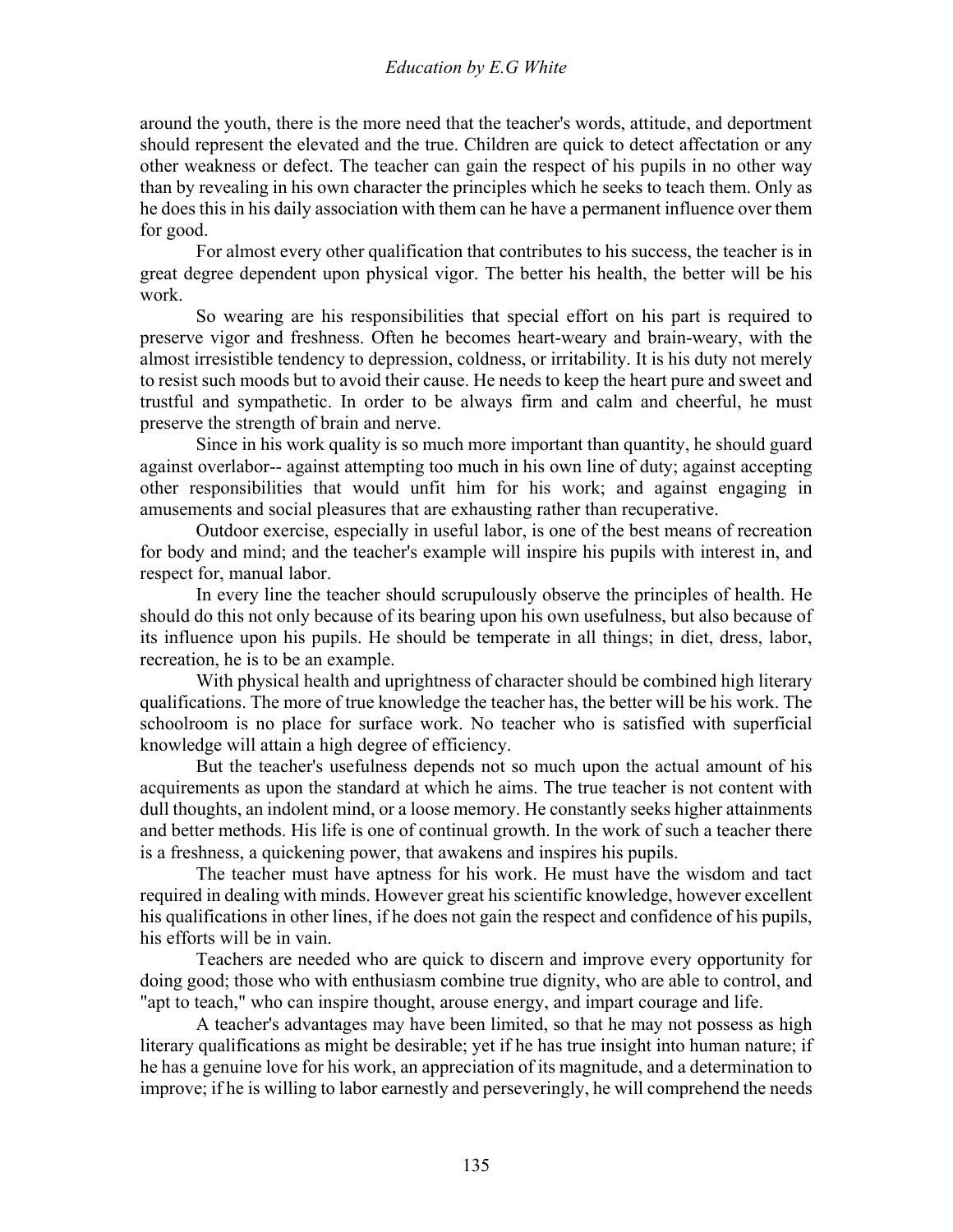around the youth, there is the more need that the teacher's words, attitude, and deportment should represent the elevated and the true. Children are quick to detect affectation or any other weakness or defect. The teacher can gain the respect of his pupils in no other way than by revealing in his own character the principles which he seeks to teach them. Only as he does this in his daily association with them can he have a permanent influence over them for good.

For almost every other qualification that contributes to his success, the teacher is in great degree dependent upon physical vigor. The better his health, the better will be his work.

So wearing are his responsibilities that special effort on his part is required to preserve vigor and freshness. Often he becomes heart-weary and brain-weary, with the almost irresistible tendency to depression, coldness, or irritability. It is his duty not merely to resist such moods but to avoid their cause. He needs to keep the heart pure and sweet and trustful and sympathetic. In order to be always firm and calm and cheerful, he must preserve the strength of brain and nerve.

Since in his work quality is so much more important than quantity, he should guard against overlabor-- against attempting too much in his own line of duty; against accepting other responsibilities that would unfit him for his work; and against engaging in amusements and social pleasures that are exhausting rather than recuperative.

Outdoor exercise, especially in useful labor, is one of the best means of recreation for body and mind; and the teacher's example will inspire his pupils with interest in, and respect for, manual labor.

In every line the teacher should scrupulously observe the principles of health. He should do this not only because of its bearing upon his own usefulness, but also because of its influence upon his pupils. He should be temperate in all things; in diet, dress, labor, recreation, he is to be an example.

With physical health and uprightness of character should be combined high literary qualifications. The more of true knowledge the teacher has, the better will be his work. The schoolroom is no place for surface work. No teacher who is satisfied with superficial knowledge will attain a high degree of efficiency.

But the teacher's usefulness depends not so much upon the actual amount of his acquirements as upon the standard at which he aims. The true teacher is not content with dull thoughts, an indolent mind, or a loose memory. He constantly seeks higher attainments and better methods. His life is one of continual growth. In the work of such a teacher there is a freshness, a quickening power, that awakens and inspires his pupils.

The teacher must have aptness for his work. He must have the wisdom and tact required in dealing with minds. However great his scientific knowledge, however excellent his qualifications in other lines, if he does not gain the respect and confidence of his pupils, his efforts will be in vain.

Teachers are needed who are quick to discern and improve every opportunity for doing good; those who with enthusiasm combine true dignity, who are able to control, and "apt to teach," who can inspire thought, arouse energy, and impart courage and life.

A teacher's advantages may have been limited, so that he may not possess as high literary qualifications as might be desirable; yet if he has true insight into human nature; if he has a genuine love for his work, an appreciation of its magnitude, and a determination to improve; if he is willing to labor earnestly and perseveringly, he will comprehend the needs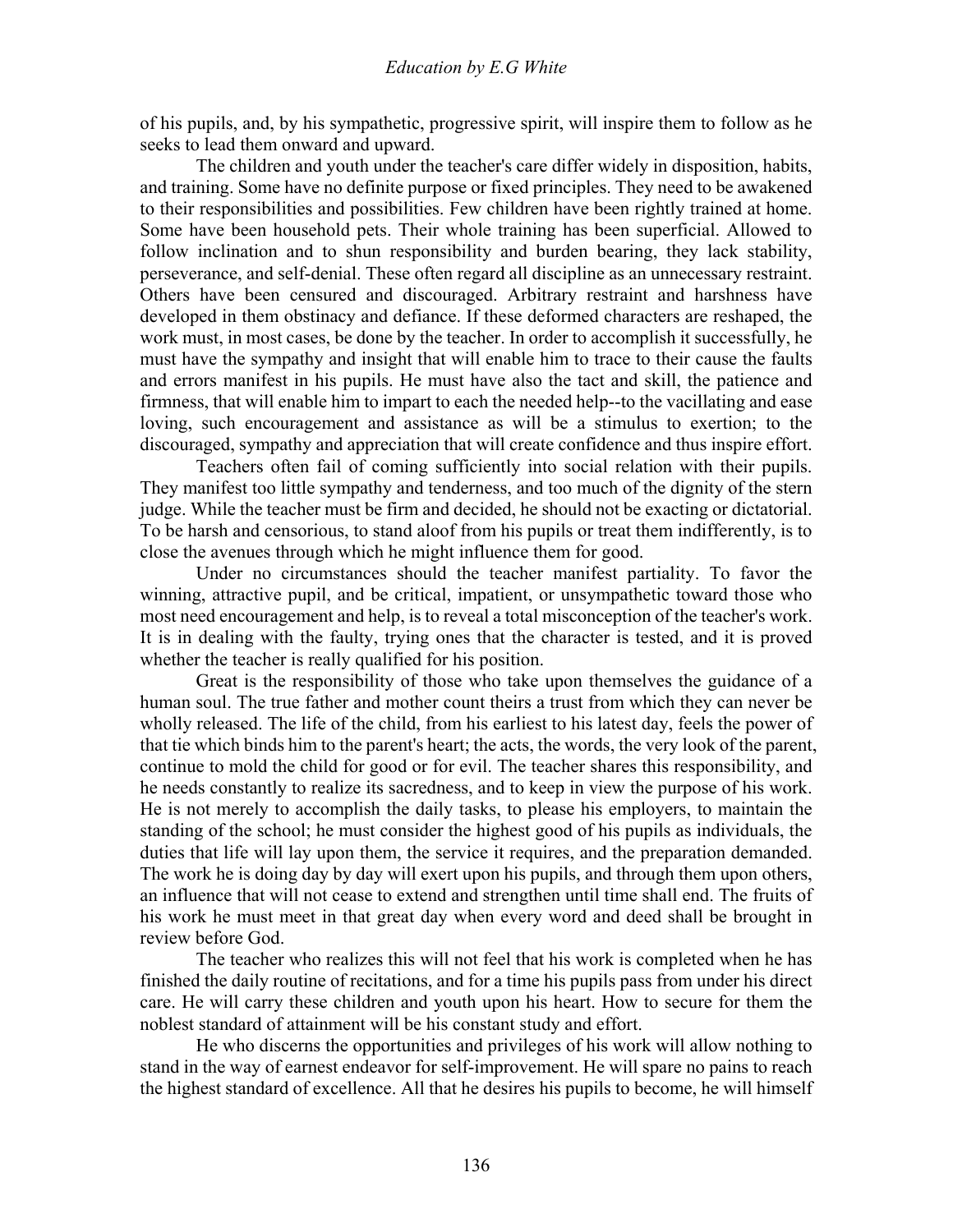of his pupils, and, by his sympathetic, progressive spirit, will inspire them to follow as he seeks to lead them onward and upward.

The children and youth under the teacher's care differ widely in disposition, habits, and training. Some have no definite purpose or fixed principles. They need to be awakened to their responsibilities and possibilities. Few children have been rightly trained at home. Some have been household pets. Their whole training has been superficial. Allowed to follow inclination and to shun responsibility and burden bearing, they lack stability, perseverance, and self-denial. These often regard all discipline as an unnecessary restraint. Others have been censured and discouraged. Arbitrary restraint and harshness have developed in them obstinacy and defiance. If these deformed characters are reshaped, the work must, in most cases, be done by the teacher. In order to accomplish it successfully, he must have the sympathy and insight that will enable him to trace to their cause the faults and errors manifest in his pupils. He must have also the tact and skill, the patience and firmness, that will enable him to impart to each the needed help--to the vacillating and ease loving, such encouragement and assistance as will be a stimulus to exertion; to the discouraged, sympathy and appreciation that will create confidence and thus inspire effort.

Teachers often fail of coming sufficiently into social relation with their pupils. They manifest too little sympathy and tenderness, and too much of the dignity of the stern judge. While the teacher must be firm and decided, he should not be exacting or dictatorial. To be harsh and censorious, to stand aloof from his pupils or treat them indifferently, is to close the avenues through which he might influence them for good.

Under no circumstances should the teacher manifest partiality. To favor the winning, attractive pupil, and be critical, impatient, or unsympathetic toward those who most need encouragement and help, is to reveal a total misconception of the teacher's work. It is in dealing with the faulty, trying ones that the character is tested, and it is proved whether the teacher is really qualified for his position.

Great is the responsibility of those who take upon themselves the guidance of a human soul. The true father and mother count theirs a trust from which they can never be wholly released. The life of the child, from his earliest to his latest day, feels the power of that tie which binds him to the parent's heart; the acts, the words, the very look of the parent, continue to mold the child for good or for evil. The teacher shares this responsibility, and he needs constantly to realize its sacredness, and to keep in view the purpose of his work. He is not merely to accomplish the daily tasks, to please his employers, to maintain the standing of the school; he must consider the highest good of his pupils as individuals, the duties that life will lay upon them, the service it requires, and the preparation demanded. The work he is doing day by day will exert upon his pupils, and through them upon others, an influence that will not cease to extend and strengthen until time shall end. The fruits of his work he must meet in that great day when every word and deed shall be brought in review before God.

The teacher who realizes this will not feel that his work is completed when he has finished the daily routine of recitations, and for a time his pupils pass from under his direct care. He will carry these children and youth upon his heart. How to secure for them the noblest standard of attainment will be his constant study and effort.

He who discerns the opportunities and privileges of his work will allow nothing to stand in the way of earnest endeavor for self-improvement. He will spare no pains to reach the highest standard of excellence. All that he desires his pupils to become, he will himself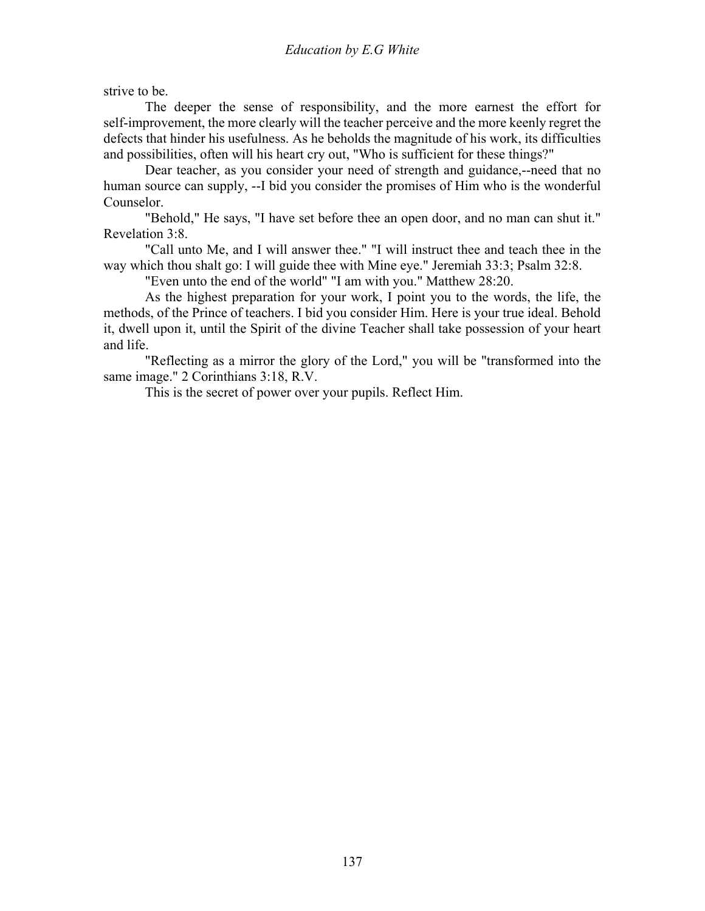strive to be.

The deeper the sense of responsibility, and the more earnest the effort for self-improvement, the more clearly will the teacher perceive and the more keenly regret the defects that hinder his usefulness. As he beholds the magnitude of his work, its difficulties and possibilities, often will his heart cry out, "Who is sufficient for these things?"

Dear teacher, as you consider your need of strength and guidance,--need that no human source can supply, --I bid you consider the promises of Him who is the wonderful Counselor.

"Behold," He says, "I have set before thee an open door, and no man can shut it." Revelation 3:8.

"Call unto Me, and I will answer thee." "I will instruct thee and teach thee in the way which thou shalt go: I will guide thee with Mine eye." Jeremiah 33:3; Psalm 32:8.

"Even unto the end of the world" "I am with you." Matthew 28:20.

As the highest preparation for your work, I point you to the words, the life, the methods, of the Prince of teachers. I bid you consider Him. Here is your true ideal. Behold it, dwell upon it, until the Spirit of the divine Teacher shall take possession of your heart and life.

"Reflecting as a mirror the glory of the Lord," you will be "transformed into the same image." 2 Corinthians 3:18, R.V.

This is the secret of power over your pupils. Reflect Him.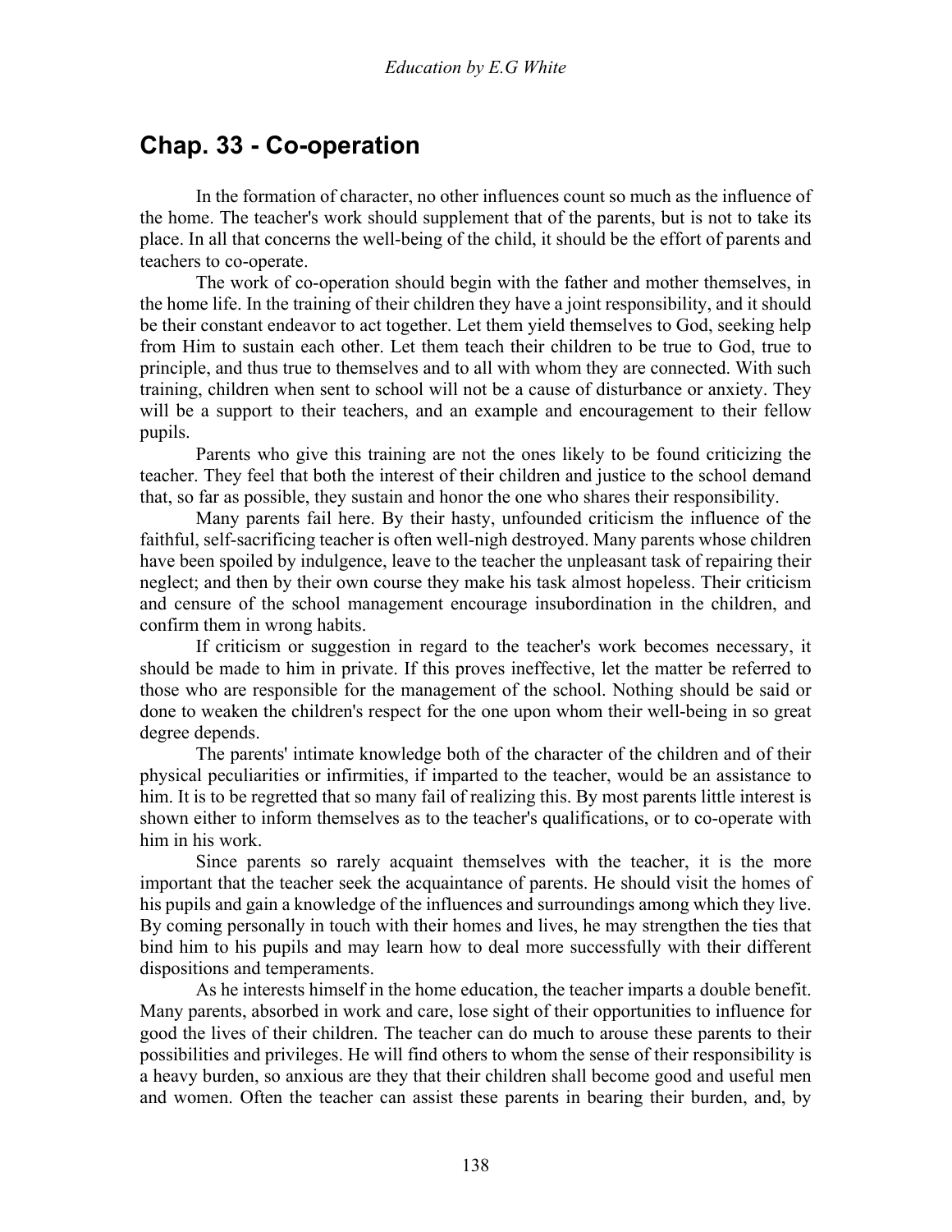## Chap. 33 - Co-operation

In the formation of character, no other influences count so much as the influence of the home. The teacher's work should supplement that of the parents, but is not to take its place. In all that concerns the well-being of the child, it should be the effort of parents and teachers to co-operate.

The work of co-operation should begin with the father and mother themselves, in the home life. In the training of their children they have a joint responsibility, and it should be their constant endeavor to act together. Let them yield themselves to God, seeking help from Him to sustain each other. Let them teach their children to be true to God, true to principle, and thus true to themselves and to all with whom they are connected. With such training, children when sent to school will not be a cause of disturbance or anxiety. They will be a support to their teachers, and an example and encouragement to their fellow pupils.

Parents who give this training are not the ones likely to be found criticizing the teacher. They feel that both the interest of their children and justice to the school demand that, so far as possible, they sustain and honor the one who shares their responsibility.

Many parents fail here. By their hasty, unfounded criticism the influence of the faithful, self-sacrificing teacher is often well-nigh destroyed. Many parents whose children have been spoiled by indulgence, leave to the teacher the unpleasant task of repairing their neglect; and then by their own course they make his task almost hopeless. Their criticism and censure of the school management encourage insubordination in the children, and confirm them in wrong habits.

If criticism or suggestion in regard to the teacher's work becomes necessary, it should be made to him in private. If this proves ineffective, let the matter be referred to those who are responsible for the management of the school. Nothing should be said or done to weaken the children's respect for the one upon whom their well-being in so great degree depends.

The parents' intimate knowledge both of the character of the children and of their physical peculiarities or infirmities, if imparted to the teacher, would be an assistance to him. It is to be regretted that so many fail of realizing this. By most parents little interest is shown either to inform themselves as to the teacher's qualifications, or to co-operate with him in his work.

Since parents so rarely acquaint themselves with the teacher, it is the more important that the teacher seek the acquaintance of parents. He should visit the homes of his pupils and gain a knowledge of the influences and surroundings among which they live. By coming personally in touch with their homes and lives, he may strengthen the ties that bind him to his pupils and may learn how to deal more successfully with their different dispositions and temperaments.

As he interests himself in the home education, the teacher imparts a double benefit. Many parents, absorbed in work and care, lose sight of their opportunities to influence for good the lives of their children. The teacher can do much to arouse these parents to their possibilities and privileges. He will find others to whom the sense of their responsibility is a heavy burden, so anxious are they that their children shall become good and useful men and women. Often the teacher can assist these parents in bearing their burden, and, by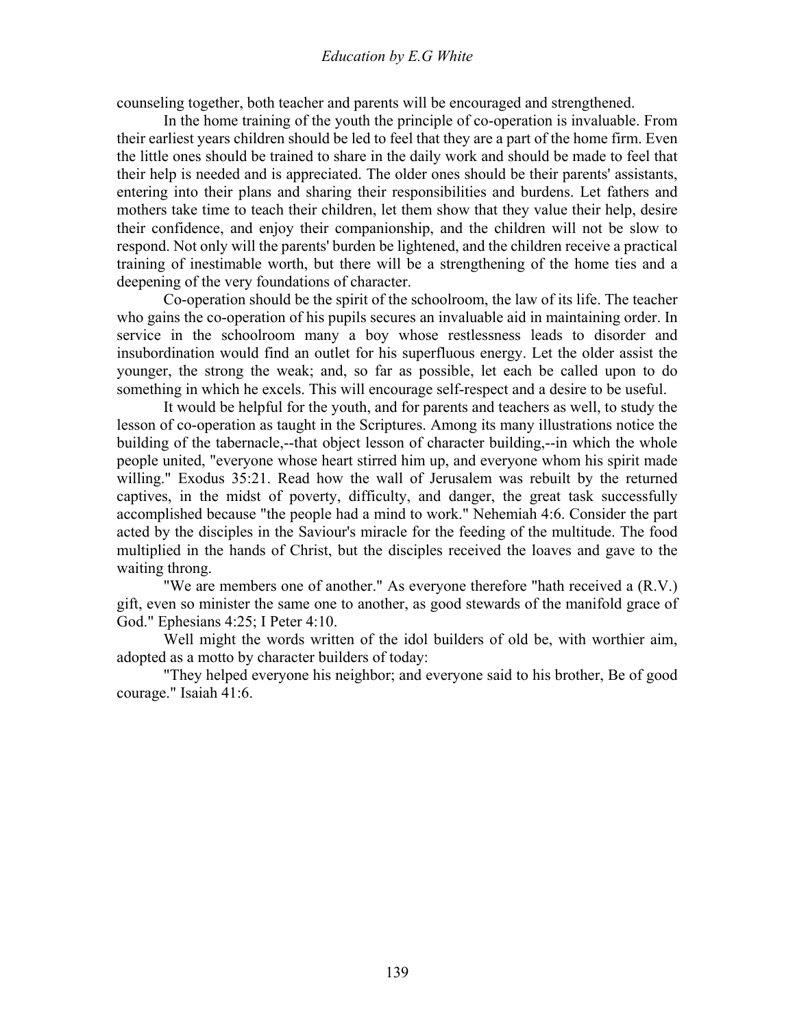counseling together, both teacher and parents will be encouraged and strengthened.

In the home training of the youth the principle of co-operation is invaluable. From their earliest years children should be led to feel that they are a part of the home firm. Even the little ones should be trained to share in the daily work and should be made to feel that their help is needed and is appreciated. The older ones should be their parents' assistants, entering into their plans and sharing their responsibilities and burdens. Let fathers and mothers take time to teach their children, let them show that they value their help, desire their confidence, and enjoy their companionship, and the children will not be slow to respond. Not only will the parents' burden be lightened, and the children receive a practical training of inestimable worth, but there will be a strengthening of the home ties and a deepening of the very foundations of character.

Co-operation should be the spirit of the schoolroom, the law of its life. The teacher who gains the co-operation of his pupils secures an invaluable aid in maintaining order. In service in the schoolroom many a boy whose restlessness leads to disorder and insubordination would find an outlet for his superfluous energy. Let the older assist the younger, the strong the weak; and, so far as possible, let each be called upon to do something in which he excels. This will encourage self-respect and a desire to be useful.

It would be helpful for the youth, and for parents and teachers as well, to study the lesson of co-operation as taught in the Scriptures. Among its many illustrations notice the building of the tabernacle,--that object lesson of character building,--in which the whole people united, "everyone whose heart stirred him up, and everyone whom his spirit made willing." Exodus 35:21. Read how the wall of Jerusalem was rebuilt by the returned captives, in the midst of poverty, difficulty, and danger, the great task successfully accomplished because "the people had a mind to work." Nehemiah 4:6. Consider the part acted by the disciples in the Saviour's miracle for the feeding of the multitude. The food multiplied in the hands of Christ, but the disciples received the loaves and gave to the waiting throng.

"We are members one of another." As everyone therefore "hath received a (R.V.) gift, even so minister the same one to another, as good stewards of the manifold grace of God." Ephesians 4:25; I Peter 4:10.

Well might the words written of the idol builders of old be, with worthier aim, adopted as a motto by character builders of today:

"They helped everyone his neighbor; and everyone said to his brother, Be of good courage." Isaiah 41:6.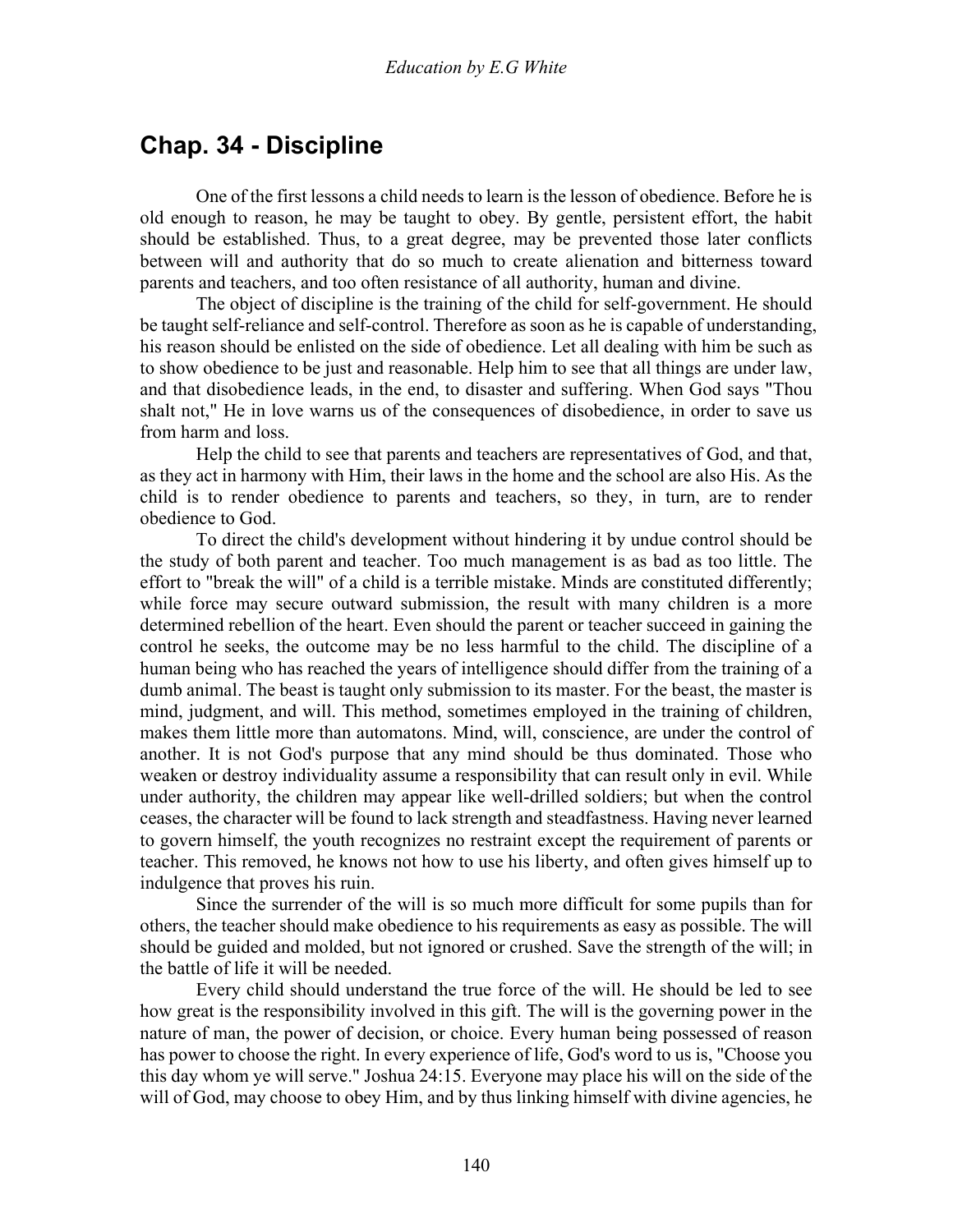## Chap. 34 - Discipline

One of the first lessons a child needs to learn is the lesson of obedience. Before he is old enough to reason, he may be taught to obey. By gentle, persistent effort, the habit should be established. Thus, to a great degree, may be prevented those later conflicts between will and authority that do so much to create alienation and bitterness toward parents and teachers, and too often resistance of all authority, human and divine.

The object of discipline is the training of the child for self-government. He should be taught self-reliance and self-control. Therefore as soon as he is capable of understanding, his reason should be enlisted on the side of obedience. Let all dealing with him be such as to show obedience to be just and reasonable. Help him to see that all things are under law, and that disobedience leads, in the end, to disaster and suffering. When God says "Thou shalt not," He in love warns us of the consequences of disobedience, in order to save us from harm and loss.

Help the child to see that parents and teachers are representatives of God, and that, as they act in harmony with Him, their laws in the home and the school are also His. As the child is to render obedience to parents and teachers, so they, in turn, are to render obedience to God.

To direct the child's development without hindering it by undue control should be the study of both parent and teacher. Too much management is as bad as too little. The effort to "break the will" of a child is a terrible mistake. Minds are constituted differently; while force may secure outward submission, the result with many children is a more determined rebellion of the heart. Even should the parent or teacher succeed in gaining the control he seeks, the outcome may be no less harmful to the child. The discipline of a human being who has reached the years of intelligence should differ from the training of a dumb animal. The beast is taught only submission to its master. For the beast, the master is mind, judgment, and will. This method, sometimes employed in the training of children, makes them little more than automatons. Mind, will, conscience, are under the control of another. It is not God's purpose that any mind should be thus dominated. Those who weaken or destroy individuality assume a responsibility that can result only in evil. While under authority, the children may appear like well-drilled soldiers; but when the control ceases, the character will be found to lack strength and steadfastness. Having never learned to govern himself, the youth recognizes no restraint except the requirement of parents or teacher. This removed, he knows not how to use his liberty, and often gives himself up to indulgence that proves his ruin.

Since the surrender of the will is so much more difficult for some pupils than for others, the teacher should make obedience to his requirements as easy as possible. The will should be guided and molded, but not ignored or crushed. Save the strength of the will; in the battle of life it will be needed.

Every child should understand the true force of the will. He should be led to see how great is the responsibility involved in this gift. The will is the governing power in the nature of man, the power of decision, or choice. Every human being possessed of reason has power to choose the right. In every experience of life, God's word to us is, "Choose you this day whom ye will serve." Joshua 24:15. Everyone may place his will on the side of the will of God, may choose to obey Him, and by thus linking himself with divine agencies, he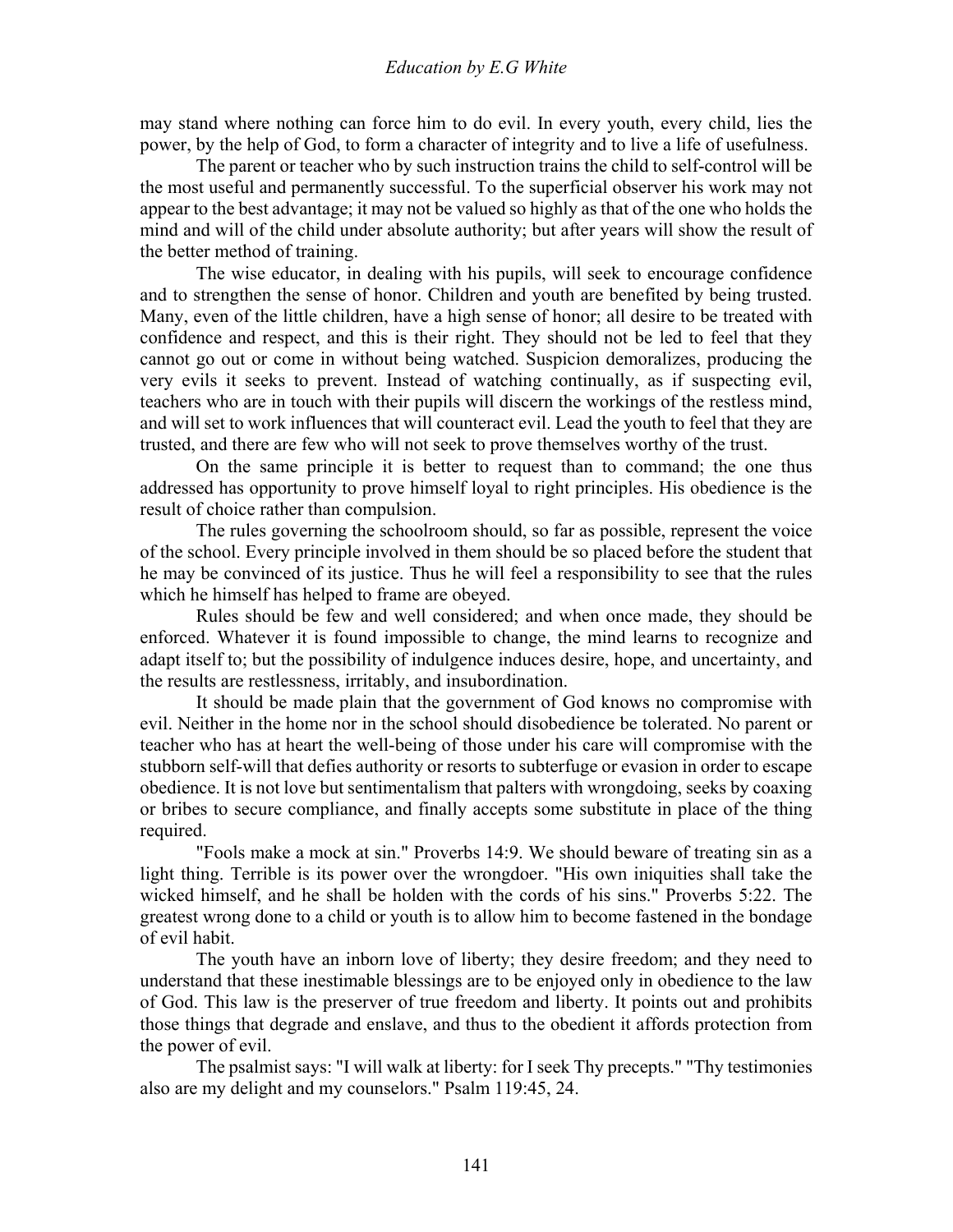may stand where nothing can force him to do evil. In every youth, every child, lies the power, by the help of God, to form a character of integrity and to live a life of usefulness.

The parent or teacher who by such instruction trains the child to self-control will be the most useful and permanently successful. To the superficial observer his work may not appear to the best advantage; it may not be valued so highly as that of the one who holds the mind and will of the child under absolute authority; but after years will show the result of the better method of training.

The wise educator, in dealing with his pupils, will seek to encourage confidence and to strengthen the sense of honor. Children and youth are benefited by being trusted. Many, even of the little children, have a high sense of honor; all desire to be treated with confidence and respect, and this is their right. They should not be led to feel that they cannot go out or come in without being watched. Suspicion demoralizes, producing the very evils it seeks to prevent. Instead of watching continually, as if suspecting evil, teachers who are in touch with their pupils will discern the workings of the restless mind, and will set to work influences that will counteract evil. Lead the youth to feel that they are trusted, and there are few who will not seek to prove themselves worthy of the trust.

On the same principle it is better to request than to command; the one thus addressed has opportunity to prove himself loyal to right principles. His obedience is the result of choice rather than compulsion.

The rules governing the schoolroom should, so far as possible, represent the voice of the school. Every principle involved in them should be so placed before the student that he may be convinced of its justice. Thus he will feel a responsibility to see that the rules which he himself has helped to frame are obeyed.

Rules should be few and well considered; and when once made, they should be enforced. Whatever it is found impossible to change, the mind learns to recognize and adapt itself to; but the possibility of indulgence induces desire, hope, and uncertainty, and the results are restlessness, irritably, and insubordination.

It should be made plain that the government of God knows no compromise with evil. Neither in the home nor in the school should disobedience be tolerated. No parent or teacher who has at heart the well-being of those under his care will compromise with the stubborn self-will that defies authority or resorts to subterfuge or evasion in order to escape obedience. It is not love but sentimentalism that palters with wrongdoing, seeks by coaxing or bribes to secure compliance, and finally accepts some substitute in place of the thing required.

"Fools make a mock at sin." Proverbs 14:9. We should beware of treating sin as a light thing. Terrible is its power over the wrongdoer. "His own iniquities shall take the wicked himself, and he shall be holden with the cords of his sins." Proverbs 5:22. The greatest wrong done to a child or youth is to allow him to become fastened in the bondage of evil habit.

The youth have an inborn love of liberty; they desire freedom; and they need to understand that these inestimable blessings are to be enjoyed only in obedience to the law of God. This law is the preserver of true freedom and liberty. It points out and prohibits those things that degrade and enslave, and thus to the obedient it affords protection from the power of evil.

The psalmist says: "I will walk at liberty: for I seek Thy precepts." "Thy testimonies also are my delight and my counselors." Psalm 119:45, 24.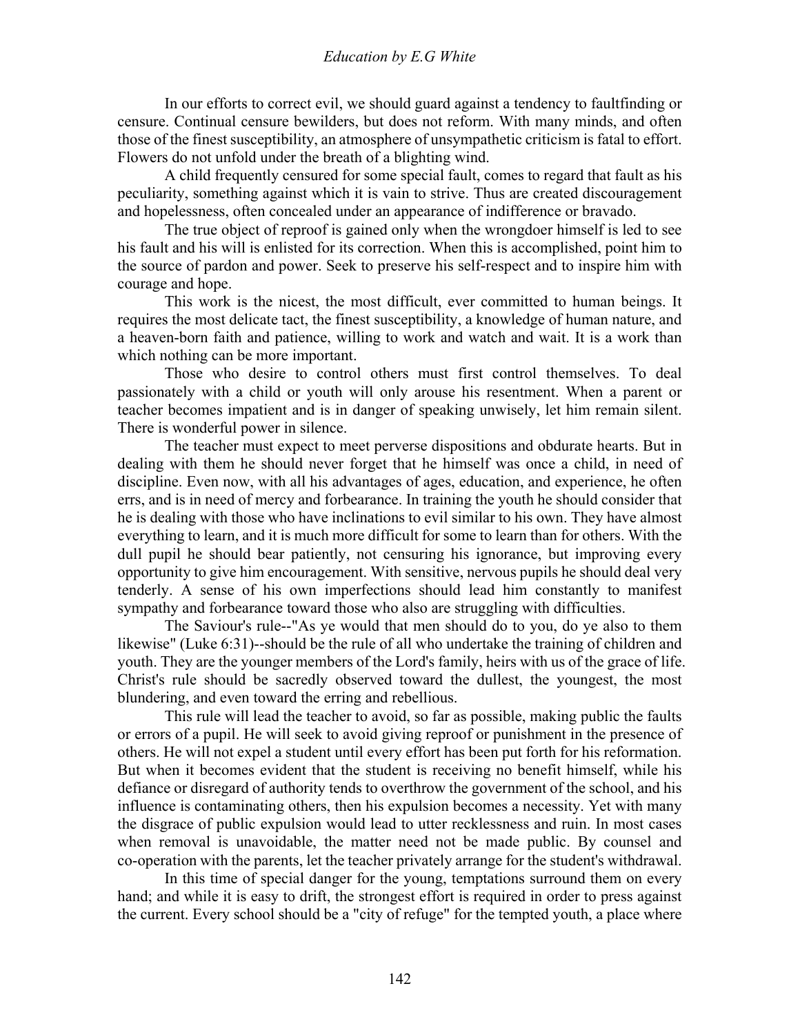In our efforts to correct evil, we should guard against a tendency to faultfinding or censure. Continual censure bewilders, but does not reform. With many minds, and often those of the finest susceptibility, an atmosphere of unsympathetic criticism is fatal to effort. Flowers do not unfold under the breath of a blighting wind.

A child frequently censured for some special fault, comes to regard that fault as his peculiarity, something against which it is vain to strive. Thus are created discouragement and hopelessness, often concealed under an appearance of indifference or bravado.

The true object of reproof is gained only when the wrongdoer himself is led to see his fault and his will is enlisted for its correction. When this is accomplished, point him to the source of pardon and power. Seek to preserve his self-respect and to inspire him with courage and hope.

This work is the nicest, the most difficult, ever committed to human beings. It requires the most delicate tact, the finest susceptibility, a knowledge of human nature, and a heaven-born faith and patience, willing to work and watch and wait. It is a work than which nothing can be more important.

Those who desire to control others must first control themselves. To deal passionately with a child or youth will only arouse his resentment. When a parent or teacher becomes impatient and is in danger of speaking unwisely, let him remain silent. There is wonderful power in silence.

The teacher must expect to meet perverse dispositions and obdurate hearts. But in dealing with them he should never forget that he himself was once a child, in need of discipline. Even now, with all his advantages of ages, education, and experience, he often errs, and is in need of mercy and forbearance. In training the youth he should consider that he is dealing with those who have inclinations to evil similar to his own. They have almost everything to learn, and it is much more difficult for some to learn than for others. With the dull pupil he should bear patiently, not censuring his ignorance, but improving every opportunity to give him encouragement. With sensitive, nervous pupils he should deal very tenderly. A sense of his own imperfections should lead him constantly to manifest sympathy and forbearance toward those who also are struggling with difficulties.

The Saviour's rule--"As ye would that men should do to you, do ye also to them likewise" (Luke 6:31)--should be the rule of all who undertake the training of children and youth. They are the younger members of the Lord's family, heirs with us of the grace of life. Christ's rule should be sacredly observed toward the dullest, the youngest, the most blundering, and even toward the erring and rebellious.

This rule will lead the teacher to avoid, so far as possible, making public the faults or errors of a pupil. He will seek to avoid giving reproof or punishment in the presence of others. He will not expel a student until every effort has been put forth for his reformation. But when it becomes evident that the student is receiving no benefit himself, while his defiance or disregard of authority tends to overthrow the government of the school, and his influence is contaminating others, then his expulsion becomes a necessity. Yet with many the disgrace of public expulsion would lead to utter recklessness and ruin. In most cases when removal is unavoidable, the matter need not be made public. By counsel and co-operation with the parents, let the teacher privately arrange for the student's withdrawal.

In this time of special danger for the young, temptations surround them on every hand; and while it is easy to drift, the strongest effort is required in order to press against the current. Every school should be a "city of refuge" for the tempted youth, a place where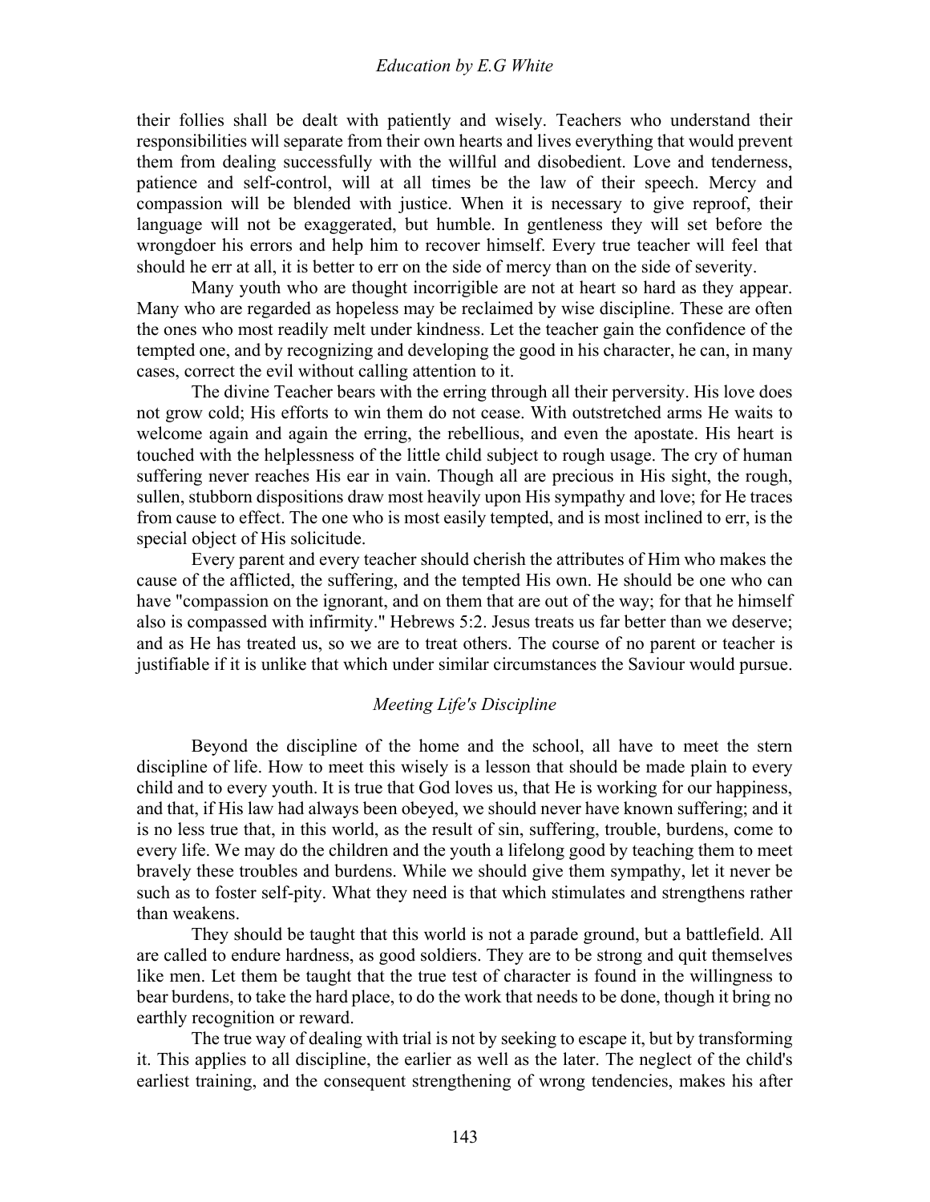their follies shall be dealt with patiently and wisely. Teachers who understand their responsibilities will separate from their own hearts and lives everything that would prevent them from dealing successfully with the willful and disobedient. Love and tenderness, patience and self-control, will at all times be the law of their speech. Mercy and compassion will be blended with justice. When it is necessary to give reproof, their language will not be exaggerated, but humble. In gentleness they will set before the wrongdoer his errors and help him to recover himself. Every true teacher will feel that should he err at all, it is better to err on the side of mercy than on the side of severity.

Many youth who are thought incorrigible are not at heart so hard as they appear. Many who are regarded as hopeless may be reclaimed by wise discipline. These are often the ones who most readily melt under kindness. Let the teacher gain the confidence of the tempted one, and by recognizing and developing the good in his character, he can, in many cases, correct the evil without calling attention to it.

The divine Teacher bears with the erring through all their perversity. His love does not grow cold; His efforts to win them do not cease. With outstretched arms He waits to welcome again and again the erring, the rebellious, and even the apostate. His heart is touched with the helplessness of the little child subject to rough usage. The cry of human suffering never reaches His ear in vain. Though all are precious in His sight, the rough, sullen, stubborn dispositions draw most heavily upon His sympathy and love; for He traces from cause to effect. The one who is most easily tempted, and is most inclined to err, is the special object of His solicitude.

Every parent and every teacher should cherish the attributes of Him who makes the cause of the afflicted, the suffering, and the tempted His own. He should be one who can have "compassion on the ignorant, and on them that are out of the way; for that he himself also is compassed with infirmity." Hebrews 5:2. Jesus treats us far better than we deserve; and as He has treated us, so we are to treat others. The course of no parent or teacher is justifiable if it is unlike that which under similar circumstances the Saviour would pursue.

## *Meeting Life's Discipline*

Beyond the discipline of the home and the school, all have to meet the stern discipline of life. How to meet this wisely is a lesson that should be made plain to every child and to every youth. It is true that God loves us, that He is working for our happiness, and that, if His law had always been obeyed, we should never have known suffering; and it is no less true that, in this world, as the result of sin, suffering, trouble, burdens, come to every life. We may do the children and the youth a lifelong good by teaching them to meet bravely these troubles and burdens. While we should give them sympathy, let it never be such as to foster self-pity. What they need is that which stimulates and strengthens rather than weakens.

They should be taught that this world is not a parade ground, but a battlefield. All are called to endure hardness, as good soldiers. They are to be strong and quit themselves like men. Let them be taught that the true test of character is found in the willingness to bear burdens, to take the hard place, to do the work that needs to be done, though it bring no earthly recognition or reward.

The true way of dealing with trial is not by seeking to escape it, but by transforming it. This applies to all discipline, the earlier as well as the later. The neglect of the child's earliest training, and the consequent strengthening of wrong tendencies, makes his after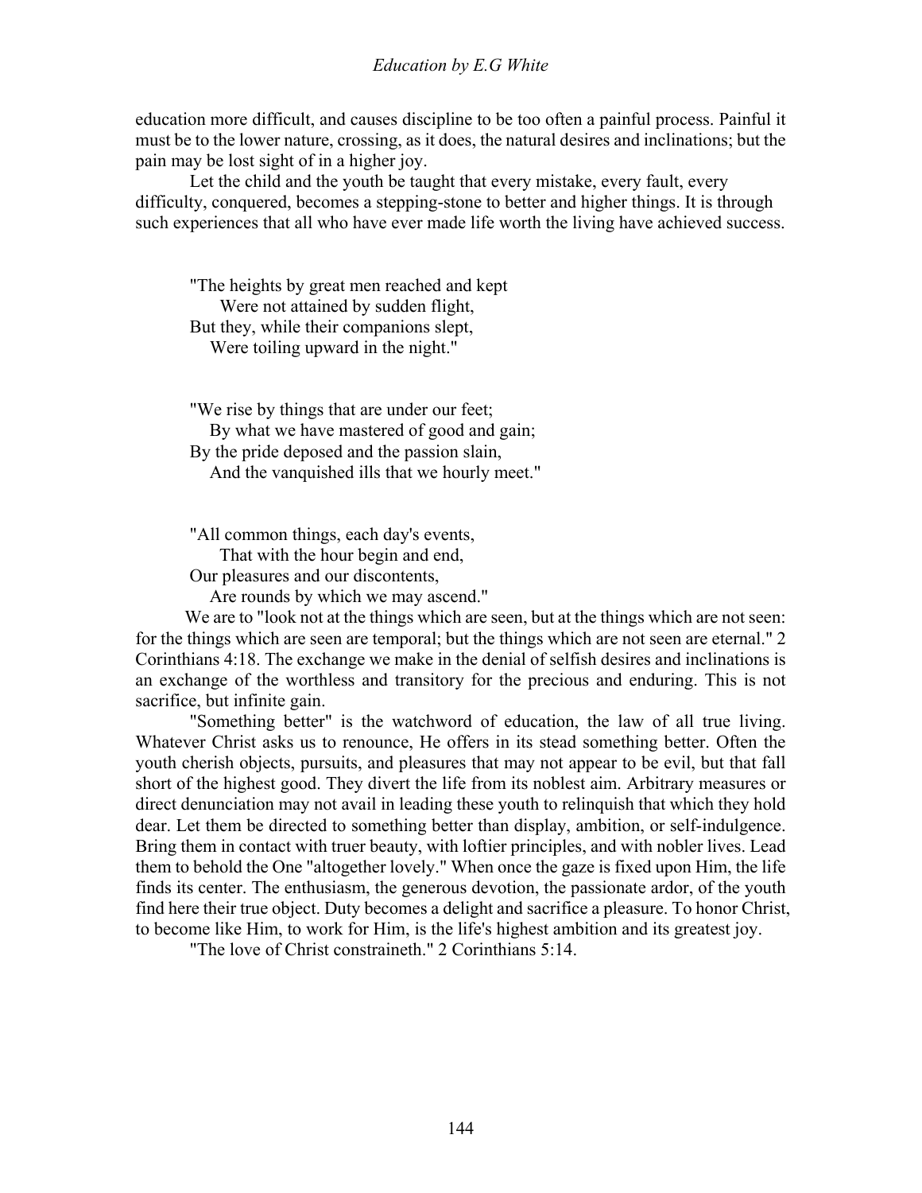education more difficult, and causes discipline to be too often a painful process. Painful it must be to the lower nature, crossing, as it does, the natural desires and inclinations; but the pain may be lost sight of in a higher joy.

Let the child and the youth be taught that every mistake, every fault, every difficulty, conquered, becomes a stepping-stone to better and higher things. It is through such experiences that all who have ever made life worth the living have achieved success.

> "The heights by great men reached and kept
> Were not attained by sudden flight,
> But they, while their companions slept,
> Were toiling upward in the night."

> "We rise by things that are under our feet;
> By what we have mastered of good and gain;
> By the pride deposed and the passion slain,
> And the vanquished ills that we hourly meet."

> "All common things, each day's events,
> That with the hour begin and end,
> Our pleasures and our discontents,
> Are rounds by which we may ascend."

We are to "look not at the things which are seen, but at the things which are not seen: for the things which are seen are temporal; but the things which are not seen are eternal." 2 Corinthians 4:18. The exchange we make in the denial of selfish desires and inclinations is an exchange of the worthless and transitory for the precious and enduring. This is not sacrifice, but infinite gain.

"Something better" is the watchword of education, the law of all true living. Whatever Christ asks us to renounce, He offers in its stead something better. Often the youth cherish objects, pursuits, and pleasures that may not appear to be evil, but that fall short of the highest good. They divert the life from its noblest aim. Arbitrary measures or direct denunciation may not avail in leading these youth to relinquish that which they hold dear. Let them be directed to something better than display, ambition, or self-indulgence. Bring them in contact with truer beauty, with loftier principles, and with nobler lives. Lead them to behold the One "altogether lovely." When once the gaze is fixed upon Him, the life finds its center. The enthusiasm, the generous devotion, the passionate ardor, of the youth find here their true object. Duty becomes a delight and sacrifice a pleasure. To honor Christ, to become like Him, to work for Him, is the life's highest ambition and its greatest joy.

"The love of Christ constraineth." 2 Corinthians 5:14.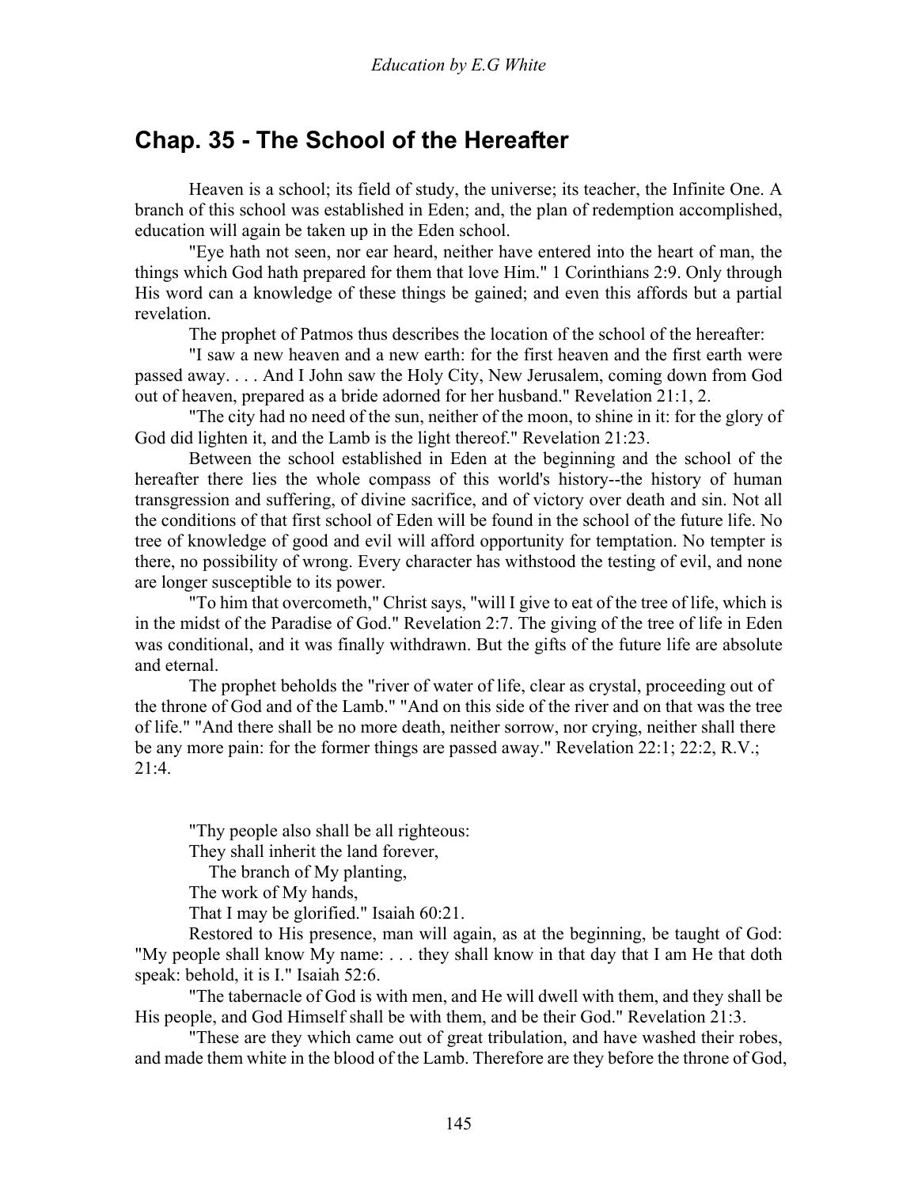## Chap. 35 - The School of the Hereafter

Heaven is a school; its field of study, the universe; its teacher, the Infinite One. A branch of this school was established in Eden; and, the plan of redemption accomplished, education will again be taken up in the Eden school.

"Eye hath not seen, nor ear heard, neither have entered into the heart of man, the things which God hath prepared for them that love Him." 1 Corinthians 2:9. Only through His word can a knowledge of these things be gained; and even this affords but a partial revelation.

The prophet of Patmos thus describes the location of the school of the hereafter:

"I saw a new heaven and a new earth: for the first heaven and the first earth were passed away. . . . And I John saw the Holy City, New Jerusalem, coming down from God out of heaven, prepared as a bride adorned for her husband." Revelation 21:1, 2.

"The city had no need of the sun, neither of the moon, to shine in it: for the glory of God did lighten it, and the Lamb is the light thereof." Revelation 21:23.

Between the school established in Eden at the beginning and the school of the hereafter there lies the whole compass of this world's history--the history of human transgression and suffering, of divine sacrifice, and of victory over death and sin. Not all the conditions of that first school of Eden will be found in the school of the future life. No tree of knowledge of good and evil will afford opportunity for temptation. No tempter is there, no possibility of wrong. Every character has withstood the testing of evil, and none are longer susceptible to its power.

"To him that overcometh," Christ says, "will I give to eat of the tree of life, which is in the midst of the Paradise of God." Revelation 2:7. The giving of the tree of life in Eden was conditional, and it was finally withdrawn. But the gifts of the future life are absolute and eternal.

The prophet beholds the "river of water of life, clear as crystal, proceeding out of the throne of God and of the Lamb." "And on this side of the river and on that was the tree of life." "And there shall be no more death, neither sorrow, nor crying, neither shall there be any more pain: for the former things are passed away." Revelation 22:1; 22:2, R.V.; 21:4.

"Thy people also shall be all righteous:  
They shall inherit the land forever,  
The branch of My planting,  
The work of My hands,  
That I may be glorified." Isaiah 60:21.

Restored to His presence, man will again, as at the beginning, be taught of God: "My people shall know My name: . . . they shall know in that day that I am He that doth speak: behold, it is I." Isaiah 52:6.

"The tabernacle of God is with men, and He will dwell with them, and they shall be His people, and God Himself shall be with them, and be their God." Revelation 21:3.

"These are they which came out of great tribulation, and have washed their robes, and made them white in the blood of the Lamb. Therefore are they before the throne of God,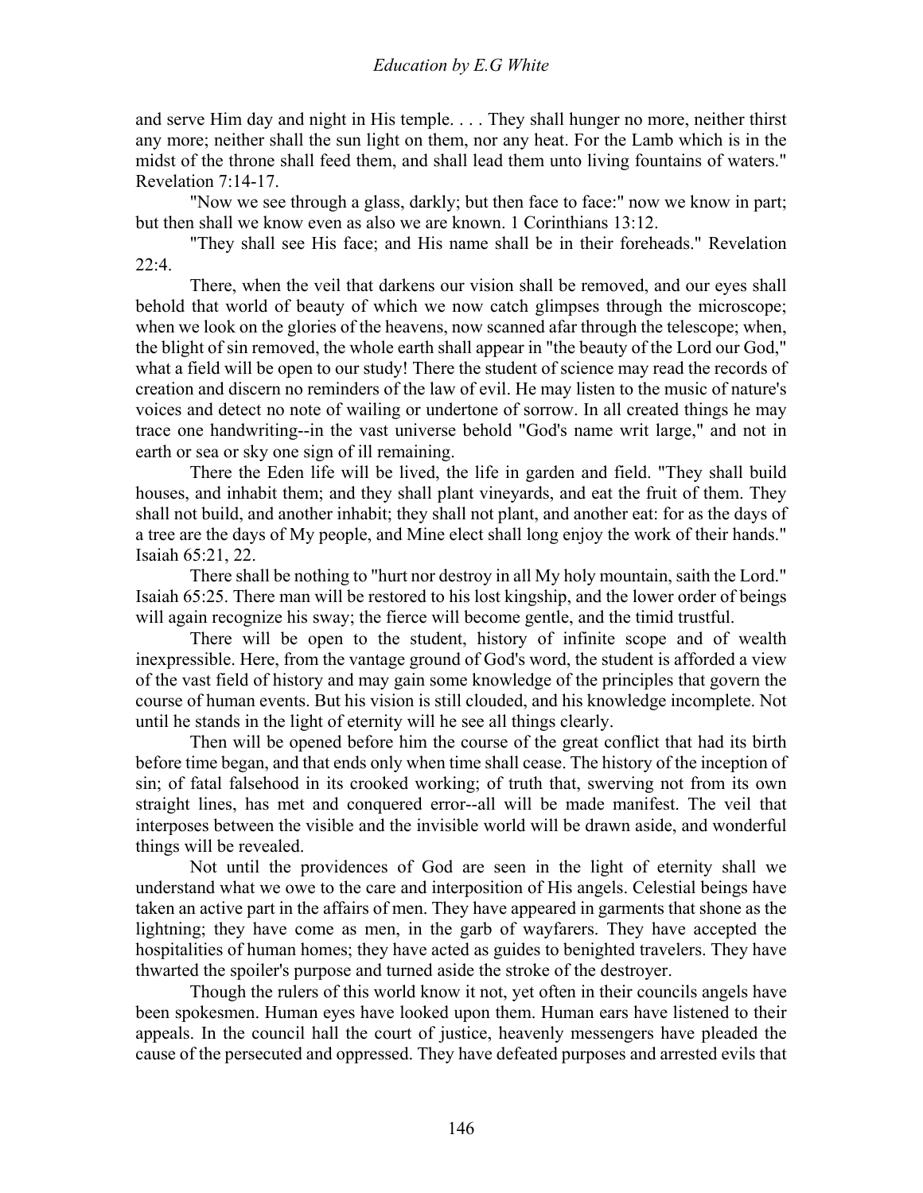and serve Him day and night in His temple. . . . They shall hunger no more, neither thirst any more; neither shall the sun light on them, nor any heat. For the Lamb which is in the midst of the throne shall feed them, and shall lead them unto living fountains of waters." Revelation 7:14-17.

"Now we see through a glass, darkly; but then face to face:" now we know in part; but then shall we know even as also we are known. 1 Corinthians 13:12.

"They shall see His face; and His name shall be in their foreheads." Revelation 22:4.

There, when the veil that darkens our vision shall be removed, and our eyes shall behold that world of beauty of which we now catch glimpses through the microscope; when we look on the glories of the heavens, now scanned afar through the telescope; when, the blight of sin removed, the whole earth shall appear in "the beauty of the Lord our God," what a field will be open to our study! There the student of science may read the records of creation and discern no reminders of the law of evil. He may listen to the music of nature's voices and detect no note of wailing or undertone of sorrow. In all created things he may trace one handwriting--in the vast universe behold "God's name writ large," and not in earth or sea or sky one sign of ill remaining.

There the Eden life will be lived, the life in garden and field. "They shall build houses, and inhabit them; and they shall plant vineyards, and eat the fruit of them. They shall not build, and another inhabit; they shall not plant, and another eat: for as the days of a tree are the days of My people, and Mine elect shall long enjoy the work of their hands." Isaiah 65:21, 22.

There shall be nothing to "hurt nor destroy in all My holy mountain, saith the Lord." Isaiah 65:25. There man will be restored to his lost kingship, and the lower order of beings will again recognize his sway; the fierce will become gentle, and the timid trustful.

There will be open to the student, history of infinite scope and of wealth inexpressible. Here, from the vantage ground of God's word, the student is afforded a view of the vast field of history and may gain some knowledge of the principles that govern the course of human events. But his vision is still clouded, and his knowledge incomplete. Not until he stands in the light of eternity will he see all things clearly.

Then will be opened before him the course of the great conflict that had its birth before time began, and that ends only when time shall cease. The history of the inception of sin; of fatal falsehood in its crooked working; of truth that, swerving not from its own straight lines, has met and conquered error--all will be made manifest. The veil that interposes between the visible and the invisible world will be drawn aside, and wonderful things will be revealed.

Not until the providences of God are seen in the light of eternity shall we understand what we owe to the care and interposition of His angels. Celestial beings have taken an active part in the affairs of men. They have appeared in garments that shone as the lightning; they have come as men, in the garb of wayfarers. They have accepted the hospitalities of human homes; they have acted as guides to benighted travelers. They have thwarted the spoiler's purpose and turned aside the stroke of the destroyer.

Though the rulers of this world know it not, yet often in their councils angels have been spokesmen. Human eyes have looked upon them. Human ears have listened to their appeals. In the council hall the court of justice, heavenly messengers have pleaded the cause of the persecuted and oppressed. They have defeated purposes and arrested evils that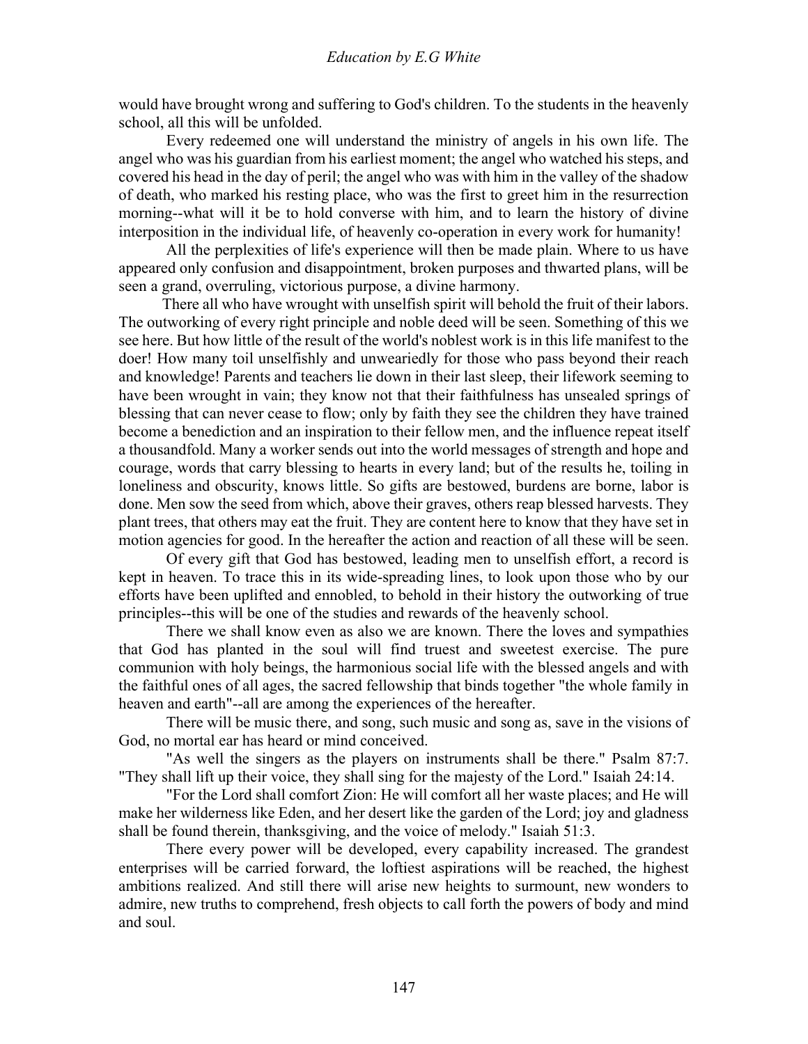would have brought wrong and suffering to God's children. To the students in the heavenly school, all this will be unfolded.

Every redeemed one will understand the ministry of angels in his own life. The angel who was his guardian from his earliest moment; the angel who watched his steps, and covered his head in the day of peril; the angel who was with him in the valley of the shadow of death, who marked his resting place, who was the first to greet him in the resurrection morning--what will it be to hold converse with him, and to learn the history of divine interposition in the individual life, of heavenly co-operation in every work for humanity!

All the perplexities of life's experience will then be made plain. Where to us have appeared only confusion and disappointment, broken purposes and thwarted plans, will be seen a grand, overruling, victorious purpose, a divine harmony.

There all who have wrought with unselfish spirit will behold the fruit of their labors. The outworking of every right principle and noble deed will be seen. Something of this we see here. But how little of the result of the world's noblest work is in this life manifest to the doer! How many toil unselfishly and unweariedly for those who pass beyond their reach and knowledge! Parents and teachers lie down in their last sleep, their lifework seeming to have been wrought in vain; they know not that their faithfulness has unsealed springs of blessing that can never cease to flow; only by faith they see the children they have trained become a benediction and an inspiration to their fellow men, and the influence repeat itself a thousandfold. Many a worker sends out into the world messages of strength and hope and courage, words that carry blessing to hearts in every land; but of the results he, toiling in loneliness and obscurity, knows little. So gifts are bestowed, burdens are borne, labor is done. Men sow the seed from which, above their graves, others reap blessed harvests. They plant trees, that others may eat the fruit. They are content here to know that they have set in motion agencies for good. In the hereafter the action and reaction of all these will be seen.

Of every gift that God has bestowed, leading men to unselfish effort, a record is kept in heaven. To trace this in its wide-spreading lines, to look upon those who by our efforts have been uplifted and ennobled, to behold in their history the outworking of true principles--this will be one of the studies and rewards of the heavenly school.

There we shall know even as also we are known. There the loves and sympathies that God has planted in the soul will find truest and sweetest exercise. The pure communion with holy beings, the harmonious social life with the blessed angels and with the faithful ones of all ages, the sacred fellowship that binds together "the whole family in heaven and earth"--all are among the experiences of the hereafter.

There will be music there, and song, such music and song as, save in the visions of God, no mortal ear has heard or mind conceived.

"As well the singers as the players on instruments shall be there." Psalm 87:7. "They shall lift up their voice, they shall sing for the majesty of the Lord." Isaiah 24:14.

"For the Lord shall comfort Zion: He will comfort all her waste places; and He will make her wilderness like Eden, and her desert like the garden of the Lord; joy and gladness shall be found therein, thanksgiving, and the voice of melody." Isaiah 51:3.

There every power will be developed, every capability increased. The grandest enterprises will be carried forward, the loftiest aspirations will be reached, the highest ambitions realized. And still there will arise new heights to surmount, new wonders to admire, new truths to comprehend, fresh objects to call forth the powers of body and mind and soul.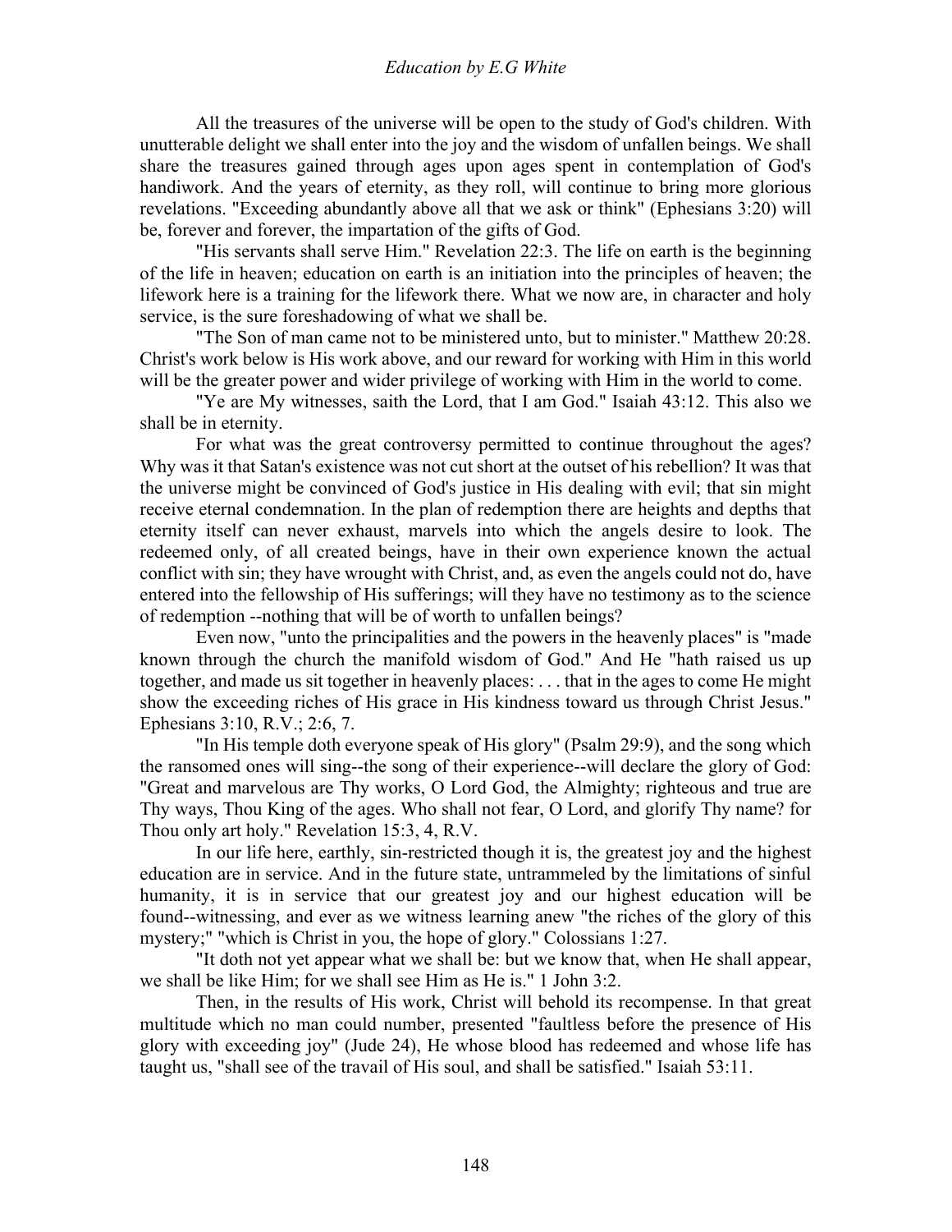All the treasures of the universe will be open to the study of God's children. With unutterable delight we shall enter into the joy and the wisdom of unfallen beings. We shall share the treasures gained through ages upon ages spent in contemplation of God's handiwork. And the years of eternity, as they roll, will continue to bring more glorious revelations. "Exceeding abundantly above all that we ask or think" (Ephesians 3:20) will be, forever and forever, the impartation of the gifts of God.

"His servants shall serve Him." Revelation 22:3. The life on earth is the beginning of the life in heaven; education on earth is an initiation into the principles of heaven; the lifework here is a training for the lifework there. What we now are, in character and holy service, is the sure foreshadowing of what we shall be.

"The Son of man came not to be ministered unto, but to minister." Matthew 20:28. Christ's work below is His work above, and our reward for working with Him in this world will be the greater power and wider privilege of working with Him in the world to come.

"Ye are My witnesses, saith the Lord, that I am God." Isaiah 43:12. This also we shall be in eternity.

For what was the great controversy permitted to continue throughout the ages? Why was it that Satan's existence was not cut short at the outset of his rebellion? It was that the universe might be convinced of God's justice in His dealing with evil; that sin might receive eternal condemnation. In the plan of redemption there are heights and depths that eternity itself can never exhaust, marvels into which the angels desire to look. The redeemed only, of all created beings, have in their own experience known the actual conflict with sin; they have wrought with Christ, and, as even the angels could not do, have entered into the fellowship of His sufferings; will they have no testimony as to the science of redemption --nothing that will be of worth to unfallen beings?

Even now, "unto the principalities and the powers in the heavenly places" is "made known through the church the manifold wisdom of God." And He "hath raised us up together, and made us sit together in heavenly places: . . . that in the ages to come He might show the exceeding riches of His grace in His kindness toward us through Christ Jesus." Ephesians 3:10, R.V.; 2:6, 7.

"In His temple doth everyone speak of His glory" (Psalm 29:9), and the song which the ransomed ones will sing--the song of their experience--will declare the glory of God: "Great and marvelous are Thy works, O Lord God, the Almighty; righteous and true are Thy ways, Thou King of the ages. Who shall not fear, O Lord, and glorify Thy name? for Thou only art holy." Revelation 15:3, 4, R.V.

In our life here, earthly, sin-restricted though it is, the greatest joy and the highest education are in service. And in the future state, untrammeled by the limitations of sinful humanity, it is in service that our greatest joy and our highest education will be found--witnessing, and ever as we witness learning anew "the riches of the glory of this mystery;" "which is Christ in you, the hope of glory." Colossians 1:27.

"It doth not yet appear what we shall be: but we know that, when He shall appear, we shall be like Him; for we shall see Him as He is." 1 John 3:2.

Then, in the results of His work, Christ will behold its recompense. In that great multitude which no man could number, presented "faultless before the presence of His glory with exceeding joy" (Jude 24), He whose blood has redeemed and whose life has taught us, "shall see of the travail of His soul, and shall be satisfied." Isaiah 53:11.